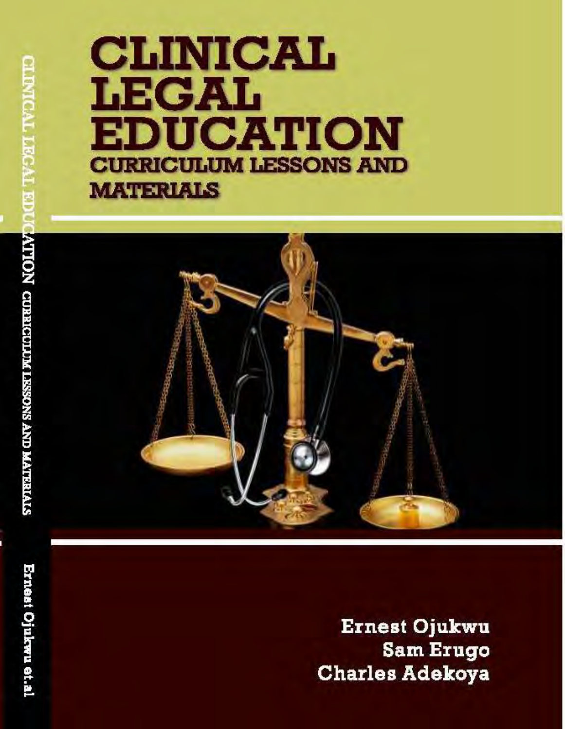# CLINICAL LEGAL EDUCATION

## CURRICULUM LESSONS AND MATERIALS

Ernest Ojukwu

Sam Erugo

Charles Adekoya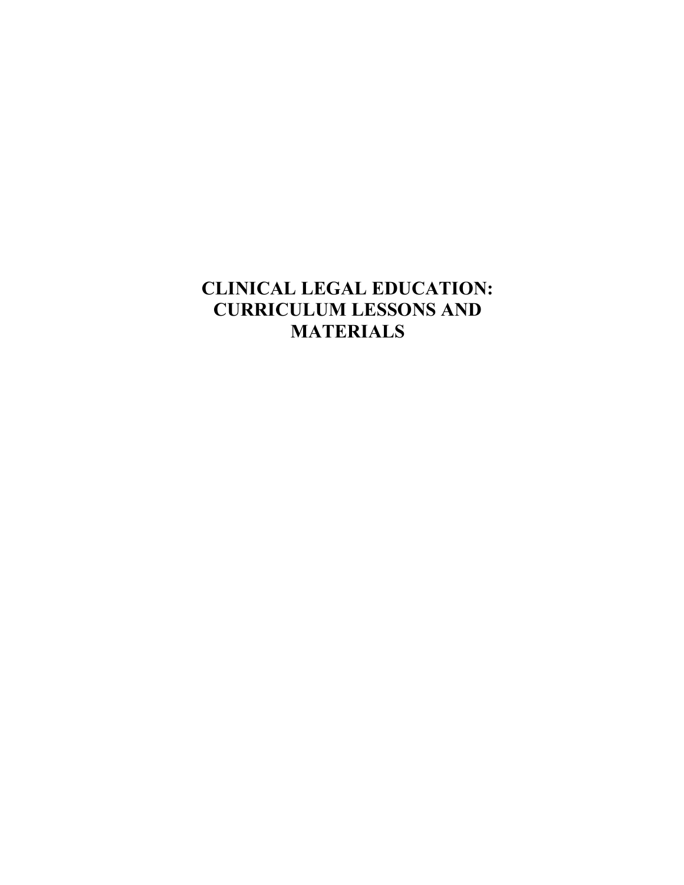# CLINICAL LEGAL EDUCATION: CURRICULUM LESSONS AND MATERIALS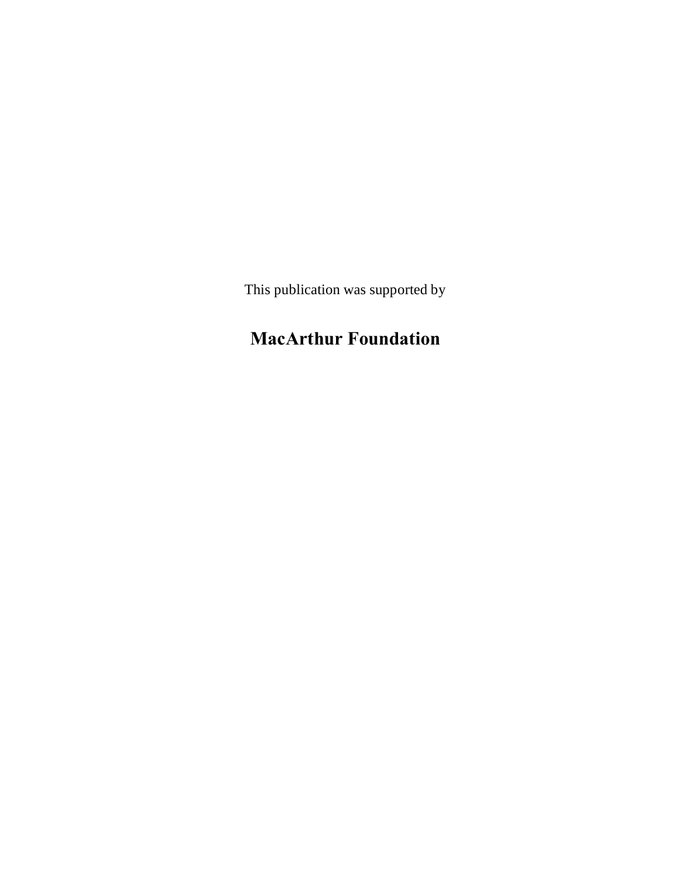This publication was supported by

**MacArthur Foundation**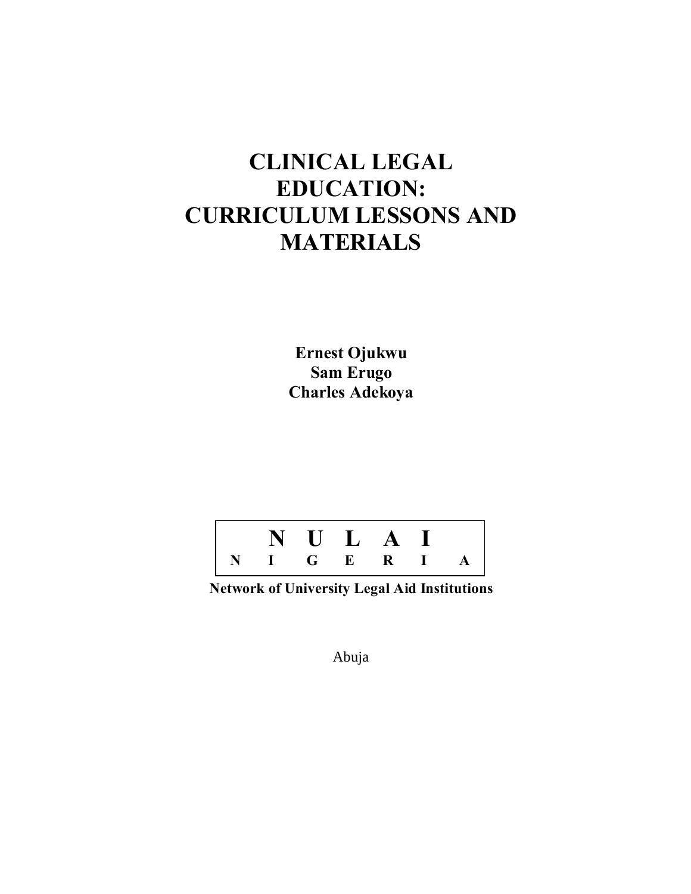# CLINICAL LEGAL EDUCATION: CURRICULUM LESSONS AND MATERIALS

**Ernest Ojukwu**
**Sam Erugo**
**Charles Adekoya**

| N U L A I |
|---|
| N I G E R I A |

**Network of University Legal Aid Institutions**

Abuja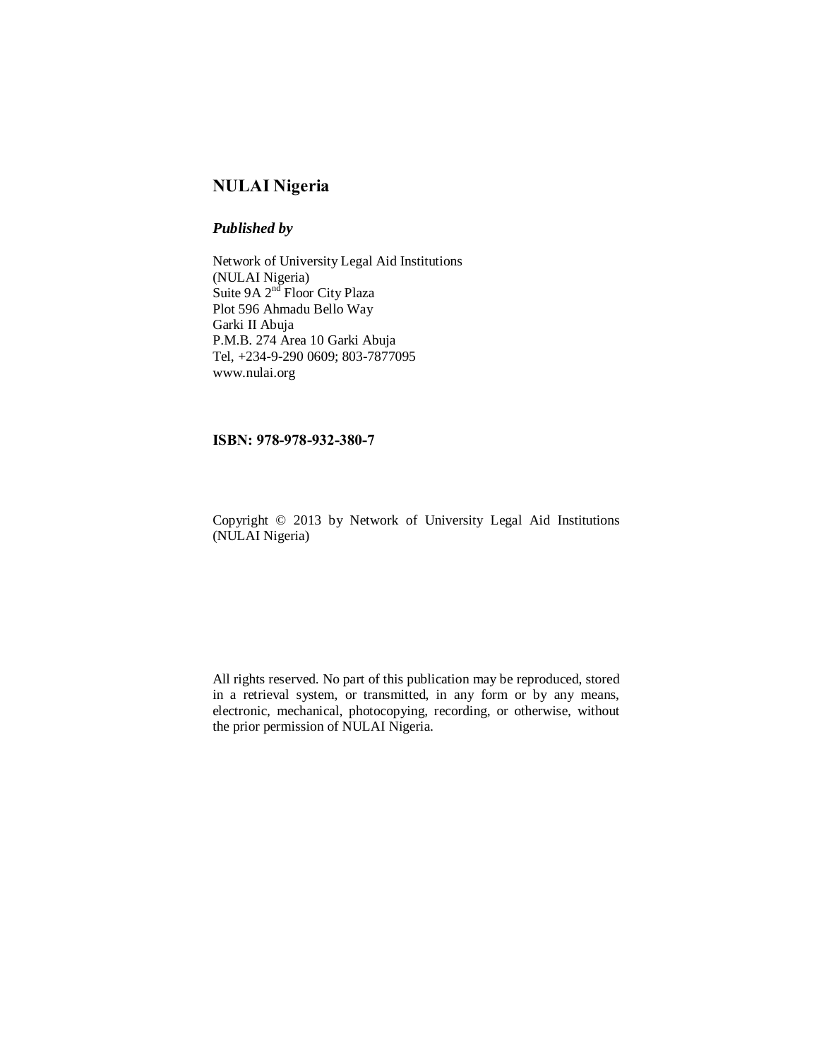**NULAI Nigeria**

***Published by***

Network of University Legal Aid Institutions  
(NULAI Nigeria)  
Suite 9A 2nd Floor City Plaza  
Plot 596 Ahmadu Bello Way  
Garki II Abuja  
P.M.B. 274 Area 10 Garki Abuja  
Tel, +234-9-290 0609; 803-7877095  
www.nulai.org

**ISBN: 978-978-932-380-7**

Copyright © 2013 by Network of University Legal Aid Institutions (NULAI Nigeria)

All rights reserved. No part of this publication may be reproduced, stored in a retrieval system, or transmitted, in any form or by any means, electronic, mechanical, photocopying, recording, or otherwise, without the prior permission of NULAI Nigeria.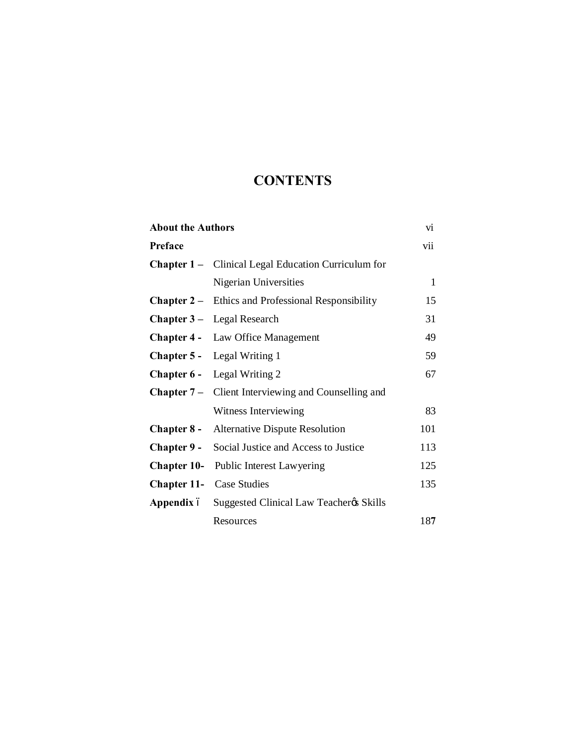# CONTENTS

| | | |
|---|---|---|
| **About the Authors** | | vi |
| **Preface** | | vii |
| **Chapter 1 –** | Clinical Legal Education Curriculum for Nigerian Universities | 1 |
| **Chapter 2 –** | Ethics and Professional Responsibility | 15 |
| **Chapter 3 –** | Legal Research | 31 |
| **Chapter 4 -** | Law Office Management | 49 |
| **Chapter 5 -** | Legal Writing 1 | 59 |
| **Chapter 6 -** | Legal Writing 2 | 67 |
| **Chapter 7 –** | Client Interviewing and Counselling and Witness Interviewing | 83 |
| **Chapter 8 -** | Alternative Dispute Resolution | 101 |
| **Chapter 9 -** | Social Justice and Access to Justice | 113 |
| **Chapter 10-** | Public Interest Lawyering | 125 |
| **Chapter 11-** | Case Studies | 135 |
| **Appendix –** | Suggested Clinical Law Teacher's Skills Resources | 187 |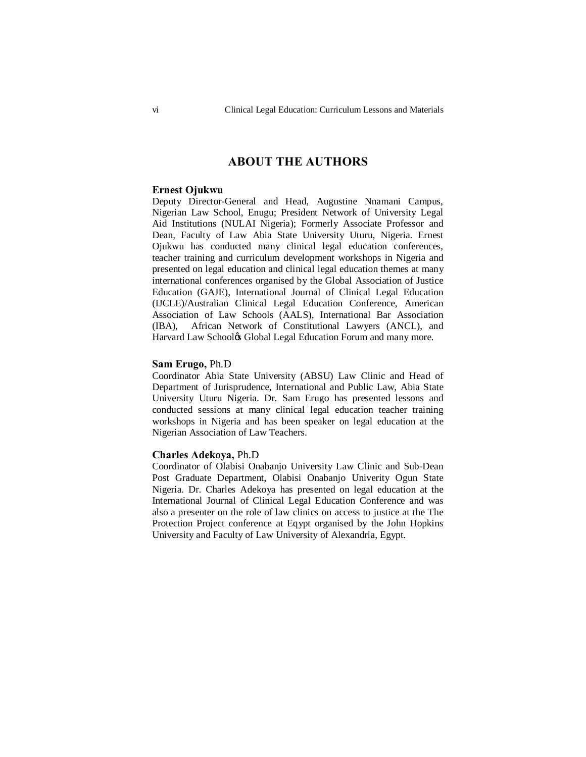# ABOUT THE AUTHORS

**Ernest Ojukwu**
Deputy Director-General and Head, Augustine Nnamani Campus, Nigerian Law School, Enugu; President Network of University Legal Aid Institutions (NULAI Nigeria); Formerly Associate Professor and Dean, Faculty of Law Abia State University Uturu, Nigeria. Ernest Ojukwu has conducted many clinical legal education conferences, teacher training and curriculum development workshops in Nigeria and presented on legal education and clinical legal education themes at many international conferences organised by the Global Association of Justice Education (GAJE), International Journal of Clinical Legal Education (IJCLE)/Australian Clinical Legal Education Conference, American Association of Law Schools (AALS), International Bar Association (IBA), African Network of Constitutional Lawyers (ANCL), and Harvard Law Schoolᵒs Global Legal Education Forum and many more.

**Sam Erugo,** Ph.D
Coordinator Abia State University (ABSU) Law Clinic and Head of Department of Jurisprudence, International and Public Law, Abia State University Uturu Nigeria. Dr. Sam Erugo has presented lessons and conducted sessions at many clinical legal education teacher training workshops in Nigeria and has been speaker on legal education at the Nigerian Association of Law Teachers.

**Charles Adekoya,** Ph.D
Coordinator of Olabisi Onabanjo University Law Clinic and Sub-Dean Post Graduate Department, Olabisi Onabanjo Univerity Ogun State Nigeria. Dr. Charles Adekoya has presented on legal education at the International Journal of Clinical Legal Education Conference and was also a presenter on the role of law clinics on access to justice at the The Protection Project conference at Eqypt organised by the John Hopkins University and Faculty of Law University of Alexandria, Egypt.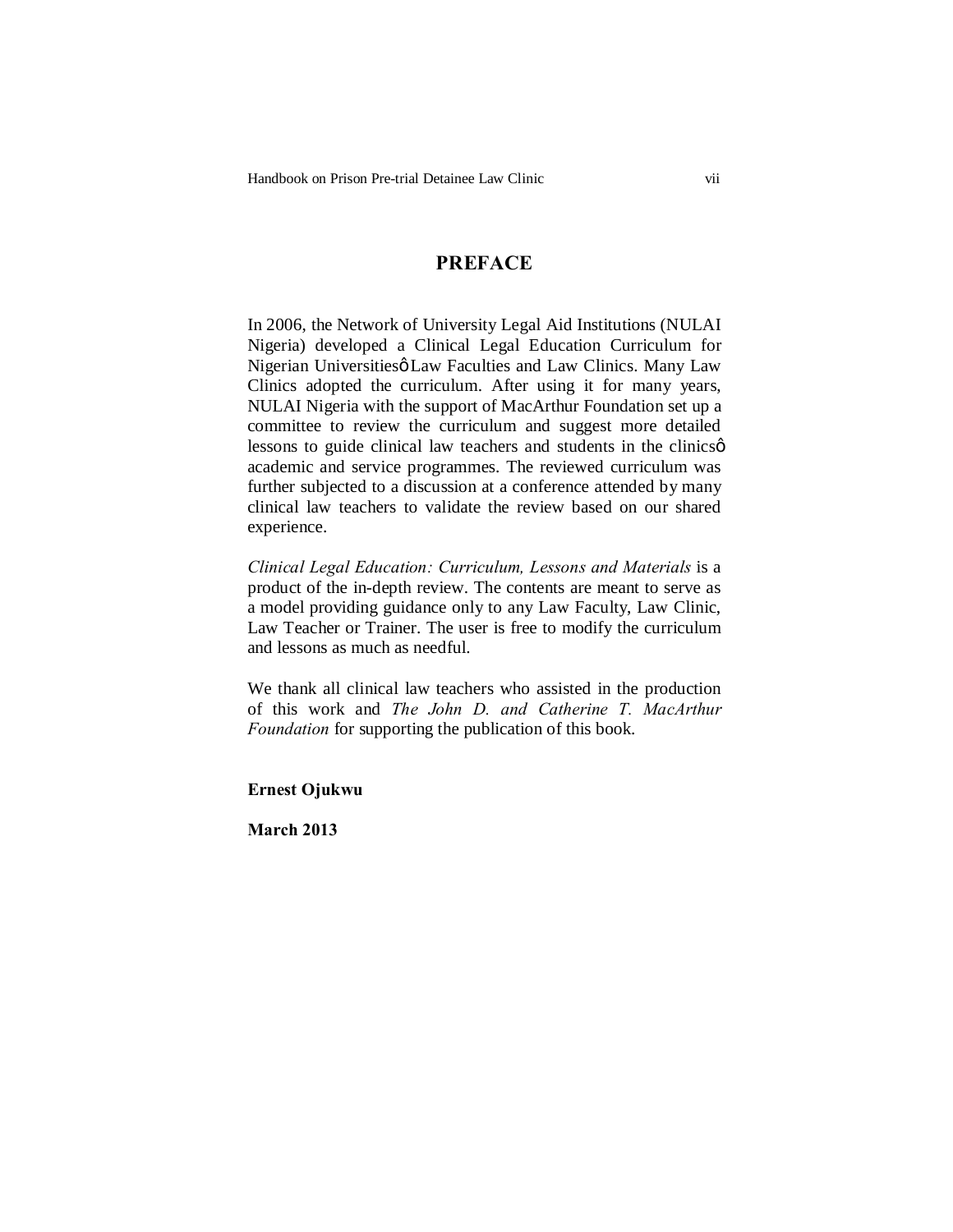# PREFACE

In 2006, the Network of University Legal Aid Institutions (NULAI Nigeria) developed a Clinical Legal Education Curriculum for Nigerian Universitiesô Law Faculties and Law Clinics. Many Law Clinics adopted the curriculum. After using it for many years, NULAI Nigeria with the support of MacArthur Foundation set up a committee to review the curriculum and suggest more detailed lessons to guide clinical law teachers and students in the clinicsô academic and service programmes. The reviewed curriculum was further subjected to a discussion at a conference attended by many clinical law teachers to validate the review based on our shared experience.

*Clinical Legal Education: Curriculum, Lessons and Materials* is a product of the in-depth review. The contents are meant to serve as a model providing guidance only to any Law Faculty, Law Clinic, Law Teacher or Trainer. The user is free to modify the curriculum and lessons as much as needful.

We thank all clinical law teachers who assisted in the production of this work and *The John D. and Catherine T. MacArthur Foundation* for supporting the publication of this book.

**Ernest Ojukwu**

**March 2013**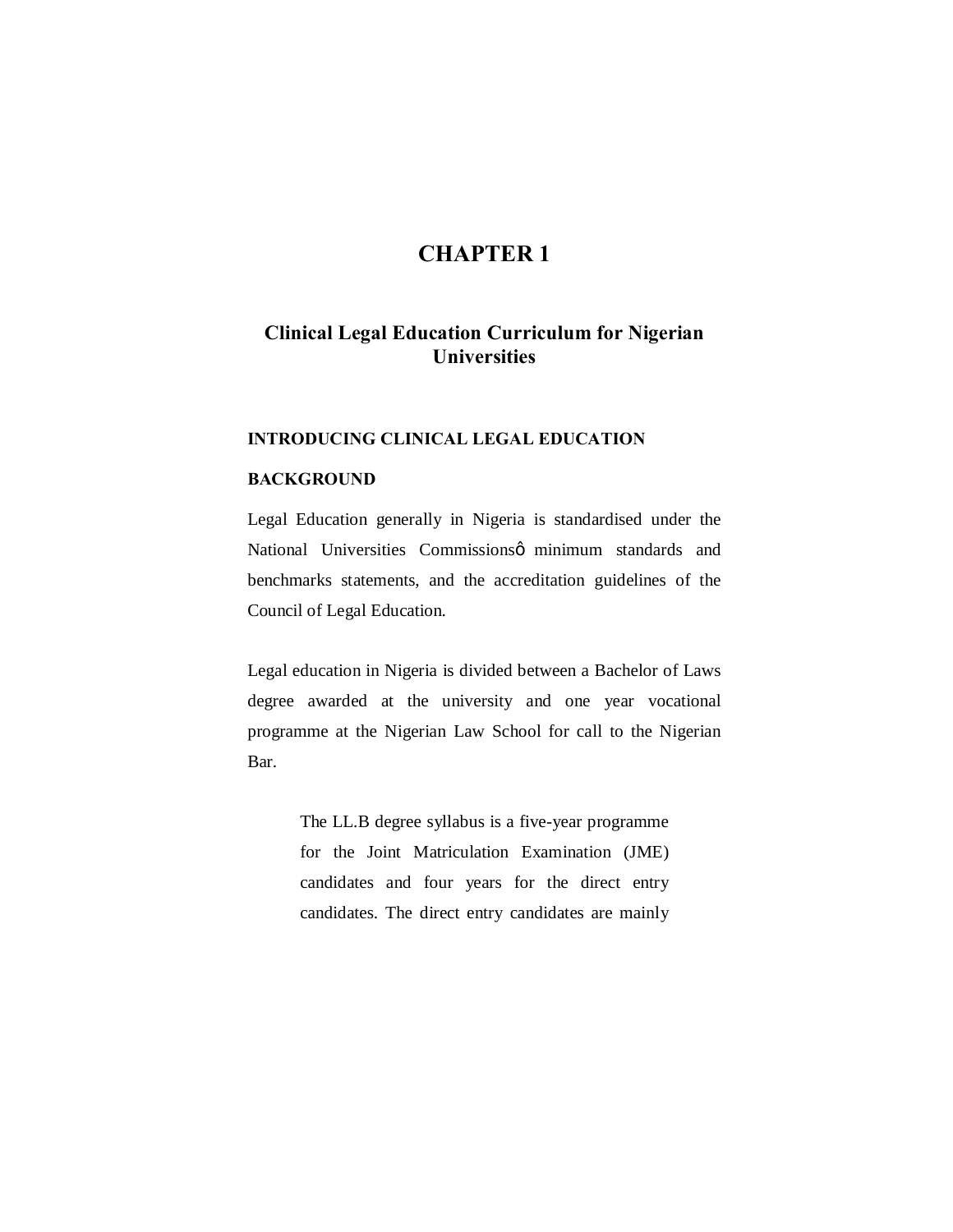# CHAPTER 1

## Clinical Legal Education Curriculum for Nigerian Universities

### INTRODUCING CLINICAL LEGAL EDUCATION

### BACKGROUND

Legal Education generally in Nigeria is standardised under the National Universities Commissionsô minimum standards and benchmarks statements, and the accreditation guidelines of the Council of Legal Education.

Legal education in Nigeria is divided between a Bachelor of Laws degree awarded at the university and one year vocational programme at the Nigerian Law School for call to the Nigerian Bar.

> The LL.B degree syllabus is a five-year programme for the Joint Matriculation Examination (JME) candidates and four years for the direct entry candidates. The direct entry candidates are mainly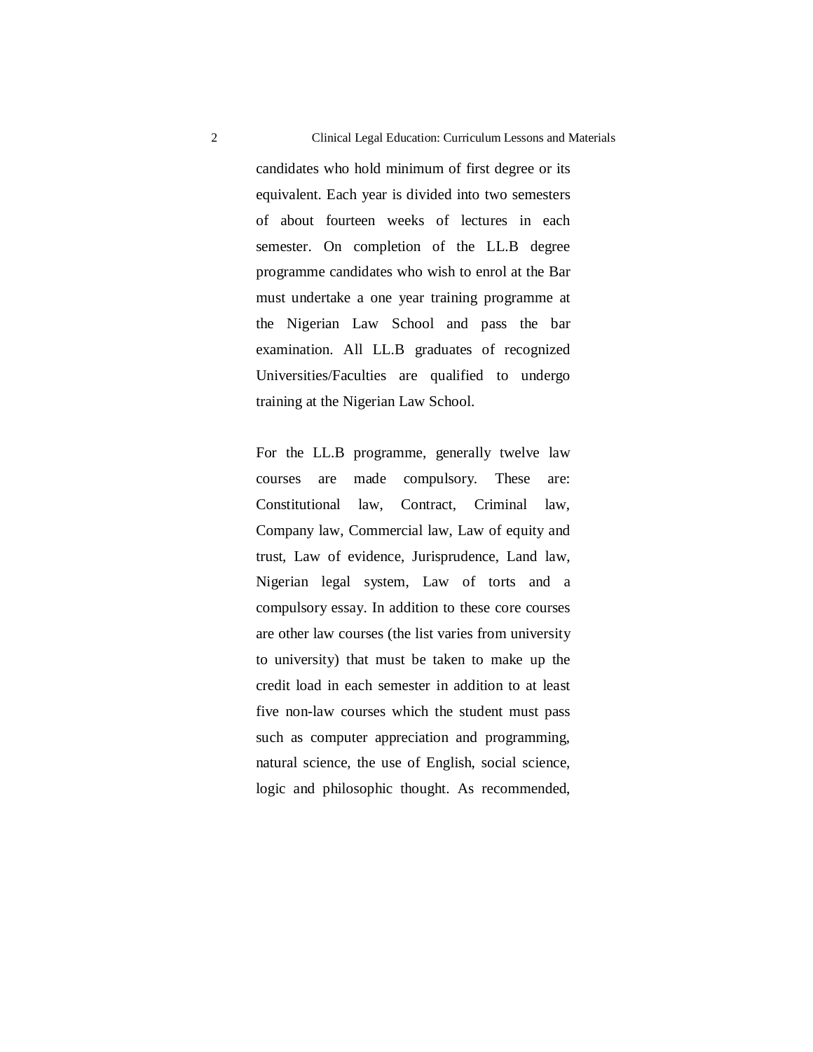candidates who hold minimum of first degree or its equivalent. Each year is divided into two semesters of about fourteen weeks of lectures in each semester. On completion of the LL.B degree programme candidates who wish to enrol at the Bar must undertake a one year training programme at the Nigerian Law School and pass the bar examination. All LL.B graduates of recognized Universities/Faculties are qualified to undergo training at the Nigerian Law School.

For the LL.B programme, generally twelve law courses are made compulsory. These are: Constitutional law, Contract, Criminal law, Company law, Commercial law, Law of equity and trust, Law of evidence, Jurisprudence, Land law, Nigerian legal system, Law of torts and a compulsory essay. In addition to these core courses are other law courses (the list varies from university to university) that must be taken to make up the credit load in each semester in addition to at least five non-law courses which the student must pass such as computer appreciation and programming, natural science, the use of English, social science, logic and philosophic thought. As recommended,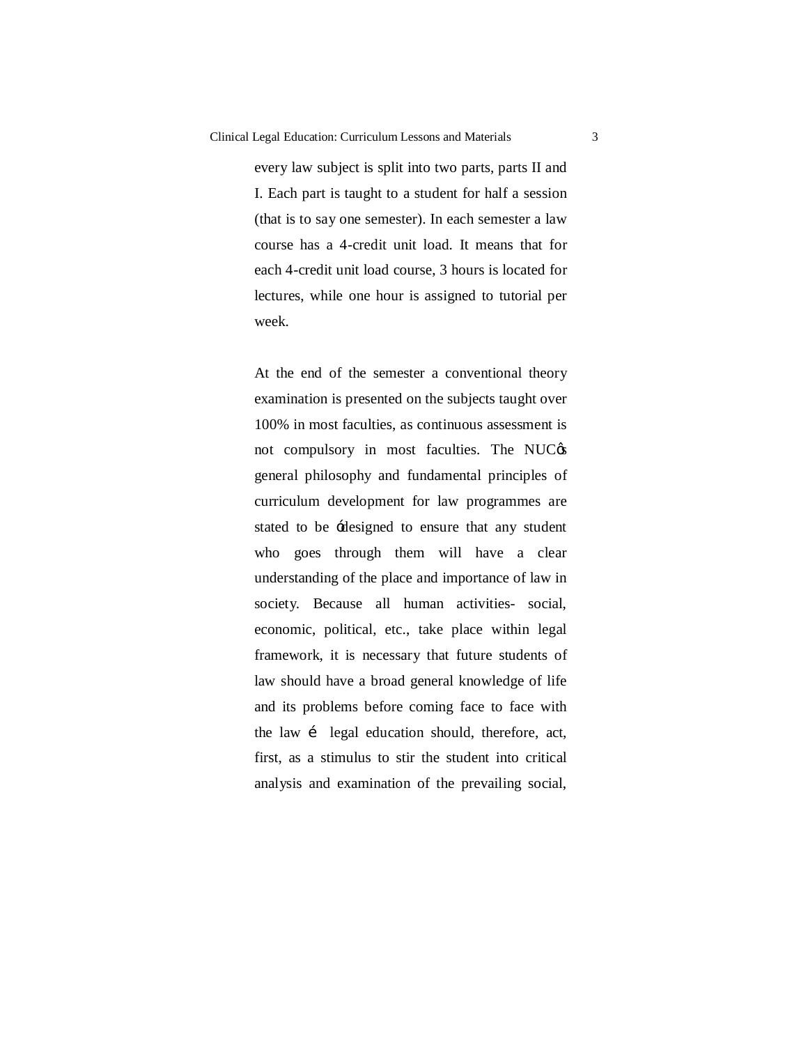every law subject is split into two parts, parts II and I. Each part is taught to a student for half a session (that is to say one semester). In each semester a law course has a 4-credit unit load. It means that for each 4-credit unit load course, 3 hours is located for lectures, while one hour is assigned to tutorial per week.

At the end of the semester a conventional theory examination is presented on the subjects taught over 100% in most faculties, as continuous assessment is not compulsory in most faculties. The NUC's general philosophy and fundamental principles of curriculum development for law programmes are stated to be 'designed to ensure that any student who goes through them will have a clear understanding of the place and importance of law in society. Because all human activities- social, economic, political, etc., take place within legal framework, it is necessary that future students of law should have a broad general knowledge of life and its problems before coming face to face with the law … legal education should, therefore, act, first, as a stimulus to stir the student into critical analysis and examination of the prevailing social,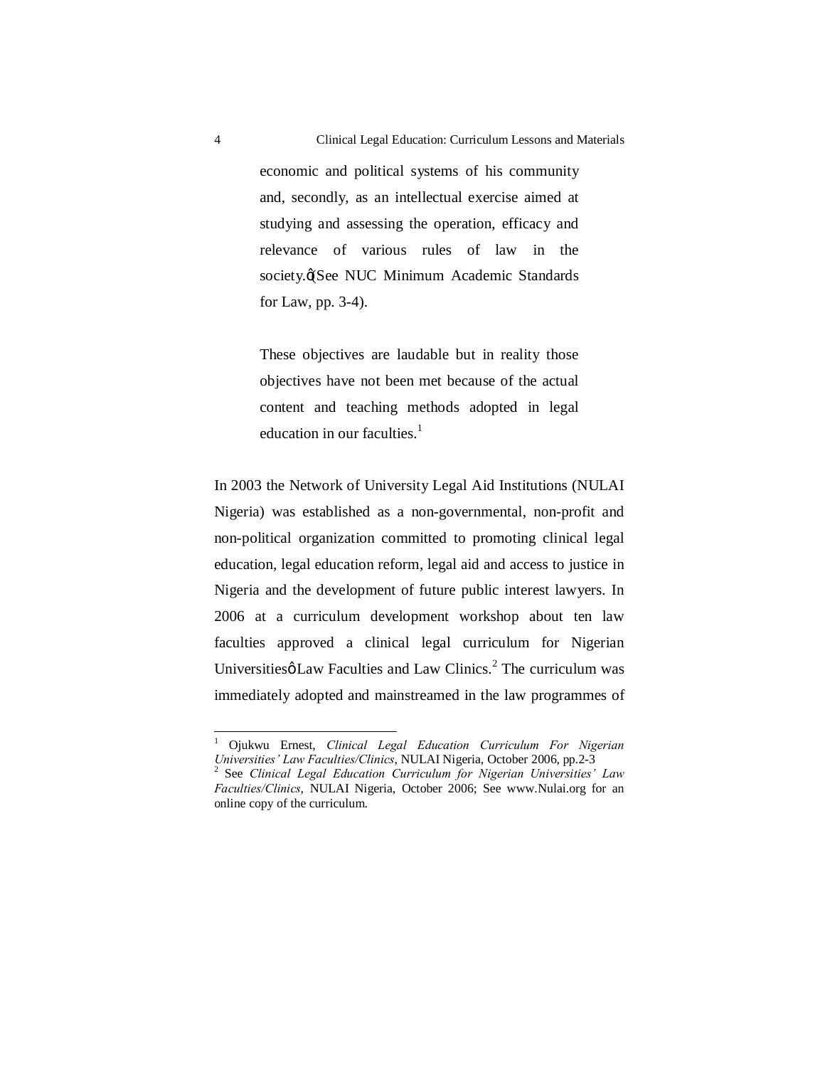> economic and political systems of his community and, secondly, as an intellectual exercise aimed at studying and assessing the operation, efficacy and relevance of various rules of law in the society.” (See NUC Minimum Academic Standards for Law, pp. 3-4).
>
> These objectives are laudable but in reality those objectives have not been met because of the actual content and teaching methods adopted in legal education in our faculties.[1]

In 2003 the Network of University Legal Aid Institutions (NULAI Nigeria) was established as a non-governmental, non-profit and non-political organization committed to promoting clinical legal education, legal education reform, legal aid and access to justice in Nigeria and the development of future public interest lawyers. In 2006 at a curriculum development workshop about ten law faculties approved a clinical legal curriculum for Nigerian Universities' Law Faculties and Law Clinics.[2] The curriculum was immediately adopted and mainstreamed in the law programmes of

---

[1] Ojukwu Ernest, *Clinical Legal Education Curriculum For Nigerian Universities' Law Faculties/Clinics*, NULAI Nigeria, October 2006, pp.2-3

[2] See *Clinical Legal Education Curriculum for Nigerian Universities' Law Faculties/Clinics*, NULAI Nigeria, October 2006; See www.Nulai.org for an online copy of the curriculum.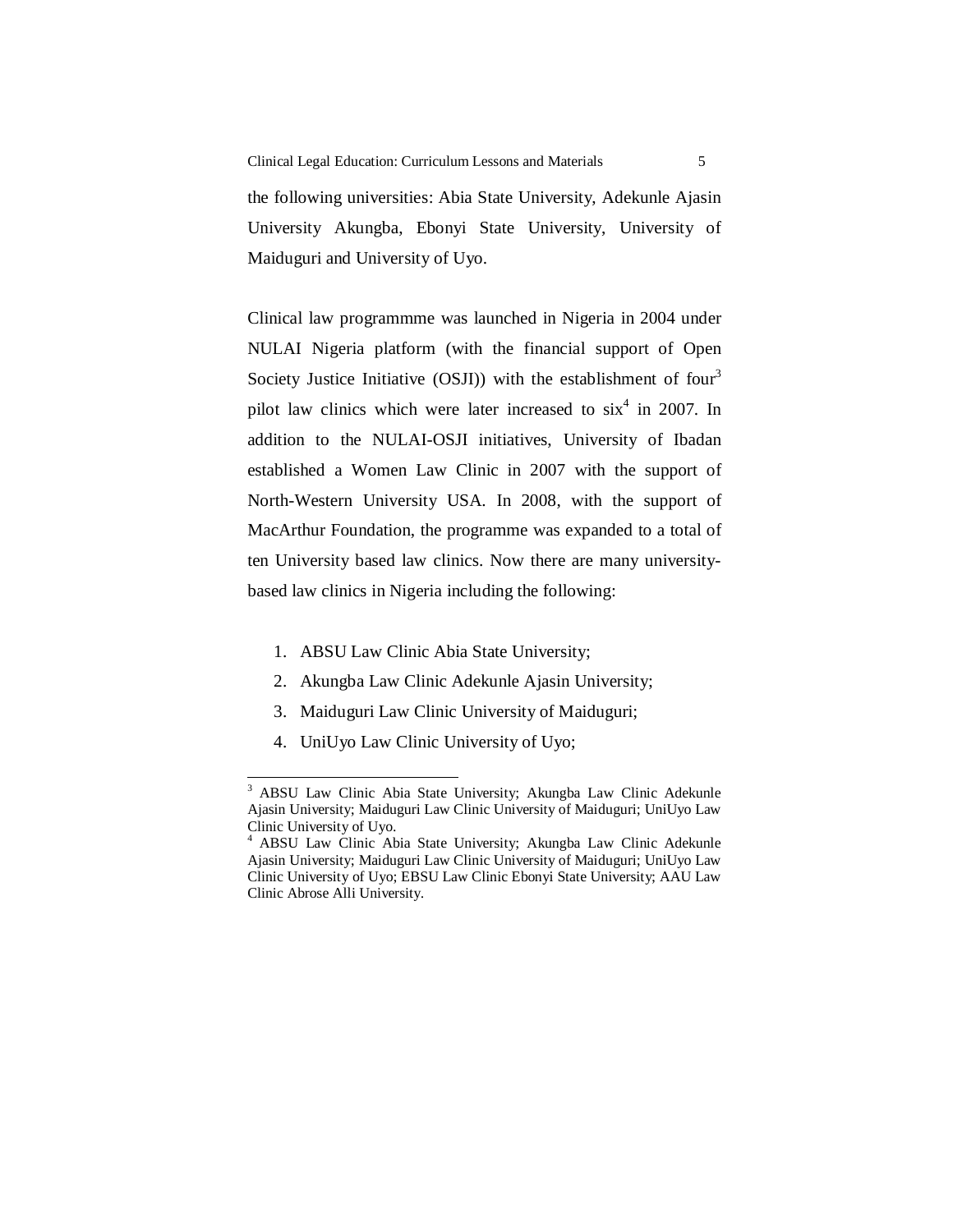the following universities: Abia State University, Adekunle Ajasin University Akungba, Ebonyi State University, University of Maiduguri and University of Uyo.

Clinical law programmme was launched in Nigeria in 2004 under NULAI Nigeria platform (with the financial support of Open Society Justice Initiative (OSJI)) with the establishment of four[3] pilot law clinics which were later increased to six[4] in 2007. In addition to the NULAI-OSJI initiatives, University of Ibadan established a Women Law Clinic in 2007 with the support of North-Western University USA. In 2008, with the support of MacArthur Foundation, the programme was expanded to a total of ten University based law clinics. Now there are many university-based law clinics in Nigeria including the following:

1. ABSU Law Clinic Abia State University;
2. Akungba Law Clinic Adekunle Ajasin University;
3. Maiduguri Law Clinic University of Maiduguri;
4. UniUyo Law Clinic University of Uyo;

---

[3] ABSU Law Clinic Abia State University; Akungba Law Clinic Adekunle Ajasin University; Maiduguri Law Clinic University of Maiduguri; UniUyo Law Clinic University of Uyo.

[4] ABSU Law Clinic Abia State University; Akungba Law Clinic Adekunle Ajasin University; Maiduguri Law Clinic University of Maiduguri; UniUyo Law Clinic University of Uyo; EBSU Law Clinic Ebonyi State University; AAU Law Clinic Abrose Alli University.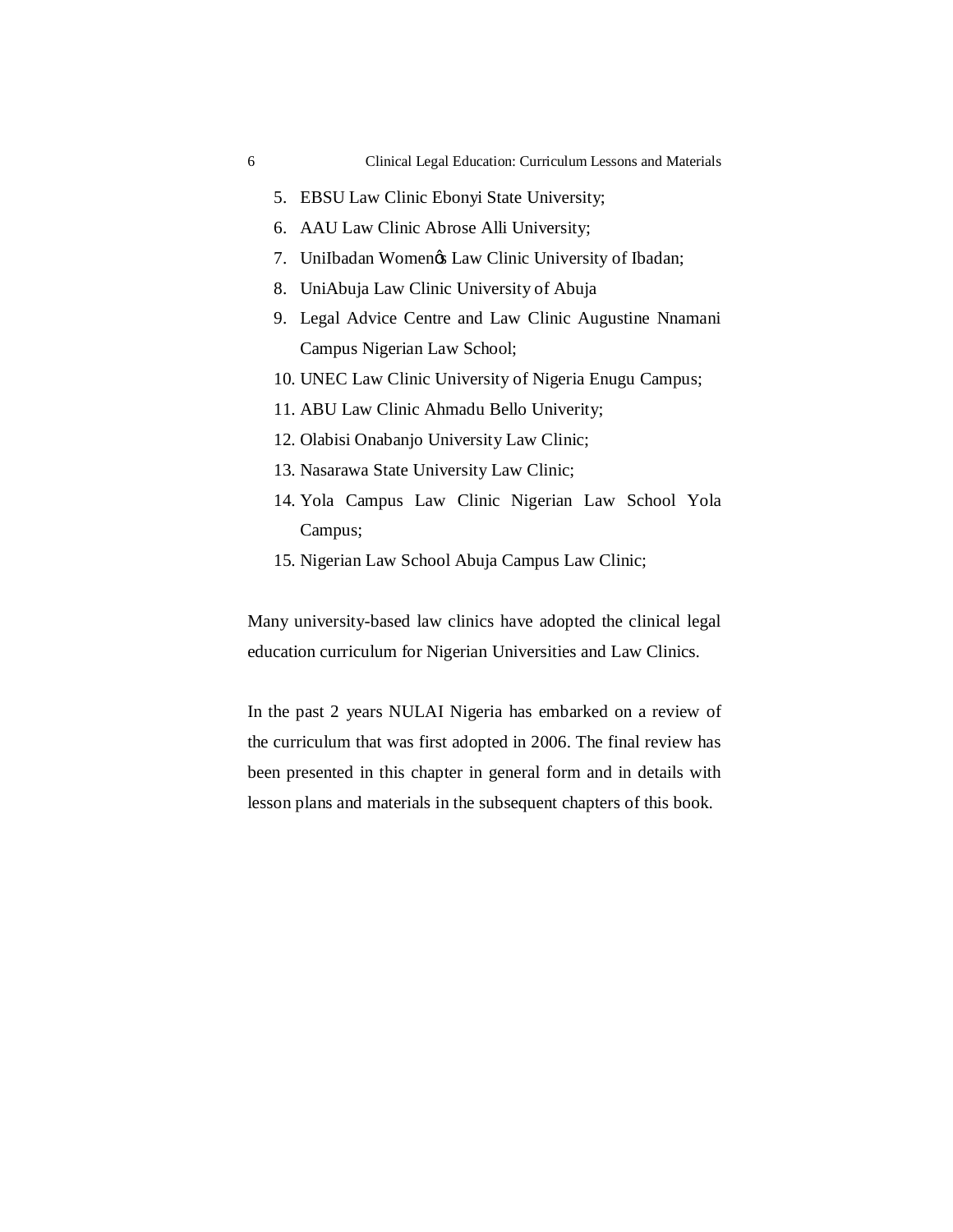5. EBSU Law Clinic Ebonyi State University;
6. AAU Law Clinic Abrose Alli University;
7. UniIbadan Womenǿs Law Clinic University of Ibadan;
8. UniAbuja Law Clinic University of Abuja
9. Legal Advice Centre and Law Clinic Augustine Nnamani Campus Nigerian Law School;
10. UNEC Law Clinic University of Nigeria Enugu Campus;
11. ABU Law Clinic Ahmadu Bello Univerity;
12. Olabisi Onabanjo University Law Clinic;
13. Nasarawa State University Law Clinic;
14. Yola Campus Law Clinic Nigerian Law School Yola Campus;
15. Nigerian Law School Abuja Campus Law Clinic;

Many university-based law clinics have adopted the clinical legal education curriculum for Nigerian Universities and Law Clinics.

In the past 2 years NULAI Nigeria has embarked on a review of the curriculum that was first adopted in 2006. The final review has been presented in this chapter in general form and in details with lesson plans and materials in the subsequent chapters of this book.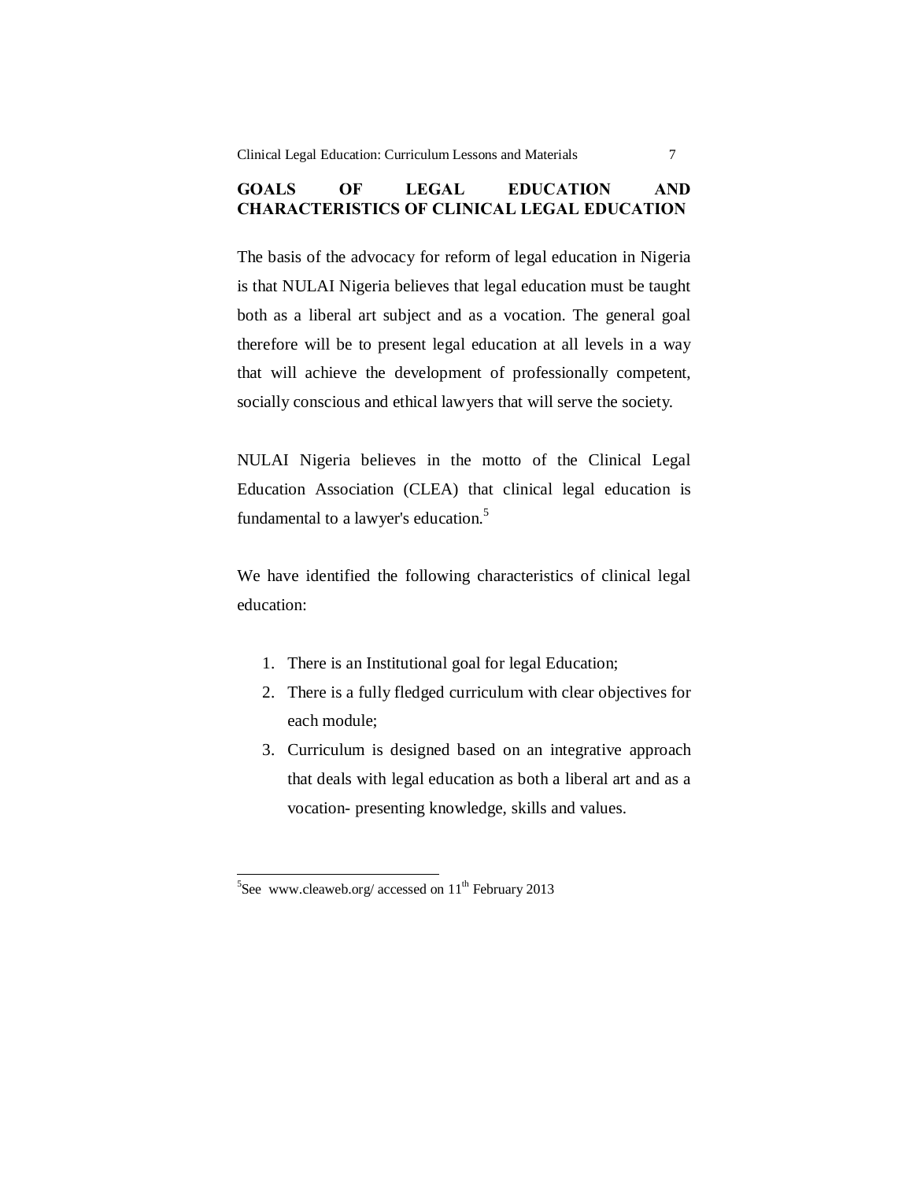## GOALS OF LEGAL EDUCATION AND CHARACTERISTICS OF CLINICAL LEGAL EDUCATION

The basis of the advocacy for reform of legal education in Nigeria is that NULAI Nigeria believes that legal education must be taught both as a liberal art subject and as a vocation. The general goal therefore will be to present legal education at all levels in a way that will achieve the development of professionally competent, socially conscious and ethical lawyers that will serve the society.

NULAI Nigeria believes in the motto of the Clinical Legal Education Association (CLEA) that clinical legal education is fundamental to a lawyer's education.[5]

We have identified the following characteristics of clinical legal education:

1. There is an Institutional goal for legal Education;
2. There is a fully fledged curriculum with clear objectives for each module;
3. Curriculum is designed based on an integrative approach that deals with legal education as both a liberal art and as a vocation- presenting knowledge, skills and values.

---

[5]See www.cleaweb.org/ accessed on 11th February 2013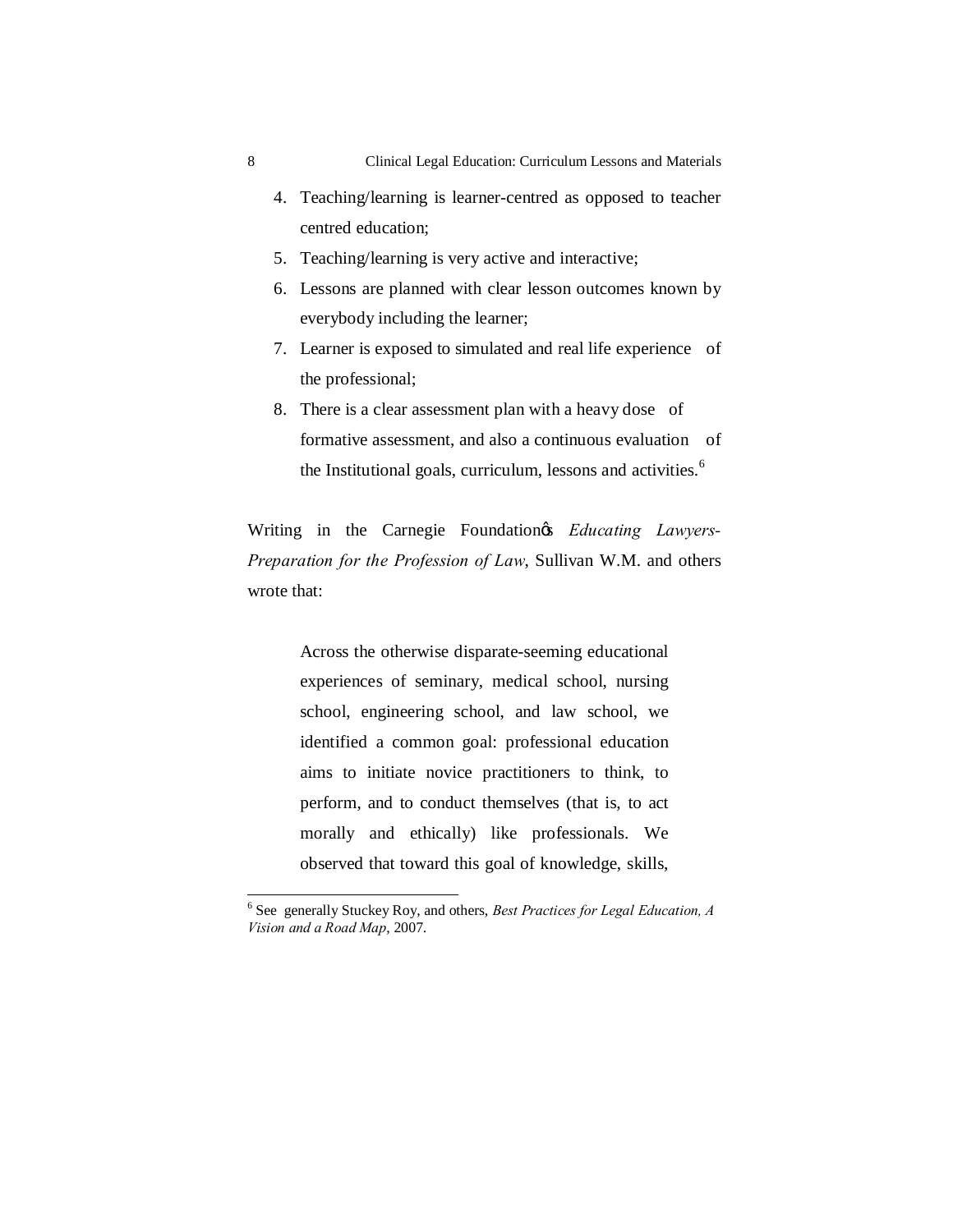4. Teaching/learning is learner-centred as opposed to teacher centred education;
5. Teaching/learning is very active and interactive;
6. Lessons are planned with clear lesson outcomes known by everybody including the learner;
7. Learner is exposed to simulated and real life experience of the professional;
8. There is a clear assessment plan with a heavy dose of formative assessment, and also a continuous evaluation of the Institutional goals, curriculum, lessons and activities.[6]

Writing in the Carnegie Foundation's *Educating Lawyers-Preparation for the Profession of Law*, Sullivan W.M. and others wrote that:

> Across the otherwise disparate-seeming educational experiences of seminary, medical school, nursing school, engineering school, and law school, we identified a common goal: professional education aims to initiate novice practitioners to think, to perform, and to conduct themselves (that is, to act morally and ethically) like professionals. We observed that toward this goal of knowledge, skills,

---

[6] See generally Stuckey Roy, and others, *Best Practices for Legal Education, A Vision and a Road Map*, 2007.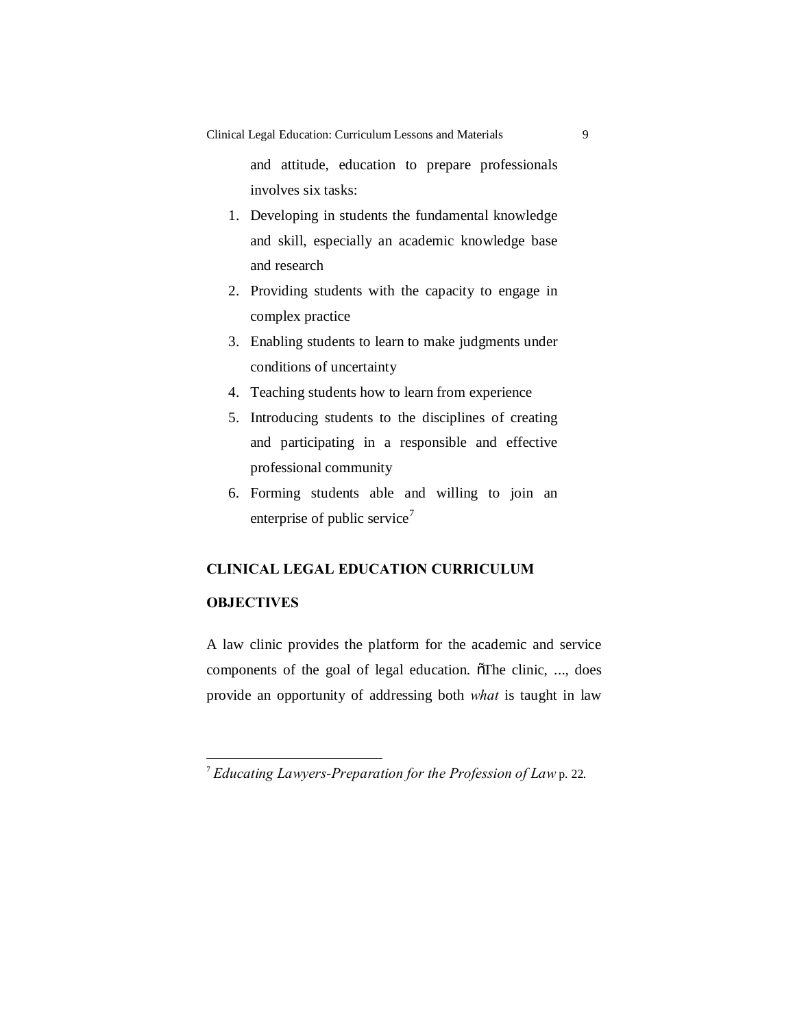and attitude, education to prepare professionals involves six tasks:

1. Developing in students the fundamental knowledge and skill, especially an academic knowledge base and research
2. Providing students with the capacity to engage in complex practice
3. Enabling students to learn to make judgments under conditions of uncertainty
4. Teaching students how to learn from experience
5. Introducing students to the disciplines of creating and participating in a responsible and effective professional community
6. Forming students able and willing to join an enterprise of public service[7]

## CLINICAL LEGAL EDUCATION CURRICULUM

### OBJECTIVES

A law clinic provides the platform for the academic and service components of the goal of legal education. ñThe clinic, ..., does provide an opportunity of addressing both *what* is taught in law

---

[7] *Educating Lawyers-Preparation for the Profession of Law* p. 22.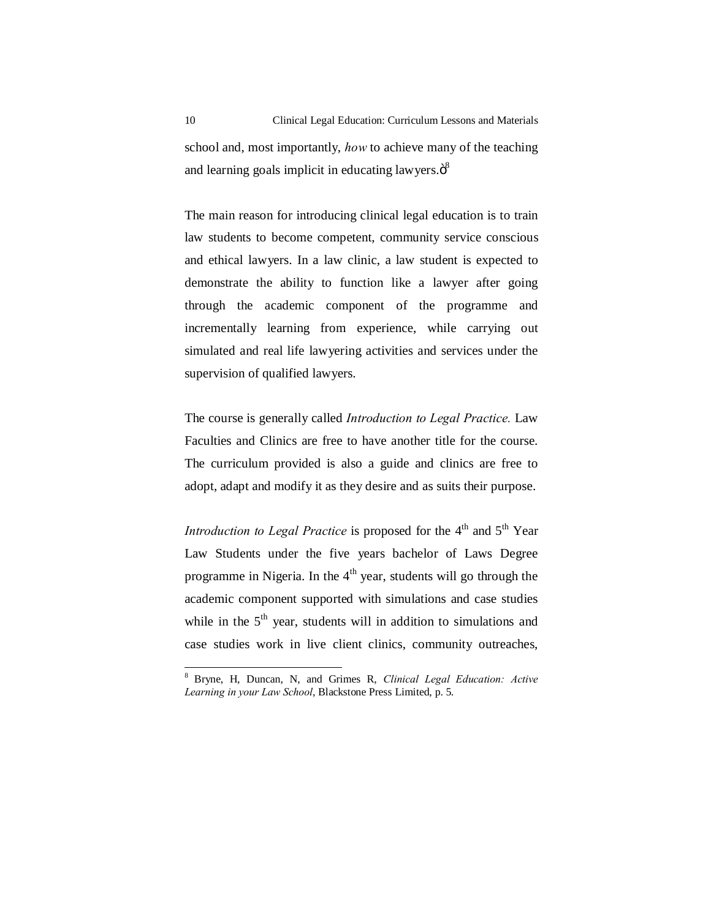school and, most importantly, *how* to achieve many of the teaching and learning goals implicit in educating lawyers.ö[8]

The main reason for introducing clinical legal education is to train law students to become competent, community service conscious and ethical lawyers. In a law clinic, a law student is expected to demonstrate the ability to function like a lawyer after going through the academic component of the programme and incrementally learning from experience, while carrying out simulated and real life lawyering activities and services under the supervision of qualified lawyers.

The course is generally called *Introduction to Legal Practice.* Law Faculties and Clinics are free to have another title for the course. The curriculum provided is also a guide and clinics are free to adopt, adapt and modify it as they desire and as suits their purpose.

*Introduction to Legal Practice* is proposed for the 4th and 5th Year Law Students under the five years bachelor of Laws Degree programme in Nigeria. In the 4th year, students will go through the academic component supported with simulations and case studies while in the 5th year, students will in addition to simulations and case studies work in live client clinics, community outreaches,

---

[8] Bryne, H, Duncan, N, and Grimes R, *Clinical Legal Education: Active Learning in your Law School*, Blackstone Press Limited, p. 5.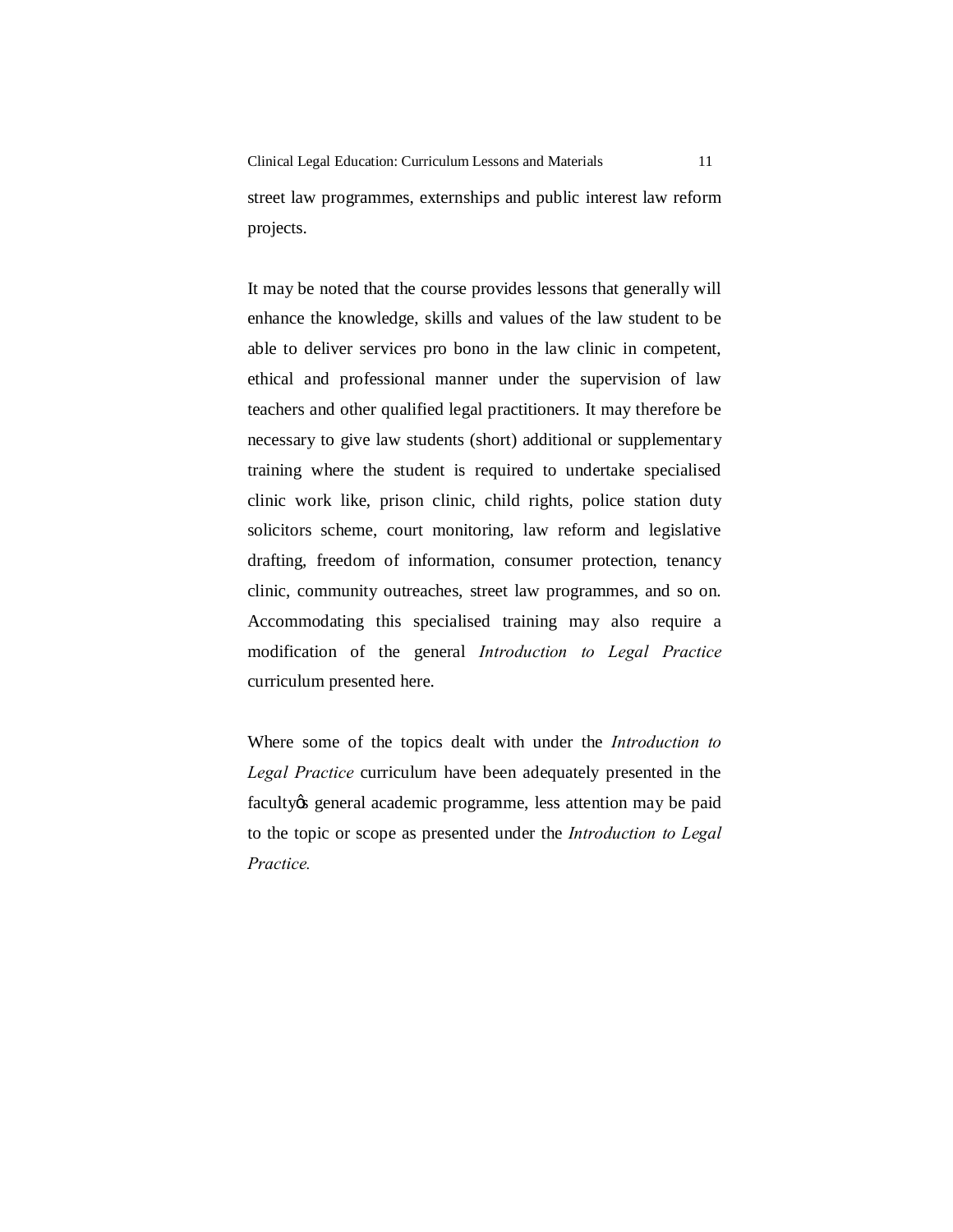street law programmes, externships and public interest law reform projects.

It may be noted that the course provides lessons that generally will enhance the knowledge, skills and values of the law student to be able to deliver services pro bono in the law clinic in competent, ethical and professional manner under the supervision of law teachers and other qualified legal practitioners. It may therefore be necessary to give law students (short) additional or supplementary training where the student is required to undertake specialised clinic work like, prison clinic, child rights, police station duty solicitors scheme, court monitoring, law reform and legislative drafting, freedom of information, consumer protection, tenancy clinic, community outreaches, street law programmes, and so on. Accommodating this specialised training may also require a modification of the general *Introduction to Legal Practice* curriculum presented here.

Where some of the topics dealt with under the *Introduction to Legal Practice* curriculum have been adequately presented in the facultyôs general academic programme, less attention may be paid to the topic or scope as presented under the *Introduction to Legal Practice.*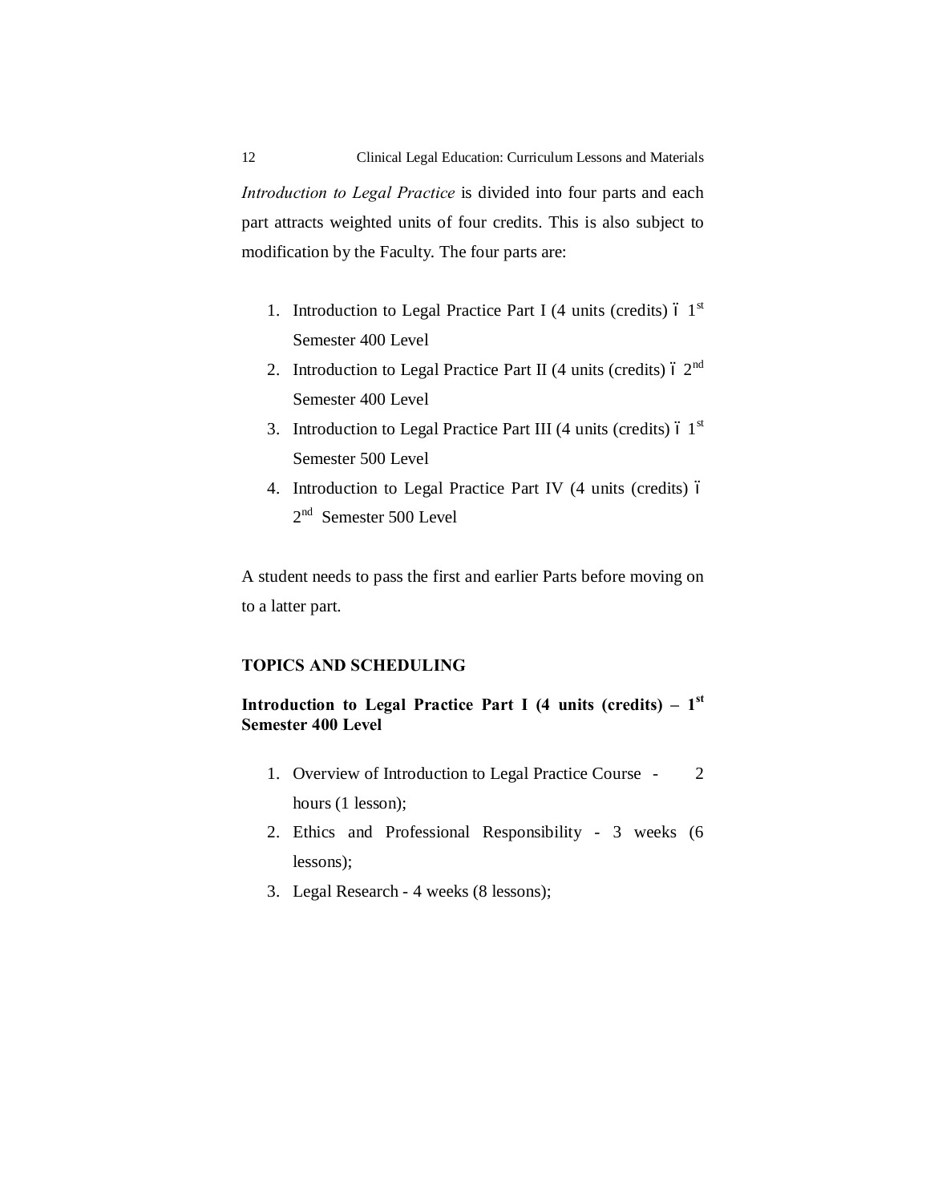*Introduction to Legal Practice* is divided into four parts and each part attracts weighted units of four credits. This is also subject to modification by the Faculty. The four parts are:

1. Introduction to Legal Practice Part I (4 units (credits) – 1st Semester 400 Level
2. Introduction to Legal Practice Part II (4 units (credits) – 2nd Semester 400 Level
3. Introduction to Legal Practice Part III (4 units (credits) – 1st Semester 500 Level
4. Introduction to Legal Practice Part IV (4 units (credits) – 2nd Semester 500 Level

A student needs to pass the first and earlier Parts before moving on to a latter part.

## TOPICS AND SCHEDULING

### Introduction to Legal Practice Part I (4 units (credits) – 1st Semester 400 Level

1. Overview of Introduction to Legal Practice Course - 2 hours (1 lesson);
2. Ethics and Professional Responsibility - 3 weeks (6 lessons);
3. Legal Research - 4 weeks (8 lessons);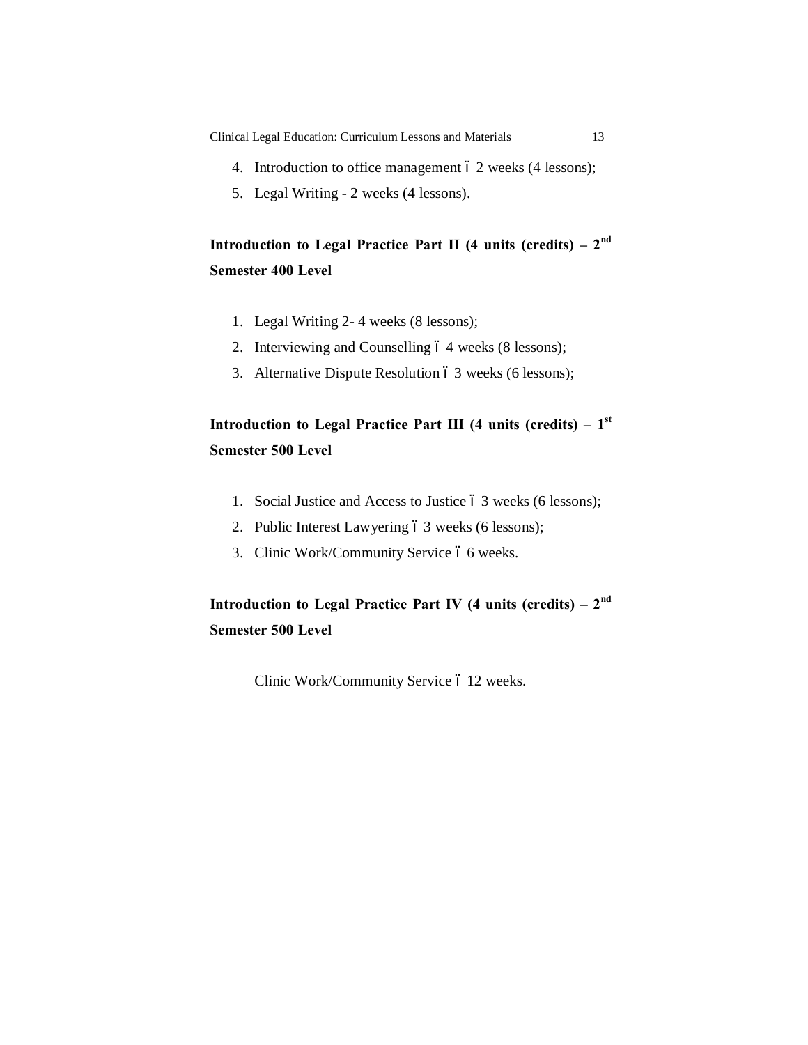4. Introduction to office management ó 2 weeks (4 lessons);
5. Legal Writing - 2 weeks (4 lessons).

**Introduction to Legal Practice Part II (4 units (credits) – 2nd Semester 400 Level**

1. Legal Writing 2- 4 weeks (8 lessons);
2. Interviewing and Counselling ó 4 weeks (8 lessons);
3. Alternative Dispute Resolution ó 3 weeks (6 lessons);

**Introduction to Legal Practice Part III (4 units (credits) – 1st Semester 500 Level**

1. Social Justice and Access to Justice ó 3 weeks (6 lessons);
2. Public Interest Lawyering ó 3 weeks (6 lessons);
3. Clinic Work/Community Service ó 6 weeks.

**Introduction to Legal Practice Part IV (4 units (credits) – 2nd Semester 500 Level**

Clinic Work/Community Service ó 12 weeks.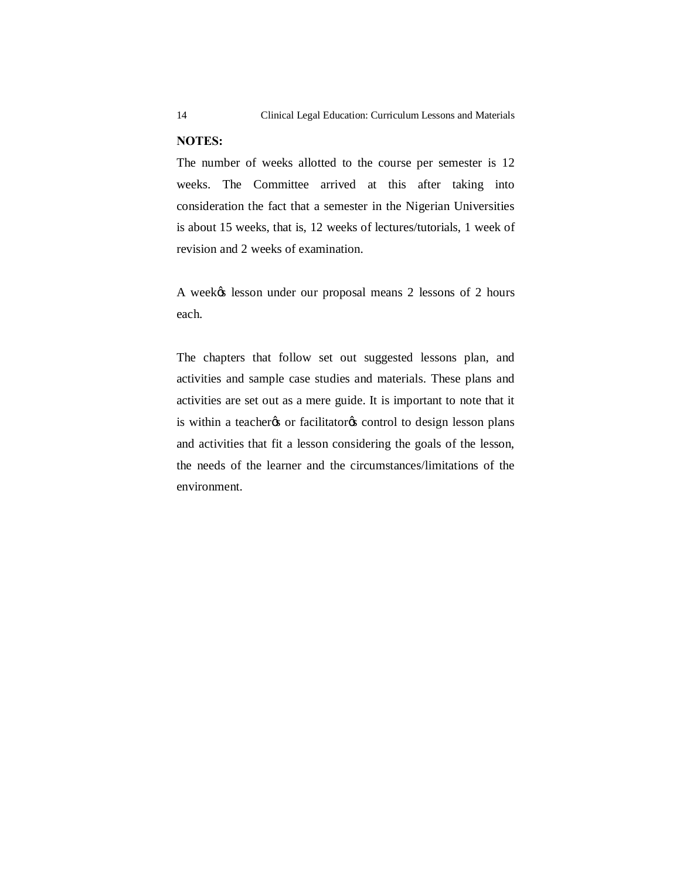**NOTES:**

The number of weeks allotted to the course per semester is 12 weeks. The Committee arrived at this after taking into consideration the fact that a semester in the Nigerian Universities is about 15 weeks, that is, 12 weeks of lectures/tutorials, 1 week of revision and 2 weeks of examination.

A week's lesson under our proposal means 2 lessons of 2 hours each.

The chapters that follow set out suggested lessons plan, and activities and sample case studies and materials. These plans and activities are set out as a mere guide. It is important to note that it is within a teacher's or facilitator's control to design lesson plans and activities that fit a lesson considering the goals of the lesson, the needs of the learner and the circumstances/limitations of the environment.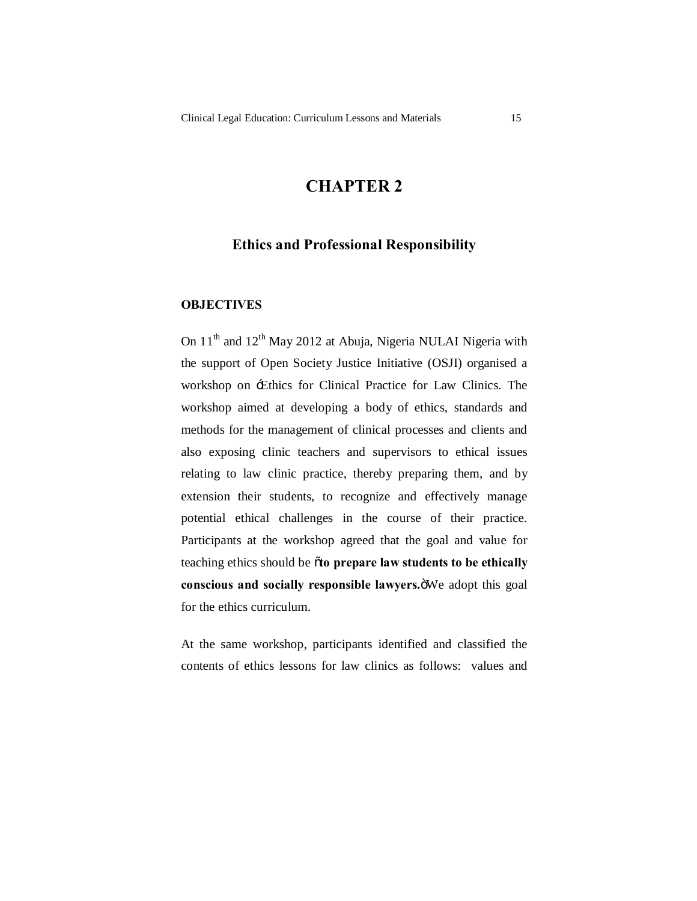# CHAPTER 2

## Ethics and Professional Responsibility

### OBJECTIVES

On 11th and 12th May 2012 at Abuja, Nigeria NULAI Nigeria with the support of Open Society Justice Initiative (OSJI) organised a workshop on 'Ethics for Clinical Practice for Law Clinics. The workshop aimed at developing a body of ethics, standards and methods for the management of clinical processes and clients and also exposing clinic teachers and supervisors to ethical issues relating to law clinic practice, thereby preparing them, and by extension their students, to recognize and effectively manage potential ethical challenges in the course of their practice. Participants at the workshop agreed that the goal and value for teaching ethics should be "**to prepare law students to be ethically conscious and socially responsible lawyers.**" We adopt this goal for the ethics curriculum.

At the same workshop, participants identified and classified the contents of ethics lessons for law clinics as follows: values and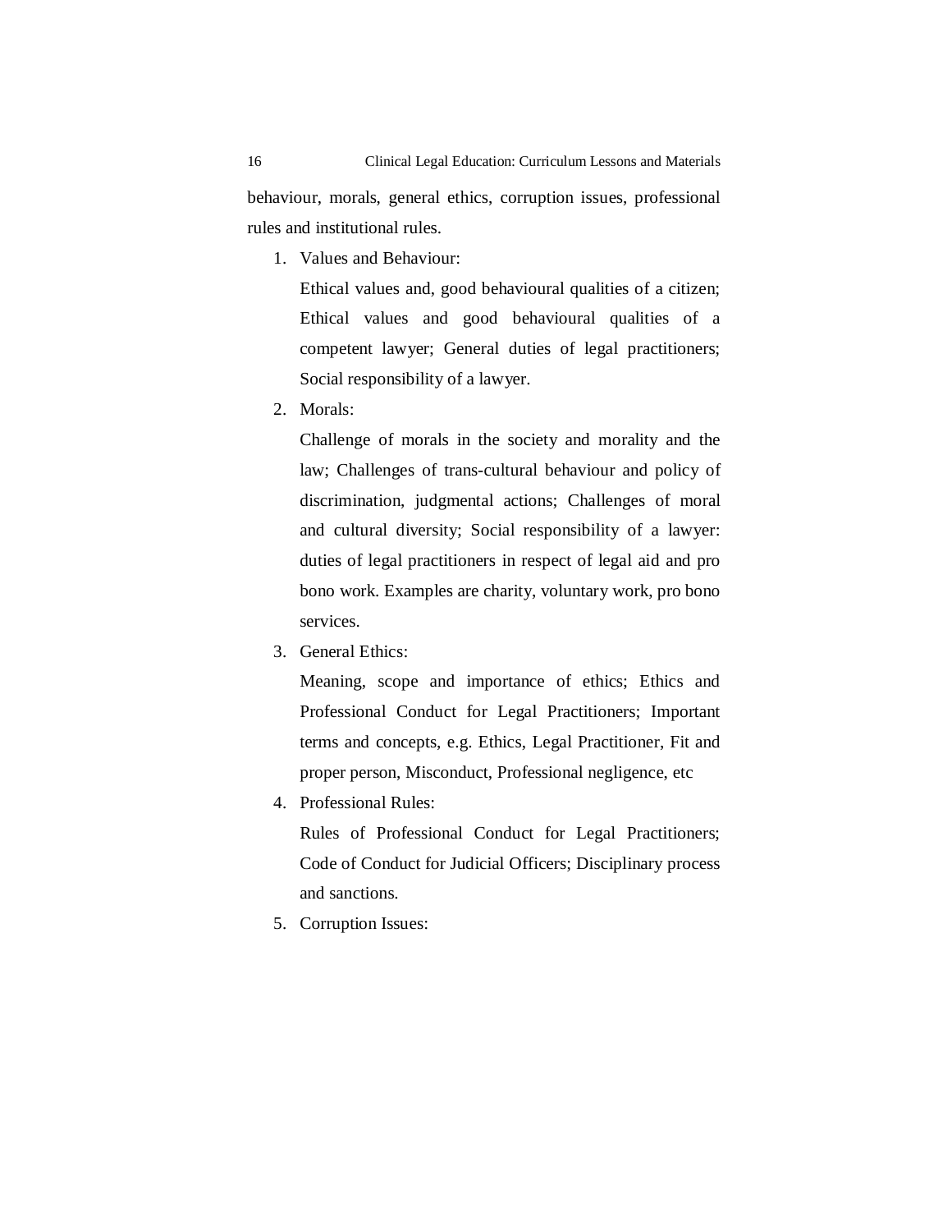behaviour, morals, general ethics, corruption issues, professional rules and institutional rules.

1. Values and Behaviour:

   Ethical values and, good behavioural qualities of a citizen; Ethical values and good behavioural qualities of a competent lawyer; General duties of legal practitioners; Social responsibility of a lawyer.

2. Morals:

   Challenge of morals in the society and morality and the law; Challenges of trans-cultural behaviour and policy of discrimination, judgmental actions; Challenges of moral and cultural diversity; Social responsibility of a lawyer: duties of legal practitioners in respect of legal aid and pro bono work. Examples are charity, voluntary work, pro bono services.

3. General Ethics:

   Meaning, scope and importance of ethics; Ethics and Professional Conduct for Legal Practitioners; Important terms and concepts, e.g. Ethics, Legal Practitioner, Fit and proper person, Misconduct, Professional negligence, etc

4. Professional Rules:

   Rules of Professional Conduct for Legal Practitioners; Code of Conduct for Judicial Officers; Disciplinary process and sanctions.

5. Corruption Issues: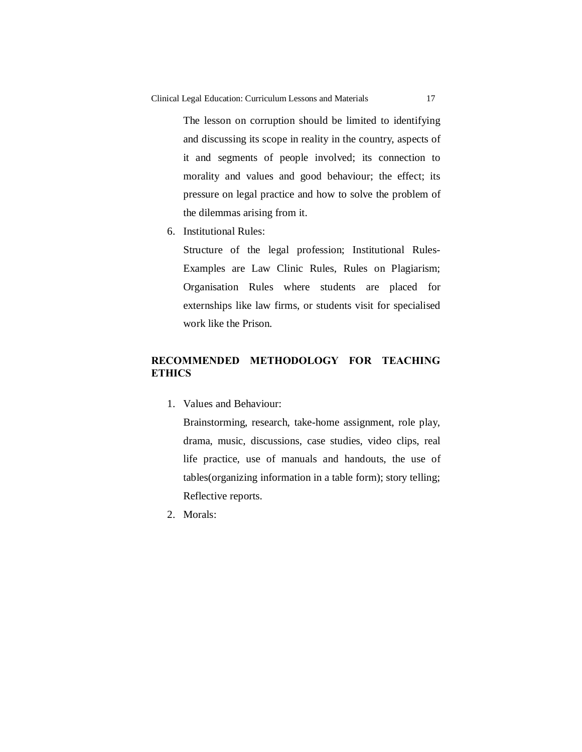The lesson on corruption should be limited to identifying and discussing its scope in reality in the country, aspects of it and segments of people involved; its connection to morality and values and good behaviour; the effect; its pressure on legal practice and how to solve the problem of the dilemmas arising from it.

6. Institutional Rules:

   Structure of the legal profession; Institutional Rules-Examples are Law Clinic Rules, Rules on Plagiarism; Organisation Rules where students are placed for externships like law firms, or students visit for specialised work like the Prison.

## RECOMMENDED METHODOLOGY FOR TEACHING ETHICS

1. Values and Behaviour:

   Brainstorming, research, take-home assignment, role play, drama, music, discussions, case studies, video clips, real life practice, use of manuals and handouts, the use of tables(organizing information in a table form); story telling; Reflective reports.

2. Morals: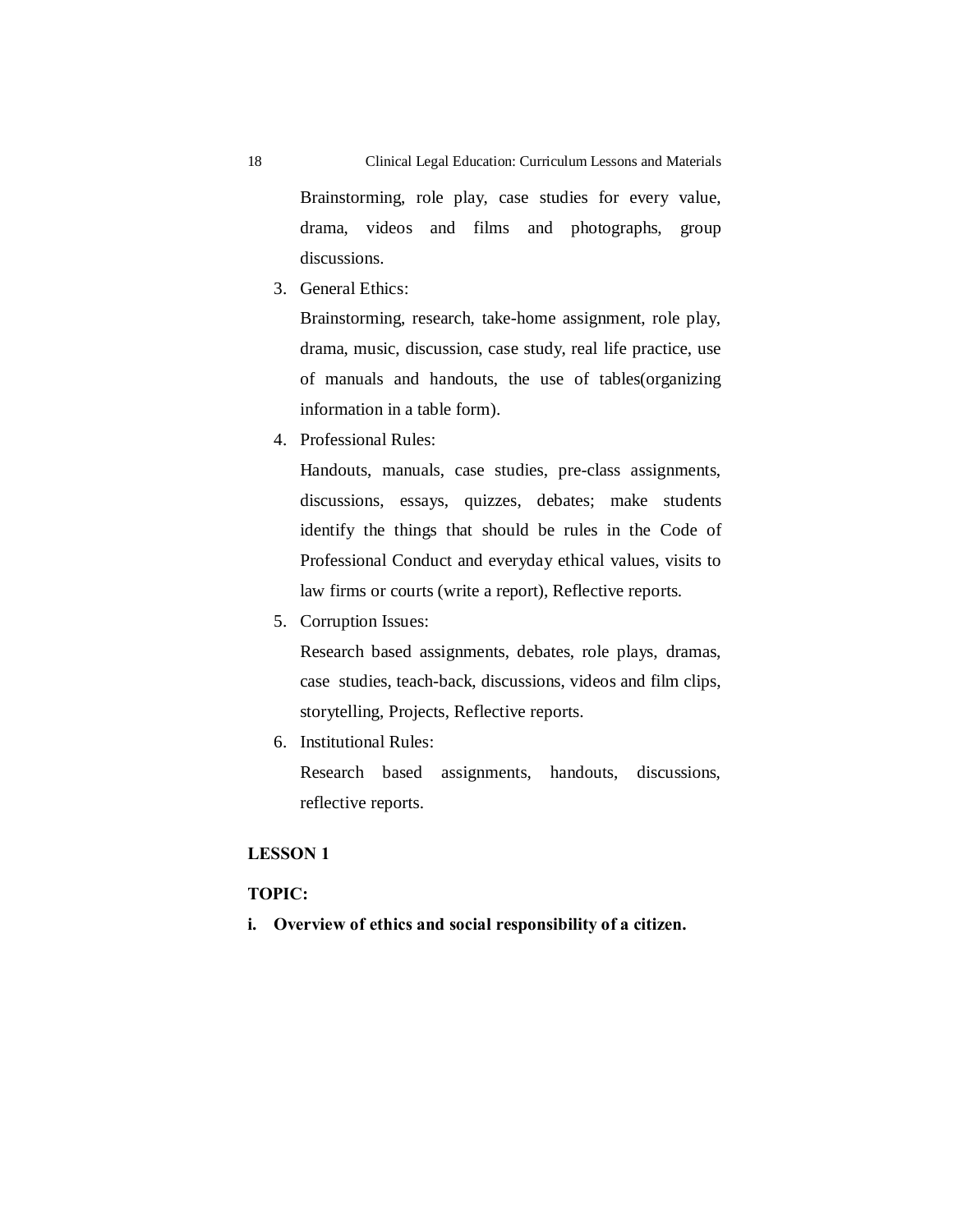Brainstorming, role play, case studies for every value, drama, videos and films and photographs, group discussions.

3. General Ethics:

   Brainstorming, research, take-home assignment, role play, drama, music, discussion, case study, real life practice, use of manuals and handouts, the use of tables(organizing information in a table form).

4. Professional Rules:

   Handouts, manuals, case studies, pre-class assignments, discussions, essays, quizzes, debates; make students identify the things that should be rules in the Code of Professional Conduct and everyday ethical values, visits to law firms or courts (write a report), Reflective reports.

5. Corruption Issues:

   Research based assignments, debates, role plays, dramas, case studies, teach-back, discussions, videos and film clips, storytelling, Projects, Reflective reports.

6. Institutional Rules:

   Research based assignments, handouts, discussions, reflective reports.

**LESSON 1**

**TOPIC:**

**i. Overview of ethics and social responsibility of a citizen.**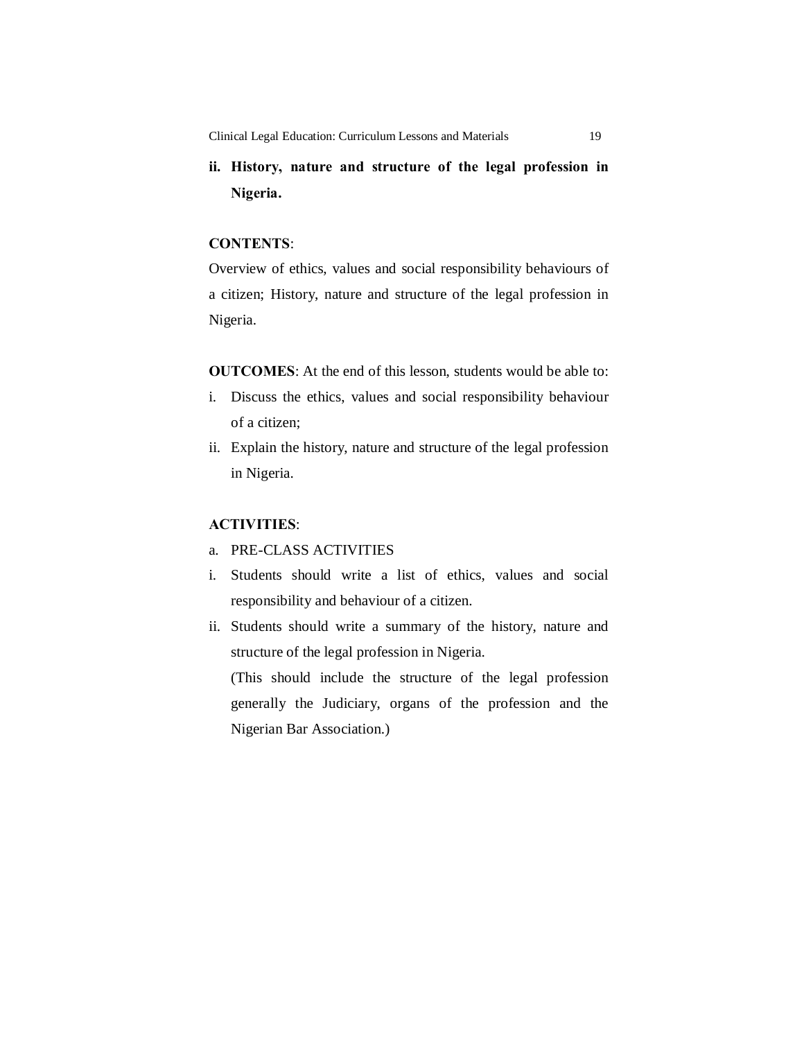**ii. History, nature and structure of the legal profession in Nigeria.**

**CONTENTS**:

Overview of ethics, values and social responsibility behaviours of a citizen; History, nature and structure of the legal profession in Nigeria.

**OUTCOMES**: At the end of this lesson, students would be able to:

i. Discuss the ethics, values and social responsibility behaviour of a citizen;
ii. Explain the history, nature and structure of the legal profession in Nigeria.

**ACTIVITIES**:

a. PRE-CLASS ACTIVITIES

i. Students should write a list of ethics, values and social responsibility and behaviour of a citizen.
ii. Students should write a summary of the history, nature and structure of the legal profession in Nigeria.
   (This should include the structure of the legal profession generally the Judiciary, organs of the profession and the Nigerian Bar Association.)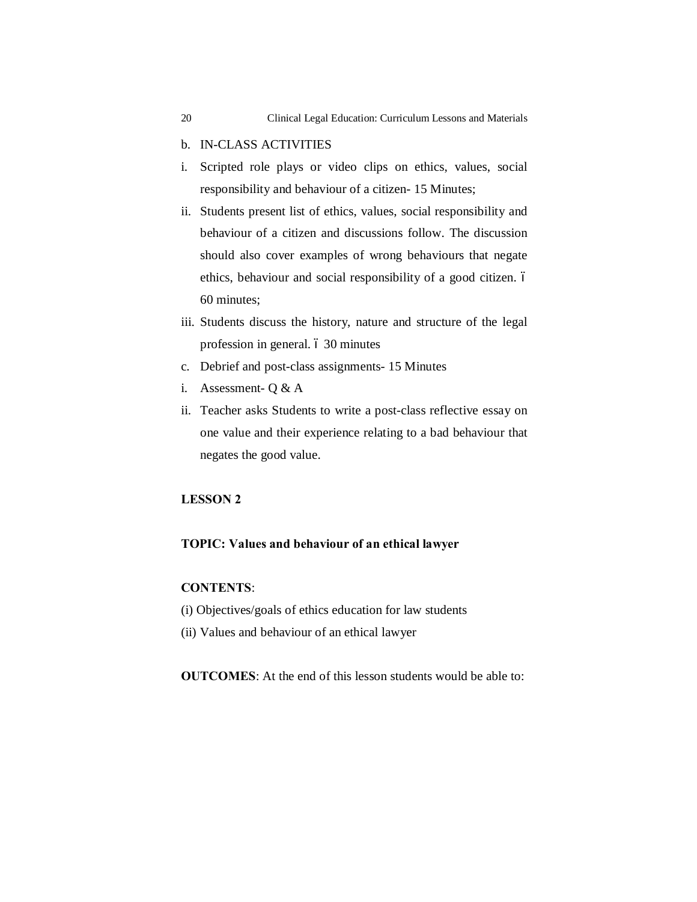b. IN-CLASS ACTIVITIES

i. Scripted role plays or video clips on ethics, values, social responsibility and behaviour of a citizen- 15 Minutes;

ii. Students present list of ethics, values, social responsibility and behaviour of a citizen and discussions follow. The discussion should also cover examples of wrong behaviours that negate ethics, behaviour and social responsibility of a good citizen. ó 60 minutes;

iii. Students discuss the history, nature and structure of the legal profession in general. ó 30 minutes

c. Debrief and post-class assignments- 15 Minutes

i. Assessment- Q & A

ii. Teacher asks Students to write a post-class reflective essay on one value and their experience relating to a bad behaviour that negates the good value.

**LESSON 2**

**TOPIC: Values and behaviour of an ethical lawyer**

**CONTENTS**:

(i) Objectives/goals of ethics education for law students

(ii) Values and behaviour of an ethical lawyer

**OUTCOMES**: At the end of this lesson students would be able to: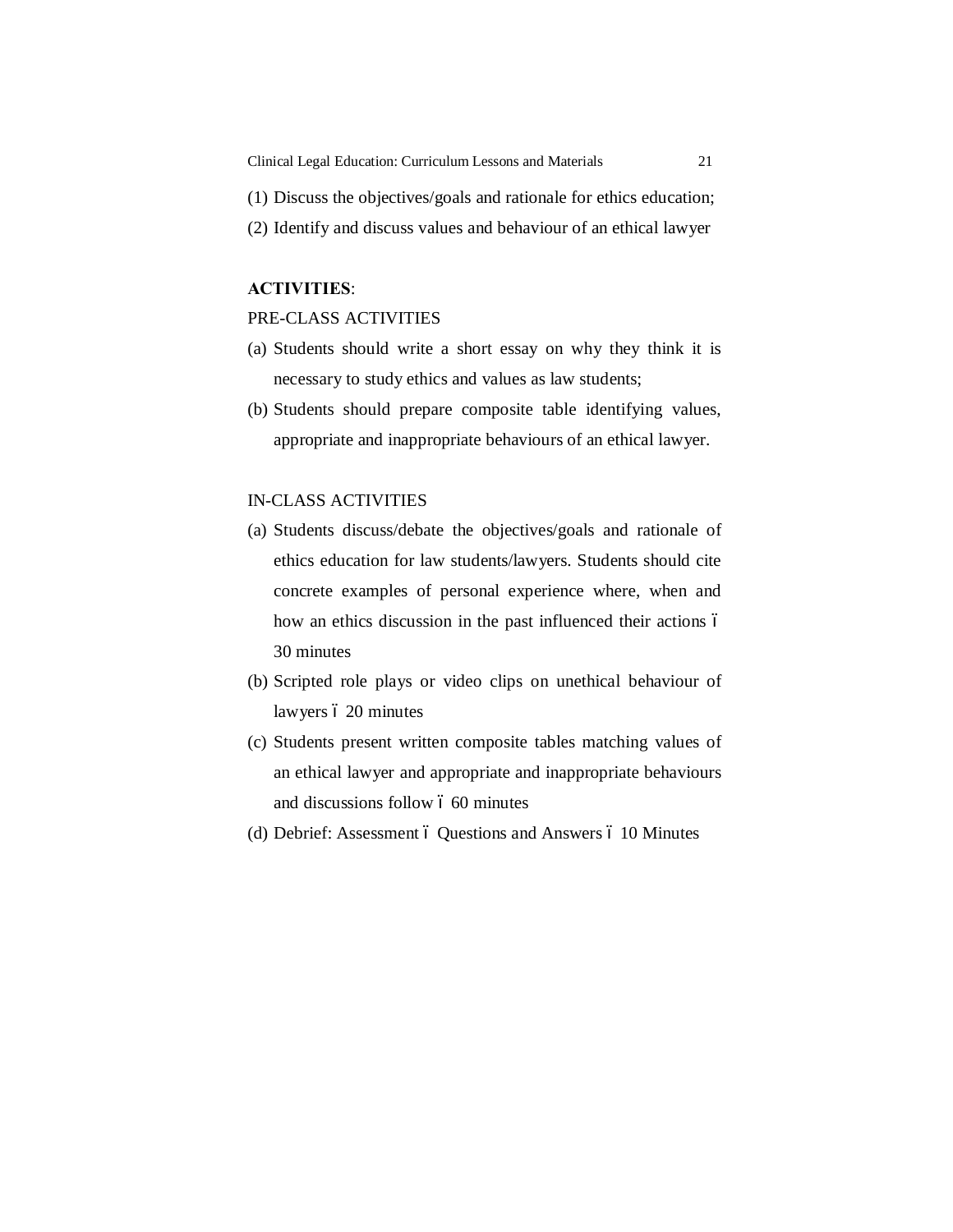(1) Discuss the objectives/goals and rationale for ethics education;
(2) Identify and discuss values and behaviour of an ethical lawyer

**ACTIVITIES**:

PRE-CLASS ACTIVITIES

(a) Students should write a short essay on why they think it is necessary to study ethics and values as law students;
(b) Students should prepare composite table identifying values, appropriate and inappropriate behaviours of an ethical lawyer.

IN-CLASS ACTIVITIES

(a) Students discuss/debate the objectives/goals and rationale of ethics education for law students/lawyers. Students should cite concrete examples of personal experience where, when and how an ethics discussion in the past influenced their actions – 30 minutes
(b) Scripted role plays or video clips on unethical behaviour of lawyers – 20 minutes
(c) Students present written composite tables matching values of an ethical lawyer and appropriate and inappropriate behaviours and discussions follow – 60 minutes
(d) Debrief: Assessment – Questions and Answers – 10 Minutes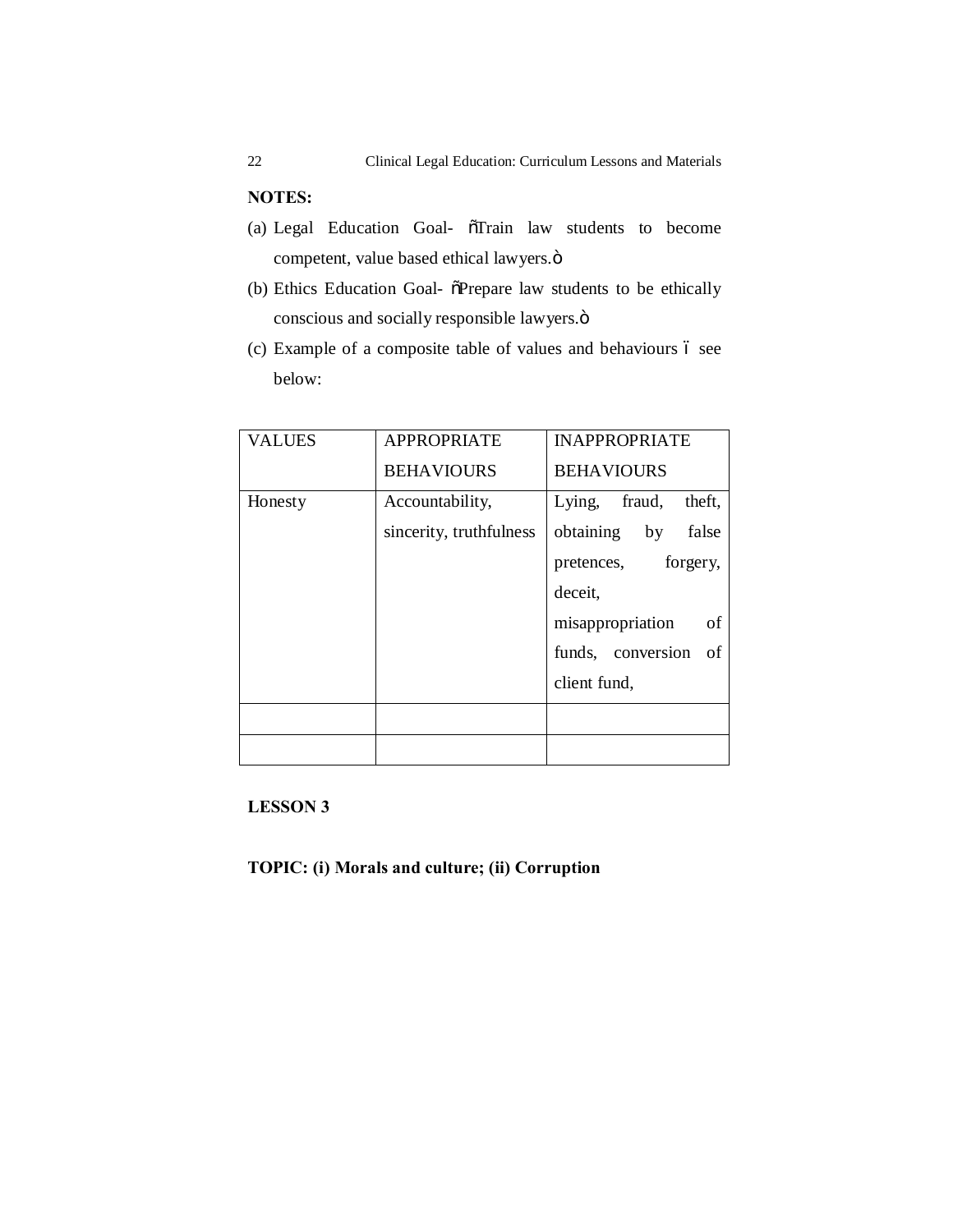**NOTES:**

(a) Legal Education Goal- "Train law students to become competent, value based ethical lawyers."

(b) Ethics Education Goal- "Prepare law students to be ethically conscious and socially responsible lawyers."

(c) Example of a composite table of values and behaviours – see below:

| VALUES | APPROPRIATE BEHAVIOURS | INAPPROPRIATE BEHAVIOURS |
|---|---|---|
| Honesty | Accountability, sincerity, truthfulness | Lying, fraud, theft, obtaining by false pretences, forgery, deceit, misappropriation of funds, conversion of client fund, |
| | | |
| | | |

**LESSON 3**

**TOPIC: (i) Morals and culture; (ii) Corruption**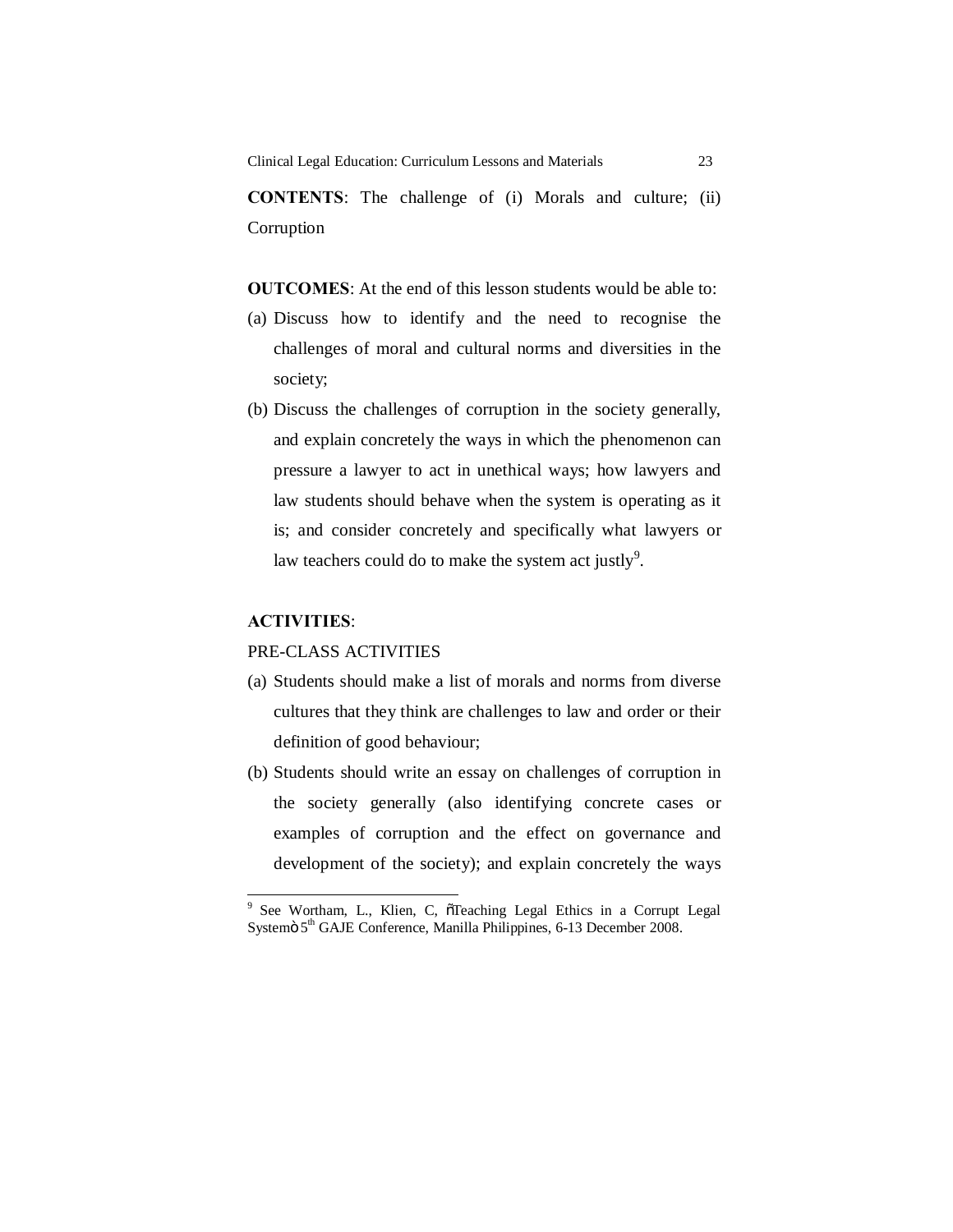**CONTENTS**: The challenge of (i) Morals and culture; (ii) Corruption

**OUTCOMES**: At the end of this lesson students would be able to:

(a) Discuss how to identify and the need to recognise the challenges of moral and cultural norms and diversities in the society;

(b) Discuss the challenges of corruption in the society generally, and explain concretely the ways in which the phenomenon can pressure a lawyer to act in unethical ways; how lawyers and law students should behave when the system is operating as it is; and consider concretely and specifically what lawyers or law teachers could do to make the system act justly[9].

**ACTIVITIES**:

PRE-CLASS ACTIVITIES

(a) Students should make a list of morals and norms from diverse cultures that they think are challenges to law and order or their definition of good behaviour;

(b) Students should write an essay on challenges of corruption in the society generally (also identifying concrete cases or examples of corruption and the effect on governance and development of the society); and explain concretely the ways

---

[9] See Wortham, L., Klien, C, "Teaching Legal Ethics in a Corrupt Legal System" 5th GAJE Conference, Manilla Philippines, 6-13 December 2008.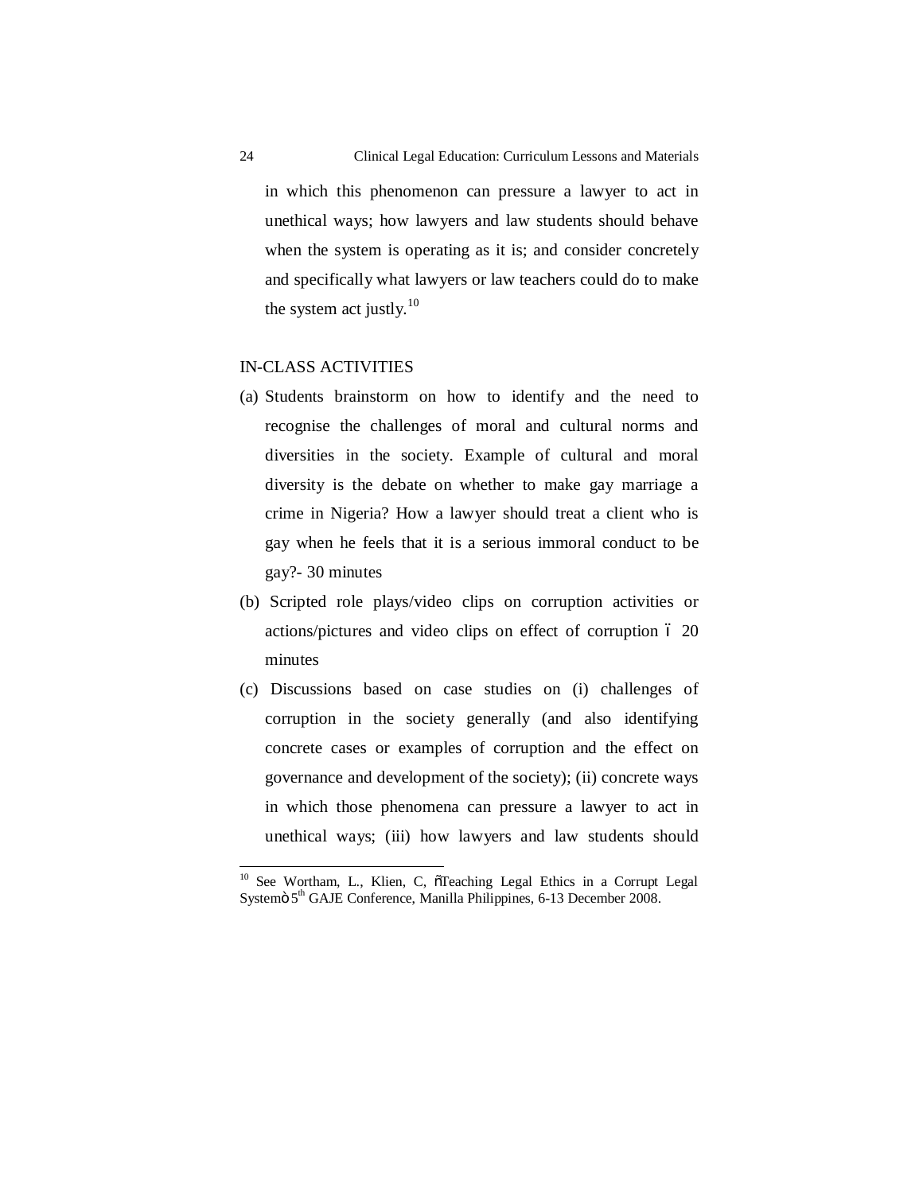in which this phenomenon can pressure a lawyer to act in unethical ways; how lawyers and law students should behave when the system is operating as it is; and consider concretely and specifically what lawyers or law teachers could do to make the system act justly.[10]

IN-CLASS ACTIVITIES

(a) Students brainstorm on how to identify and the need to recognise the challenges of moral and cultural norms and diversities in the society. Example of cultural and moral diversity is the debate on whether to make gay marriage a crime in Nigeria? How a lawyer should treat a client who is gay when he feels that it is a serious immoral conduct to be gay?- 30 minutes

(b) Scripted role plays/video clips on corruption activities or actions/pictures and video clips on effect of corruption – 20 minutes

(c) Discussions based on case studies on (i) challenges of corruption in the society generally (and also identifying concrete cases or examples of corruption and the effect on governance and development of the society); (ii) concrete ways in which those phenomena can pressure a lawyer to act in unethical ways; (iii) how lawyers and law students should

---

[10] See Wortham, L., Klien, C, "Teaching Legal Ethics in a Corrupt Legal System" 5th GAJE Conference, Manilla Philippines, 6-13 December 2008.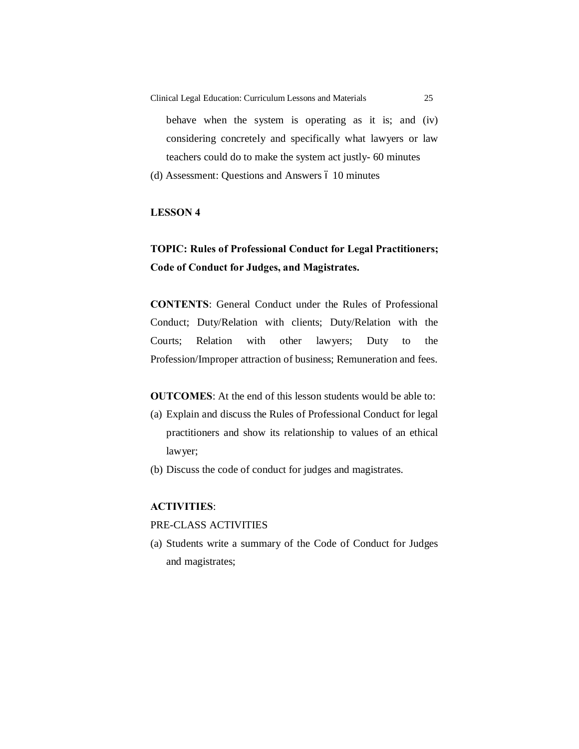behave when the system is operating as it is; and (iv) considering concretely and specifically what lawyers or law teachers could do to make the system act justly- 60 minutes

(d) Assessment: Questions and Answers – 10 minutes

## LESSON 4

**TOPIC: Rules of Professional Conduct for Legal Practitioners; Code of Conduct for Judges, and Magistrates.**

**CONTENTS**: General Conduct under the Rules of Professional Conduct; Duty/Relation with clients; Duty/Relation with the Courts; Relation with other lawyers; Duty to the Profession/Improper attraction of business; Remuneration and fees.

**OUTCOMES**: At the end of this lesson students would be able to:

(a) Explain and discuss the Rules of Professional Conduct for legal practitioners and show its relationship to values of an ethical lawyer;

(b) Discuss the code of conduct for judges and magistrates.

**ACTIVITIES**:

PRE-CLASS ACTIVITIES

(a) Students write a summary of the Code of Conduct for Judges and magistrates;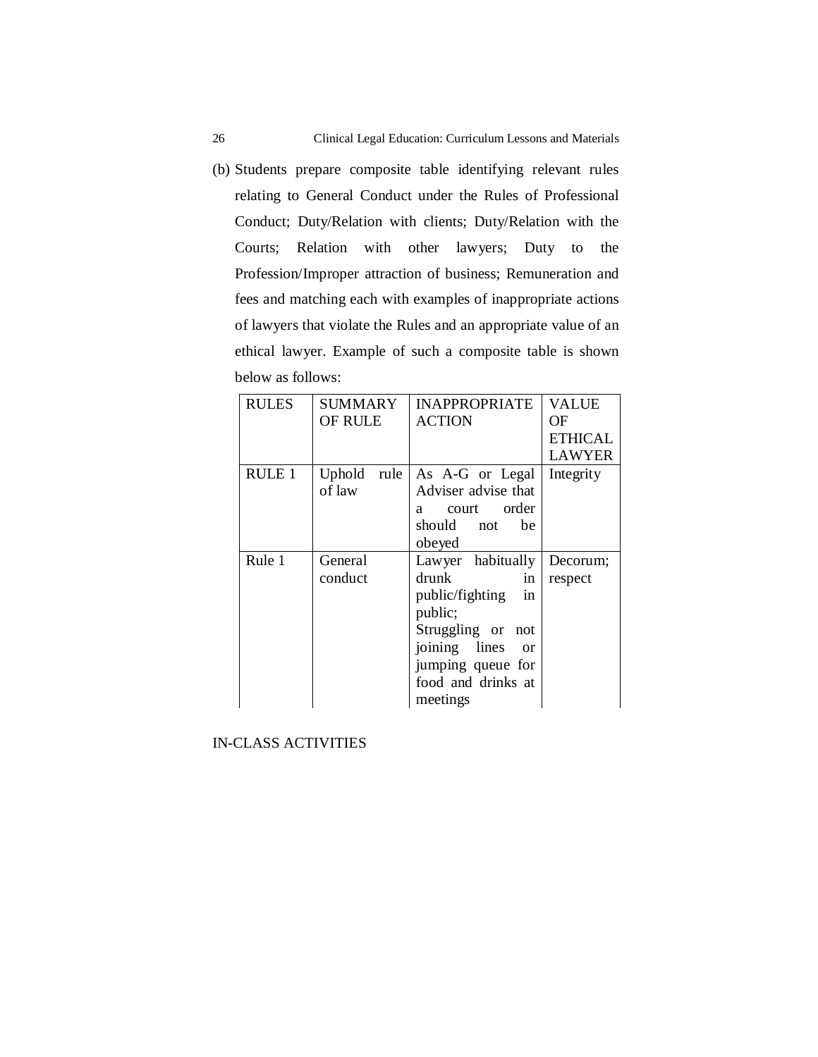(b) Students prepare composite table identifying relevant rules relating to General Conduct under the Rules of Professional Conduct; Duty/Relation with clients; Duty/Relation with the Courts; Relation with other lawyers; Duty to the Profession/Improper attraction of business; Remuneration and fees and matching each with examples of inappropriate actions of lawyers that violate the Rules and an appropriate value of an ethical lawyer. Example of such a composite table is shown below as follows:

| RULES | SUMMARY OF RULE | INAPPROPRIATE ACTION | VALUE OF ETHICAL LAWYER |
|---|---|---|---|
| RULE 1 | Uphold rule of law | As A-G or Legal Adviser advise that a court order should not be obeyed | Integrity |
| Rule 1 | General conduct | Lawyer habitually drunk in public/fighting in public; Struggling or not joining lines or jumping queue for food and drinks at meetings | Decorum; respect |

IN-CLASS ACTIVITIES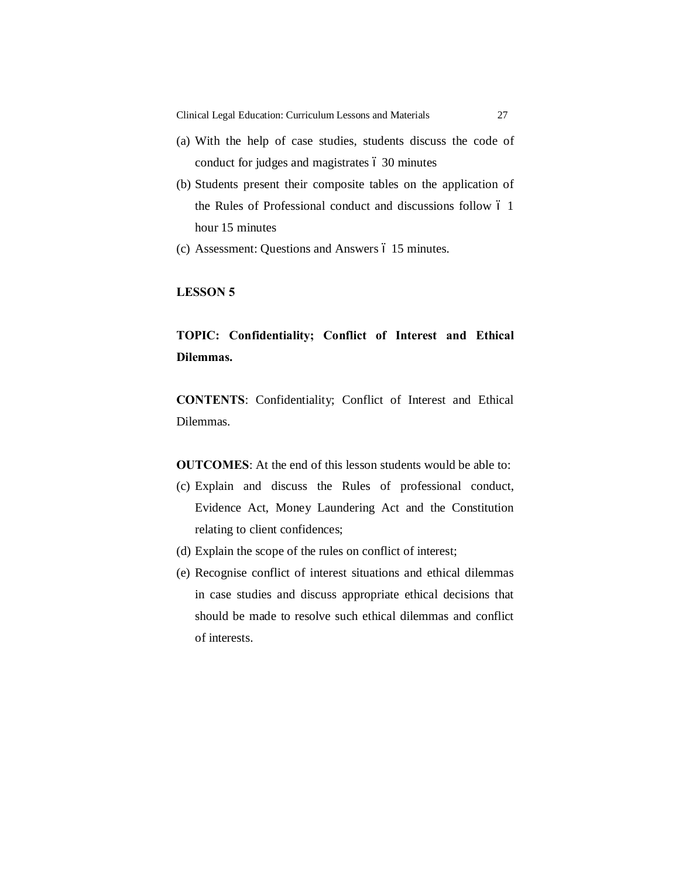(a) With the help of case studies, students discuss the code of conduct for judges and magistrates – 30 minutes

(b) Students present their composite tables on the application of the Rules of Professional conduct and discussions follow – 1 hour 15 minutes

(c) Assessment: Questions and Answers – 15 minutes.

## LESSON 5

**TOPIC: Confidentiality; Conflict of Interest and Ethical Dilemmas.**

**CONTENTS**: Confidentiality; Conflict of Interest and Ethical Dilemmas.

**OUTCOMES**: At the end of this lesson students would be able to:

(c) Explain and discuss the Rules of professional conduct, Evidence Act, Money Laundering Act and the Constitution relating to client confidences;

(d) Explain the scope of the rules on conflict of interest;

(e) Recognise conflict of interest situations and ethical dilemmas in case studies and discuss appropriate ethical decisions that should be made to resolve such ethical dilemmas and conflict of interests.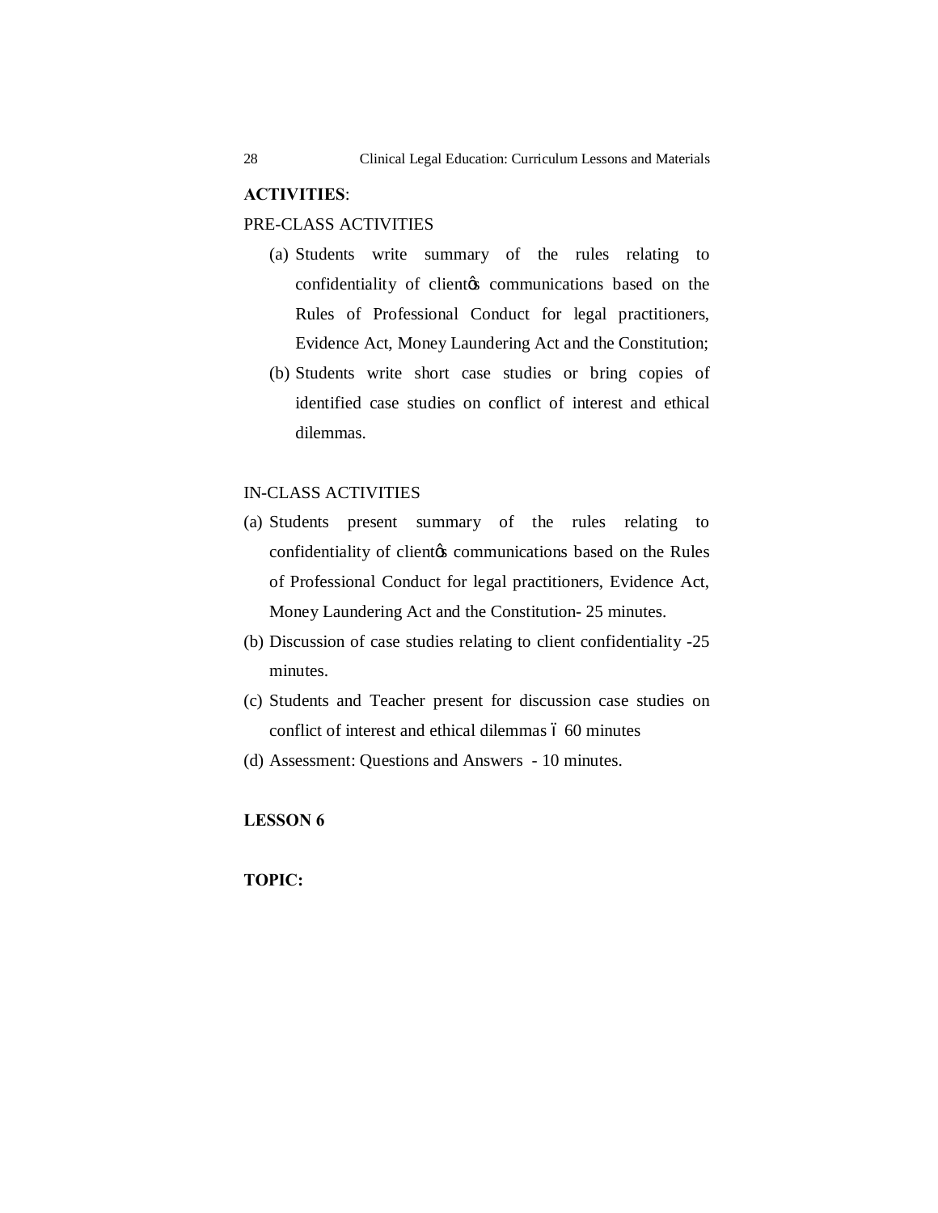**ACTIVITIES**:

PRE-CLASS ACTIVITIES

(a) Students write summary of the rules relating to confidentiality of clientøs communications based on the Rules of Professional Conduct for legal practitioners, Evidence Act, Money Laundering Act and the Constitution;

(b) Students write short case studies or bring copies of identified case studies on conflict of interest and ethical dilemmas.

IN-CLASS ACTIVITIES

(a) Students present summary of the rules relating to confidentiality of clientøs communications based on the Rules of Professional Conduct for legal practitioners, Evidence Act, Money Laundering Act and the Constitution- 25 minutes.

(b) Discussion of case studies relating to client confidentiality -25 minutes.

(c) Students and Teacher present for discussion case studies on conflict of interest and ethical dilemmas ó 60 minutes

(d) Assessment: Questions and Answers - 10 minutes.

**LESSON 6**

**TOPIC:**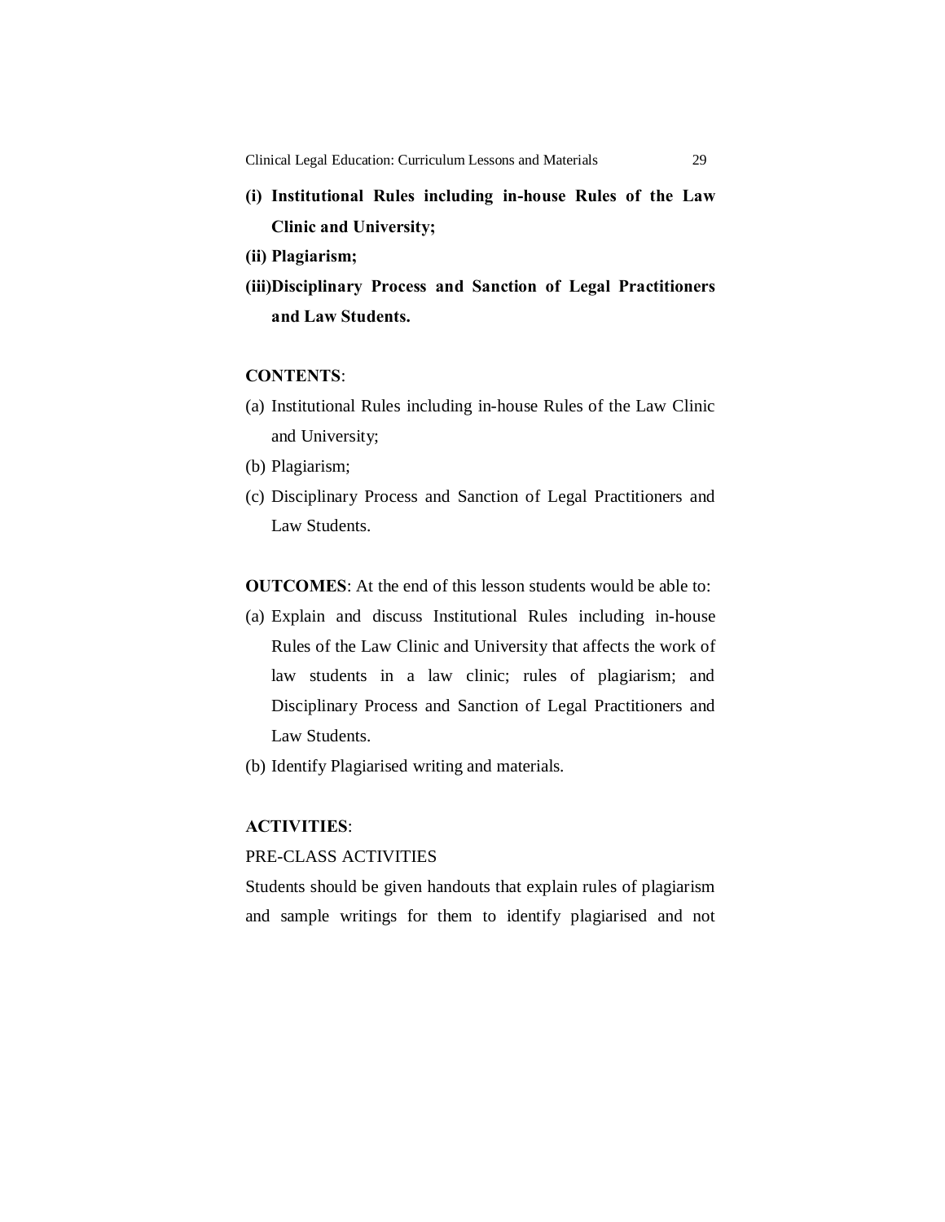**(i) Institutional Rules including in-house Rules of the Law Clinic and University;**

**(ii) Plagiarism;**

**(iii) Disciplinary Process and Sanction of Legal Practitioners and Law Students.**

**CONTENTS**:

(a) Institutional Rules including in-house Rules of the Law Clinic and University;

(b) Plagiarism;

(c) Disciplinary Process and Sanction of Legal Practitioners and Law Students.

**OUTCOMES**: At the end of this lesson students would be able to:

(a) Explain and discuss Institutional Rules including in-house Rules of the Law Clinic and University that affects the work of law students in a law clinic; rules of plagiarism; and Disciplinary Process and Sanction of Legal Practitioners and Law Students.

(b) Identify Plagiarised writing and materials.

**ACTIVITIES**:

PRE-CLASS ACTIVITIES

Students should be given handouts that explain rules of plagiarism and sample writings for them to identify plagiarised and not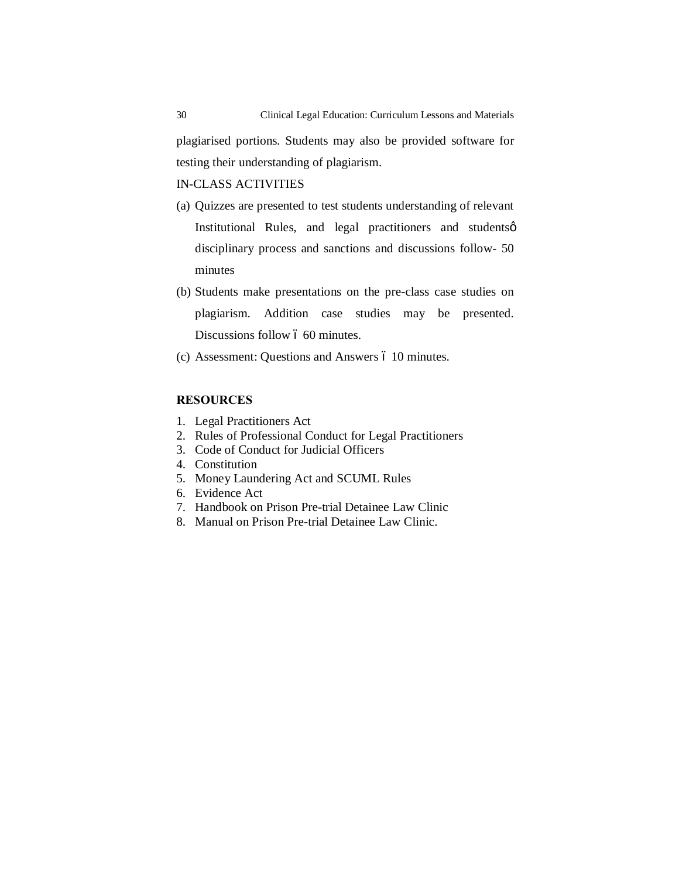plagiarised portions. Students may also be provided software for testing their understanding of plagiarism.

IN-CLASS ACTIVITIES

(a) Quizzes are presented to test students understanding of relevant Institutional Rules, and legal practitioners and studentsô disciplinary process and sanctions and discussions follow- 50 minutes

(b) Students make presentations on the pre-class case studies on plagiarism. Addition case studies may be presented. Discussions follow ó 60 minutes.

(c) Assessment: Questions and Answers ó 10 minutes.

**RESOURCES**

1. Legal Practitioners Act
2. Rules of Professional Conduct for Legal Practitioners
3. Code of Conduct for Judicial Officers
4. Constitution
5. Money Laundering Act and SCUML Rules
6. Evidence Act
7. Handbook on Prison Pre-trial Detainee Law Clinic
8. Manual on Prison Pre-trial Detainee Law Clinic.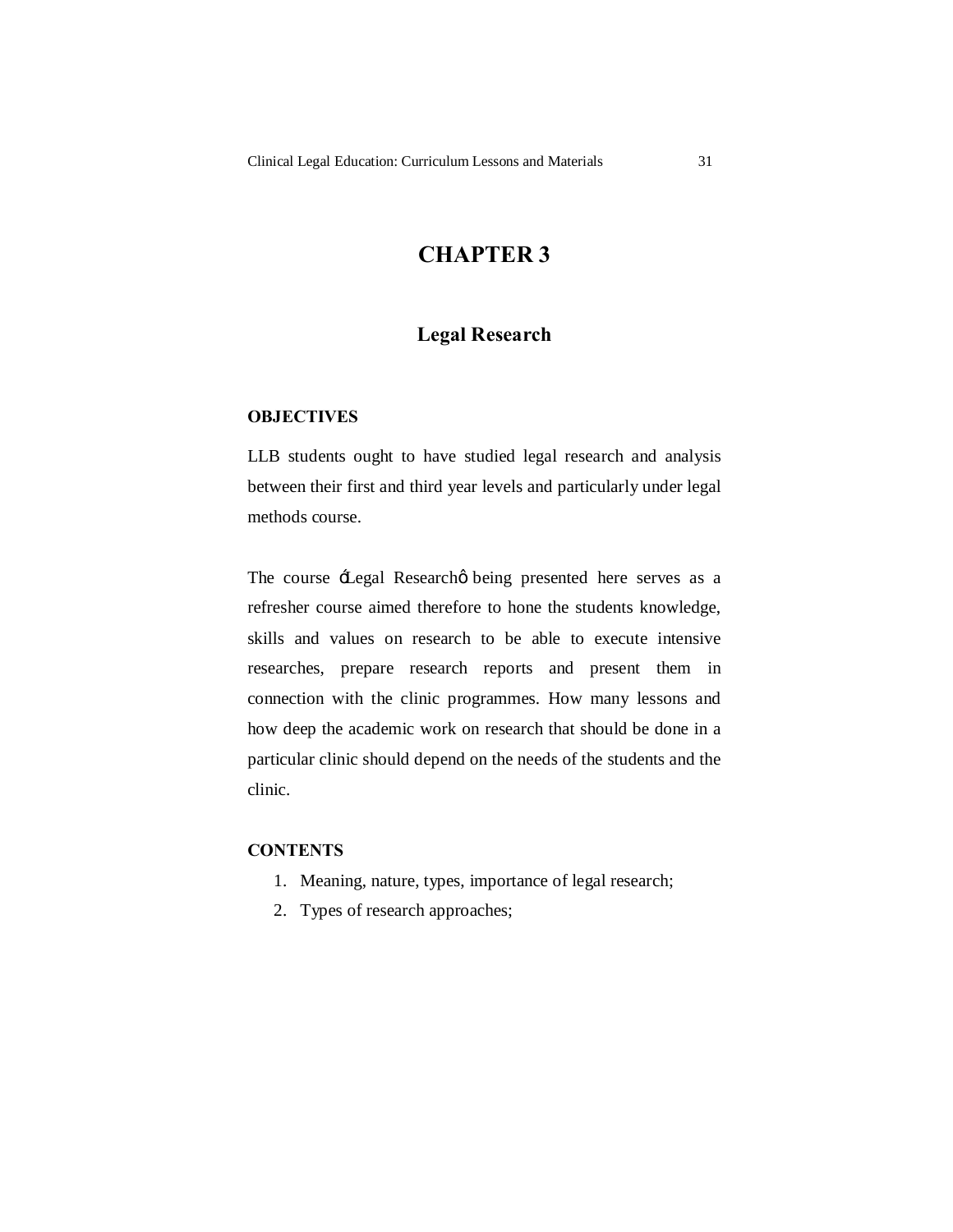# CHAPTER 3

## Legal Research

### OBJECTIVES

LLB students ought to have studied legal research and analysis between their first and third year levels and particularly under legal methods course.

The course ‘Legal Research’ being presented here serves as a refresher course aimed therefore to hone the students knowledge, skills and values on research to be able to execute intensive researches, prepare research reports and present them in connection with the clinic programmes. How many lessons and how deep the academic work on research that should be done in a particular clinic should depend on the needs of the students and the clinic.

### CONTENTS

1. Meaning, nature, types, importance of legal research;
2. Types of research approaches;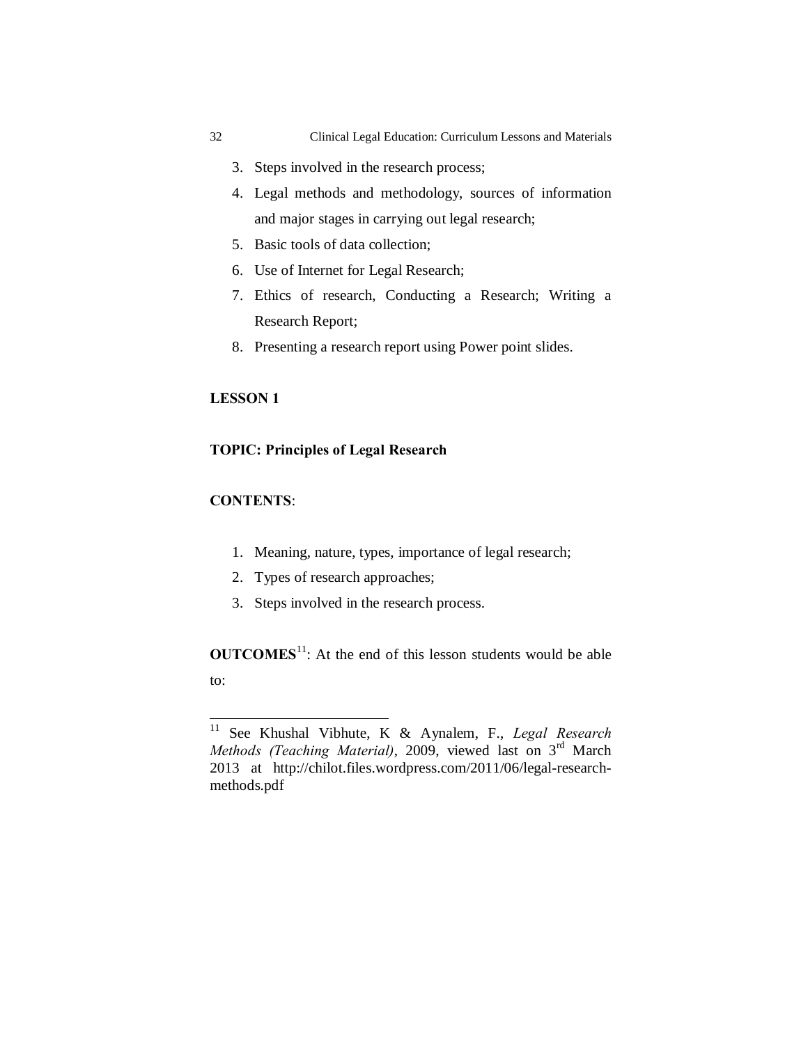3. Steps involved in the research process;
4. Legal methods and methodology, sources of information and major stages in carrying out legal research;
5. Basic tools of data collection;
6. Use of Internet for Legal Research;
7. Ethics of research, Conducting a Research; Writing a Research Report;
8. Presenting a research report using Power point slides.

**LESSON 1**

**TOPIC: Principles of Legal Research**

**CONTENTS**:

1. Meaning, nature, types, importance of legal research;
2. Types of research approaches;
3. Steps involved in the research process.

**OUTCOMES**[11]: At the end of this lesson students would be able to:

---

[11] See Khushal Vibhute, K & Aynalem, F., *Legal Research Methods (Teaching Material)*, 2009, viewed last on 3rd March 2013 at http://chilot.files.wordpress.com/2011/06/legal-research-methods.pdf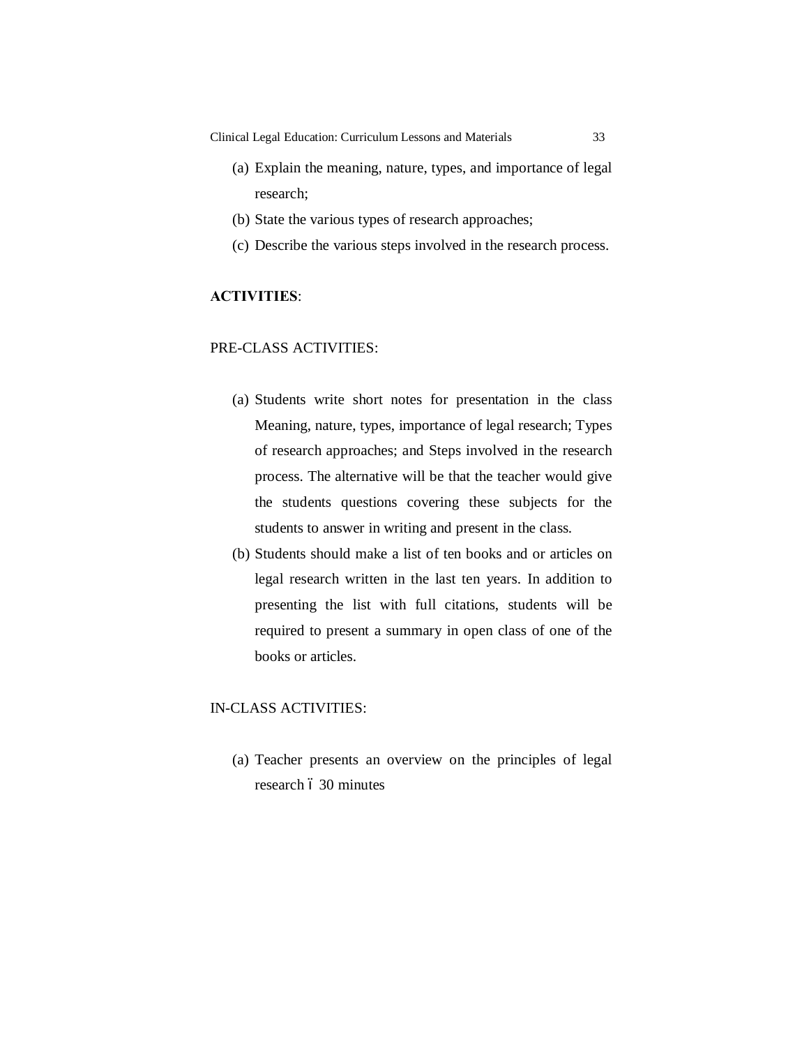(a) Explain the meaning, nature, types, and importance of legal research;
(b) State the various types of research approaches;
(c) Describe the various steps involved in the research process.

**ACTIVITIES**:

PRE-CLASS ACTIVITIES:

(a) Students write short notes for presentation in the class Meaning, nature, types, importance of legal research; Types of research approaches; and Steps involved in the research process. The alternative will be that the teacher would give the students questions covering these subjects for the students to answer in writing and present in the class.
(b) Students should make a list of ten books and or articles on legal research written in the last ten years. In addition to presenting the list with full citations, students will be required to present a summary in open class of one of the books or articles.

IN-CLASS ACTIVITIES:

(a) Teacher presents an overview on the principles of legal research ó 30 minutes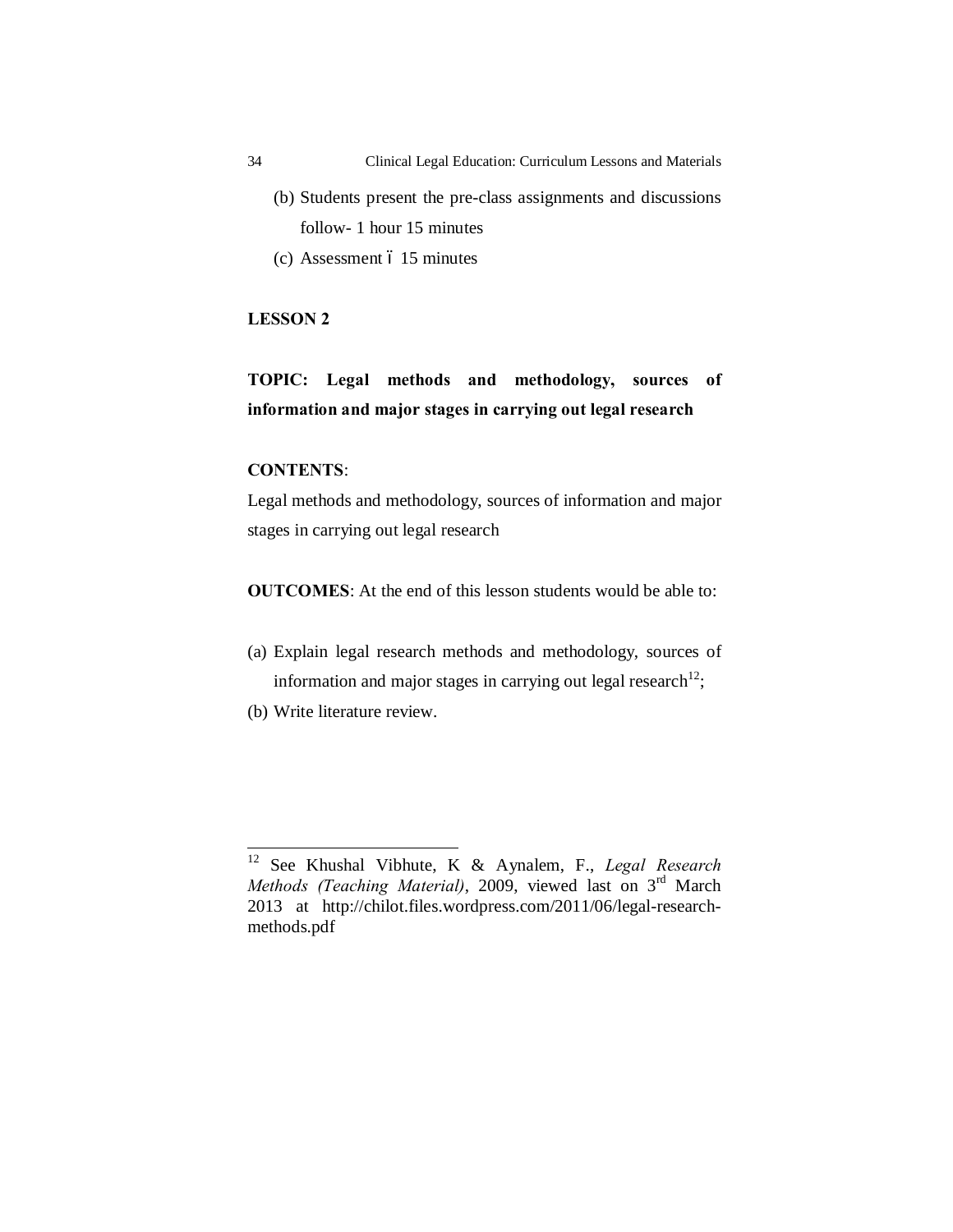(b) Students present the pre-class assignments and discussions follow- 1 hour 15 minutes

(c) Assessment – 15 minutes

## LESSON 2

**TOPIC: Legal methods and methodology, sources of information and major stages in carrying out legal research**

**CONTENTS**:

Legal methods and methodology, sources of information and major stages in carrying out legal research

**OUTCOMES**: At the end of this lesson students would be able to:

(a) Explain legal research methods and methodology, sources of information and major stages in carrying out legal research[12];

(b) Write literature review.

---

[12] See Khushal Vibhute, K & Aynalem, F., *Legal Research Methods (Teaching Material)*, 2009, viewed last on 3rd March 2013 at http://chilot.files.wordpress.com/2011/06/legal-research-methods.pdf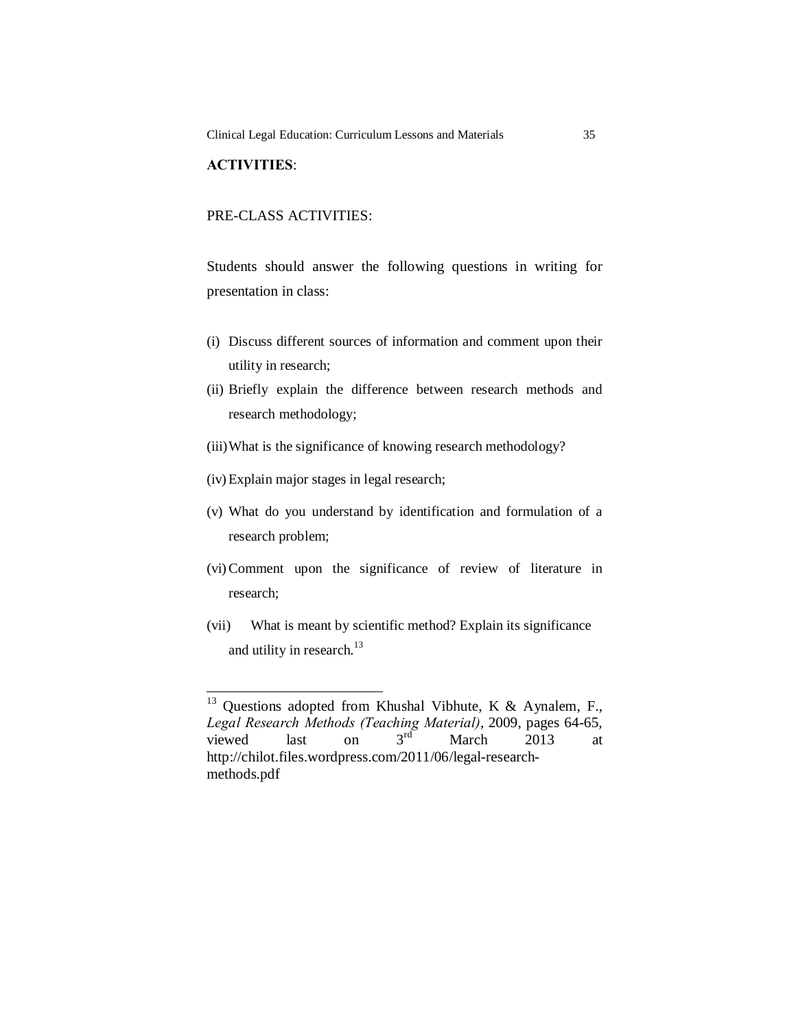**ACTIVITIES**:

PRE-CLASS ACTIVITIES:

Students should answer the following questions in writing for presentation in class:

(i) Discuss different sources of information and comment upon their utility in research;

(ii) Briefly explain the difference between research methods and research methodology;

(iii) What is the significance of knowing research methodology?

(iv) Explain major stages in legal research;

(v) What do you understand by identification and formulation of a research problem;

(vi) Comment upon the significance of review of literature in research;

(vii) What is meant by scientific method? Explain its significance and utility in research.[13]

---

[13] Questions adopted from Khushal Vibhute, K & Aynalem, F., *Legal Research Methods (Teaching Material)*, 2009, pages 64-65, viewed last on 3rd March 2013 at http://chilot.files.wordpress.com/2011/06/legal-research-methods.pdf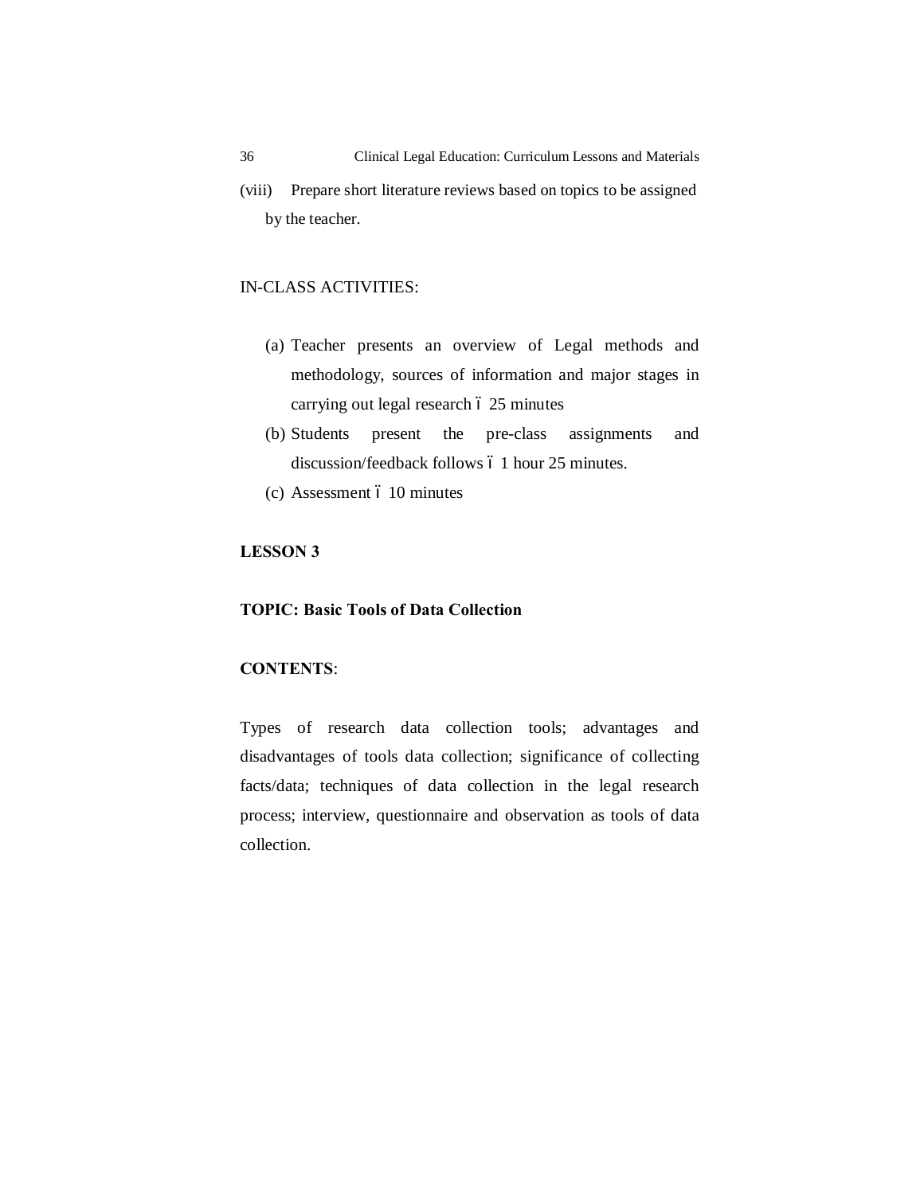(viii) Prepare short literature reviews based on topics to be assigned by the teacher.

IN-CLASS ACTIVITIES:

(a) Teacher presents an overview of Legal methods and methodology, sources of information and major stages in carrying out legal research – 25 minutes

(b) Students present the pre-class assignments and discussion/feedback follows – 1 hour 25 minutes.

(c) Assessment – 10 minutes

**LESSON 3**

**TOPIC: Basic Tools of Data Collection**

**CONTENTS**:

Types of research data collection tools; advantages and disadvantages of tools data collection; significance of collecting facts/data; techniques of data collection in the legal research process; interview, questionnaire and observation as tools of data collection.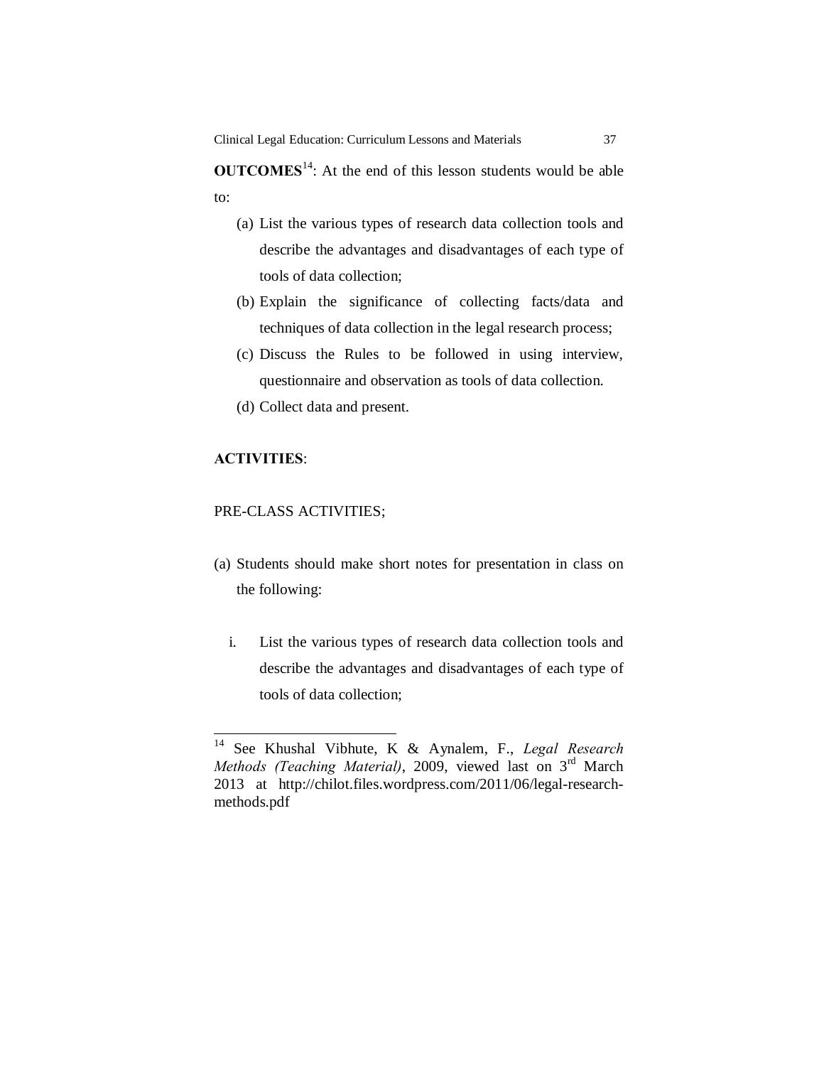**OUTCOMES**[14]: At the end of this lesson students would be able to:

(a) List the various types of research data collection tools and describe the advantages and disadvantages of each type of tools of data collection;

(b) Explain the significance of collecting facts/data and techniques of data collection in the legal research process;

(c) Discuss the Rules to be followed in using interview, questionnaire and observation as tools of data collection.

(d) Collect data and present.

**ACTIVITIES**:

PRE-CLASS ACTIVITIES;

(a) Students should make short notes for presentation in class on the following:

  i. List the various types of research data collection tools and describe the advantages and disadvantages of each type of tools of data collection;

---

[14] See Khushal Vibhute, K & Aynalem, F., *Legal Research Methods (Teaching Material)*, 2009, viewed last on 3rd March 2013 at http://chilot.files.wordpress.com/2011/06/legal-research-methods.pdf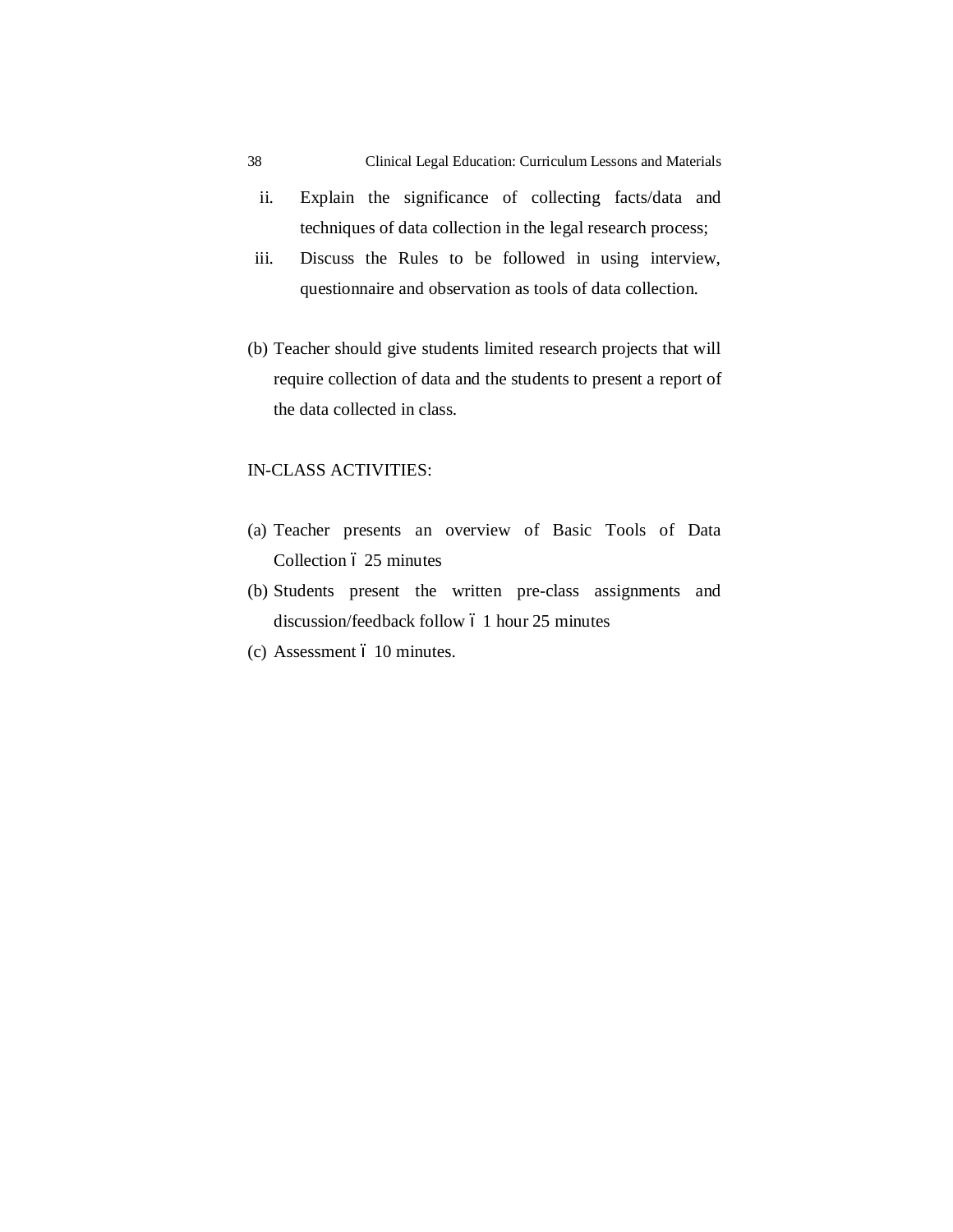ii. Explain the significance of collecting facts/data and techniques of data collection in the legal research process;
iii. Discuss the Rules to be followed in using interview, questionnaire and observation as tools of data collection.

(b) Teacher should give students limited research projects that will require collection of data and the students to present a report of the data collected in class.

IN-CLASS ACTIVITIES:

(a) Teacher presents an overview of Basic Tools of Data Collection – 25 minutes
(b) Students present the written pre-class assignments and discussion/feedback follow – 1 hour 25 minutes
(c) Assessment – 10 minutes.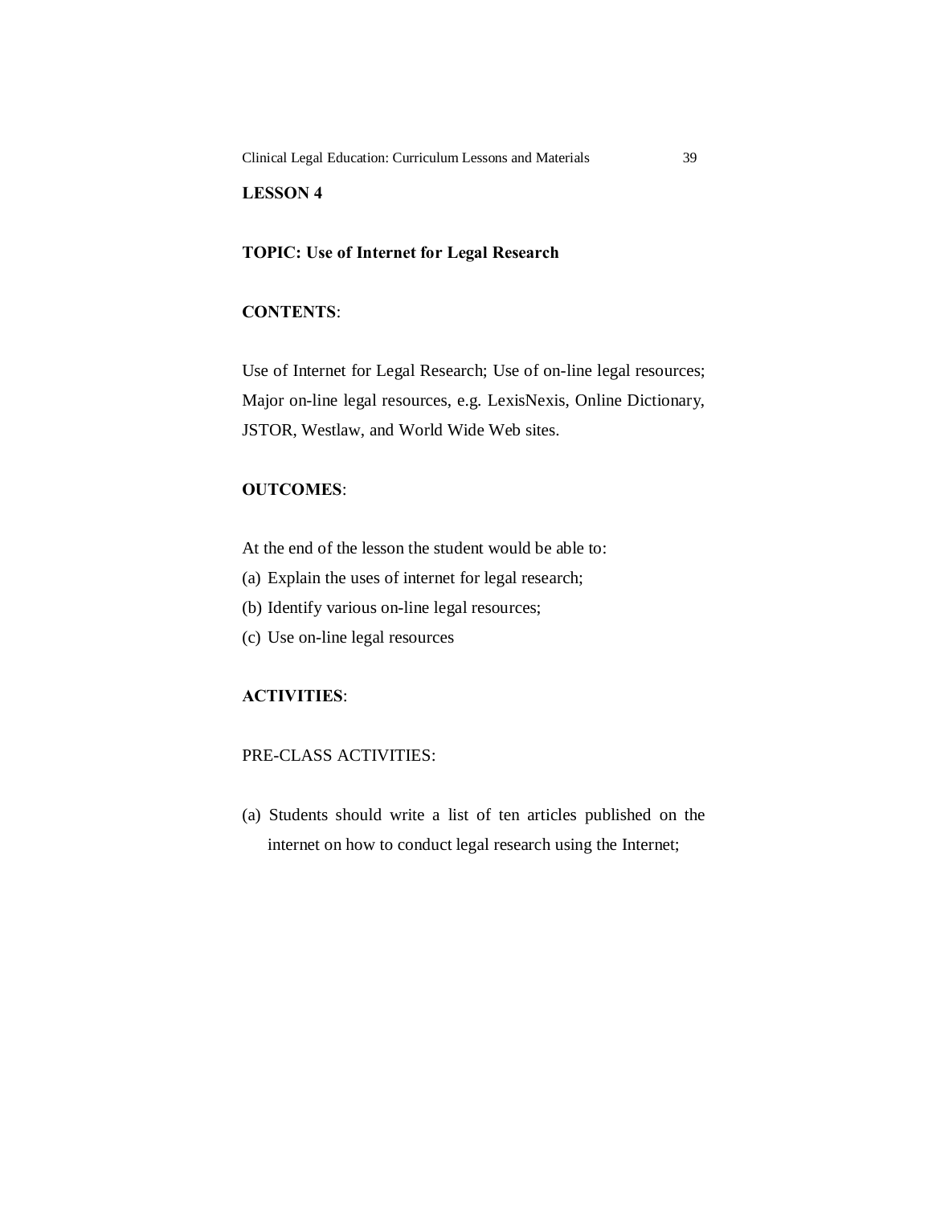## LESSON 4

### TOPIC: Use of Internet for Legal Research

**CONTENTS**:

Use of Internet for Legal Research; Use of on-line legal resources; Major on-line legal resources, e.g. LexisNexis, Online Dictionary, JSTOR, Westlaw, and World Wide Web sites.

**OUTCOMES**:

At the end of the lesson the student would be able to:

(a) Explain the uses of internet for legal research;

(b) Identify various on-line legal resources;

(c) Use on-line legal resources

**ACTIVITIES**:

PRE-CLASS ACTIVITIES:

(a) Students should write a list of ten articles published on the internet on how to conduct legal research using the Internet;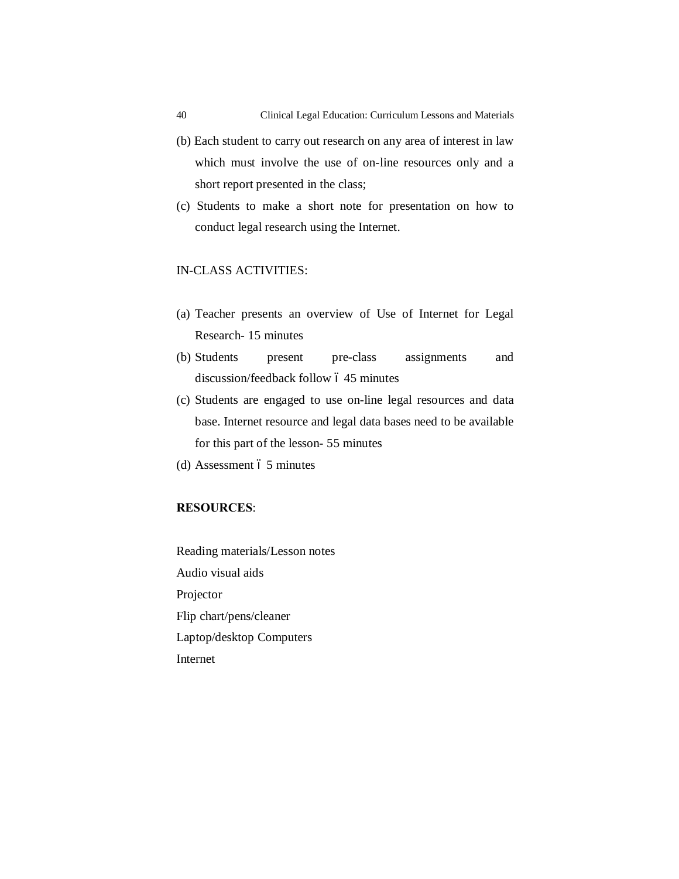(b) Each student to carry out research on any area of interest in law which must involve the use of on-line resources only and a short report presented in the class;

(c) Students to make a short note for presentation on how to conduct legal research using the Internet.

IN-CLASS ACTIVITIES:

(a) Teacher presents an overview of Use of Internet for Legal Research- 15 minutes

(b) Students present pre-class assignments and discussion/feedback follow ó 45 minutes

(c) Students are engaged to use on-line legal resources and data base. Internet resource and legal data bases need to be available for this part of the lesson- 55 minutes

(d) Assessment ó 5 minutes

**RESOURCES**:

Reading materials/Lesson notes

Audio visual aids

Projector

Flip chart/pens/cleaner

Laptop/desktop Computers

Internet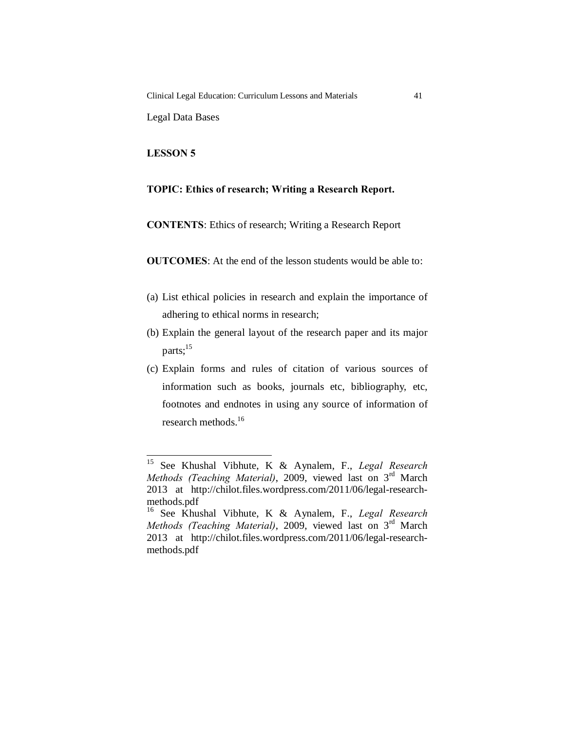Legal Data Bases

**LESSON 5**

**TOPIC: Ethics of research; Writing a Research Report.**

**CONTENTS**: Ethics of research; Writing a Research Report

**OUTCOMES**: At the end of the lesson students would be able to:

(a) List ethical policies in research and explain the importance of adhering to ethical norms in research;

(b) Explain the general layout of the research paper and its major parts;[15]

(c) Explain forms and rules of citation of various sources of information such as books, journals etc, bibliography, etc, footnotes and endnotes in using any source of information of research methods.[16]

---

[15] See Khushal Vibhute, K & Aynalem, F., *Legal Research Methods (Teaching Material)*, 2009, viewed last on 3rd March 2013 at http://chilot.files.wordpress.com/2011/06/legal-research-methods.pdf

[16] See Khushal Vibhute, K & Aynalem, F., *Legal Research Methods (Teaching Material)*, 2009, viewed last on 3rd March 2013 at http://chilot.files.wordpress.com/2011/06/legal-research-methods.pdf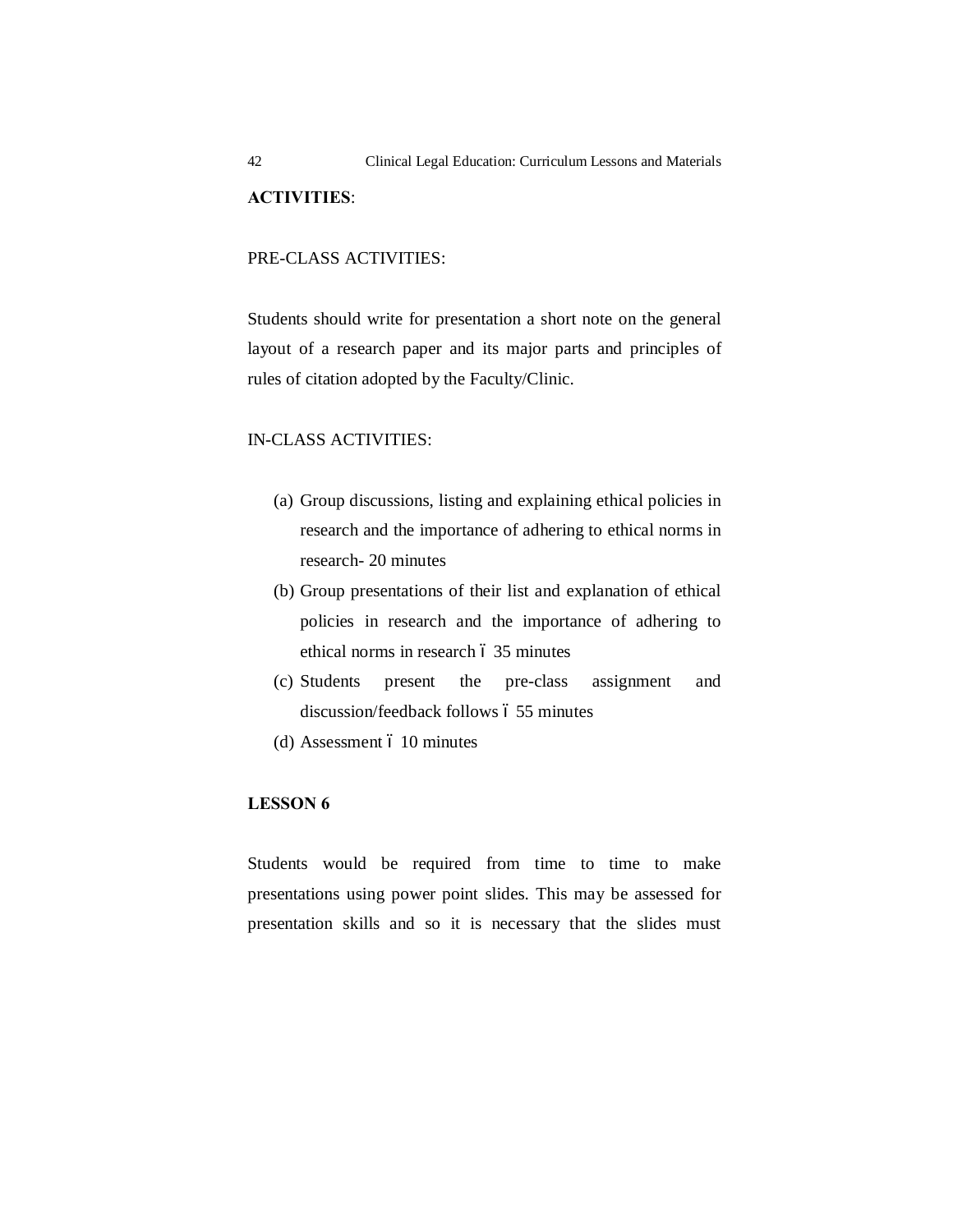**ACTIVITIES**:

PRE-CLASS ACTIVITIES:

Students should write for presentation a short note on the general layout of a research paper and its major parts and principles of rules of citation adopted by the Faculty/Clinic.

IN-CLASS ACTIVITIES:

(a) Group discussions, listing and explaining ethical policies in research and the importance of adhering to ethical norms in research- 20 minutes
(b) Group presentations of their list and explanation of ethical policies in research and the importance of adhering to ethical norms in research – 35 minutes
(c) Students present the pre-class assignment and discussion/feedback follows – 55 minutes
(d) Assessment – 10 minutes

**LESSON 6**

Students would be required from time to time to make presentations using power point slides. This may be assessed for presentation skills and so it is necessary that the slides must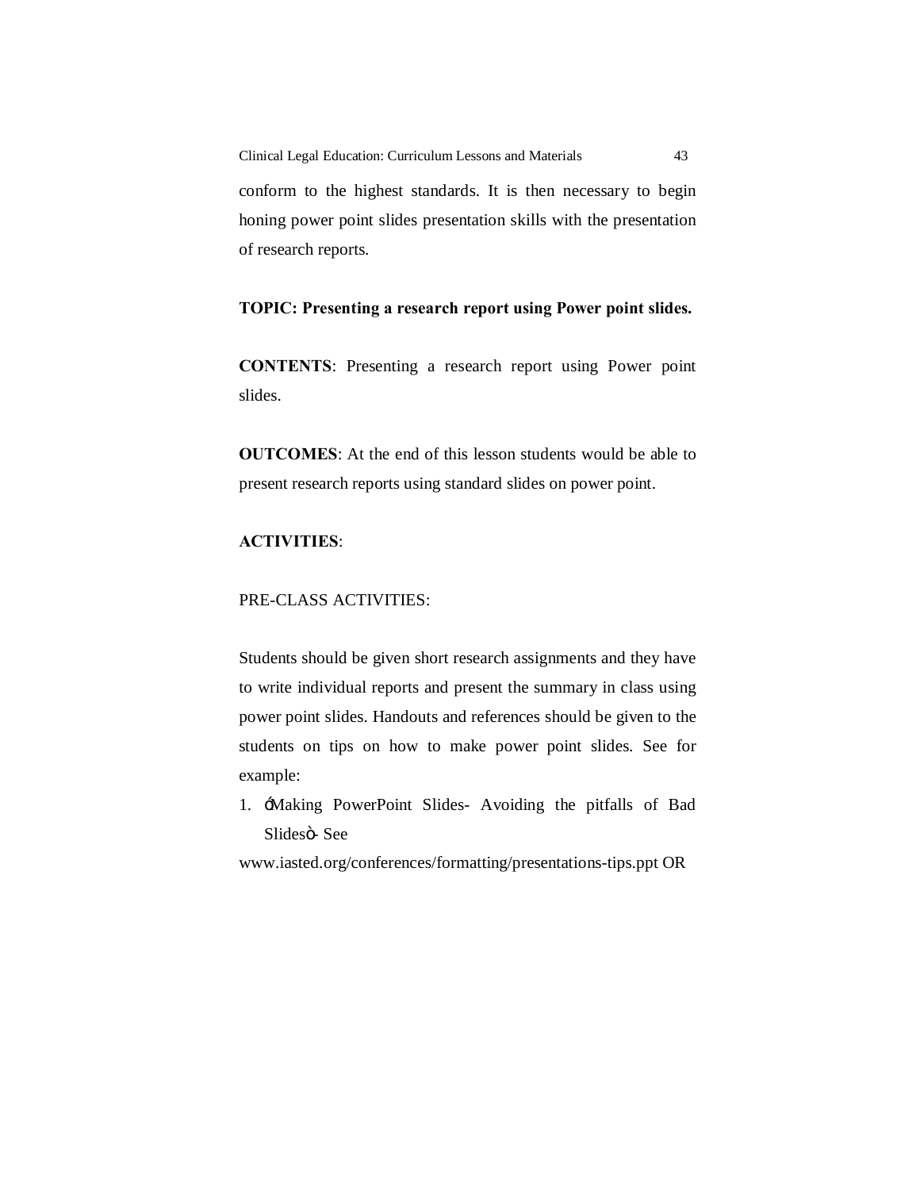conform to the highest standards. It is then necessary to begin honing power point slides presentation skills with the presentation of research reports.

**TOPIC: Presenting a research report using Power point slides.**

**CONTENTS**: Presenting a research report using Power point slides.

**OUTCOMES**: At the end of this lesson students would be able to present research reports using standard slides on power point.

**ACTIVITIES**:

PRE-CLASS ACTIVITIES:

Students should be given short research assignments and they have to write individual reports and present the summary in class using power point slides. Handouts and references should be given to the students on tips on how to make power point slides. See for example:

1. óMaking PowerPoint Slides- Avoiding the pitfalls of Bad Slidesò- See

www.iasted.org/conferences/formatting/presentations-tips.ppt OR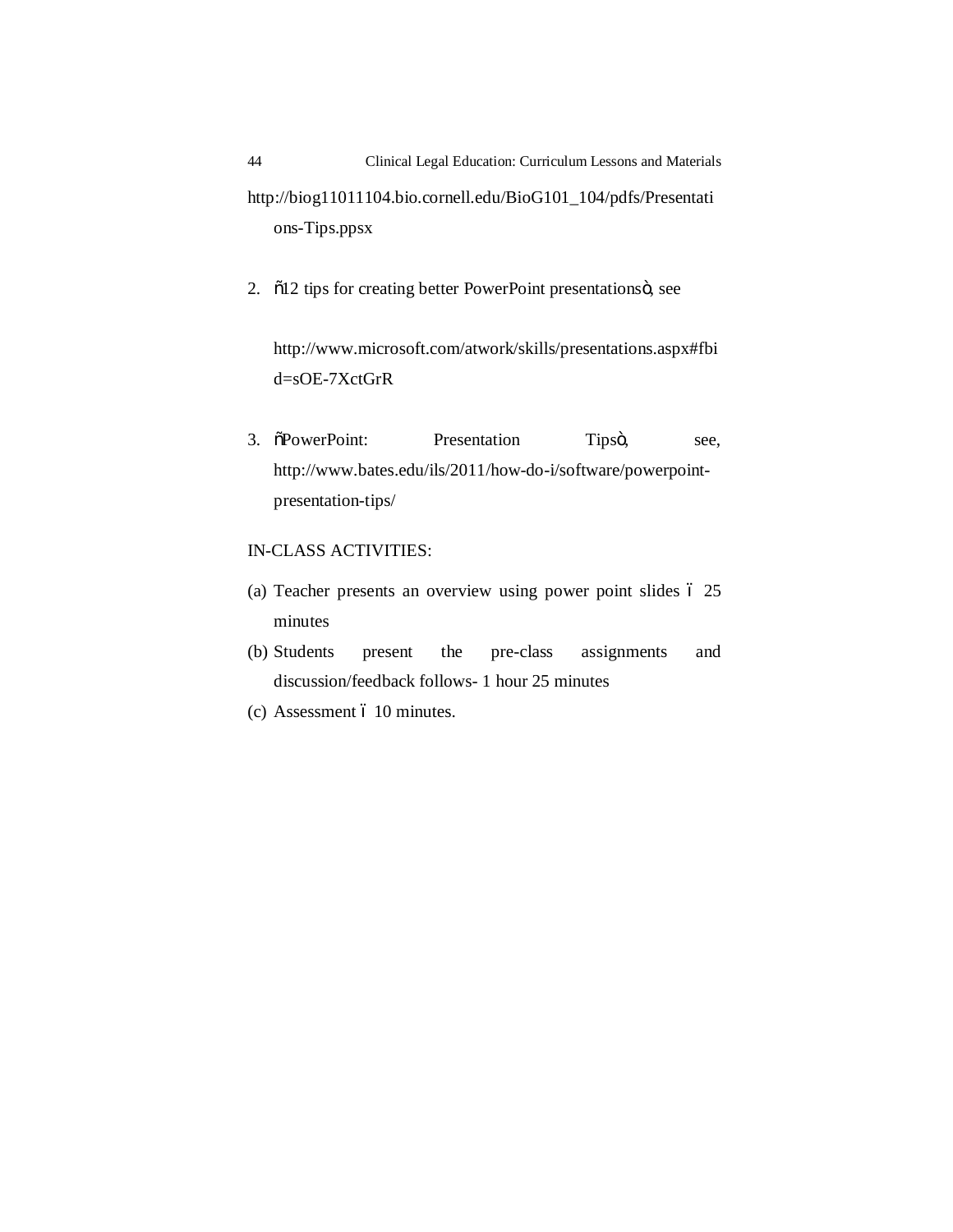http://biog11011104.bio.cornell.edu/BioG101_104/pdfs/Presentations-Tips.ppsx

2. "12 tips for creating better PowerPoint presentations", see

   http://www.microsoft.com/atwork/skills/presentations.aspx#fbid=sOE-7XctGrR

3. "PowerPoint: Presentation Tips", see, http://www.bates.edu/ils/2011/how-do-i/software/powerpoint-presentation-tips/

IN-CLASS ACTIVITIES:

(a) Teacher presents an overview using power point slides – 25 minutes
(b) Students present the pre-class assignments and discussion/feedback follows- 1 hour 25 minutes
(c) Assessment – 10 minutes.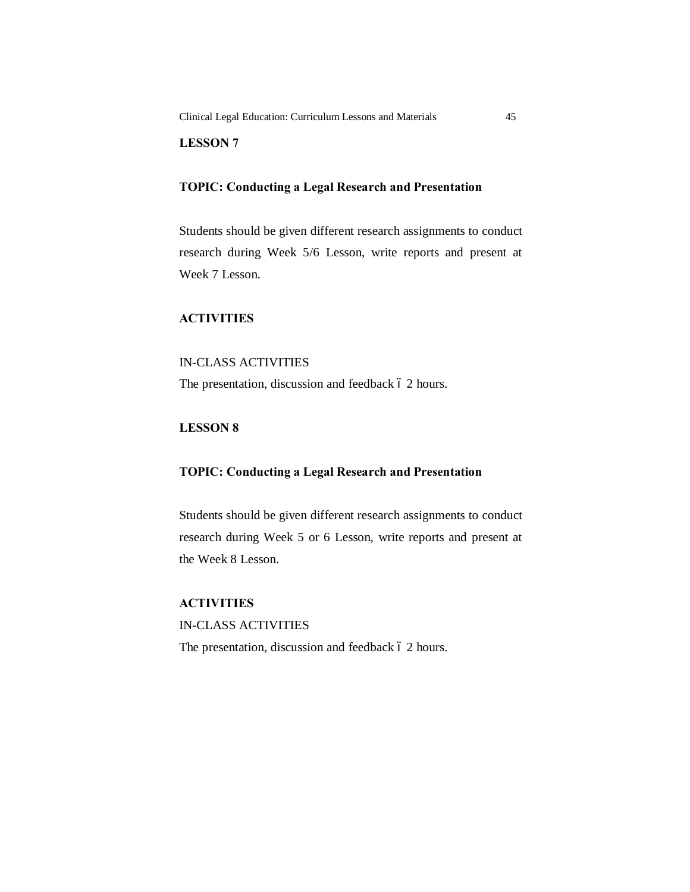**LESSON 7**

**TOPIC: Conducting a Legal Research and Presentation**

Students should be given different research assignments to conduct research during Week 5/6 Lesson, write reports and present at Week 7 Lesson.

**ACTIVITIES**

IN-CLASS ACTIVITIES

The presentation, discussion and feedback ó 2 hours.

**LESSON 8**

**TOPIC: Conducting a Legal Research and Presentation**

Students should be given different research assignments to conduct research during Week 5 or 6 Lesson, write reports and present at the Week 8 Lesson.

**ACTIVITIES**

IN-CLASS ACTIVITIES

The presentation, discussion and feedback ó 2 hours.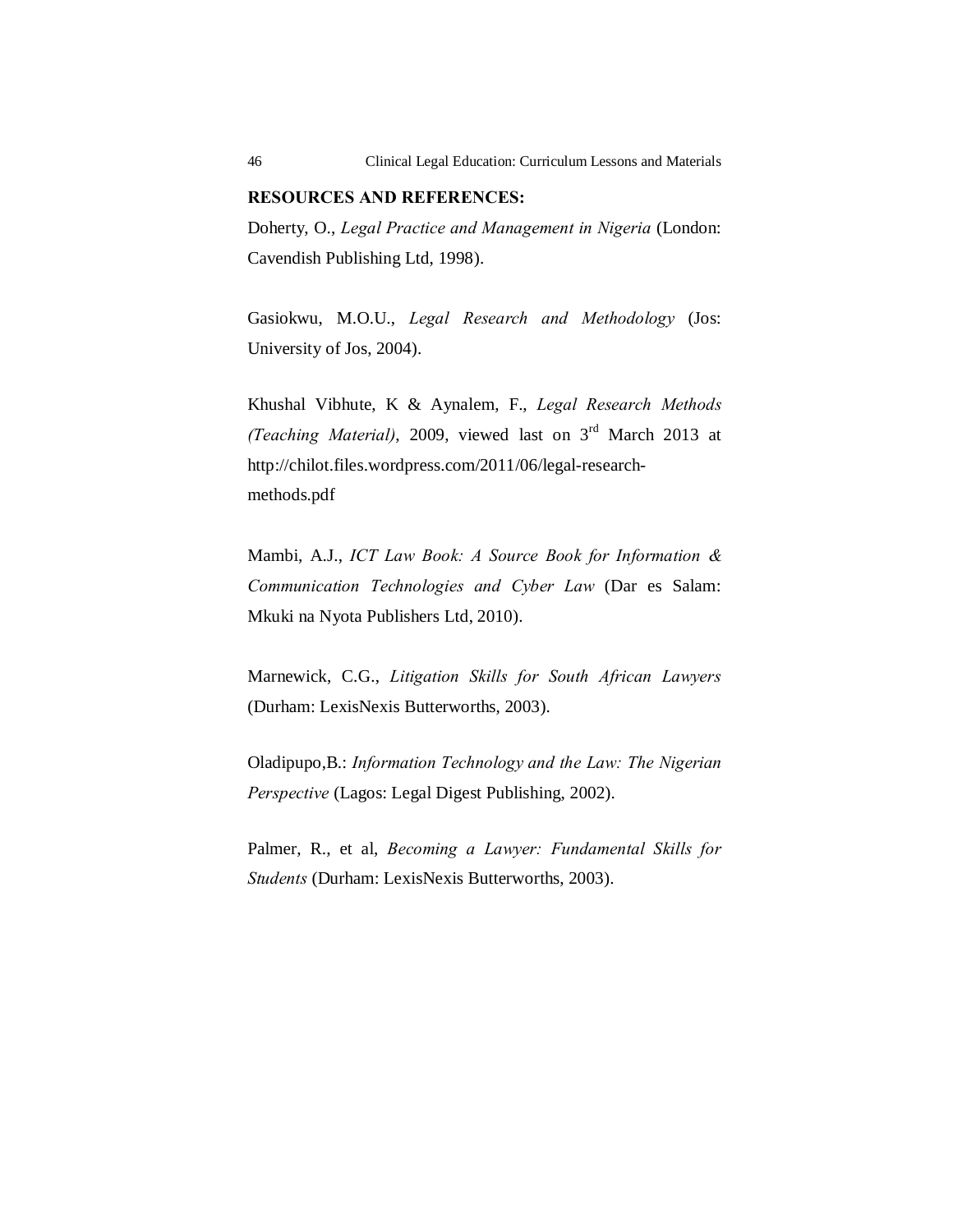**RESOURCES AND REFERENCES:**

Doherty, O., *Legal Practice and Management in Nigeria* (London: Cavendish Publishing Ltd, 1998).

Gasiokwu, M.O.U., *Legal Research and Methodology* (Jos: University of Jos, 2004).

Khushal Vibhute, K & Aynalem, F., *Legal Research Methods (Teaching Material)*, 2009, viewed last on 3rd March 2013 at http://chilot.files.wordpress.com/2011/06/legal-research-methods.pdf

Mambi, A.J., *ICT Law Book: A Source Book for Information & Communication Technologies and Cyber Law* (Dar es Salam: Mkuki na Nyota Publishers Ltd, 2010).

Marnewick, C.G., *Litigation Skills for South African Lawyers* (Durham: LexisNexis Butterworths, 2003).

Oladipupo,B.: *Information Technology and the Law: The Nigerian Perspective* (Lagos: Legal Digest Publishing, 2002).

Palmer, R., et al, *Becoming a Lawyer: Fundamental Skills for Students* (Durham: LexisNexis Butterworths, 2003).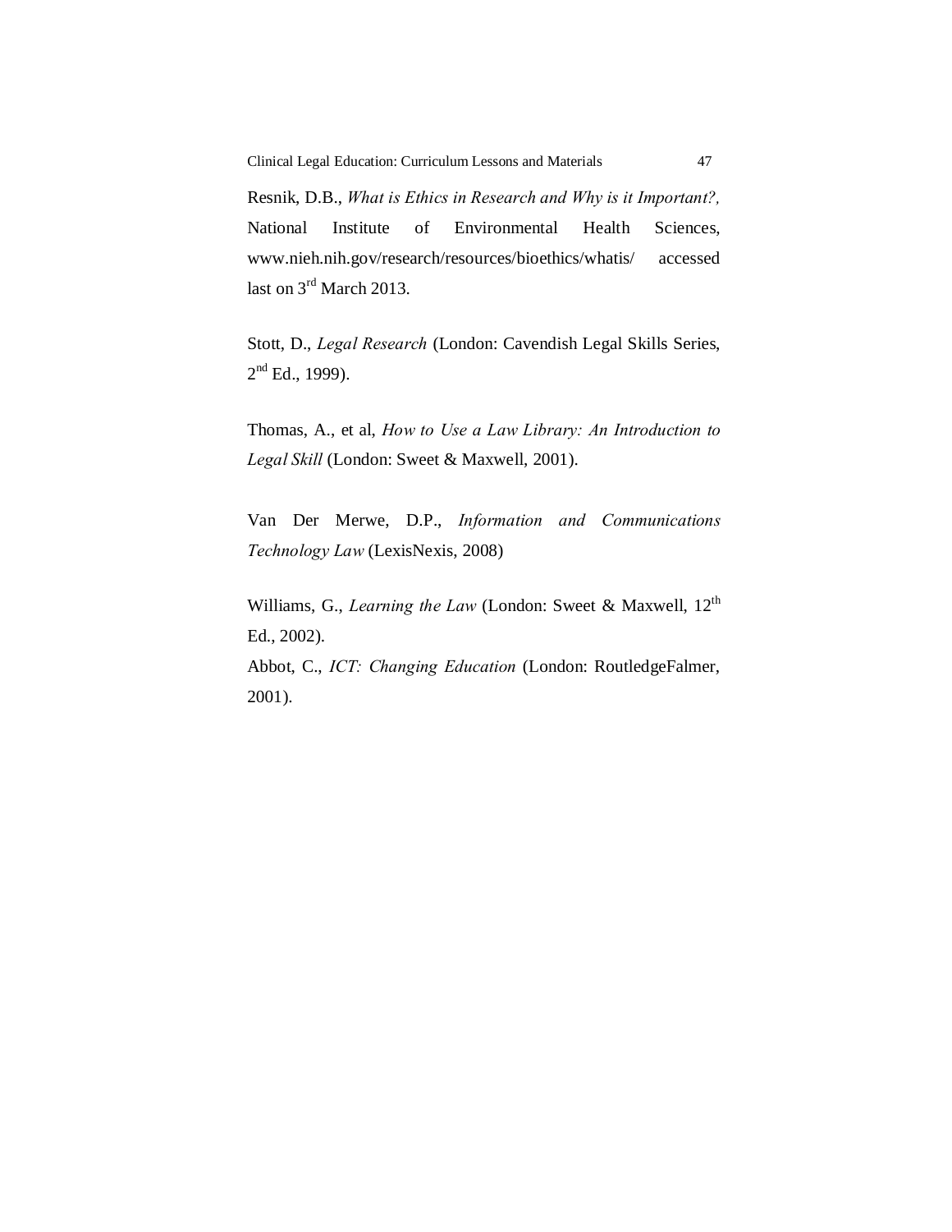Resnik, D.B., *What is Ethics in Research and Why is it Important?,* National Institute of Environmental Health Sciences, www.nieh.nih.gov/research/resources/bioethics/whatis/ accessed last on 3rd March 2013.

Stott, D., *Legal Research* (London: Cavendish Legal Skills Series, 2nd Ed., 1999).

Thomas, A., et al, *How to Use a Law Library: An Introduction to Legal Skill* (London: Sweet & Maxwell, 2001).

Van Der Merwe, D.P., *Information and Communications Technology Law* (LexisNexis, 2008)

Williams, G., *Learning the Law* (London: Sweet & Maxwell, 12th Ed., 2002).

Abbot, C., *ICT: Changing Education* (London: RoutledgeFalmer, 2001).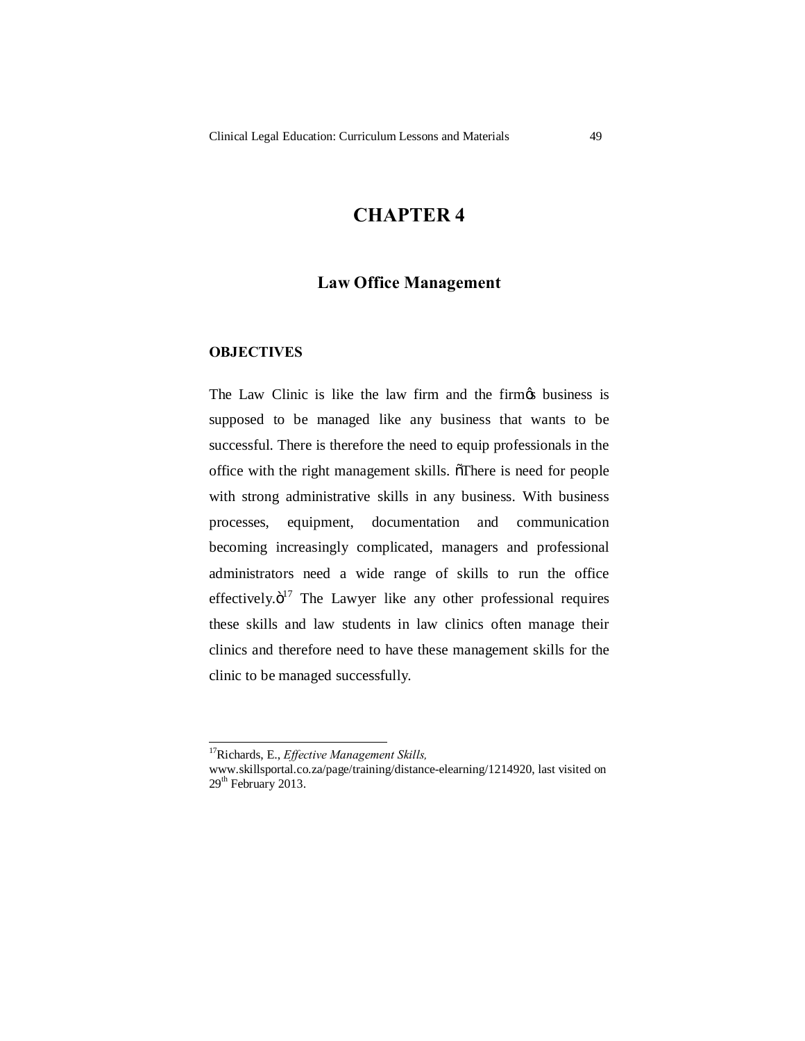# CHAPTER 4

## Law Office Management

### OBJECTIVES

The Law Clinic is like the law firm and the firm's business is supposed to be managed like any business that wants to be successful. There is therefore the need to equip professionals in the office with the right management skills. "There is need for people with strong administrative skills in any business. With business processes, equipment, documentation and communication becoming increasingly complicated, managers and professional administrators need a wide range of skills to run the office effectively."[17] The Lawyer like any other professional requires these skills and law students in law clinics often manage their clinics and therefore need to have these management skills for the clinic to be managed successfully.

---

[17] Richards, E., *Effective Management Skills,* www.skillsportal.co.za/page/training/distance-elearning/1214920, last visited on 29th February 2013.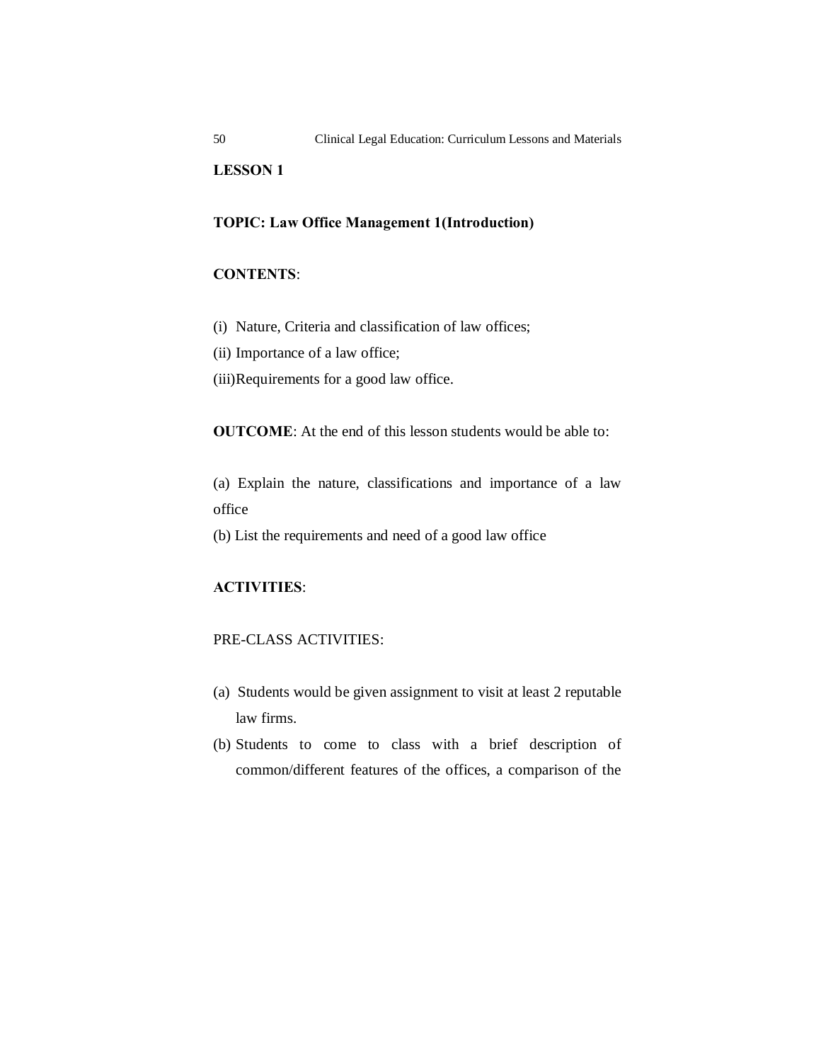**LESSON 1**

**TOPIC: Law Office Management 1(Introduction)**

**CONTENTS**:

(i) Nature, Criteria and classification of law offices;
(ii) Importance of a law office;
(iii)Requirements for a good law office.

**OUTCOME**: At the end of this lesson students would be able to:

(a) Explain the nature, classifications and importance of a law office
(b) List the requirements and need of a good law office

**ACTIVITIES**:

PRE-CLASS ACTIVITIES:

(a) Students would be given assignment to visit at least 2 reputable law firms.
(b) Students to come to class with a brief description of common/different features of the offices, a comparison of the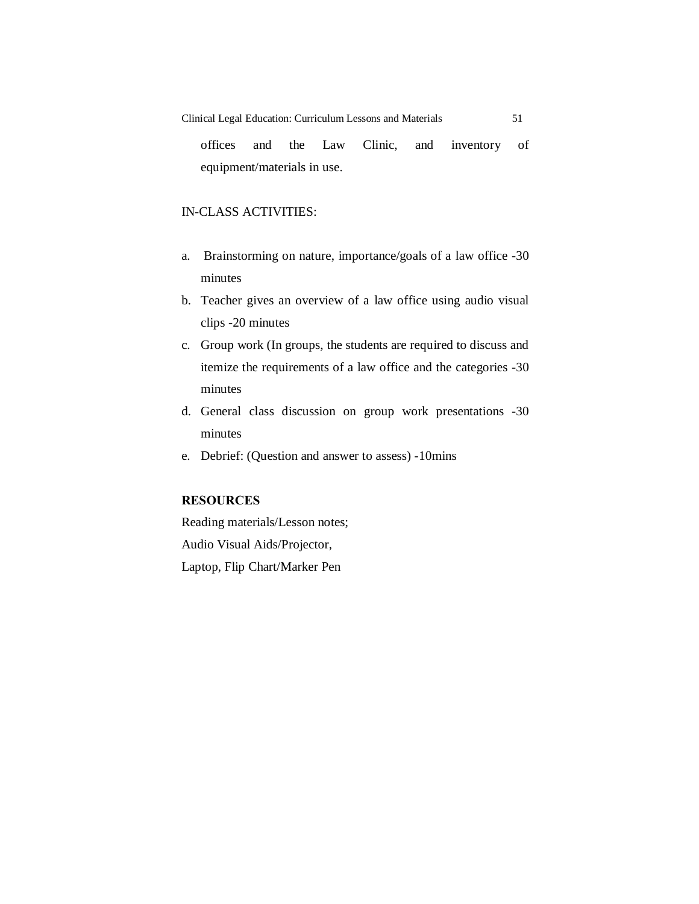offices and the Law Clinic, and inventory of equipment/materials in use.

IN-CLASS ACTIVITIES:

a. Brainstorming on nature, importance/goals of a law office -30 minutes
b. Teacher gives an overview of a law office using audio visual clips -20 minutes
c. Group work (In groups, the students are required to discuss and itemize the requirements of a law office and the categories -30 minutes
d. General class discussion on group work presentations -30 minutes
e. Debrief: (Question and answer to assess) -10mins

**RESOURCES**

Reading materials/Lesson notes;
Audio Visual Aids/Projector,
Laptop, Flip Chart/Marker Pen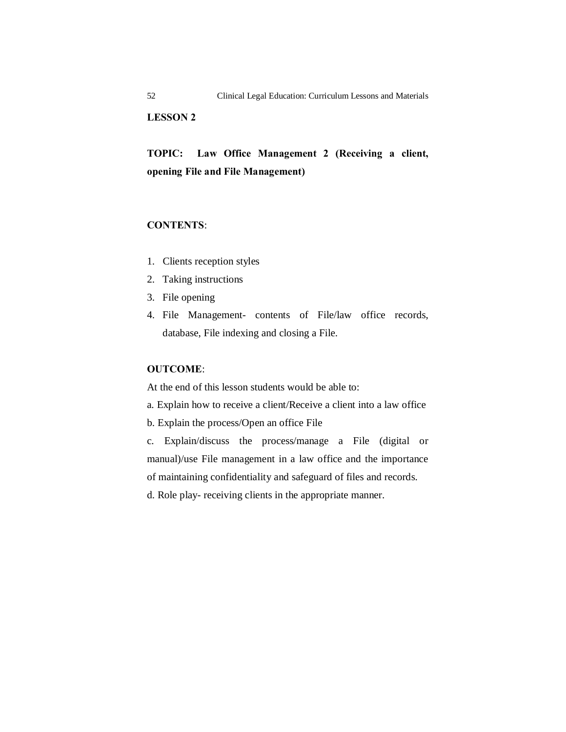## LESSON 2

**TOPIC: Law Office Management 2 (Receiving a client, opening File and File Management)**

**CONTENTS**:

1. Clients reception styles
2. Taking instructions
3. File opening
4. File Management- contents of File/law office records, database, File indexing and closing a File.

**OUTCOME**:

At the end of this lesson students would be able to:

a. Explain how to receive a client/Receive a client into a law office

b. Explain the process/Open an office File

c. Explain/discuss the process/manage a File (digital or manual)/use File management in a law office and the importance of maintaining confidentiality and safeguard of files and records.

d. Role play- receiving clients in the appropriate manner.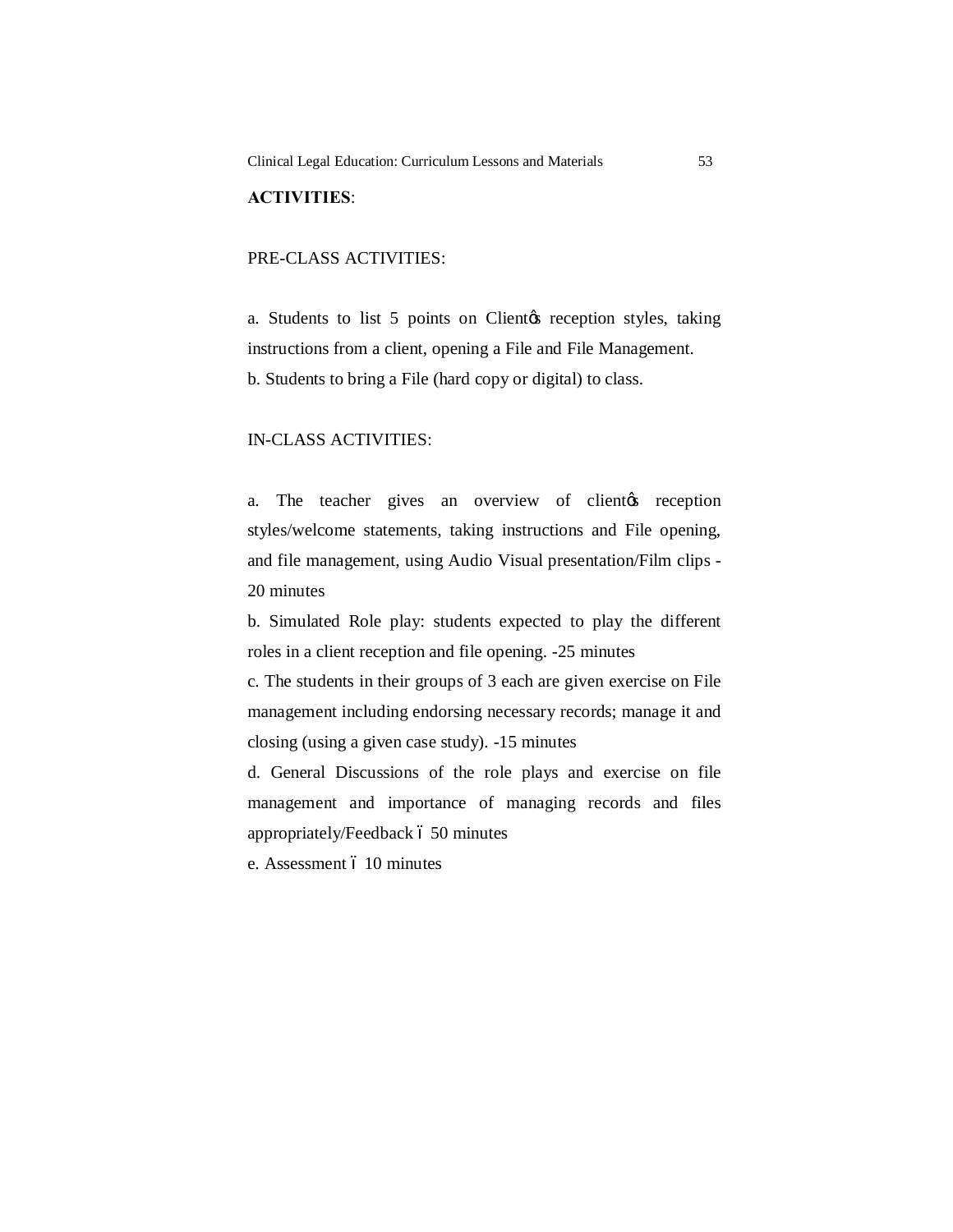**ACTIVITIES**:

PRE-CLASS ACTIVITIES:

a. Students to list 5 points on Client's reception styles, taking instructions from a client, opening a File and File Management.
b. Students to bring a File (hard copy or digital) to class.

IN-CLASS ACTIVITIES:

a. The teacher gives an overview of client's reception styles/welcome statements, taking instructions and File opening, and file management, using Audio Visual presentation/Film clips - 20 minutes
b. Simulated Role play: students expected to play the different roles in a client reception and file opening. -25 minutes
c. The students in their groups of 3 each are given exercise on File management including endorsing necessary records; manage it and closing (using a given case study). -15 minutes
d. General Discussions of the role plays and exercise on file management and importance of managing records and files appropriately/Feedback – 50 minutes
e. Assessment – 10 minutes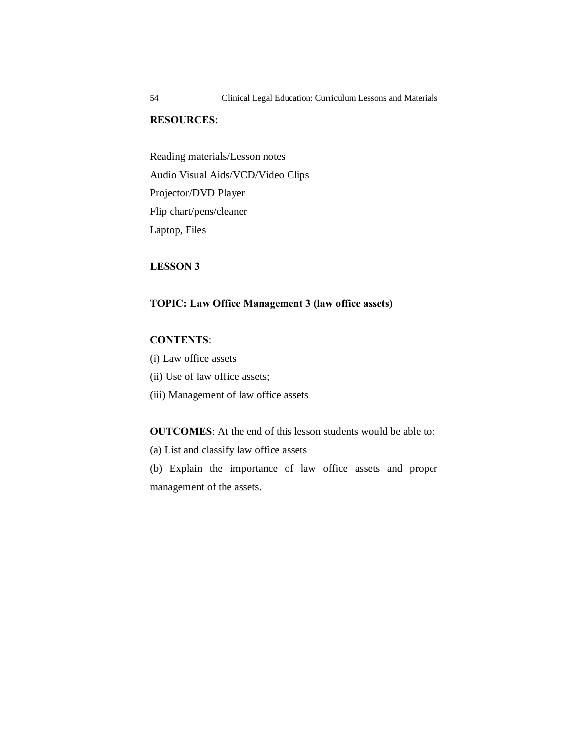**RESOURCES**:

Reading materials/Lesson notes
Audio Visual Aids/VCD/Video Clips
Projector/DVD Player
Flip chart/pens/cleaner
Laptop, Files

## LESSON 3

**TOPIC: Law Office Management 3 (law office assets)**

**CONTENTS**:

(i) Law office assets
(ii) Use of law office assets;
(iii) Management of law office assets

**OUTCOMES**: At the end of this lesson students would be able to:

(a) List and classify law office assets
(b) Explain the importance of law office assets and proper management of the assets.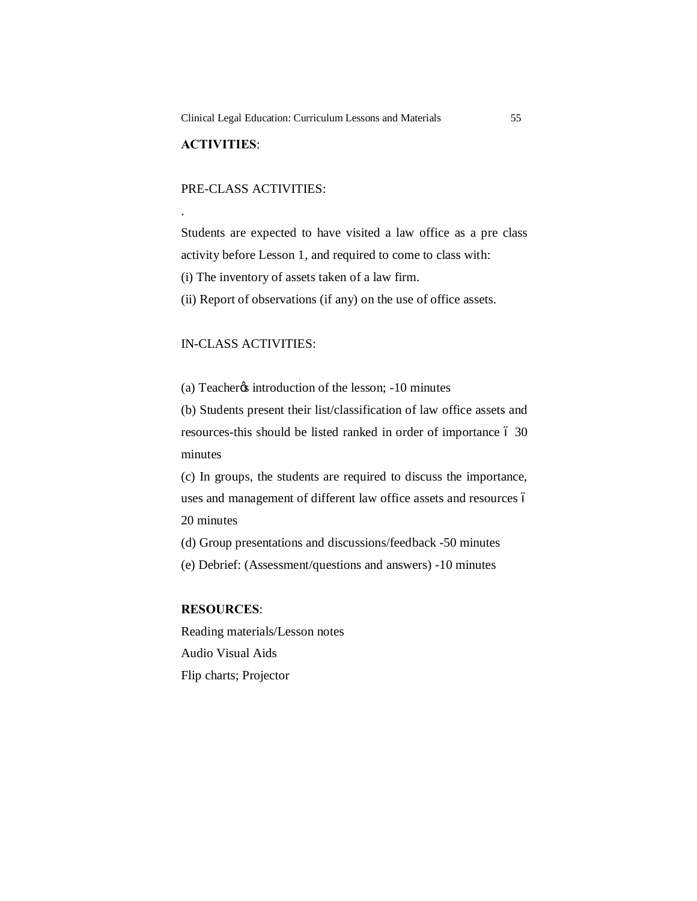**ACTIVITIES**:

PRE-CLASS ACTIVITIES:

.

Students are expected to have visited a law office as a pre class activity before Lesson 1, and required to come to class with:

(i) The inventory of assets taken of a law firm.

(ii) Report of observations (if any) on the use of office assets.

IN-CLASS ACTIVITIES:

(a) Teacher's introduction of the lesson; -10 minutes

(b) Students present their list/classification of law office assets and resources-this should be listed ranked in order of importance – 30 minutes

(c) In groups, the students are required to discuss the importance, uses and management of different law office assets and resources – 20 minutes

(d) Group presentations and discussions/feedback -50 minutes

(e) Debrief: (Assessment/questions and answers) -10 minutes

**RESOURCES**:

Reading materials/Lesson notes

Audio Visual Aids

Flip charts; Projector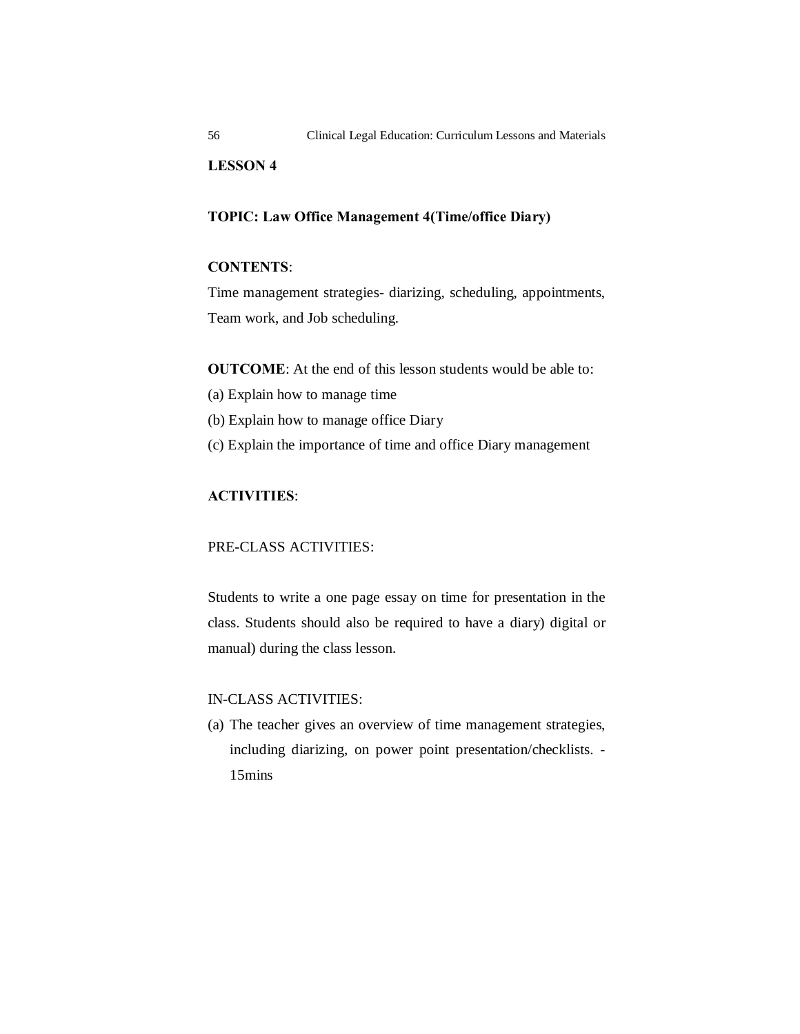**LESSON 4**

**TOPIC: Law Office Management 4(Time/office Diary)**

**CONTENTS**:
Time management strategies- diarizing, scheduling, appointments, Team work, and Job scheduling.

**OUTCOME**: At the end of this lesson students would be able to:
(a) Explain how to manage time
(b) Explain how to manage office Diary
(c) Explain the importance of time and office Diary management

**ACTIVITIES**:

PRE-CLASS ACTIVITIES:

Students to write a one page essay on time for presentation in the class. Students should also be required to have a diary) digital or manual) during the class lesson.

IN-CLASS ACTIVITIES:

(a) The teacher gives an overview of time management strategies, including diarizing, on power point presentation/checklists. - 15mins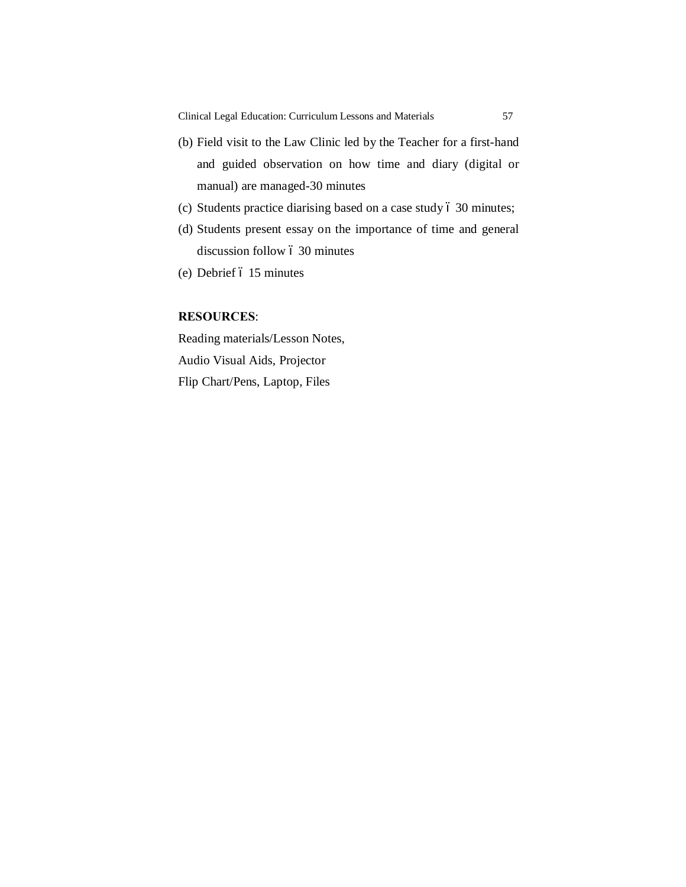(b) Field visit to the Law Clinic led by the Teacher for a first-hand and guided observation on how time and diary (digital or manual) are managed-30 minutes

(c) Students practice diarising based on a case study ó 30 minutes;

(d) Students present essay on the importance of time and general discussion follow ó 30 minutes

(e) Debrief ó 15 minutes

**RESOURCES**:

Reading materials/Lesson Notes,

Audio Visual Aids, Projector

Flip Chart/Pens, Laptop, Files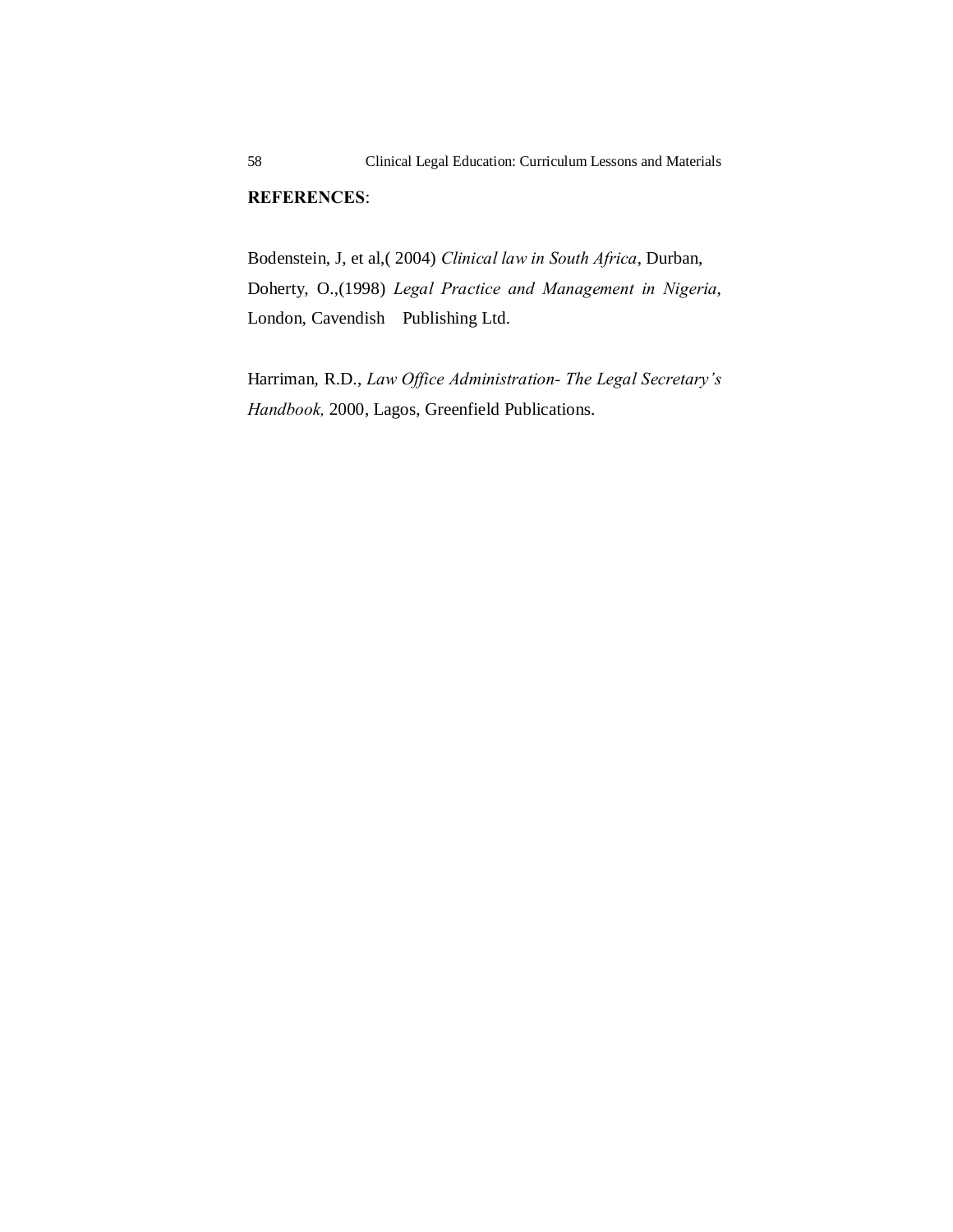**REFERENCES**:

Bodenstein, J, et al,( 2004) *Clinical law in South Africa*, Durban,
Doherty, O.,(1998) *Legal Practice and Management in Nigeria*, London, Cavendish Publishing Ltd.

Harriman, R.D., *Law Office Administration- The Legal Secretary's Handbook,* 2000, Lagos, Greenfield Publications.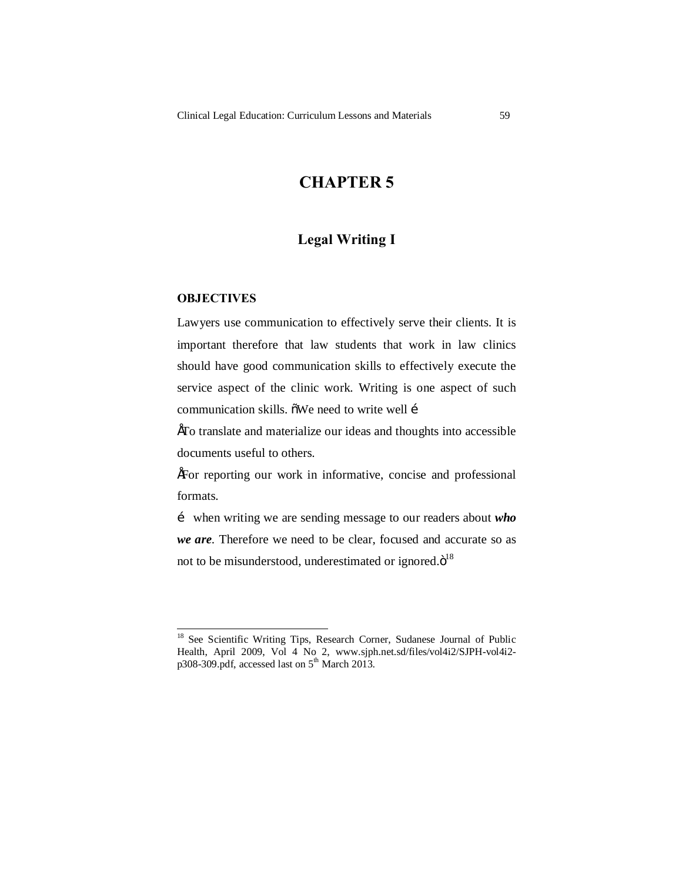# CHAPTER 5

## Legal Writing I

### OBJECTIVES

Lawyers use communication to effectively serve their clients. It is important therefore that law students that work in law clinics should have good communication skills to effectively execute the service aspect of the clinic work. Writing is one aspect of such communication skills. "We need to write well …

- To translate and materialize our ideas and thoughts into accessible documents useful to others.
- For reporting our work in informative, concise and professional formats.

… when writing we are sending message to our readers about ***who we are***. Therefore we need to be clear, focused and accurate so as not to be misunderstood, underestimated or ignored."[18]

---

[18] See Scientific Writing Tips, Research Corner, Sudanese Journal of Public Health, April 2009, Vol 4 No 2, www.sjph.net.sd/files/vol4i2/SJPH-vol4i2-p308-309.pdf, accessed last on 5th March 2013.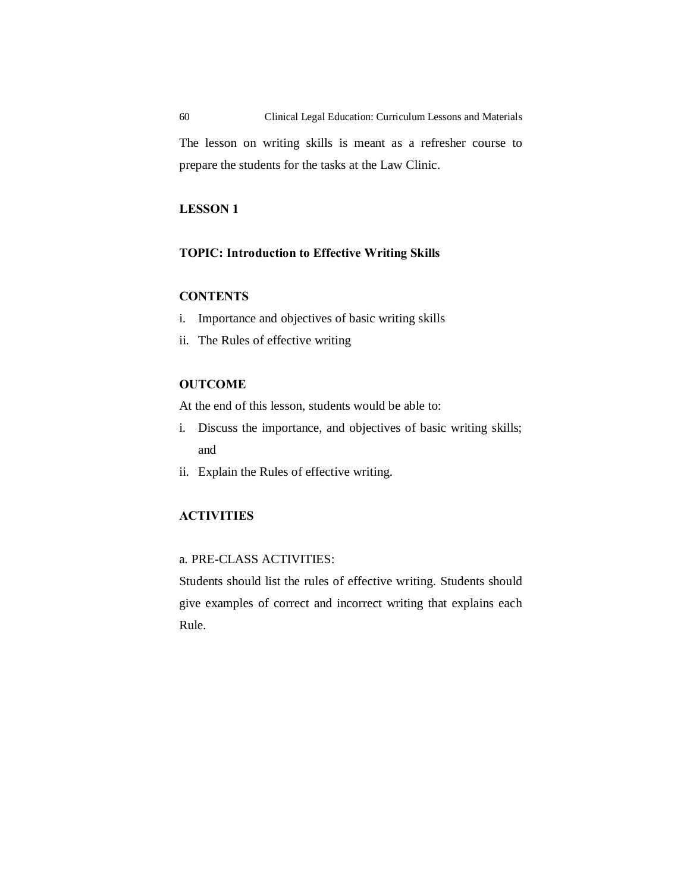The lesson on writing skills is meant as a refresher course to prepare the students for the tasks at the Law Clinic.

## LESSON 1

### TOPIC: Introduction to Effective Writing Skills

**CONTENTS**

i. Importance and objectives of basic writing skills
ii. The Rules of effective writing

**OUTCOME**

At the end of this lesson, students would be able to:

i. Discuss the importance, and objectives of basic writing skills; and
ii. Explain the Rules of effective writing.

**ACTIVITIES**

a. PRE-CLASS ACTIVITIES:

Students should list the rules of effective writing. Students should give examples of correct and incorrect writing that explains each Rule.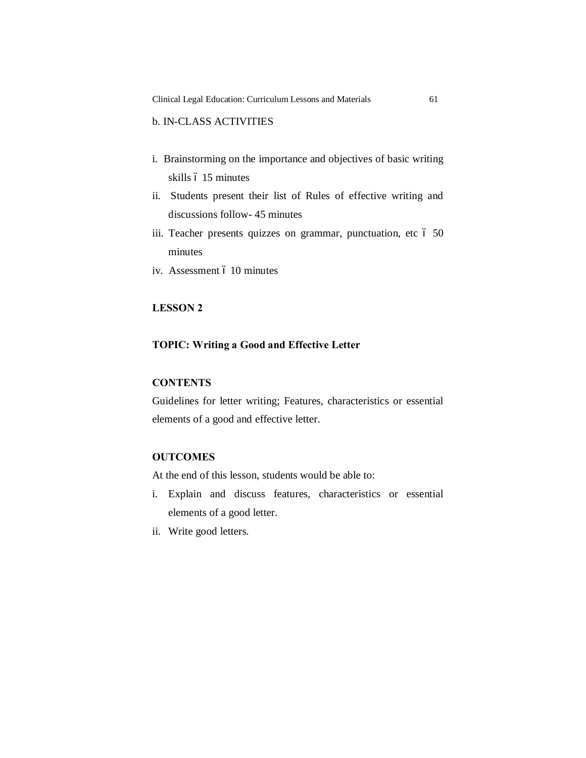b. IN-CLASS ACTIVITIES

i. Brainstorming on the importance and objectives of basic writing skills ó 15 minutes
ii. Students present their list of Rules of effective writing and discussions follow- 45 minutes
iii. Teacher presents quizzes on grammar, punctuation, etc ó 50 minutes
iv. Assessment ó 10 minutes

**LESSON 2**

**TOPIC: Writing a Good and Effective Letter**

**CONTENTS**

Guidelines for letter writing; Features, characteristics or essential elements of a good and effective letter.

**OUTCOMES**

At the end of this lesson, students would be able to:

i. Explain and discuss features, characteristics or essential elements of a good letter.
ii. Write good letters.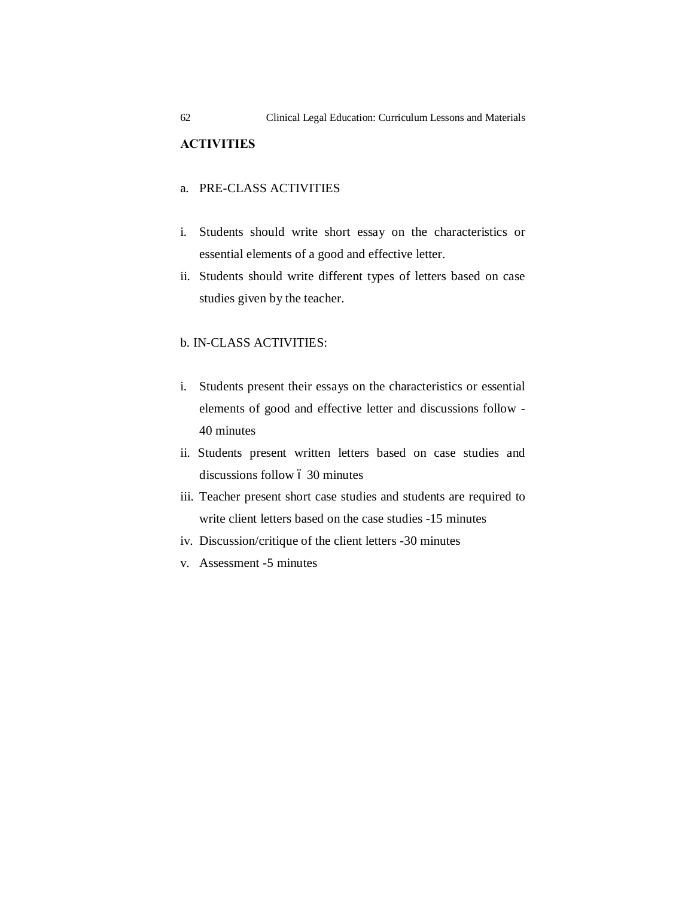## ACTIVITIES

a. PRE-CLASS ACTIVITIES

i. Students should write short essay on the characteristics or essential elements of a good and effective letter.
ii. Students should write different types of letters based on case studies given by the teacher.

b. IN-CLASS ACTIVITIES:

i. Students present their essays on the characteristics or essential elements of good and effective letter and discussions follow - 40 minutes
ii. Students present written letters based on case studies and discussions follow – 30 minutes
iii. Teacher present short case studies and students are required to write client letters based on the case studies -15 minutes
iv. Discussion/critique of the client letters -30 minutes
v. Assessment -5 minutes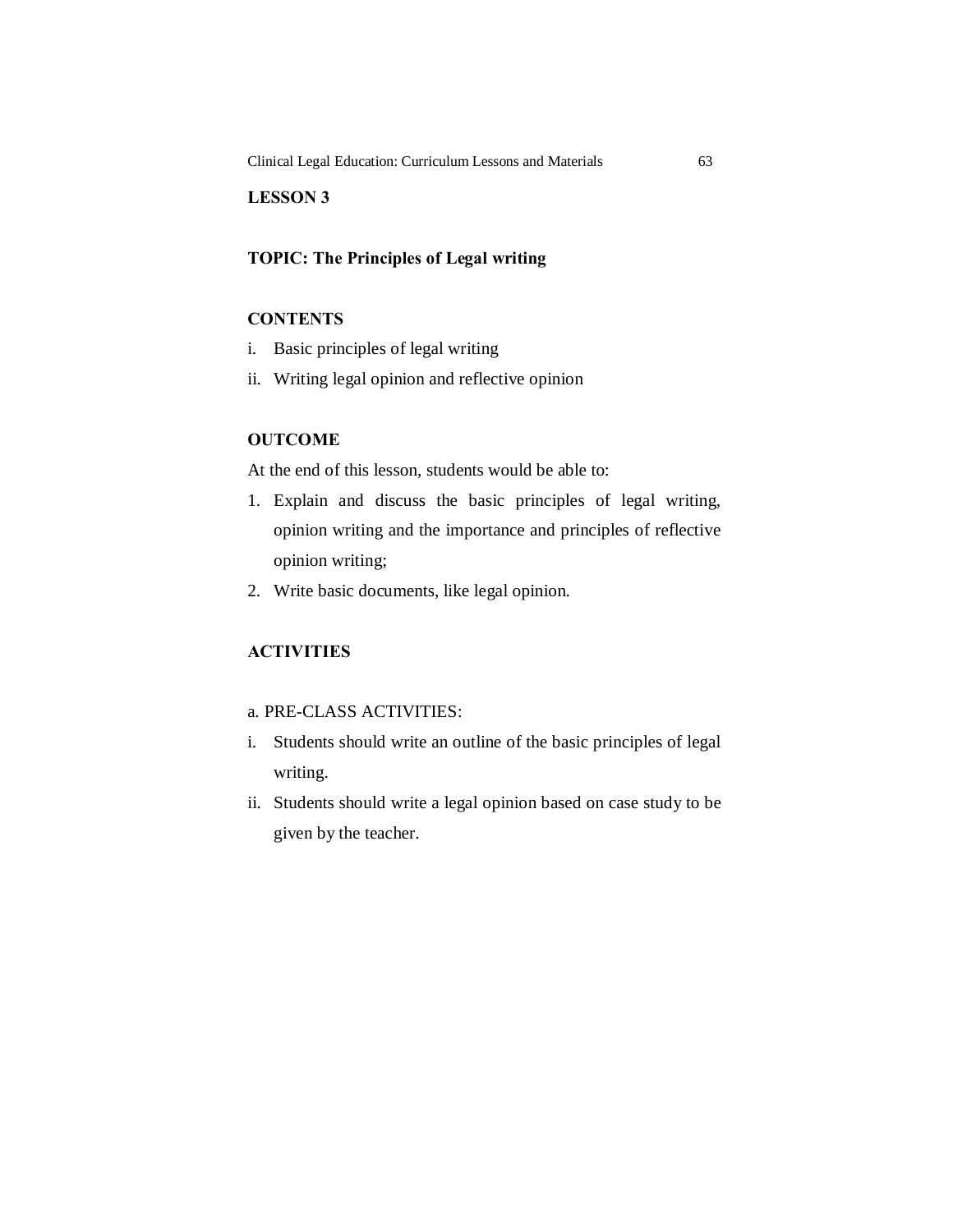## LESSON 3

### TOPIC: The Principles of Legal writing

### CONTENTS

i. Basic principles of legal writing
ii. Writing legal opinion and reflective opinion

### OUTCOME

At the end of this lesson, students would be able to:

1. Explain and discuss the basic principles of legal writing, opinion writing and the importance and principles of reflective opinion writing;
2. Write basic documents, like legal opinion.

### ACTIVITIES

a. PRE-CLASS ACTIVITIES:

i. Students should write an outline of the basic principles of legal writing.
ii. Students should write a legal opinion based on case study to be given by the teacher.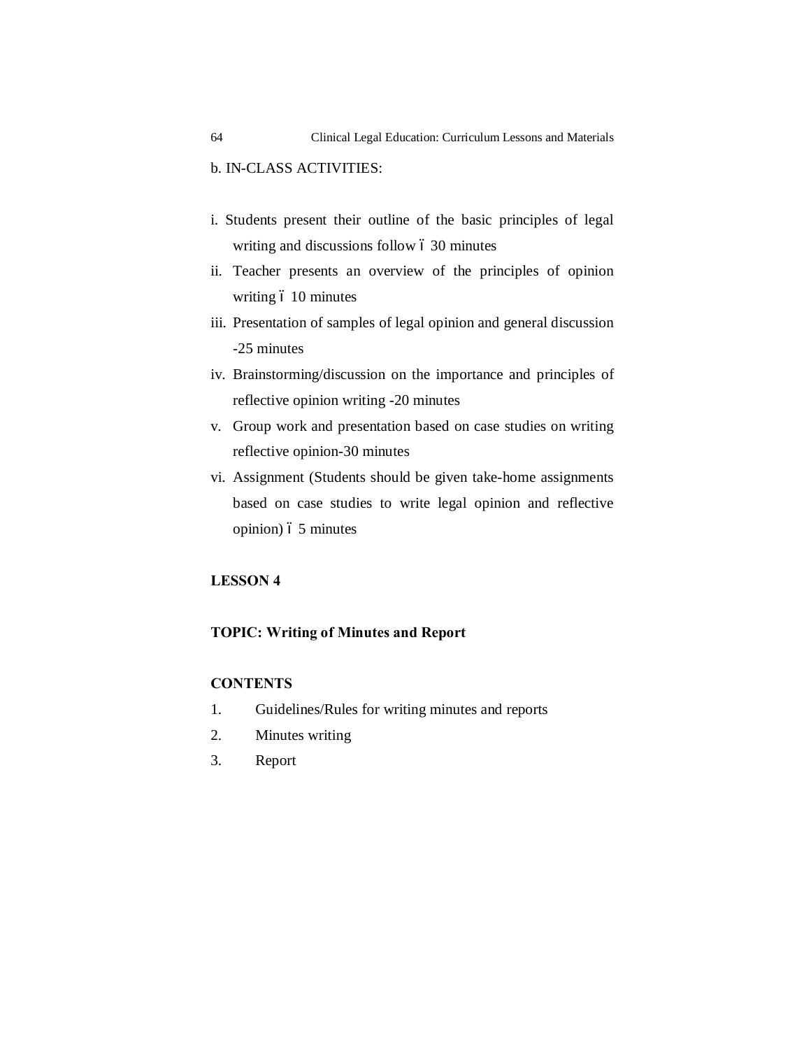b. IN-CLASS ACTIVITIES:

i. Students present their outline of the basic principles of legal writing and discussions follow ó 30 minutes
ii. Teacher presents an overview of the principles of opinion writing ó 10 minutes
iii. Presentation of samples of legal opinion and general discussion -25 minutes
iv. Brainstorming/discussion on the importance and principles of reflective opinion writing -20 minutes
v. Group work and presentation based on case studies on writing reflective opinion-30 minutes
vi. Assignment (Students should be given take-home assignments based on case studies to write legal opinion and reflective opinion) ó 5 minutes

**LESSON 4**

**TOPIC: Writing of Minutes and Report**

**CONTENTS**

1. Guidelines/Rules for writing minutes and reports
2. Minutes writing
3. Report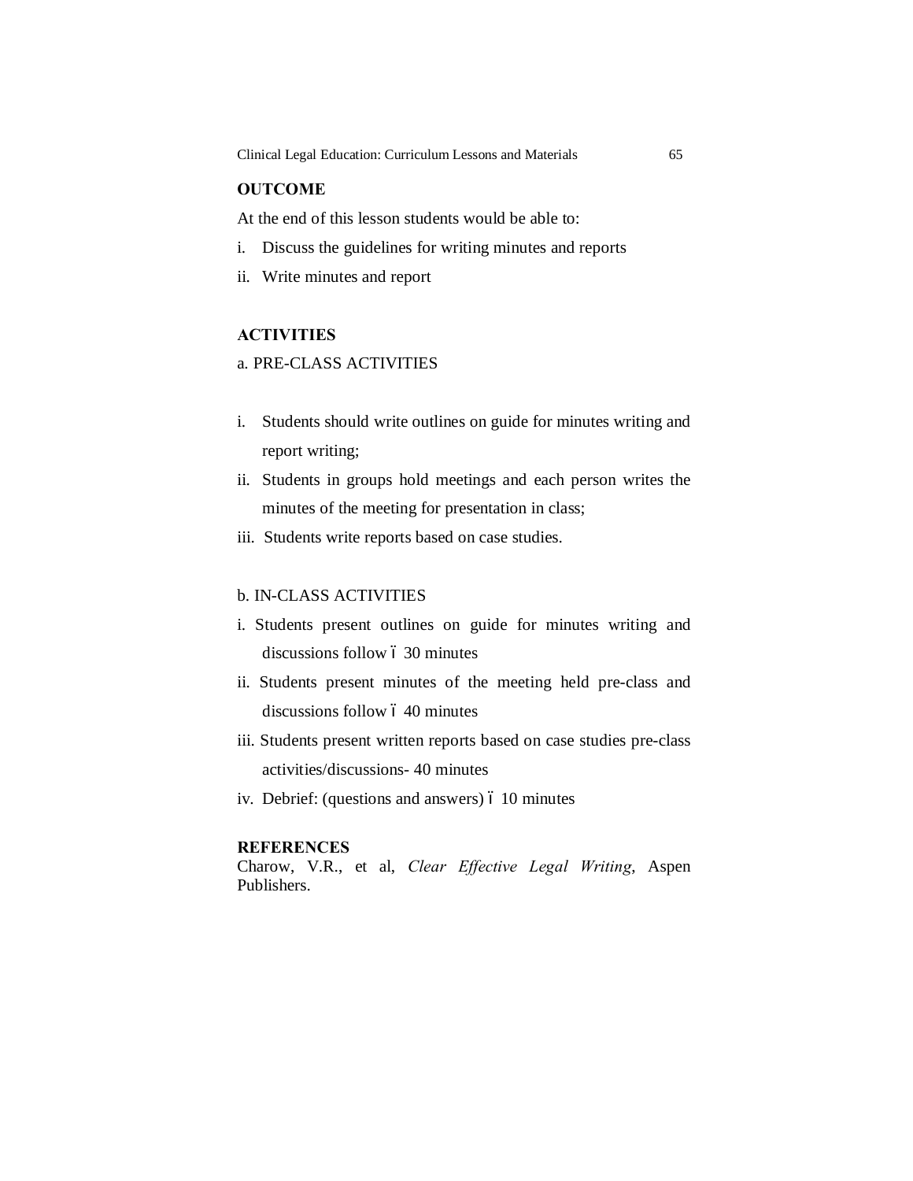## OUTCOME

At the end of this lesson students would be able to:

i. Discuss the guidelines for writing minutes and reports
ii. Write minutes and report

## ACTIVITIES

a. PRE-CLASS ACTIVITIES

i. Students should write outlines on guide for minutes writing and report writing;
ii. Students in groups hold meetings and each person writes the minutes of the meeting for presentation in class;
iii. Students write reports based on case studies.

b. IN-CLASS ACTIVITIES

i. Students present outlines on guide for minutes writing and discussions follow ó 30 minutes
ii. Students present minutes of the meeting held pre-class and discussions follow ó 40 minutes
iii. Students present written reports based on case studies pre-class activities/discussions- 40 minutes
iv. Debrief: (questions and answers) ó 10 minutes

## REFERENCES

Charow, V.R., et al, *Clear Effective Legal Writing*, Aspen Publishers.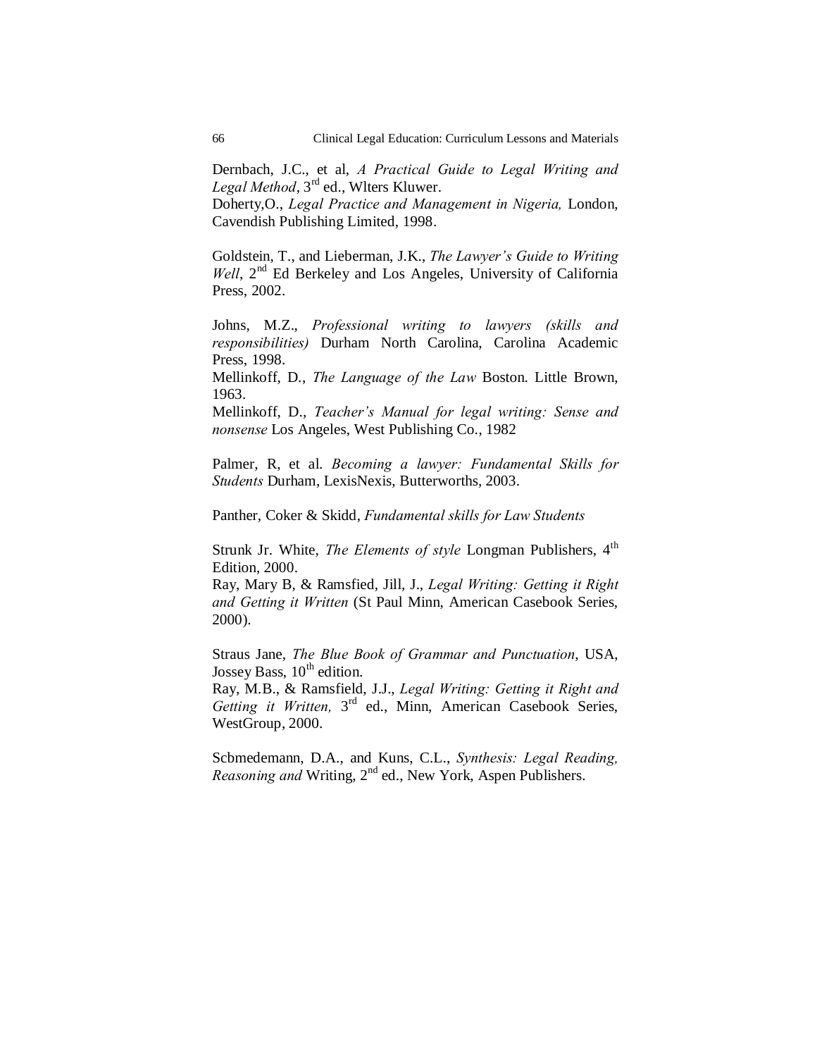Dernbach, J.C., et al, *A Practical Guide to Legal Writing and Legal Method*, 3rd ed., Wlters Kluwer.

Doherty,O., *Legal Practice and Management in Nigeria,* London, Cavendish Publishing Limited, 1998.

Goldstein, T., and Lieberman, J.K., *The Lawyer's Guide to Writing Well*, 2nd Ed Berkeley and Los Angeles, University of California Press, 2002.

Johns, M.Z., *Professional writing to lawyers (skills and responsibilities)* Durham North Carolina, Carolina Academic Press, 1998.

Mellinkoff, D., *The Language of the Law* Boston. Little Brown, 1963.

Mellinkoff, D., *Teacher's Manual for legal writing: Sense and nonsense* Los Angeles, West Publishing Co., 1982

Palmer, R, et al. *Becoming a lawyer: Fundamental Skills for Students* Durham, LexisNexis, Butterworths, 2003.

Panther, Coker & Skidd, *Fundamental skills for Law Students*

Strunk Jr. White, *The Elements of style* Longman Publishers, 4th Edition, 2000.

Ray, Mary B, & Ramsfied, Jill, J., *Legal Writing: Getting it Right and Getting it Written* (St Paul Minn, American Casebook Series, 2000).

Straus Jane, *The Blue Book of Grammar and Punctuation*, USA, Jossey Bass, 10th edition.

Ray, M.B., & Ramsfield, J.J., *Legal Writing: Getting it Right and Getting it Written,* 3rd ed., Minn, American Casebook Series, WestGroup, 2000.

Scbmedemann, D.A., and Kuns, C.L., *Synthesis: Legal Reading, Reasoning and* Writing, 2nd ed., New York, Aspen Publishers.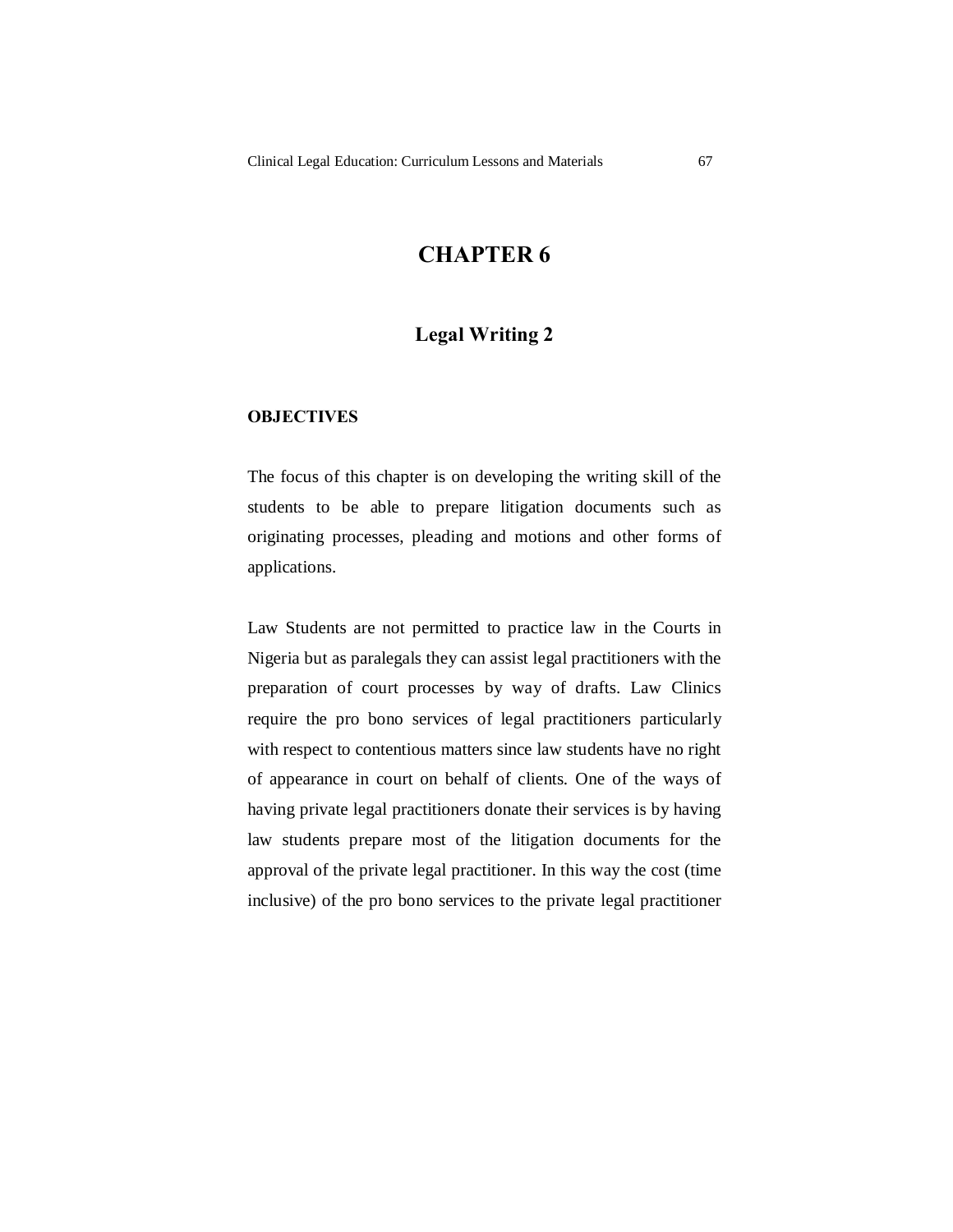# CHAPTER 6

## Legal Writing 2

**OBJECTIVES**

The focus of this chapter is on developing the writing skill of the students to be able to prepare litigation documents such as originating processes, pleading and motions and other forms of applications.

Law Students are not permitted to practice law in the Courts in Nigeria but as paralegals they can assist legal practitioners with the preparation of court processes by way of drafts. Law Clinics require the pro bono services of legal practitioners particularly with respect to contentious matters since law students have no right of appearance in court on behalf of clients. One of the ways of having private legal practitioners donate their services is by having law students prepare most of the litigation documents for the approval of the private legal practitioner. In this way the cost (time inclusive) of the pro bono services to the private legal practitioner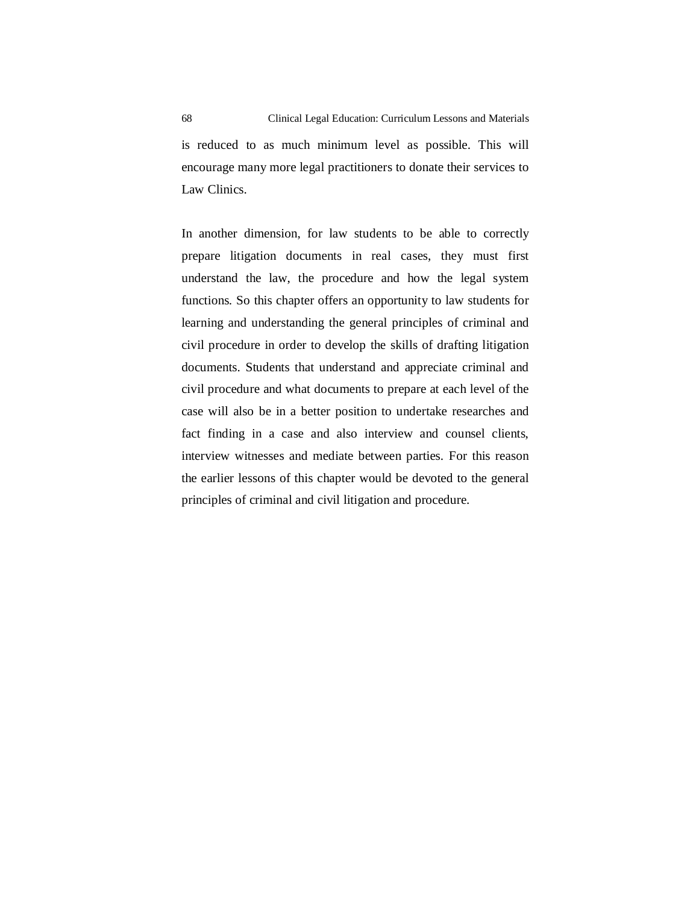is reduced to as much minimum level as possible. This will encourage many more legal practitioners to donate their services to Law Clinics.

In another dimension, for law students to be able to correctly prepare litigation documents in real cases, they must first understand the law, the procedure and how the legal system functions. So this chapter offers an opportunity to law students for learning and understanding the general principles of criminal and civil procedure in order to develop the skills of drafting litigation documents. Students that understand and appreciate criminal and civil procedure and what documents to prepare at each level of the case will also be in a better position to undertake researches and fact finding in a case and also interview and counsel clients, interview witnesses and mediate between parties. For this reason the earlier lessons of this chapter would be devoted to the general principles of criminal and civil litigation and procedure.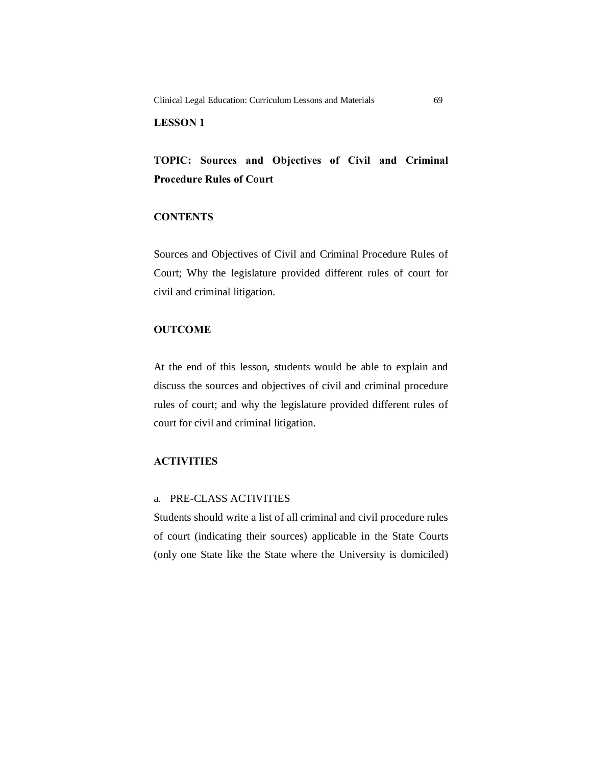## LESSON 1

### TOPIC: Sources and Objectives of Civil and Criminal Procedure Rules of Court

### CONTENTS

Sources and Objectives of Civil and Criminal Procedure Rules of Court; Why the legislature provided different rules of court for civil and criminal litigation.

### OUTCOME

At the end of this lesson, students would be able to explain and discuss the sources and objectives of civil and criminal procedure rules of court; and why the legislature provided different rules of court for civil and criminal litigation.

### ACTIVITIES

a. PRE-CLASS ACTIVITIES

Students should write a list of <u>all</u> criminal and civil procedure rules of court (indicating their sources) applicable in the State Courts (only one State like the State where the University is domiciled)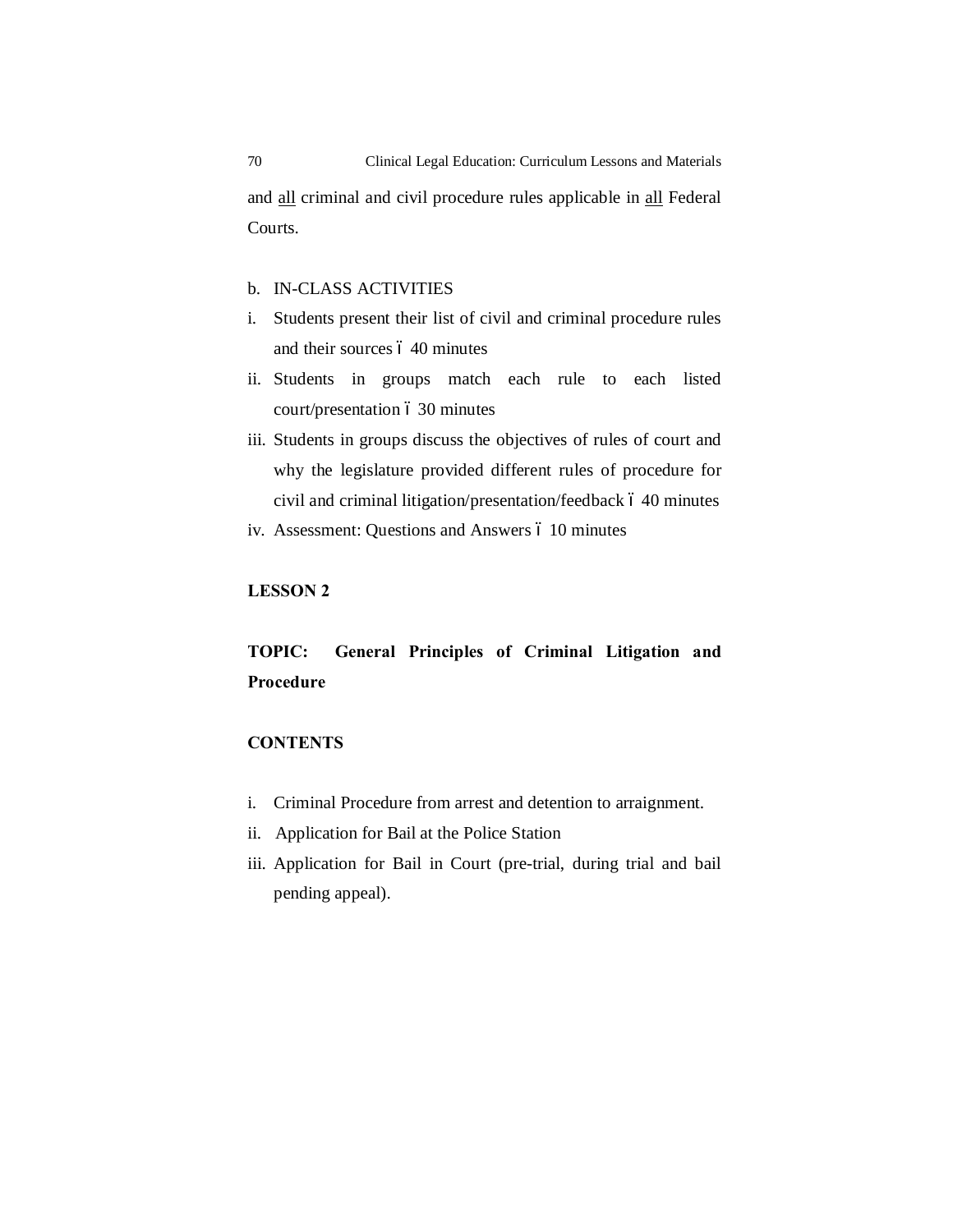and <u>all</u> criminal and civil procedure rules applicable in <u>all</u> Federal Courts.

b. IN-CLASS ACTIVITIES

i. Students present their list of civil and criminal procedure rules and their sources ó 40 minutes
ii. Students in groups match each rule to each listed court/presentation ó 30 minutes
iii. Students in groups discuss the objectives of rules of court and why the legislature provided different rules of procedure for civil and criminal litigation/presentation/feedback ó 40 minutes
iv. Assessment: Questions and Answers ó 10 minutes

**LESSON 2**

**TOPIC: General Principles of Criminal Litigation and Procedure**

**CONTENTS**

i. Criminal Procedure from arrest and detention to arraignment.
ii. Application for Bail at the Police Station
iii. Application for Bail in Court (pre-trial, during trial and bail pending appeal).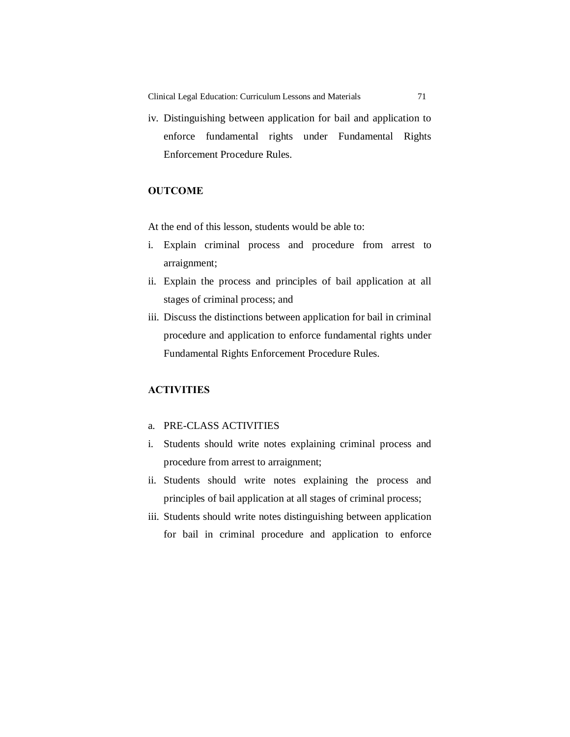iv. Distinguishing between application for bail and application to enforce fundamental rights under Fundamental Rights Enforcement Procedure Rules.

**OUTCOME**

At the end of this lesson, students would be able to:

i. Explain criminal process and procedure from arrest to arraignment;
ii. Explain the process and principles of bail application at all stages of criminal process; and
iii. Discuss the distinctions between application for bail in criminal procedure and application to enforce fundamental rights under Fundamental Rights Enforcement Procedure Rules.

**ACTIVITIES**

a. PRE-CLASS ACTIVITIES

i. Students should write notes explaining criminal process and procedure from arrest to arraignment;
ii. Students should write notes explaining the process and principles of bail application at all stages of criminal process;
iii. Students should write notes distinguishing between application for bail in criminal procedure and application to enforce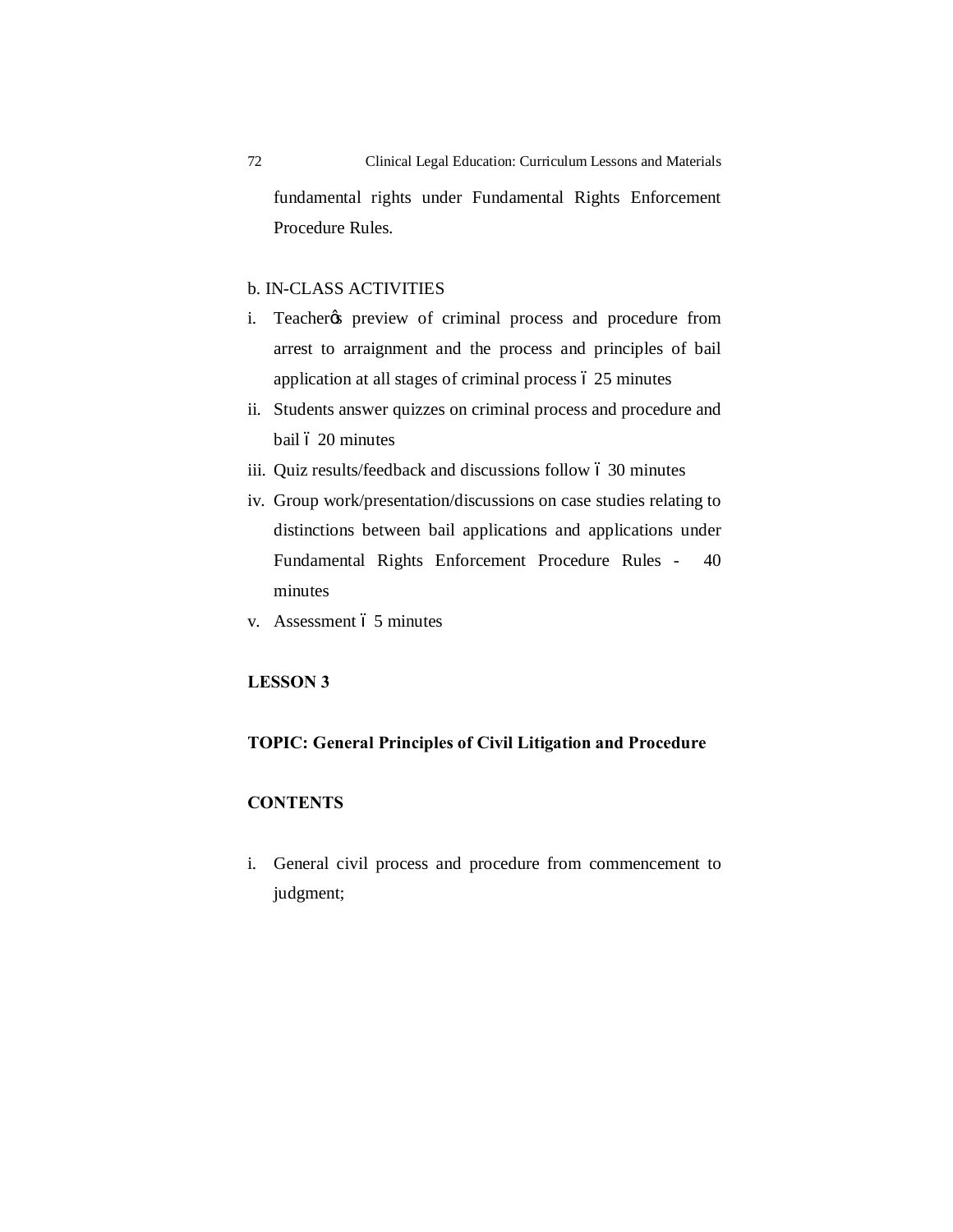fundamental rights under Fundamental Rights Enforcement Procedure Rules.

b. IN-CLASS ACTIVITIES

i. Teacher's preview of criminal process and procedure from arrest to arraignment and the process and principles of bail application at all stages of criminal process – 25 minutes
ii. Students answer quizzes on criminal process and procedure and bail – 20 minutes
iii. Quiz results/feedback and discussions follow – 30 minutes
iv. Group work/presentation/discussions on case studies relating to distinctions between bail applications and applications under Fundamental Rights Enforcement Procedure Rules - 40 minutes
v. Assessment – 5 minutes

**LESSON 3**

**TOPIC: General Principles of Civil Litigation and Procedure**

**CONTENTS**

i. General civil process and procedure from commencement to judgment;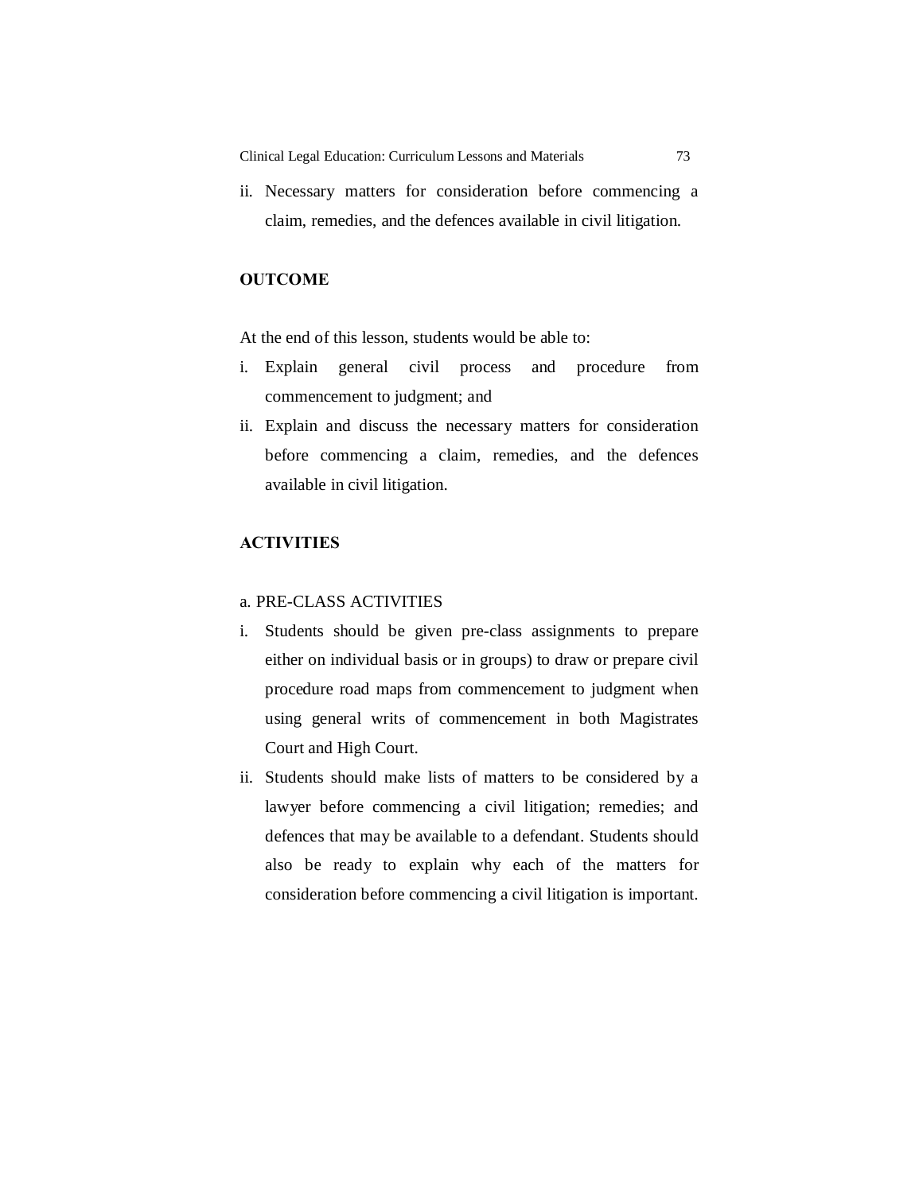ii. Necessary matters for consideration before commencing a claim, remedies, and the defences available in civil litigation.

## OUTCOME

At the end of this lesson, students would be able to:

i. Explain general civil process and procedure from commencement to judgment; and
ii. Explain and discuss the necessary matters for consideration before commencing a claim, remedies, and the defences available in civil litigation.

## ACTIVITIES

a. PRE-CLASS ACTIVITIES

i. Students should be given pre-class assignments to prepare either on individual basis or in groups) to draw or prepare civil procedure road maps from commencement to judgment when using general writs of commencement in both Magistrates Court and High Court.
ii. Students should make lists of matters to be considered by a lawyer before commencing a civil litigation; remedies; and defences that may be available to a defendant. Students should also be ready to explain why each of the matters for consideration before commencing a civil litigation is important.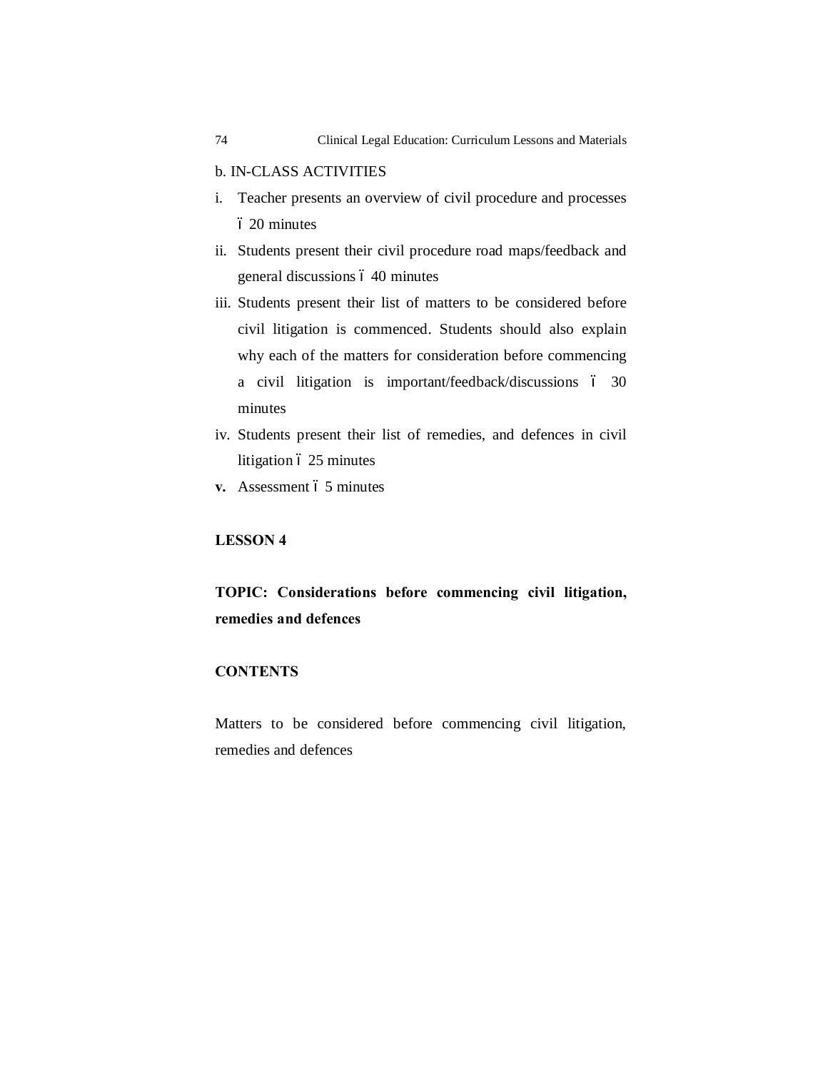b. IN-CLASS ACTIVITIES

i. Teacher presents an overview of civil procedure and processes ó 20 minutes
ii. Students present their civil procedure road maps/feedback and general discussions ó 40 minutes
iii. Students present their list of matters to be considered before civil litigation is commenced. Students should also explain why each of the matters for consideration before commencing a civil litigation is important/feedback/discussions ó 30 minutes
iv. Students present their list of remedies, and defences in civil litigation ó 25 minutes
**v.** Assessment ó 5 minutes

**LESSON 4**

**TOPIC: Considerations before commencing civil litigation, remedies and defences**

**CONTENTS**

Matters to be considered before commencing civil litigation, remedies and defences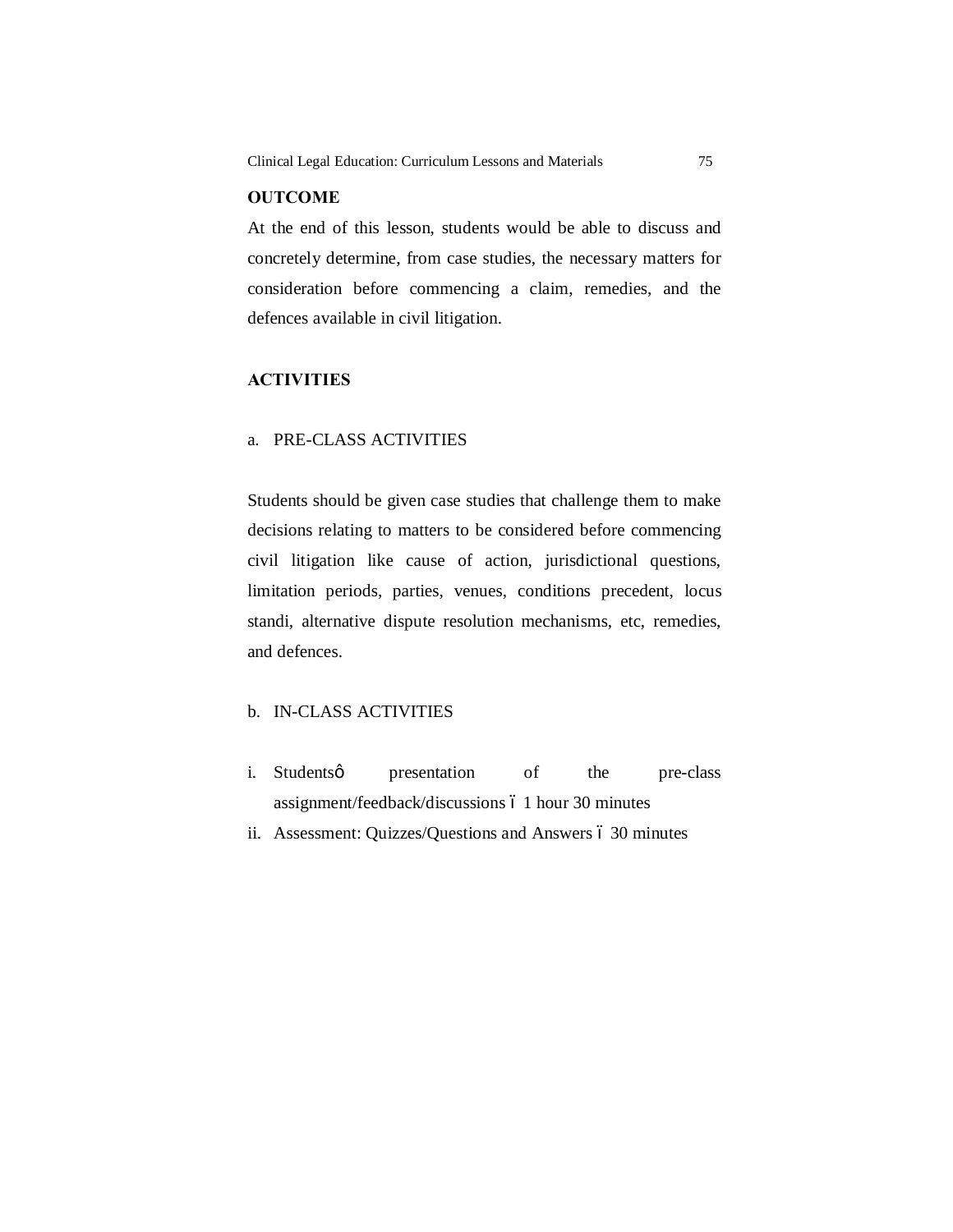## OUTCOME

At the end of this lesson, students would be able to discuss and concretely determine, from case studies, the necessary matters for consideration before commencing a claim, remedies, and the defences available in civil litigation.

## ACTIVITIES

### a. PRE-CLASS ACTIVITIES

Students should be given case studies that challenge them to make decisions relating to matters to be considered before commencing civil litigation like cause of action, jurisdictional questions, limitation periods, parties, venues, conditions precedent, locus standi, alternative dispute resolution mechanisms, etc, remedies, and defences.

### b. IN-CLASS ACTIVITIES

i. Students' presentation of the pre-class assignment/feedback/discussions – 1 hour 30 minutes
ii. Assessment: Quizzes/Questions and Answers – 30 minutes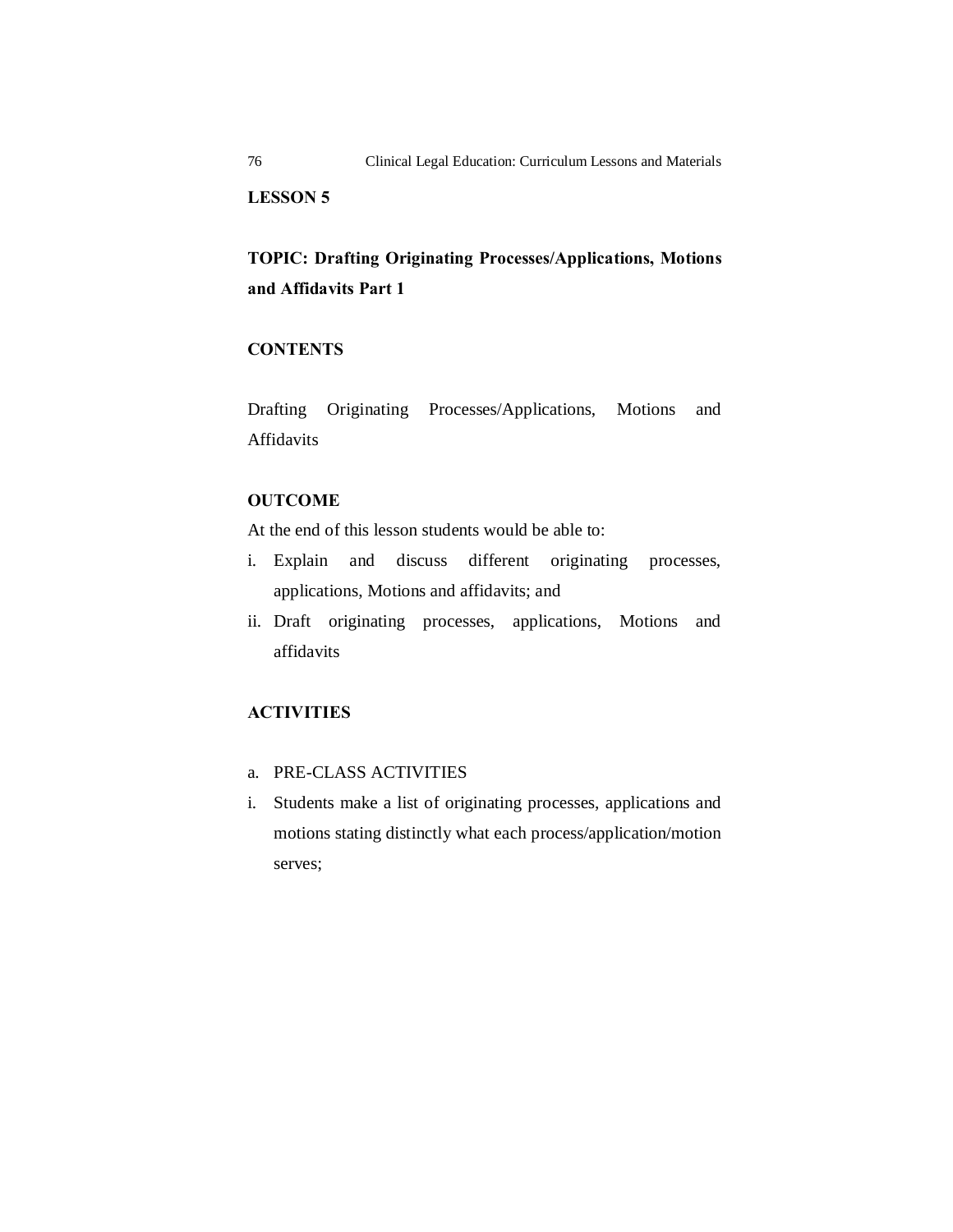**LESSON 5**

**TOPIC: Drafting Originating Processes/Applications, Motions and Affidavits Part 1**

**CONTENTS**

Drafting Originating Processes/Applications, Motions and Affidavits

**OUTCOME**

At the end of this lesson students would be able to:

i. Explain and discuss different originating processes, applications, Motions and affidavits; and
ii. Draft originating processes, applications, Motions and affidavits

**ACTIVITIES**

a. PRE-CLASS ACTIVITIES

i. Students make a list of originating processes, applications and motions stating distinctly what each process/application/motion serves;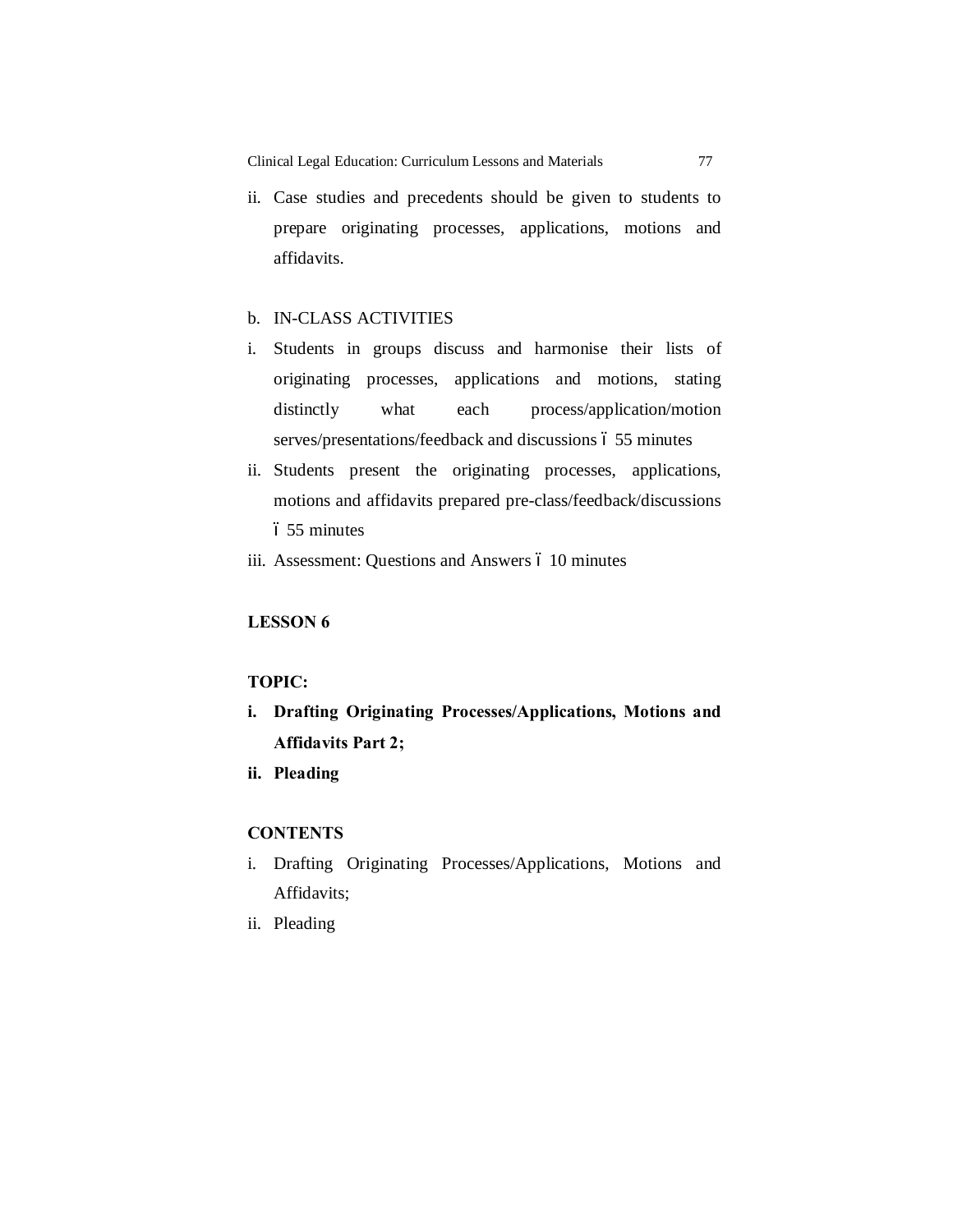ii. Case studies and precedents should be given to students to prepare originating processes, applications, motions and affidavits.

b. IN-CLASS ACTIVITIES

i. Students in groups discuss and harmonise their lists of originating processes, applications and motions, stating distinctly what each process/application/motion serves/presentations/feedback and discussions ó 55 minutes
ii. Students present the originating processes, applications, motions and affidavits prepared pre-class/feedback/discussions ó 55 minutes
iii. Assessment: Questions and Answers ó 10 minutes

**LESSON 6**

**TOPIC:**

**i. Drafting Originating Processes/Applications, Motions and Affidavits Part 2;**
**ii. Pleading**

**CONTENTS**

i. Drafting Originating Processes/Applications, Motions and Affidavits;
ii. Pleading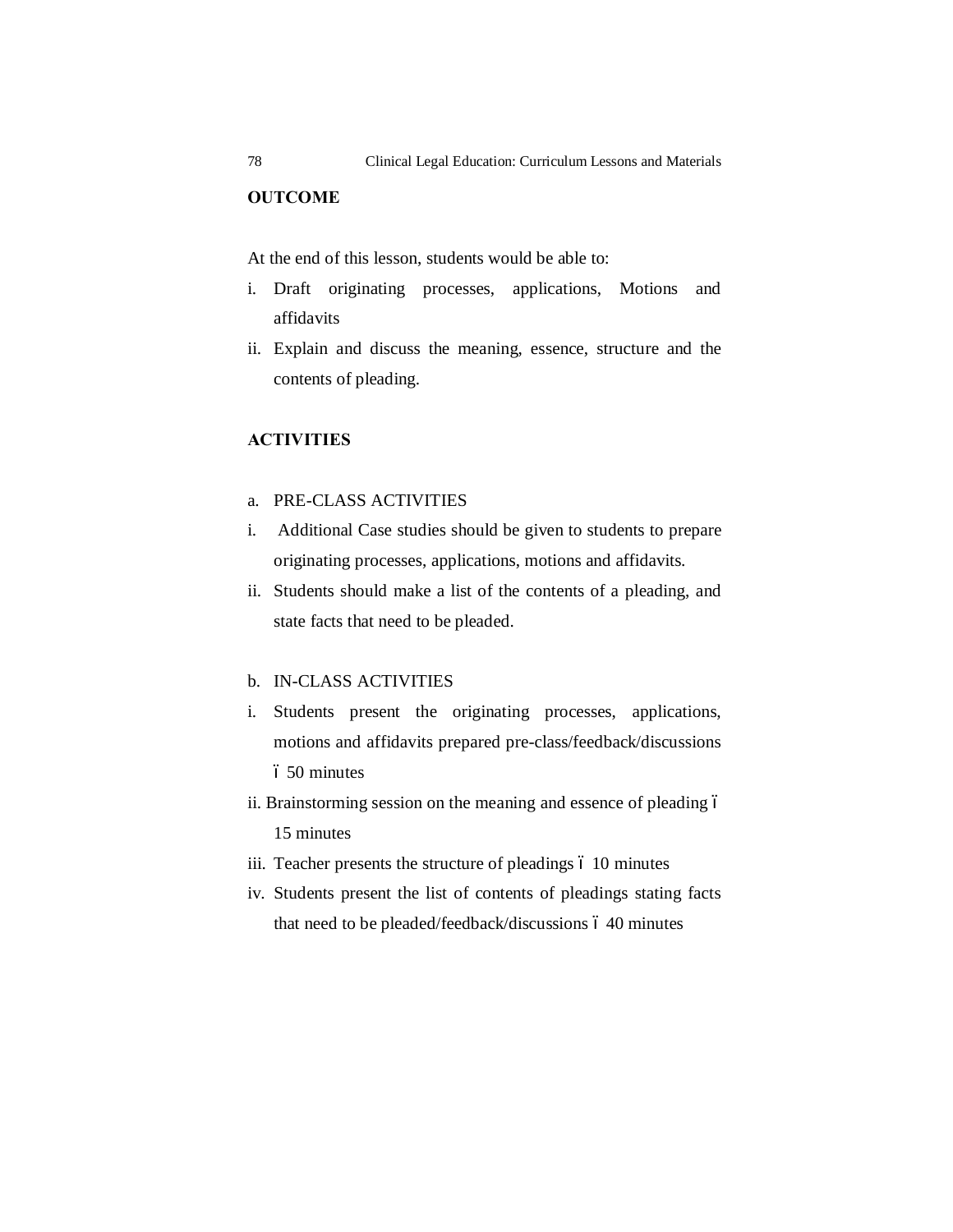## OUTCOME

At the end of this lesson, students would be able to:

i. Draft originating processes, applications, Motions and affidavits
ii. Explain and discuss the meaning, essence, structure and the contents of pleading.

## ACTIVITIES

a. PRE-CLASS ACTIVITIES

i. Additional Case studies should be given to students to prepare originating processes, applications, motions and affidavits.
ii. Students should make a list of the contents of a pleading, and state facts that need to be pleaded.

b. IN-CLASS ACTIVITIES

i. Students present the originating processes, applications, motions and affidavits prepared pre-class/feedback/discussions ó 50 minutes
ii. Brainstorming session on the meaning and essence of pleading ó 15 minutes
iii. Teacher presents the structure of pleadings ó 10 minutes
iv. Students present the list of contents of pleadings stating facts that need to be pleaded/feedback/discussions ó 40 minutes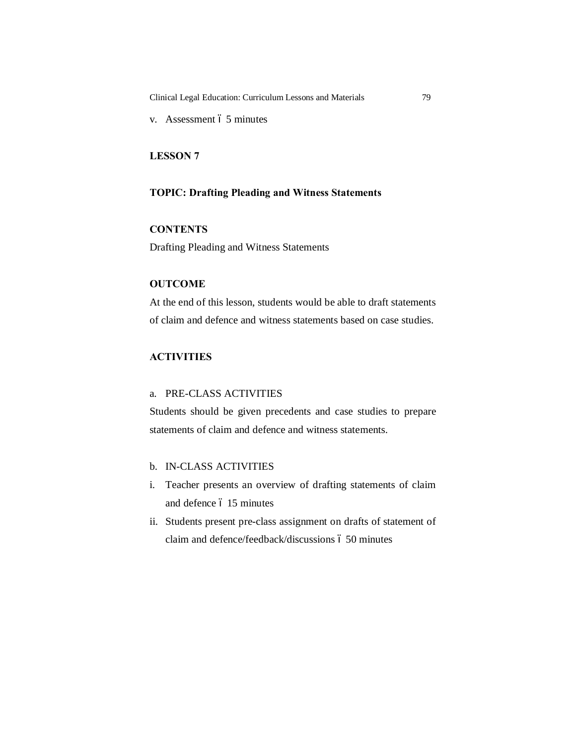v. Assessment – 5 minutes

## LESSON 7

### TOPIC: Drafting Pleading and Witness Statements

**CONTENTS**

Drafting Pleading and Witness Statements

**OUTCOME**

At the end of this lesson, students would be able to draft statements of claim and defence and witness statements based on case studies.

**ACTIVITIES**

a. PRE-CLASS ACTIVITIES

Students should be given precedents and case studies to prepare statements of claim and defence and witness statements.

b. IN-CLASS ACTIVITIES

i. Teacher presents an overview of drafting statements of claim and defence – 15 minutes
ii. Students present pre-class assignment on drafts of statement of claim and defence/feedback/discussions – 50 minutes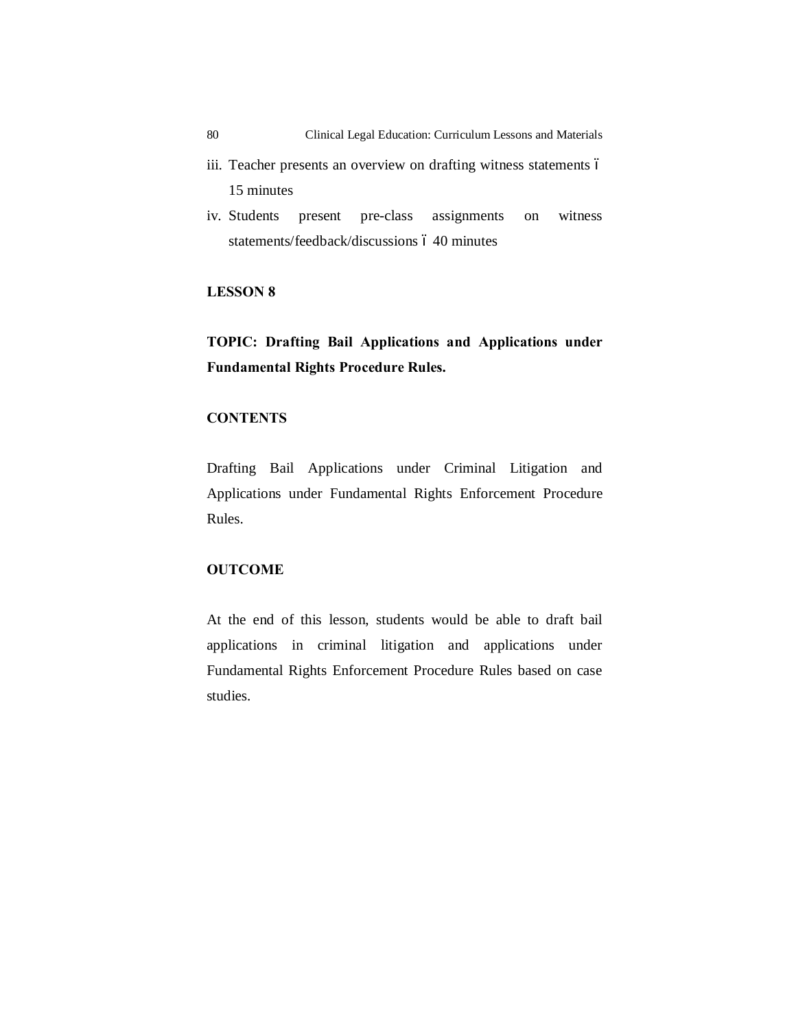iii. Teacher presents an overview on drafting witness statements – 15 minutes

iv. Students present pre-class assignments on witness statements/feedback/discussions – 40 minutes

**LESSON 8**

**TOPIC: Drafting Bail Applications and Applications under Fundamental Rights Procedure Rules.**

**CONTENTS**

Drafting Bail Applications under Criminal Litigation and Applications under Fundamental Rights Enforcement Procedure Rules.

**OUTCOME**

At the end of this lesson, students would be able to draft bail applications in criminal litigation and applications under Fundamental Rights Enforcement Procedure Rules based on case studies.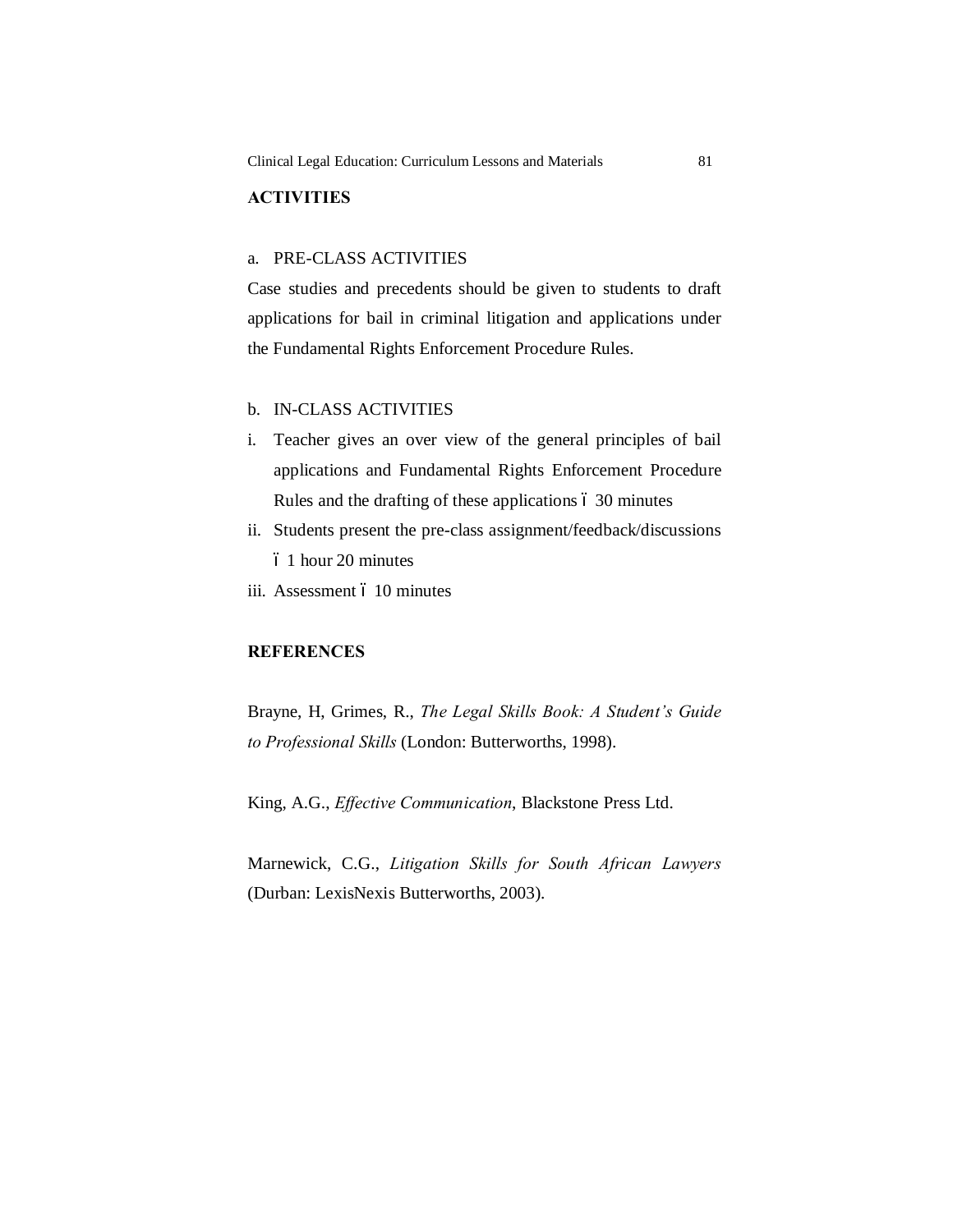## ACTIVITIES

a. PRE-CLASS ACTIVITIES

Case studies and precedents should be given to students to draft applications for bail in criminal litigation and applications under the Fundamental Rights Enforcement Procedure Rules.

b. IN-CLASS ACTIVITIES

i. Teacher gives an over view of the general principles of bail applications and Fundamental Rights Enforcement Procedure Rules and the drafting of these applications ó 30 minutes

ii. Students present the pre-class assignment/feedback/discussions ó 1 hour 20 minutes

iii. Assessment ó 10 minutes

## REFERENCES

Brayne, H, Grimes, R., *The Legal Skills Book: A Student's Guide to Professional Skills* (London: Butterworths, 1998).

King, A.G., *Effective Communication*, Blackstone Press Ltd.

Marnewick, C.G., *Litigation Skills for South African Lawyers* (Durban: LexisNexis Butterworths, 2003).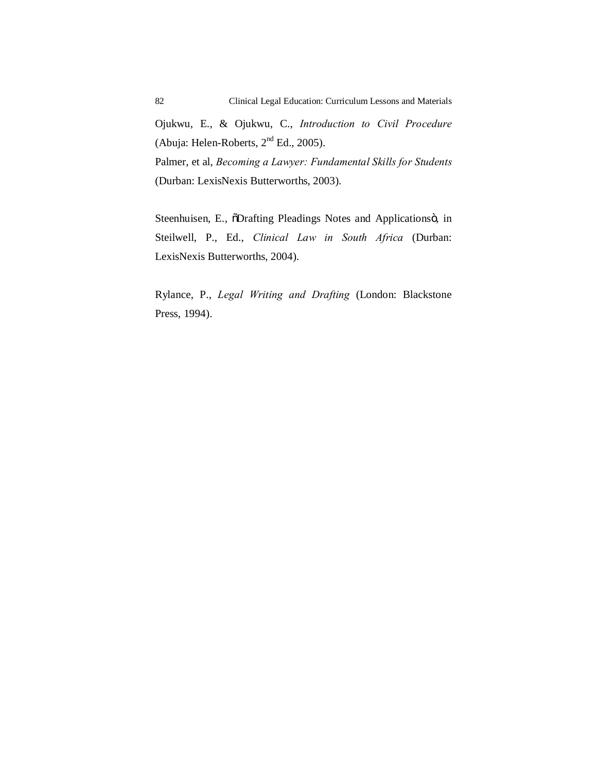Ojukwu, E., & Ojukwu, C., *Introduction to Civil Procedure* (Abuja: Helen-Roberts, 2nd Ed., 2005).

Palmer, et al, *Becoming a Lawyer: Fundamental Skills for Students* (Durban: LexisNexis Butterworths, 2003).

Steenhuisen, E., õDrafting Pleadings Notes and Applicationsö, in Steilwell, P., Ed., *Clinical Law in South Africa* (Durban: LexisNexis Butterworths, 2004).

Rylance, P., *Legal Writing and Drafting* (London: Blackstone Press, 1994).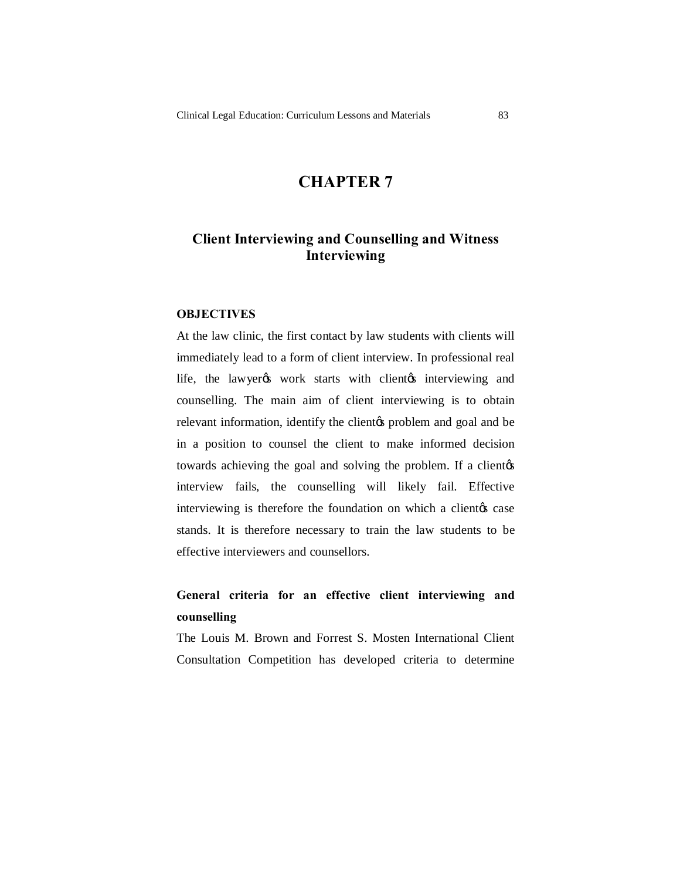# CHAPTER 7

## Client Interviewing and Counselling and Witness Interviewing

### OBJECTIVES

At the law clinic, the first contact by law students with clients will immediately lead to a form of client interview. In professional real life, the lawyer�s work starts with client�s interviewing and counselling. The main aim of client interviewing is to obtain relevant information, identify the client�s problem and goal and be in a position to counsel the client to make informed decision towards achieving the goal and solving the problem. If a client�s interview fails, the counselling will likely fail. Effective interviewing is therefore the foundation on which a client�s case stands. It is therefore necessary to train the law students to be effective interviewers and counsellors.

### General criteria for an effective client interviewing and counselling

The Louis M. Brown and Forrest S. Mosten International Client Consultation Competition has developed criteria to determine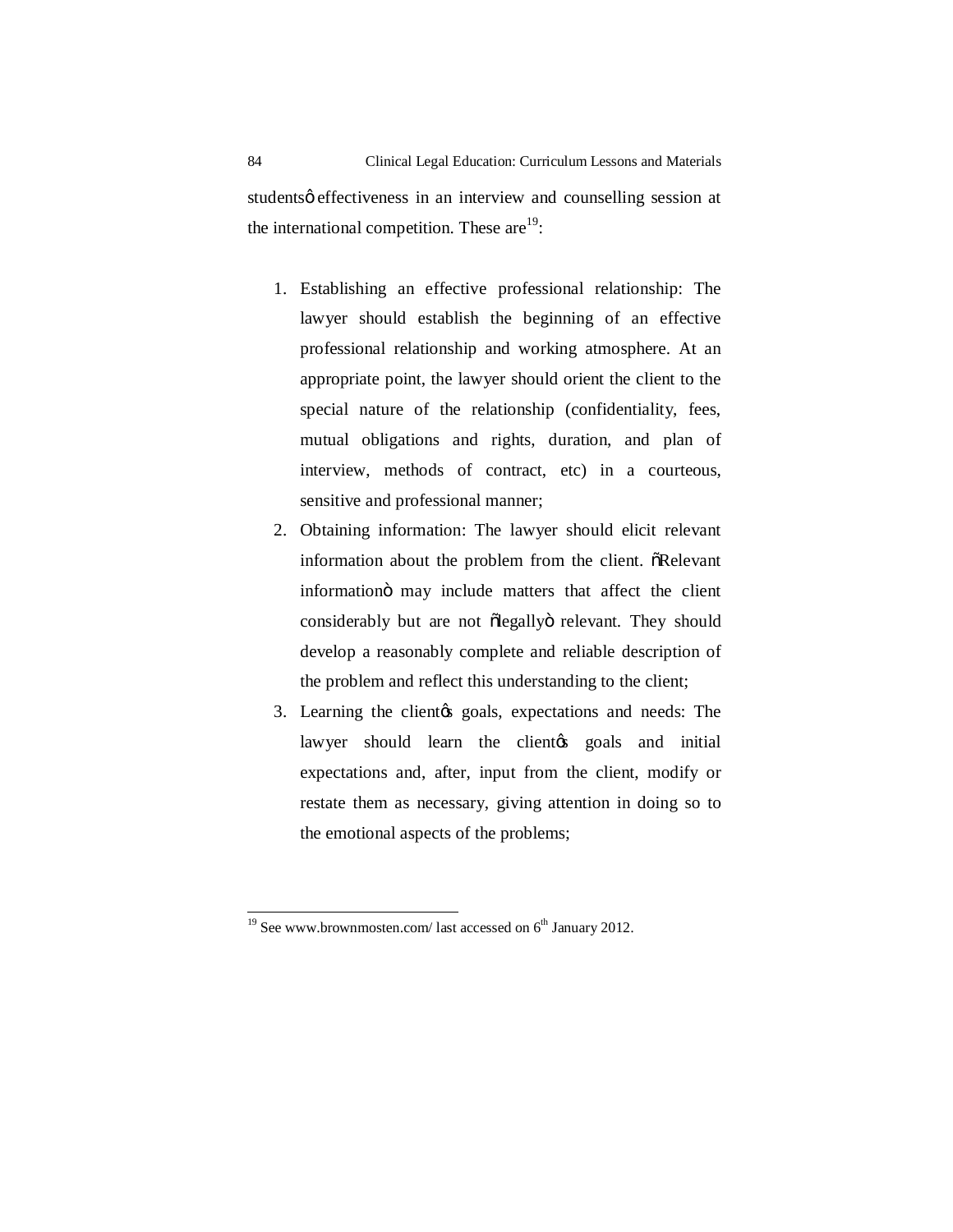studentsô effectiveness in an interview and counselling session at the international competition. These are[19]:

1. Establishing an effective professional relationship: The lawyer should establish the beginning of an effective professional relationship and working atmosphere. At an appropriate point, the lawyer should orient the client to the special nature of the relationship (confidentiality, fees, mutual obligations and rights, duration, and plan of interview, methods of contract, etc) in a courteous, sensitive and professional manner;
2. Obtaining information: The lawyer should elicit relevant information about the problem from the client. õRelevant informationö may include matters that affect the client considerably but are not õlegallyö relevant. They should develop a reasonably complete and reliable description of the problem and reflect this understanding to the client;
3. Learning the clientøs goals, expectations and needs: The lawyer should learn the clientøs goals and initial expectations and, after, input from the client, modify or restate them as necessary, giving attention in doing so to the emotional aspects of the problems;

[19] See www.brownmosten.com/ last accessed on 6th January 2012.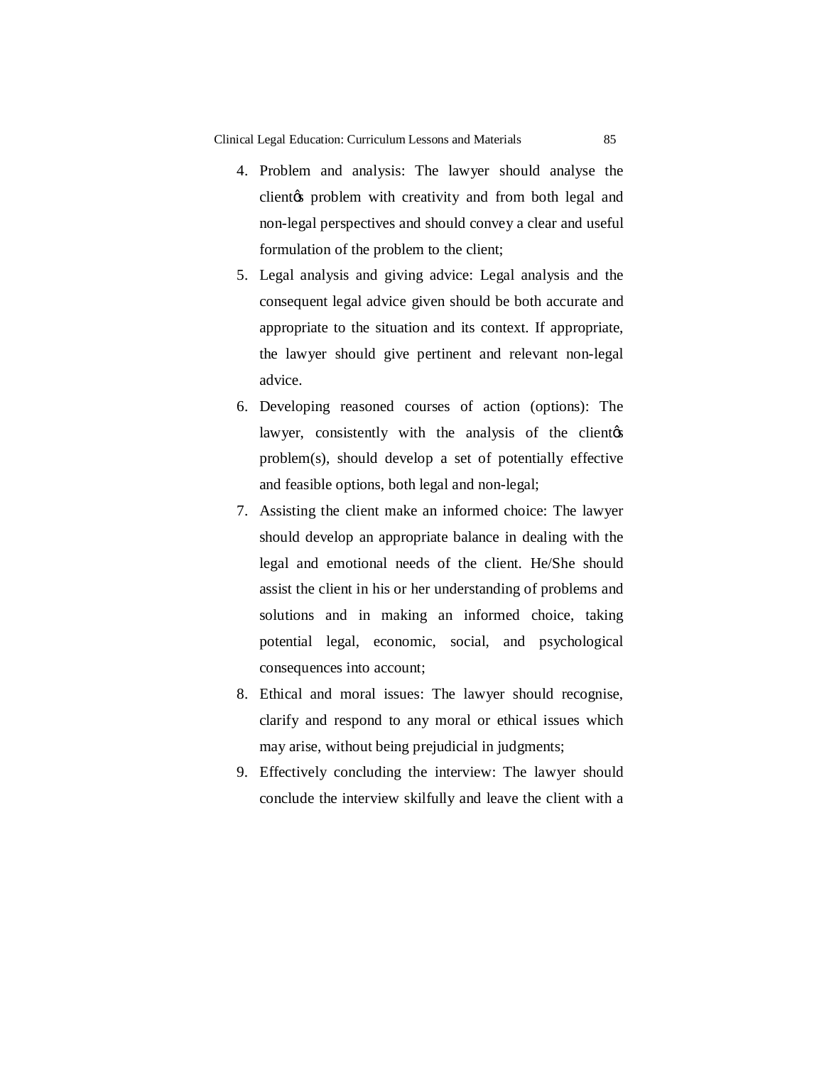4. Problem and analysis: The lawyer should analyse the clientǿs problem with creativity and from both legal and non-legal perspectives and should convey a clear and useful formulation of the problem to the client;
5. Legal analysis and giving advice: Legal analysis and the consequent legal advice given should be both accurate and appropriate to the situation and its context. If appropriate, the lawyer should give pertinent and relevant non-legal advice.
6. Developing reasoned courses of action (options): The lawyer, consistently with the analysis of the clientǿs problem(s), should develop a set of potentially effective and feasible options, both legal and non-legal;
7. Assisting the client make an informed choice: The lawyer should develop an appropriate balance in dealing with the legal and emotional needs of the client. He/She should assist the client in his or her understanding of problems and solutions and in making an informed choice, taking potential legal, economic, social, and psychological consequences into account;
8. Ethical and moral issues: The lawyer should recognise, clarify and respond to any moral or ethical issues which may arise, without being prejudicial in judgments;
9. Effectively concluding the interview: The lawyer should conclude the interview skilfully and leave the client with a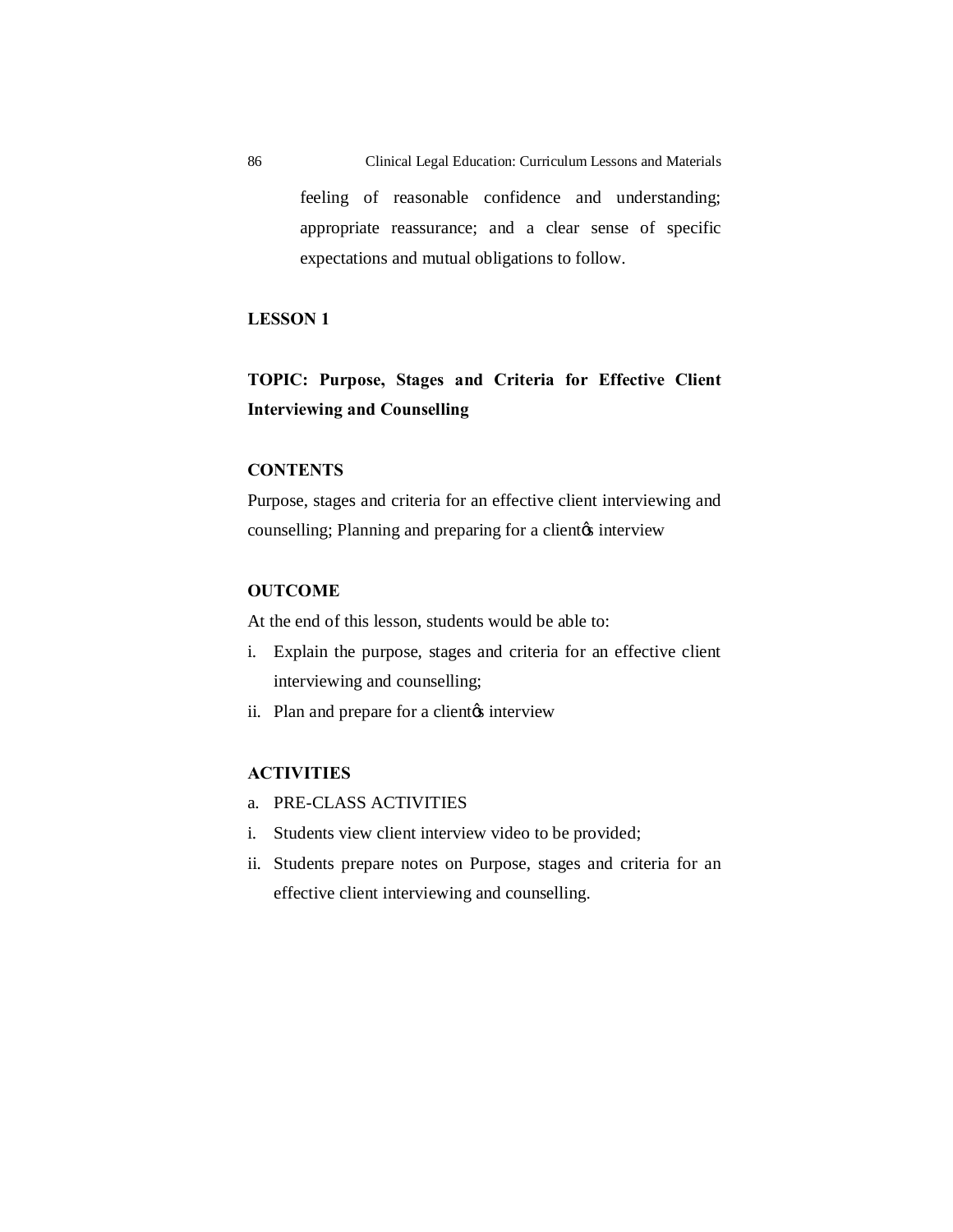feeling of reasonable confidence and understanding; appropriate reassurance; and a clear sense of specific expectations and mutual obligations to follow.

## LESSON 1

### TOPIC: Purpose, Stages and Criteria for Effective Client Interviewing and Counselling

**CONTENTS**

Purpose, stages and criteria for an effective client interviewing and counselling; Planning and preparing for a clientøs interview

**OUTCOME**

At the end of this lesson, students would be able to:

i. Explain the purpose, stages and criteria for an effective client interviewing and counselling;
ii. Plan and prepare for a clientøs interview

**ACTIVITIES**

a. PRE-CLASS ACTIVITIES

i. Students view client interview video to be provided;
ii. Students prepare notes on Purpose, stages and criteria for an effective client interviewing and counselling.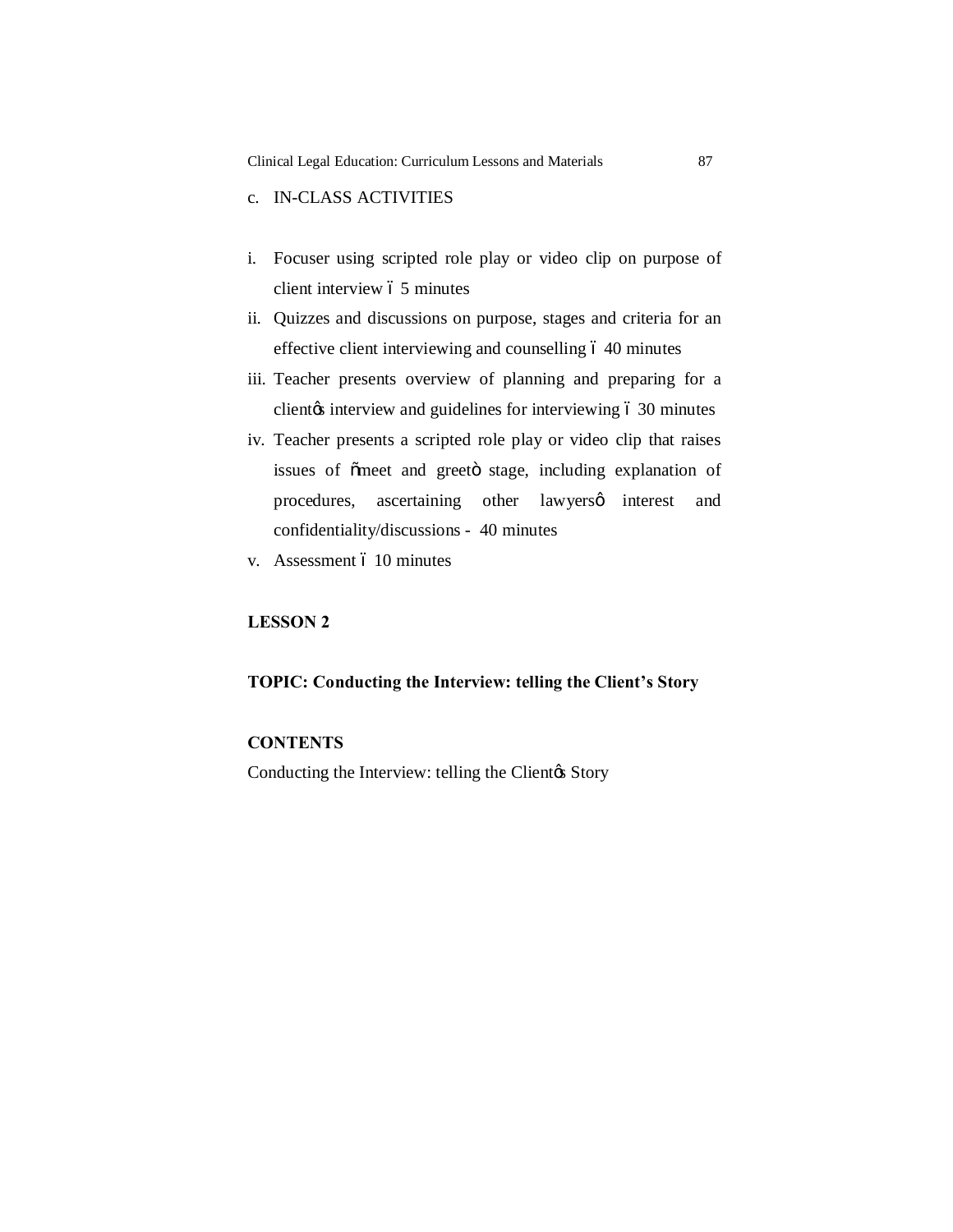c. IN-CLASS ACTIVITIES

i. Focuser using scripted role play or video clip on purpose of client interview – 5 minutes
ii. Quizzes and discussions on purpose, stages and criteria for an effective client interviewing and counselling – 40 minutes
iii. Teacher presents overview of planning and preparing for a client's interview and guidelines for interviewing – 30 minutes
iv. Teacher presents a scripted role play or video clip that raises issues of "meet and greet" stage, including explanation of procedures, ascertaining other lawyers' interest and confidentiality/discussions - 40 minutes
v. Assessment – 10 minutes

**LESSON 2**

**TOPIC: Conducting the Interview: telling the Client's Story**

**CONTENTS**

Conducting the Interview: telling the Client's Story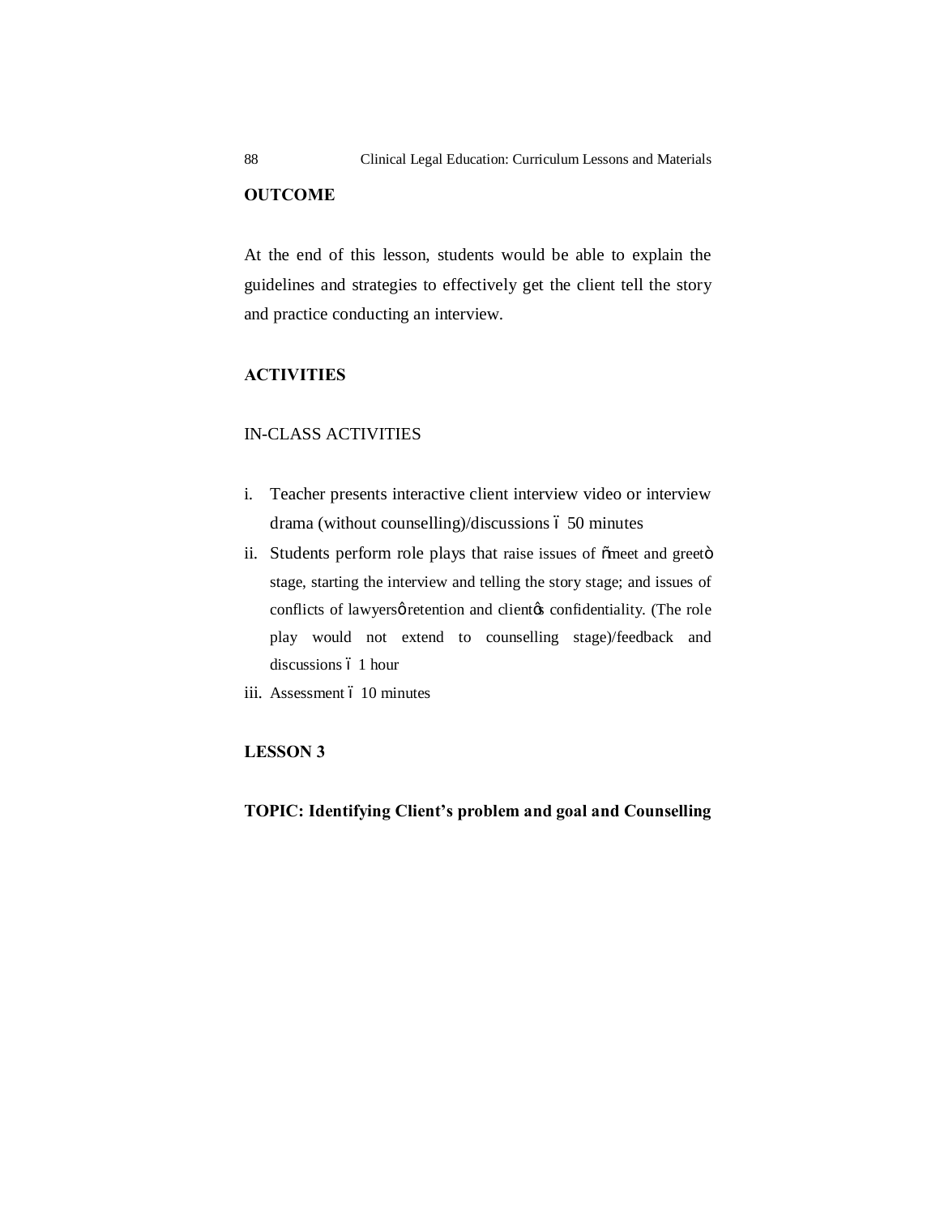**OUTCOME**

At the end of this lesson, students would be able to explain the guidelines and strategies to effectively get the client tell the story and practice conducting an interview.

**ACTIVITIES**

IN-CLASS ACTIVITIES

i. Teacher presents interactive client interview video or interview drama (without counselling)/discussions – 50 minutes
ii. Students perform role plays that raise issues of "meet and greet" stage, starting the interview and telling the story stage; and issues of conflicts of lawyers' retention and client's confidentiality. (The role play would not extend to counselling stage)/feedback and discussions – 1 hour
iii. Assessment – 10 minutes

**LESSON 3**

**TOPIC: Identifying Client's problem and goal and Counselling**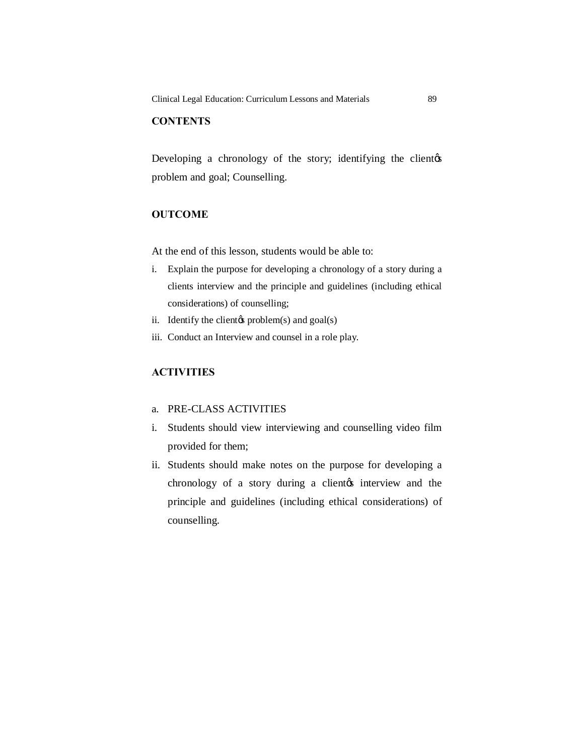**CONTENTS**

Developing a chronology of the story; identifying the clientǿs problem and goal; Counselling.

**OUTCOME**

At the end of this lesson, students would be able to:

i. Explain the purpose for developing a chronology of a story during a clients interview and the principle and guidelines (including ethical considerations) of counselling;
ii. Identify the clientǿs problem(s) and goal(s)
iii. Conduct an Interview and counsel in a role play.

**ACTIVITIES**

a. PRE-CLASS ACTIVITIES

i. Students should view interviewing and counselling video film provided for them;
ii. Students should make notes on the purpose for developing a chronology of a story during a clientǿs interview and the principle and guidelines (including ethical considerations) of counselling.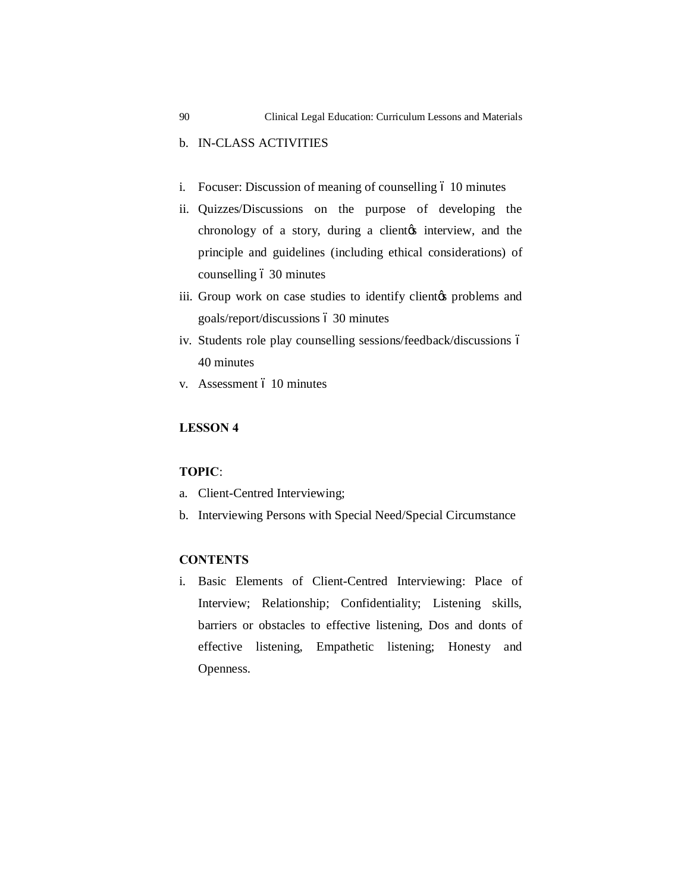b. IN-CLASS ACTIVITIES

i. Focuser: Discussion of meaning of counselling ó 10 minutes
ii. Quizzes/Discussions on the purpose of developing the chronology of a story, during a clientøs interview, and the principle and guidelines (including ethical considerations) of counselling ó 30 minutes
iii. Group work on case studies to identify clientøs problems and goals/report/discussions ó 30 minutes
iv. Students role play counselling sessions/feedback/discussions ó 40 minutes
v. Assessment ó 10 minutes

**LESSON 4**

**TOPIC**:

a. Client-Centred Interviewing;
b. Interviewing Persons with Special Need/Special Circumstance

**CONTENTS**

i. Basic Elements of Client-Centred Interviewing: Place of Interview; Relationship; Confidentiality; Listening skills, barriers or obstacles to effective listening, Dos and donts of effective listening, Empathetic listening; Honesty and Openness.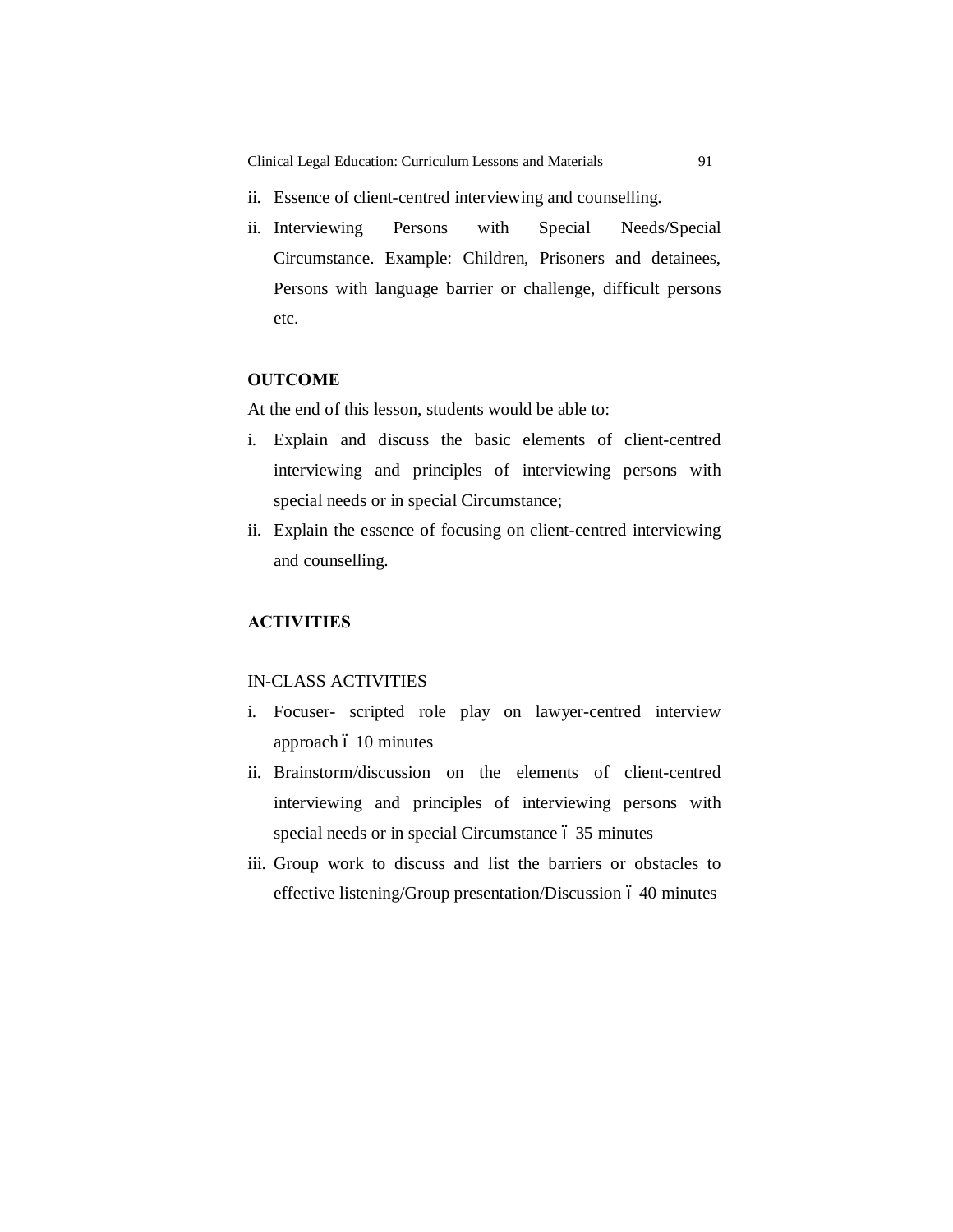ii. Essence of client-centred interviewing and counselling.

ii. Interviewing Persons with Special Needs/Special Circumstance. Example: Children, Prisoners and detainees, Persons with language barrier or challenge, difficult persons etc.

**OUTCOME**

At the end of this lesson, students would be able to:

i. Explain and discuss the basic elements of client-centred interviewing and principles of interviewing persons with special needs or in special Circumstance;

ii. Explain the essence of focusing on client-centred interviewing and counselling.

**ACTIVITIES**

IN-CLASS ACTIVITIES

i. Focuser- scripted role play on lawyer-centred interview approach ó 10 minutes

ii. Brainstorm/discussion on the elements of client-centred interviewing and principles of interviewing persons with special needs or in special Circumstance ó 35 minutes

iii. Group work to discuss and list the barriers or obstacles to effective listening/Group presentation/Discussion ó 40 minutes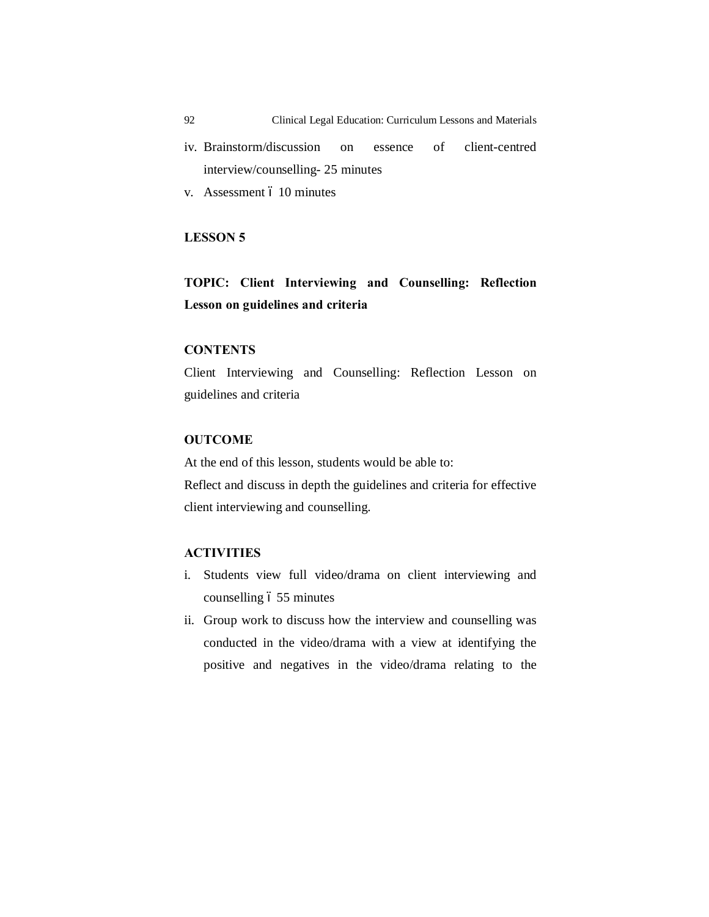iv. Brainstorm/discussion on essence of client-centred interview/counselling- 25 minutes
v. Assessment ó 10 minutes

## LESSON 5

### TOPIC: Client Interviewing and Counselling: Reflection Lesson on guidelines and criteria

**CONTENTS**

Client Interviewing and Counselling: Reflection Lesson on guidelines and criteria

**OUTCOME**

At the end of this lesson, students would be able to:

Reflect and discuss in depth the guidelines and criteria for effective client interviewing and counselling.

**ACTIVITIES**

i. Students view full video/drama on client interviewing and counselling ó 55 minutes
ii. Group work to discuss how the interview and counselling was conducted in the video/drama with a view at identifying the positive and negatives in the video/drama relating to the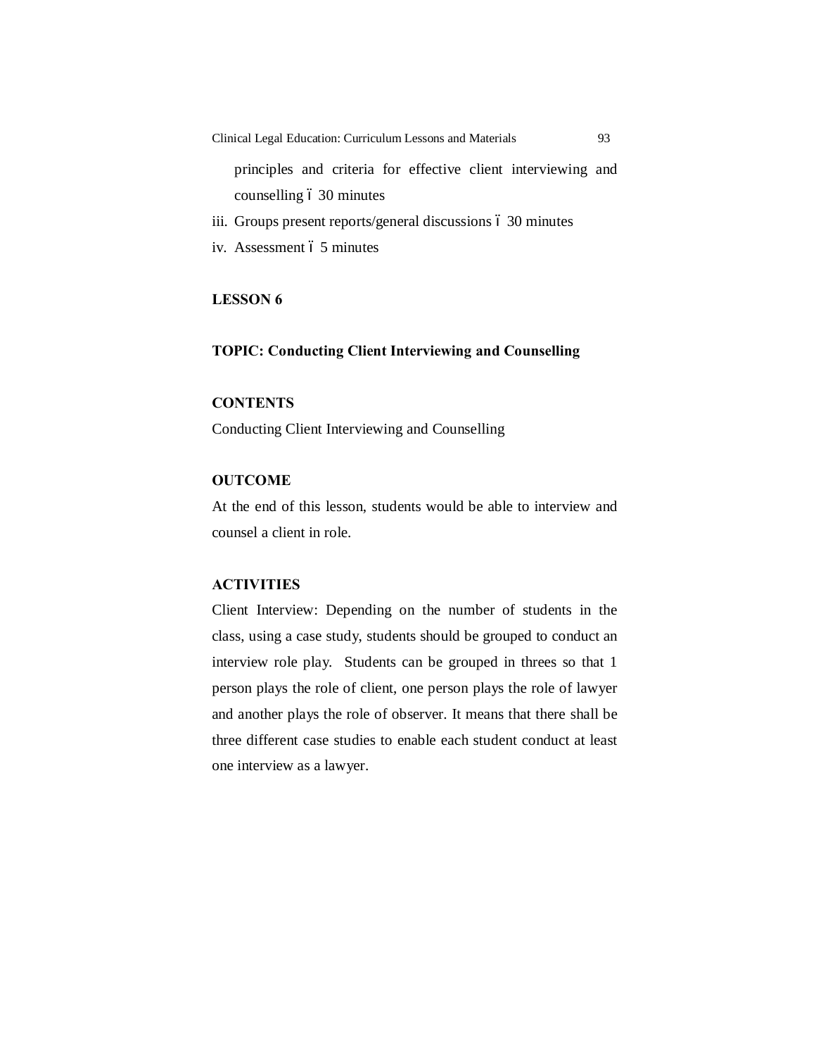principles and criteria for effective client interviewing and counselling ó 30 minutes

iii. Groups present reports/general discussions ó 30 minutes

iv. Assessment ó 5 minutes

**LESSON 6**

**TOPIC: Conducting Client Interviewing and Counselling**

**CONTENTS**

Conducting Client Interviewing and Counselling

**OUTCOME**

At the end of this lesson, students would be able to interview and counsel a client in role.

**ACTIVITIES**

Client Interview: Depending on the number of students in the class, using a case study, students should be grouped to conduct an interview role play. Students can be grouped in threes so that 1 person plays the role of client, one person plays the role of lawyer and another plays the role of observer. It means that there shall be three different case studies to enable each student conduct at least one interview as a lawyer.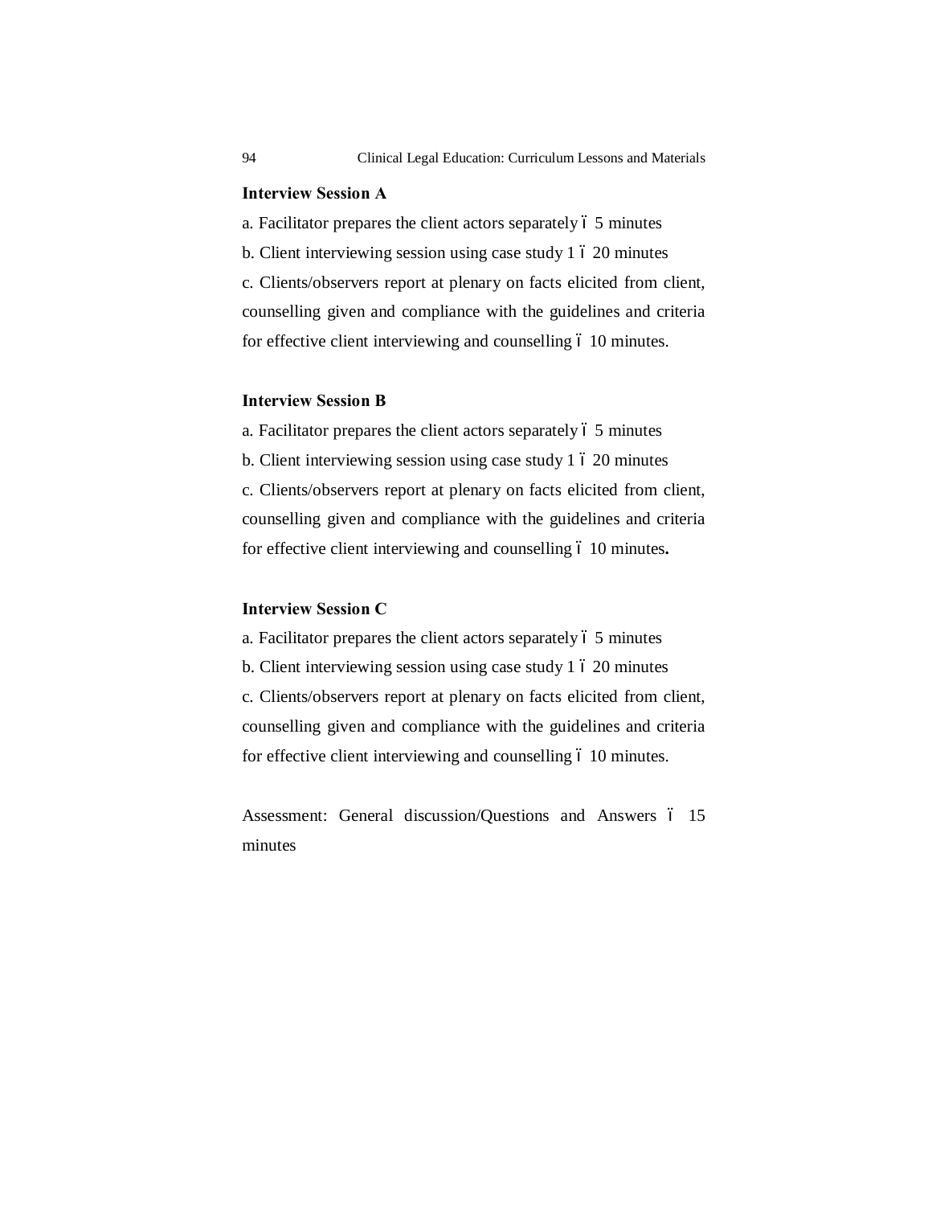**Interview Session A**

a. Facilitator prepares the client actors separately ó 5 minutes

b. Client interviewing session using case study 1 ó 20 minutes

c. Clients/observers report at plenary on facts elicited from client, counselling given and compliance with the guidelines and criteria for effective client interviewing and counselling ó 10 minutes.

**Interview Session B**

a. Facilitator prepares the client actors separately ó 5 minutes

b. Client interviewing session using case study 1 ó 20 minutes

c. Clients/observers report at plenary on facts elicited from client, counselling given and compliance with the guidelines and criteria for effective client interviewing and counselling ó 10 minutes**.**

**Interview Session C**

a. Facilitator prepares the client actors separately ó 5 minutes

b. Client interviewing session using case study 1 ó 20 minutes

c. Clients/observers report at plenary on facts elicited from client, counselling given and compliance with the guidelines and criteria for effective client interviewing and counselling ó 10 minutes.

Assessment: General discussion/Questions and Answers ó 15 minutes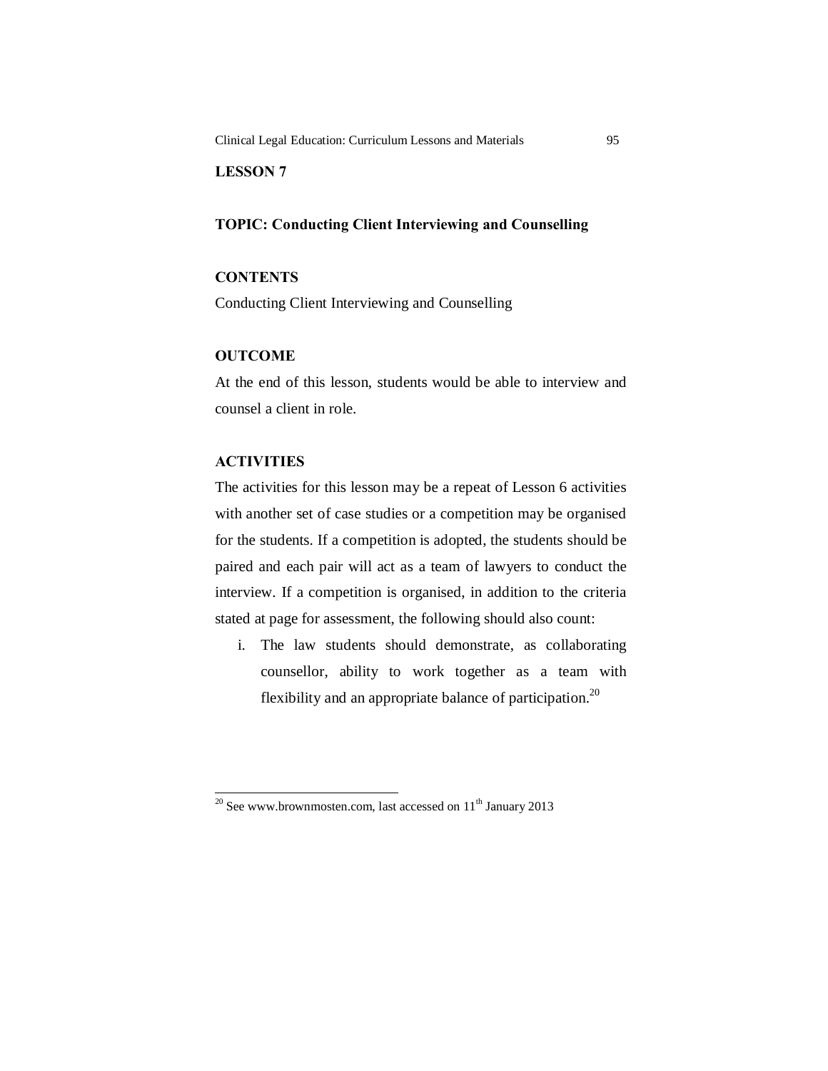## LESSON 7

### TOPIC: Conducting Client Interviewing and Counselling

### CONTENTS

Conducting Client Interviewing and Counselling

### OUTCOME

At the end of this lesson, students would be able to interview and counsel a client in role.

### ACTIVITIES

The activities for this lesson may be a repeat of Lesson 6 activities with another set of case studies or a competition may be organised for the students. If a competition is adopted, the students should be paired and each pair will act as a team of lawyers to conduct the interview. If a competition is organised, in addition to the criteria stated at page for assessment, the following should also count:

i. The law students should demonstrate, as collaborating counsellor, ability to work together as a team with flexibility and an appropriate balance of participation.[20]

---

[20] See www.brownmosten.com, last accessed on 11th January 2013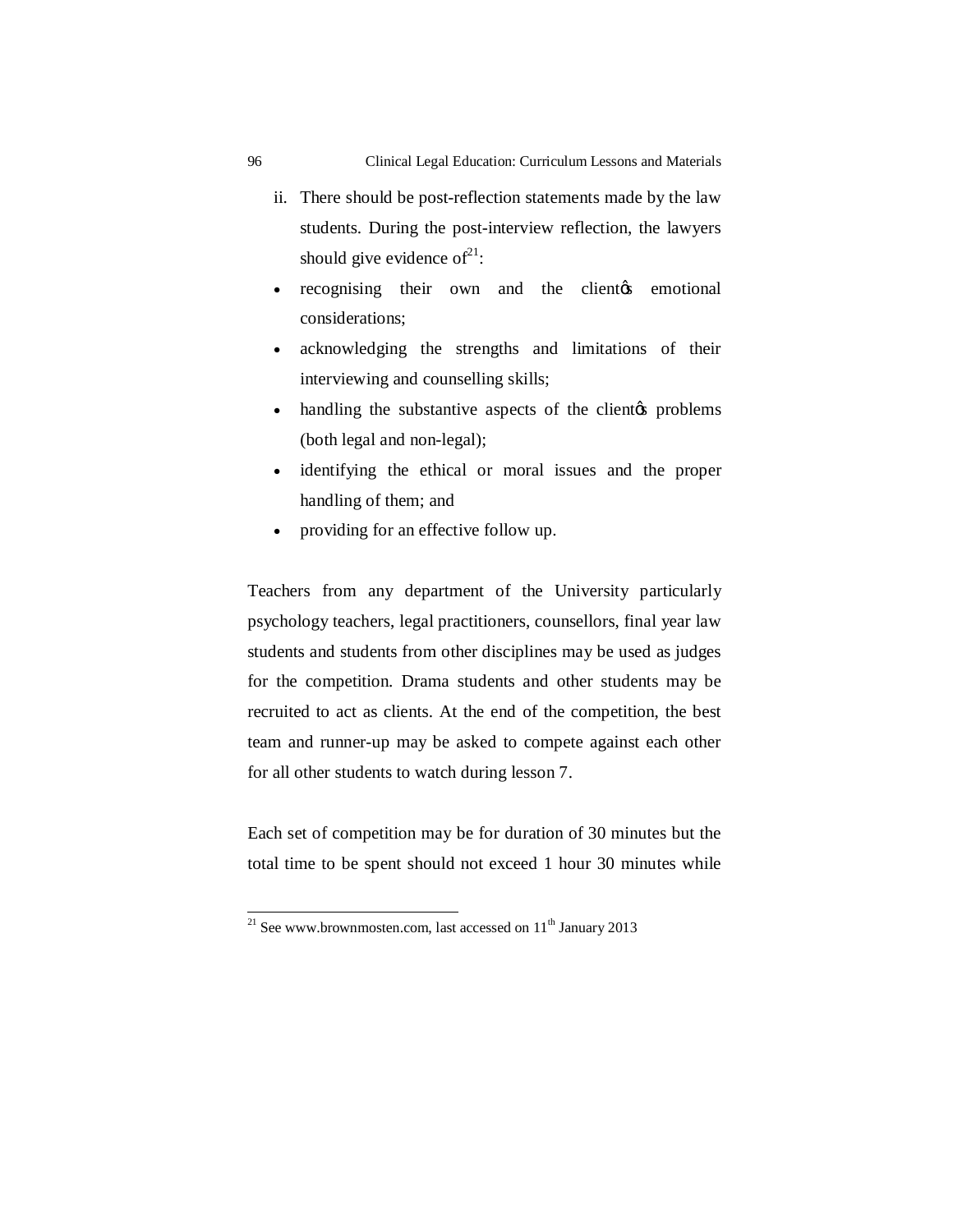ii. There should be post-reflection statements made by the law students. During the post-interview reflection, the lawyers should give evidence of[21]:

- recognising their own and the clientǿs emotional considerations;
- acknowledging the strengths and limitations of their interviewing and counselling skills;
- handling the substantive aspects of the clientǿs problems (both legal and non-legal);
- identifying the ethical or moral issues and the proper handling of them; and
- providing for an effective follow up.

Teachers from any department of the University particularly psychology teachers, legal practitioners, counsellors, final year law students and students from other disciplines may be used as judges for the competition. Drama students and other students may be recruited to act as clients. At the end of the competition, the best team and runner-up may be asked to compete against each other for all other students to watch during lesson 7.

Each set of competition may be for duration of 30 minutes but the total time to be spent should not exceed 1 hour 30 minutes while

---

[21] See www.brownmosten.com, last accessed on 11th January 2013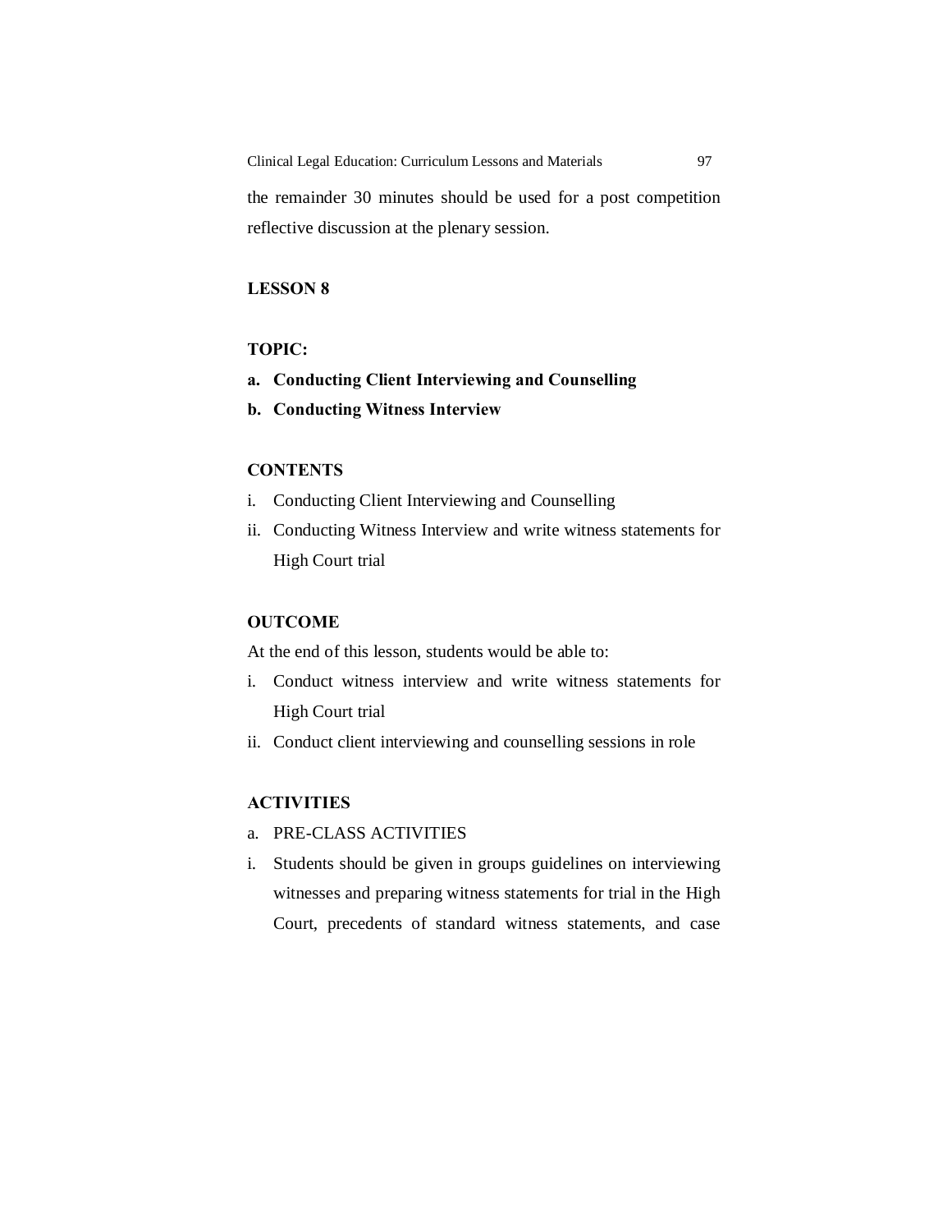the remainder 30 minutes should be used for a post competition reflective discussion at the plenary session.

## LESSON 8

**TOPIC:**

**a. Conducting Client Interviewing and Counselling**

**b. Conducting Witness Interview**

**CONTENTS**

i. Conducting Client Interviewing and Counselling

ii. Conducting Witness Interview and write witness statements for High Court trial

**OUTCOME**

At the end of this lesson, students would be able to:

i. Conduct witness interview and write witness statements for High Court trial

ii. Conduct client interviewing and counselling sessions in role

**ACTIVITIES**

a. PRE-CLASS ACTIVITIES

i. Students should be given in groups guidelines on interviewing witnesses and preparing witness statements for trial in the High Court, precedents of standard witness statements, and case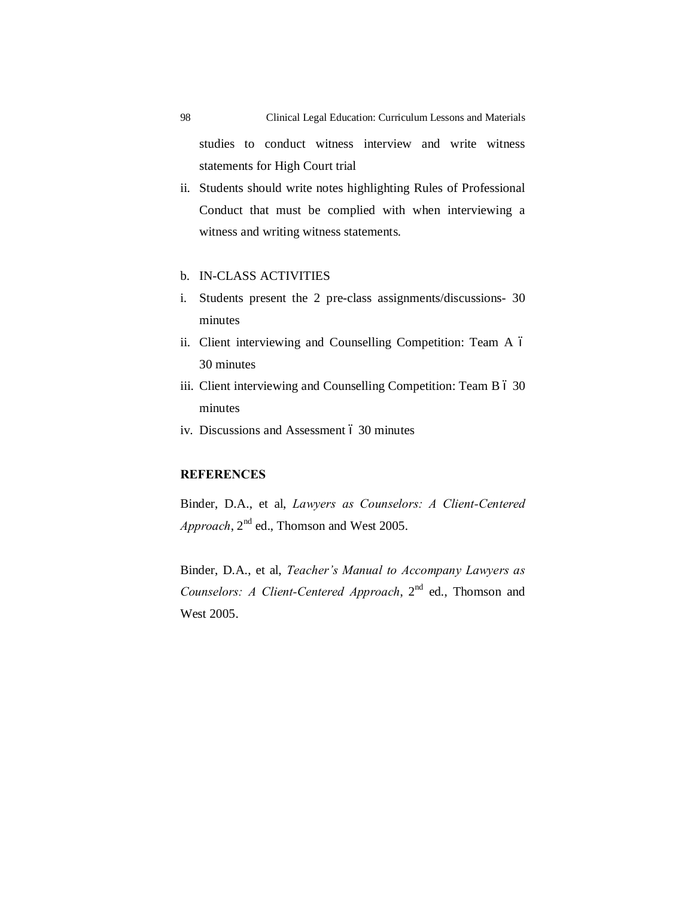studies to conduct witness interview and write witness statements for High Court trial

ii. Students should write notes highlighting Rules of Professional Conduct that must be complied with when interviewing a witness and writing witness statements.

b. IN-CLASS ACTIVITIES

i. Students present the 2 pre-class assignments/discussions- 30 minutes
ii. Client interviewing and Counselling Competition: Team A ó 30 minutes
iii. Client interviewing and Counselling Competition: Team B ó 30 minutes
iv. Discussions and Assessment ó 30 minutes

**REFERENCES**

Binder, D.A., et al, *Lawyers as Counselors: A Client-Centered Approach*, 2nd ed., Thomson and West 2005.

Binder, D.A., et al, *Teacher's Manual to Accompany Lawyers as Counselors: A Client-Centered Approach*, 2nd ed., Thomson and West 2005.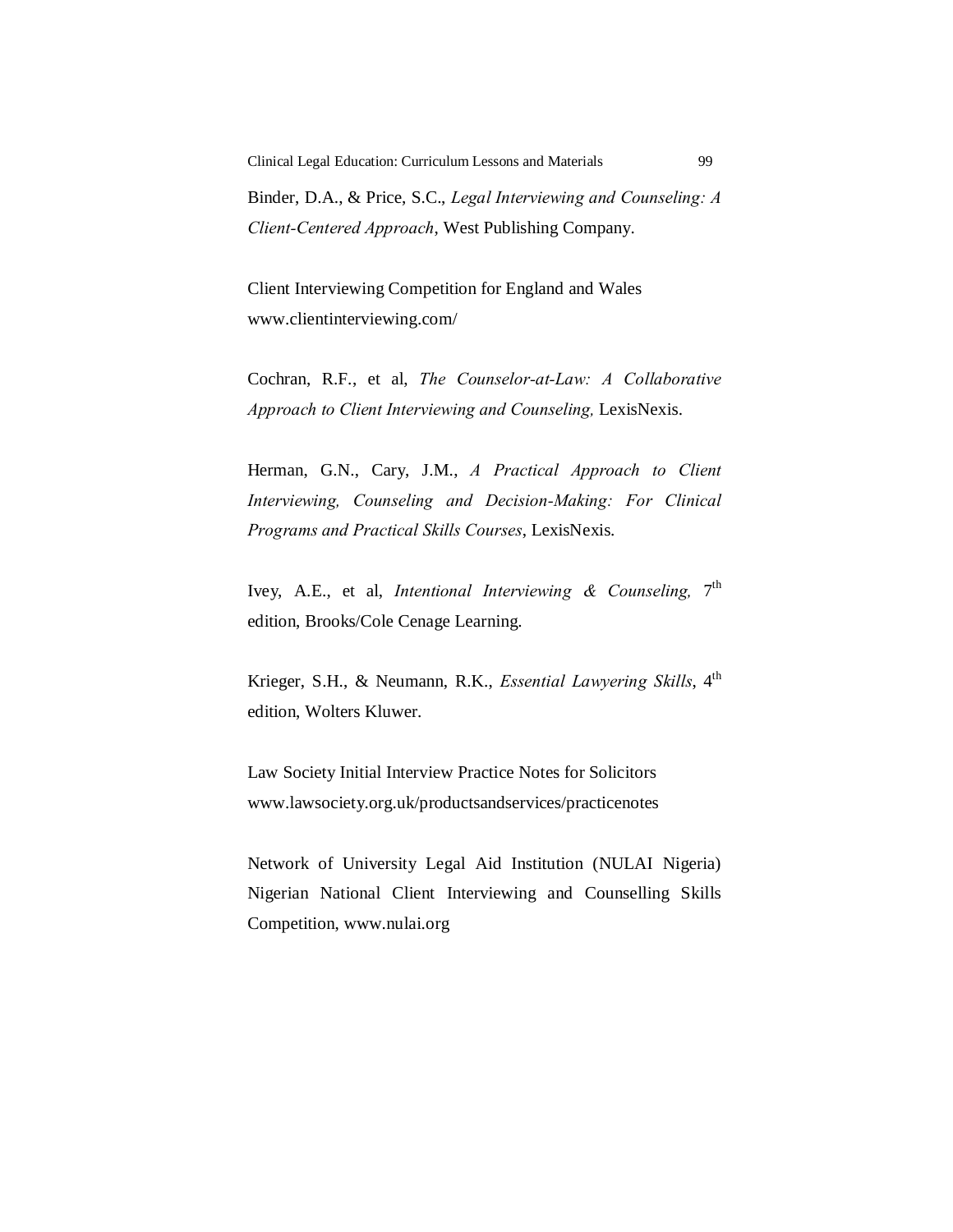Binder, D.A., & Price, S.C., *Legal Interviewing and Counseling: A Client-Centered Approach*, West Publishing Company.

Client Interviewing Competition for England and Wales www.clientinterviewing.com/

Cochran, R.F., et al, *The Counselor-at-Law: A Collaborative Approach to Client Interviewing and Counseling,* LexisNexis.

Herman, G.N., Cary, J.M., *A Practical Approach to Client Interviewing, Counseling and Decision-Making: For Clinical Programs and Practical Skills Courses*, LexisNexis.

Ivey, A.E., et al, *Intentional Interviewing & Counseling,* 7th edition, Brooks/Cole Cenage Learning.

Krieger, S.H., & Neumann, R.K., *Essential Lawyering Skills*, 4th edition, Wolters Kluwer.

Law Society Initial Interview Practice Notes for Solicitors www.lawsociety.org.uk/productsandservices/practicenotes

Network of University Legal Aid Institution (NULAI Nigeria) Nigerian National Client Interviewing and Counselling Skills Competition, www.nulai.org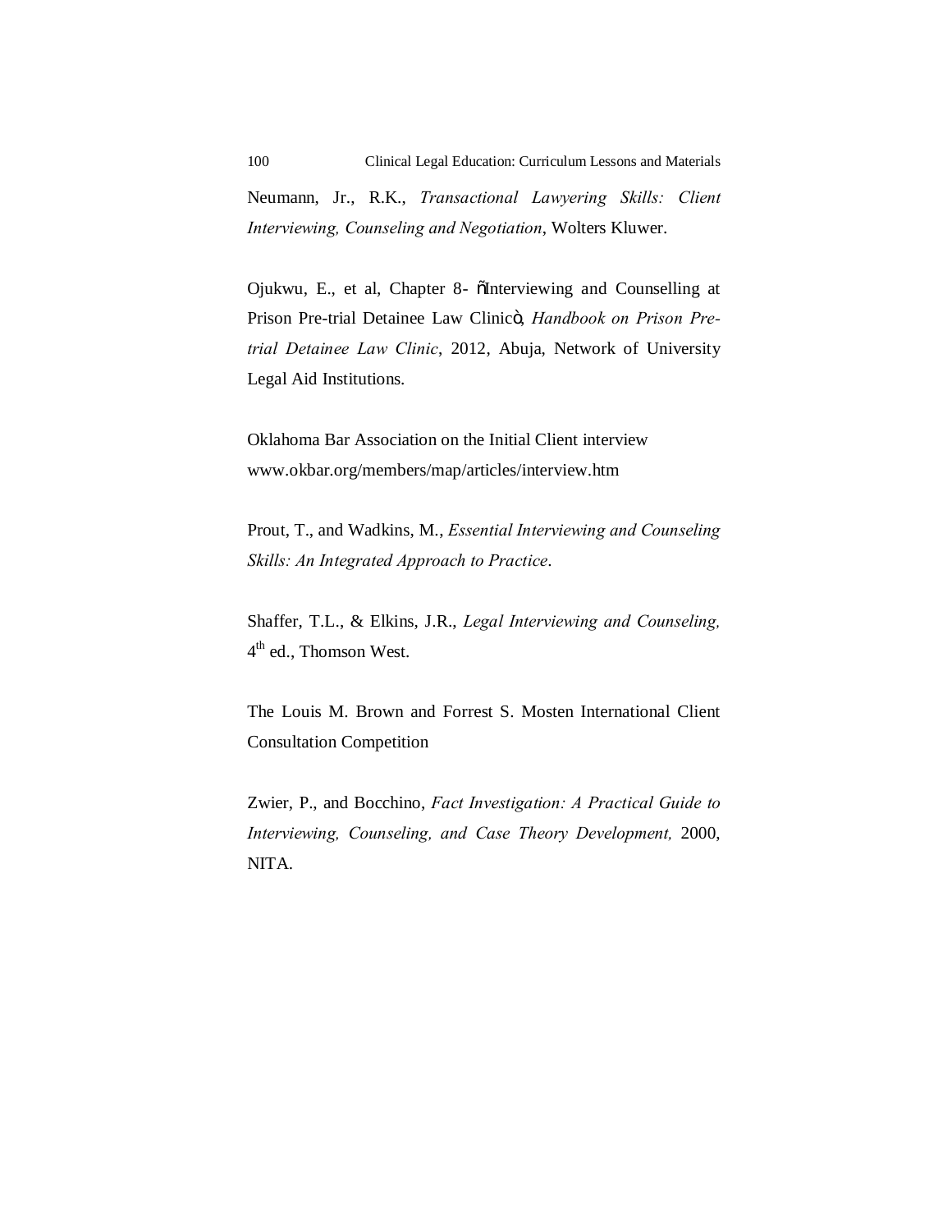Neumann, Jr., R.K., *Transactional Lawyering Skills: Client Interviewing, Counseling and Negotiation*, Wolters Kluwer.

Ojukwu, E., et al, Chapter 8- "Interviewing and Counselling at Prison Pre-trial Detainee Law Clinic", *Handbook on Prison Pre-trial Detainee Law Clinic*, 2012, Abuja, Network of University Legal Aid Institutions.

Oklahoma Bar Association on the Initial Client interview www.okbar.org/members/map/articles/interview.htm

Prout, T., and Wadkins, M., *Essential Interviewing and Counseling Skills: An Integrated Approach to Practice*.

Shaffer, T.L., & Elkins, J.R., *Legal Interviewing and Counseling,* 4th ed., Thomson West.

The Louis M. Brown and Forrest S. Mosten International Client Consultation Competition

Zwier, P., and Bocchino, *Fact Investigation: A Practical Guide to Interviewing, Counseling, and Case Theory Development,* 2000, NITA.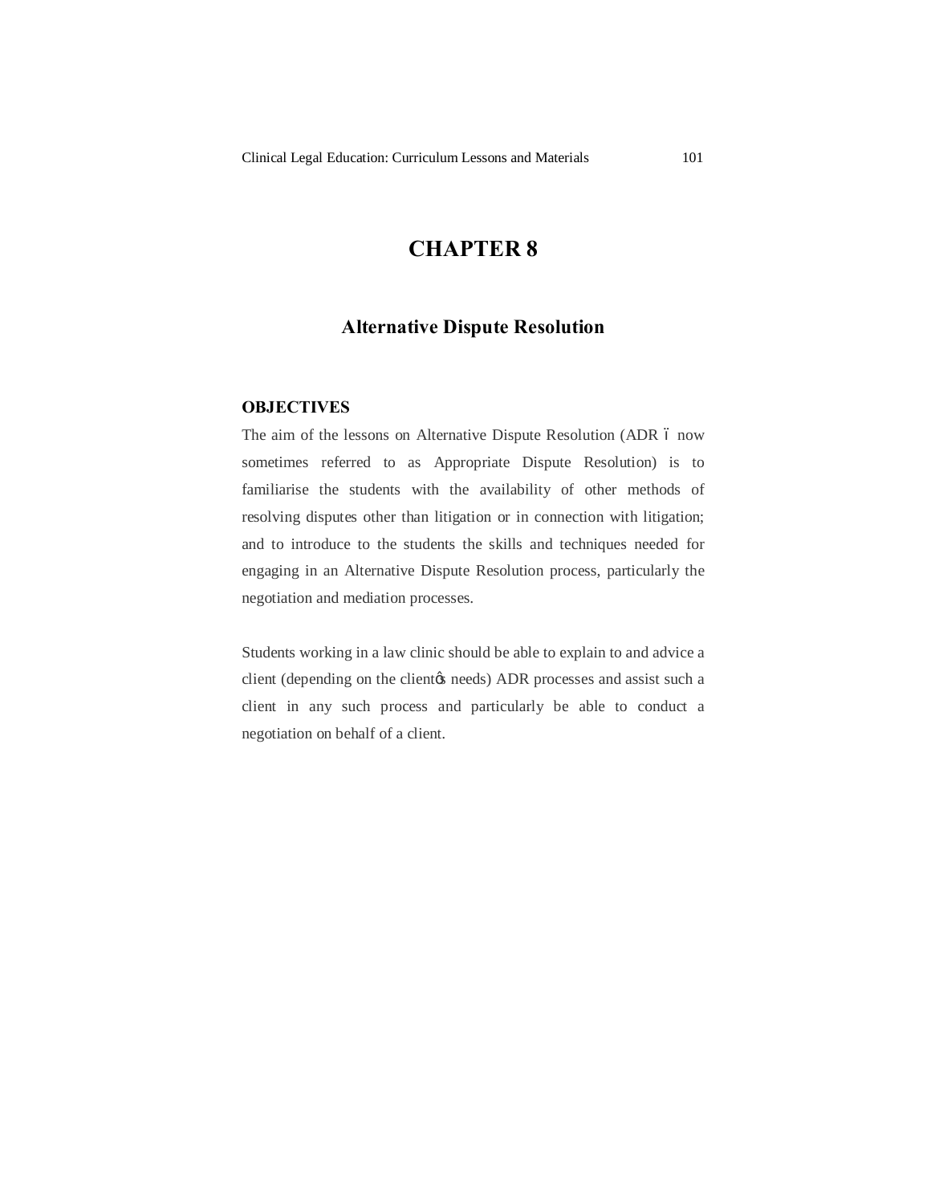# CHAPTER 8

## Alternative Dispute Resolution

### OBJECTIVES

The aim of the lessons on Alternative Dispute Resolution (ADR – now sometimes referred to as Appropriate Dispute Resolution) is to familiarise the students with the availability of other methods of resolving disputes other than litigation or in connection with litigation; and to introduce to the students the skills and techniques needed for engaging in an Alternative Dispute Resolution process, particularly the negotiation and mediation processes.

Students working in a law clinic should be able to explain to and advice a client (depending on the client's needs) ADR processes and assist such a client in any such process and particularly be able to conduct a negotiation on behalf of a client.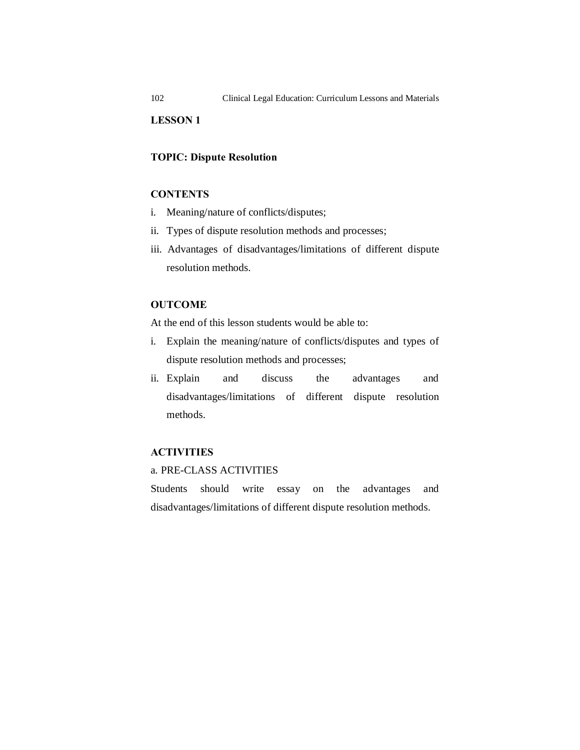**LESSON 1**

**TOPIC: Dispute Resolution**

**CONTENTS**

i. Meaning/nature of conflicts/disputes;
ii. Types of dispute resolution methods and processes;
iii. Advantages of disadvantages/limitations of different dispute resolution methods.

**OUTCOME**

At the end of this lesson students would be able to:

i. Explain the meaning/nature of conflicts/disputes and types of dispute resolution methods and processes;
ii. Explain and discuss the advantages and disadvantages/limitations of different dispute resolution methods.

**ACTIVITIES**

a. PRE-CLASS ACTIVITIES

Students should write essay on the advantages and disadvantages/limitations of different dispute resolution methods.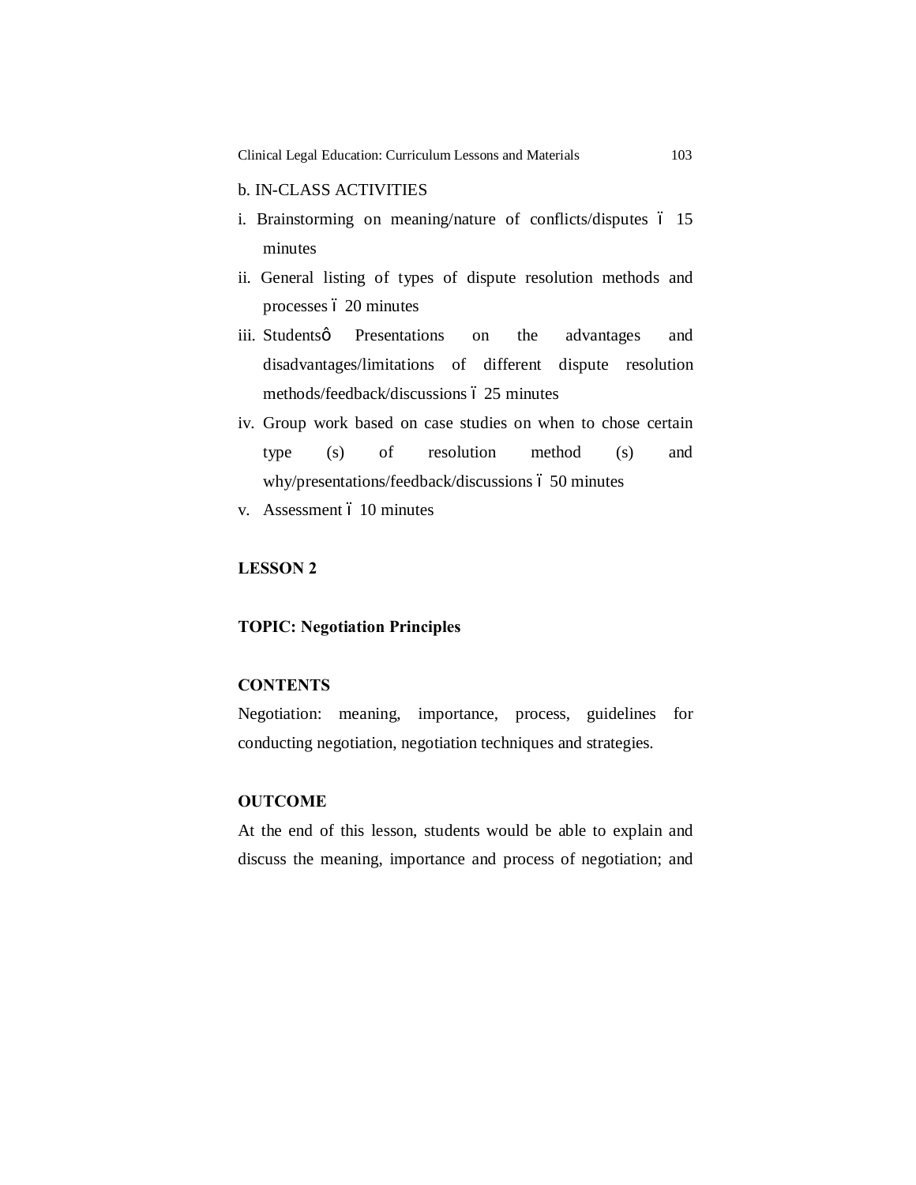b. IN-CLASS ACTIVITIES

i. Brainstorming on meaning/nature of conflicts/disputes ó 15 minutes

ii. General listing of types of dispute resolution methods and processes ó 20 minutes

iii. Studentsô Presentations on the advantages and disadvantages/limitations of different dispute resolution methods/feedback/discussions ó 25 minutes

iv. Group work based on case studies on when to chose certain type (s) of resolution method (s) and why/presentations/feedback/discussions ó 50 minutes

v. Assessment ó 10 minutes

**LESSON 2**

**TOPIC: Negotiation Principles**

**CONTENTS**

Negotiation: meaning, importance, process, guidelines for conducting negotiation, negotiation techniques and strategies.

**OUTCOME**

At the end of this lesson, students would be able to explain and discuss the meaning, importance and process of negotiation; and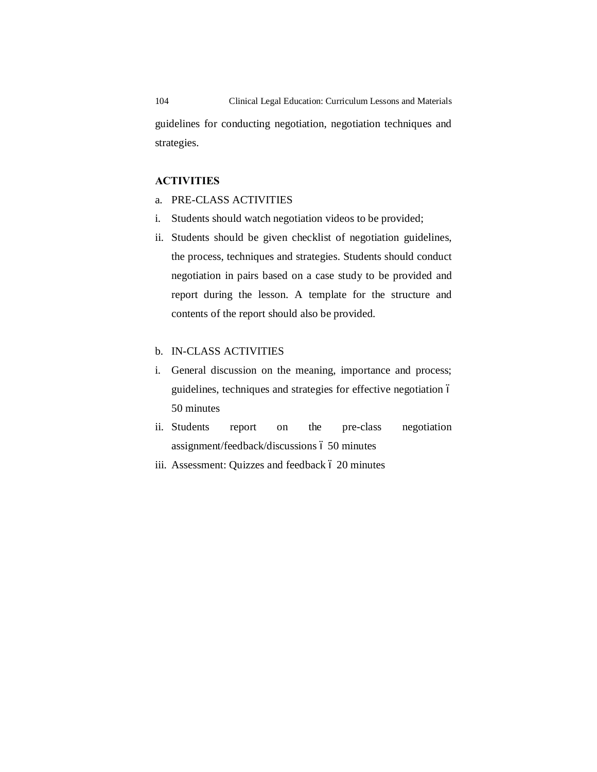guidelines for conducting negotiation, negotiation techniques and strategies.

## ACTIVITIES

a. PRE-CLASS ACTIVITIES

i. Students should watch negotiation videos to be provided;

ii. Students should be given checklist of negotiation guidelines, the process, techniques and strategies. Students should conduct negotiation in pairs based on a case study to be provided and report during the lesson. A template for the structure and contents of the report should also be provided.

b. IN-CLASS ACTIVITIES

i. General discussion on the meaning, importance and process; guidelines, techniques and strategies for effective negotiation – 50 minutes

ii. Students report on the pre-class negotiation assignment/feedback/discussions – 50 minutes

iii. Assessment: Quizzes and feedback – 20 minutes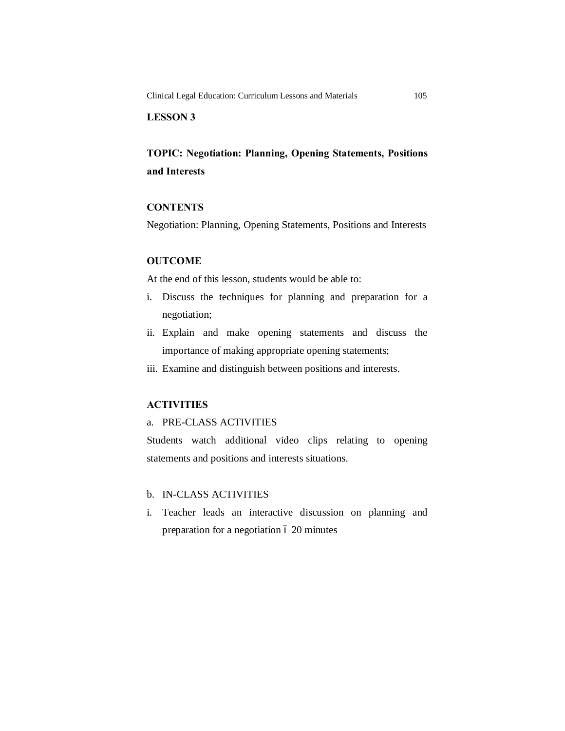**LESSON 3**

**TOPIC: Negotiation: Planning, Opening Statements, Positions and Interests**

**CONTENTS**

Negotiation: Planning, Opening Statements, Positions and Interests

**OUTCOME**

At the end of this lesson, students would be able to:

i. Discuss the techniques for planning and preparation for a negotiation;
ii. Explain and make opening statements and discuss the importance of making appropriate opening statements;
iii. Examine and distinguish between positions and interests.

**ACTIVITIES**

a. PRE-CLASS ACTIVITIES

Students watch additional video clips relating to opening statements and positions and interests situations.

b. IN-CLASS ACTIVITIES

i. Teacher leads an interactive discussion on planning and preparation for a negotiation – 20 minutes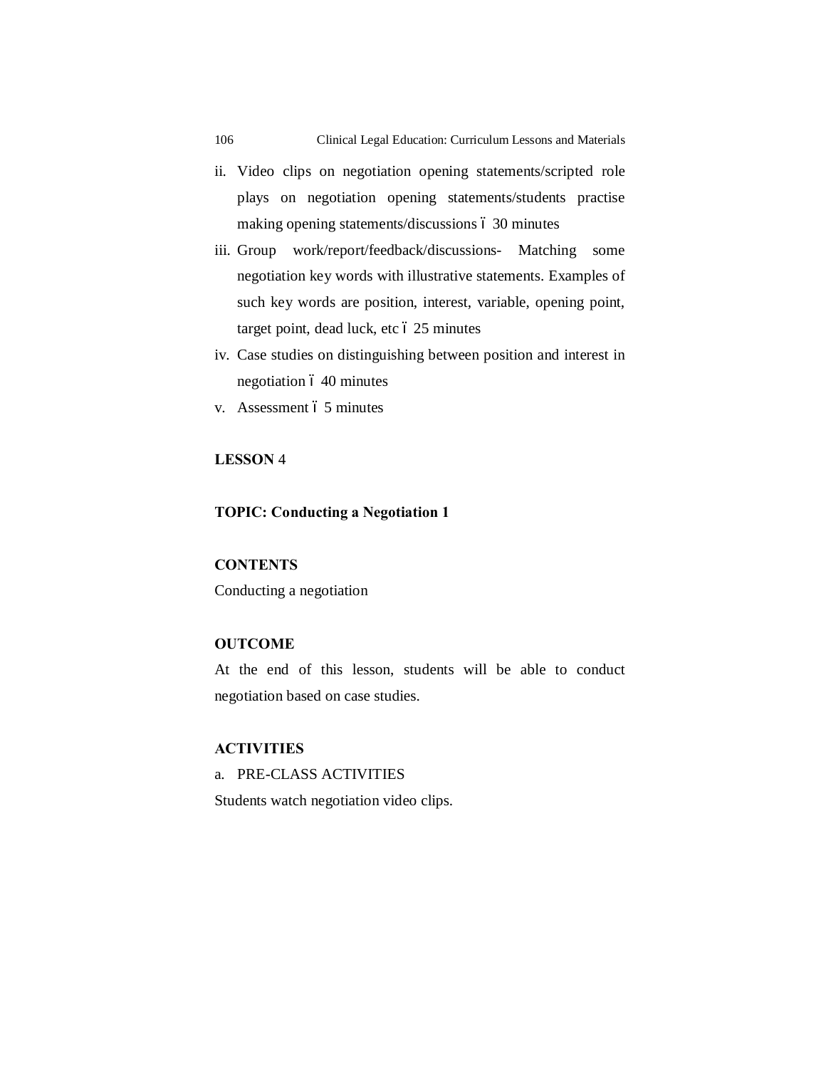ii. Video clips on negotiation opening statements/scripted role plays on negotiation opening statements/students practise making opening statements/discussions ó 30 minutes
iii. Group work/report/feedback/discussions- Matching some negotiation key words with illustrative statements. Examples of such key words are position, interest, variable, opening point, target point, dead luck, etc ó 25 minutes
iv. Case studies on distinguishing between position and interest in negotiation ó 40 minutes
v. Assessment ó 5 minutes

**LESSON** 4

**TOPIC: Conducting a Negotiation 1**

**CONTENTS**

Conducting a negotiation

**OUTCOME**

At the end of this lesson, students will be able to conduct negotiation based on case studies.

**ACTIVITIES**

a. PRE-CLASS ACTIVITIES

Students watch negotiation video clips.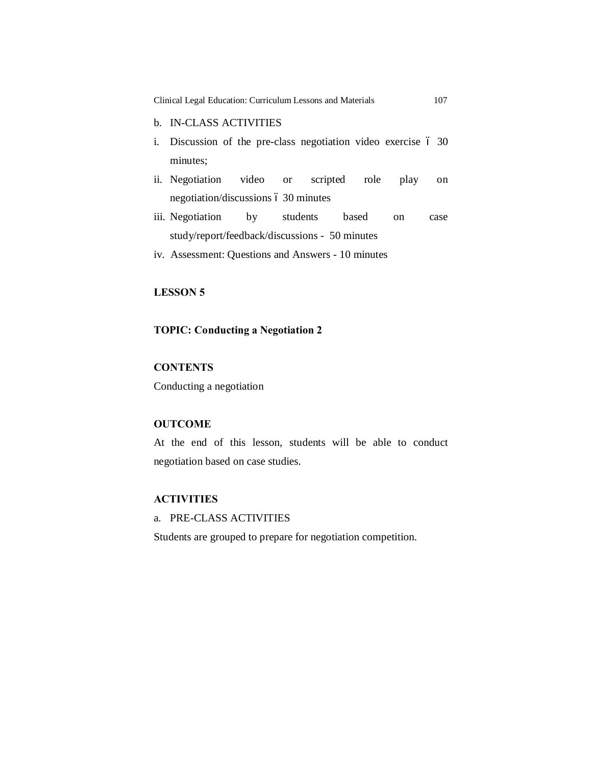b. IN-CLASS ACTIVITIES

i. Discussion of the pre-class negotiation video exercise – 30 minutes;
ii. Negotiation video or scripted role play on negotiation/discussions – 30 minutes
iii. Negotiation by students based on case study/report/feedback/discussions - 50 minutes
iv. Assessment: Questions and Answers - 10 minutes

**LESSON 5**

**TOPIC: Conducting a Negotiation 2**

**CONTENTS**

Conducting a negotiation

**OUTCOME**

At the end of this lesson, students will be able to conduct negotiation based on case studies.

**ACTIVITIES**

a. PRE-CLASS ACTIVITIES

Students are grouped to prepare for negotiation competition.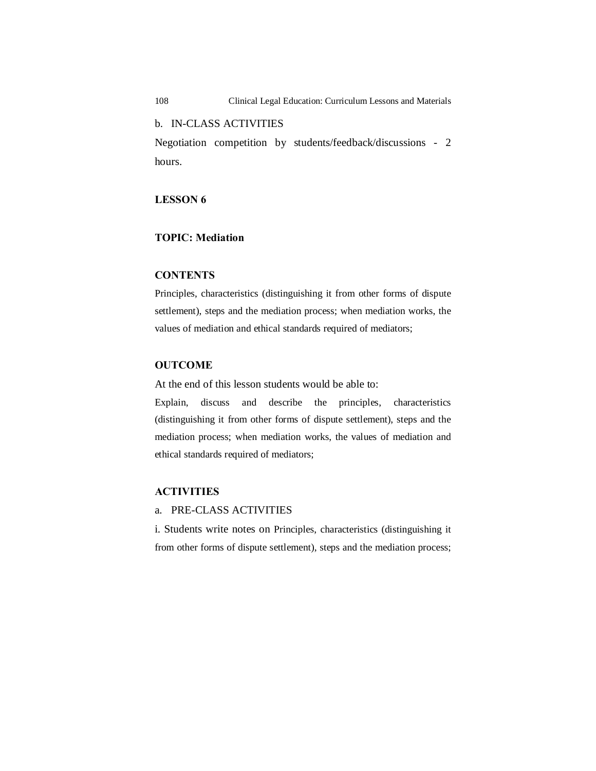b. IN-CLASS ACTIVITIES

Negotiation competition by students/feedback/discussions - 2 hours.

**LESSON 6**

**TOPIC: Mediation**

**CONTENTS**

Principles, characteristics (distinguishing it from other forms of dispute settlement), steps and the mediation process; when mediation works, the values of mediation and ethical standards required of mediators;

**OUTCOME**

At the end of this lesson students would be able to:

Explain, discuss and describe the principles, characteristics (distinguishing it from other forms of dispute settlement), steps and the mediation process; when mediation works, the values of mediation and ethical standards required of mediators;

**ACTIVITIES**

a. PRE-CLASS ACTIVITIES

i. Students write notes on Principles, characteristics (distinguishing it from other forms of dispute settlement), steps and the mediation process;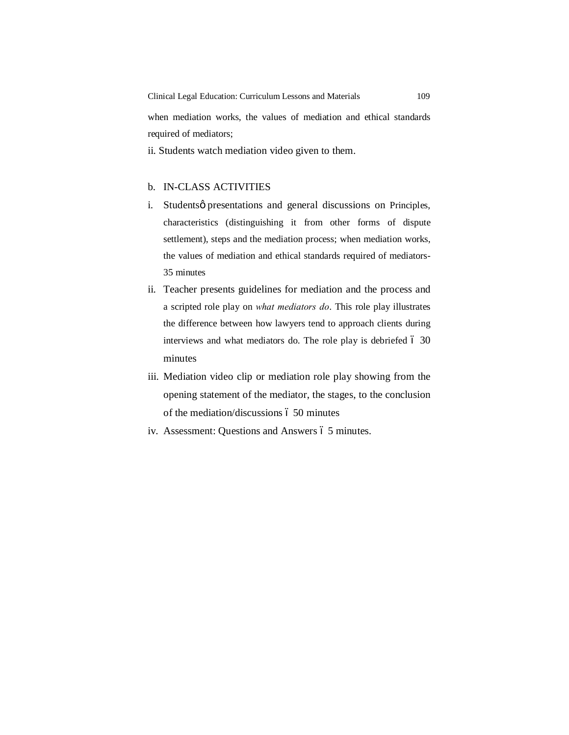when mediation works, the values of mediation and ethical standards required of mediators;

ii. Students watch mediation video given to them.

b. IN-CLASS ACTIVITIES

i. Students' presentations and general discussions on Principles, characteristics (distinguishing it from other forms of dispute settlement), steps and the mediation process; when mediation works, the values of mediation and ethical standards required of mediators- 35 minutes

ii. Teacher presents guidelines for mediation and the process and a scripted role play on *what mediators do*. This role play illustrates the difference between how lawyers tend to approach clients during interviews and what mediators do. The role play is debriefed – 30 minutes

iii. Mediation video clip or mediation role play showing from the opening statement of the mediator, the stages, to the conclusion of the mediation/discussions – 50 minutes

iv. Assessment: Questions and Answers – 5 minutes.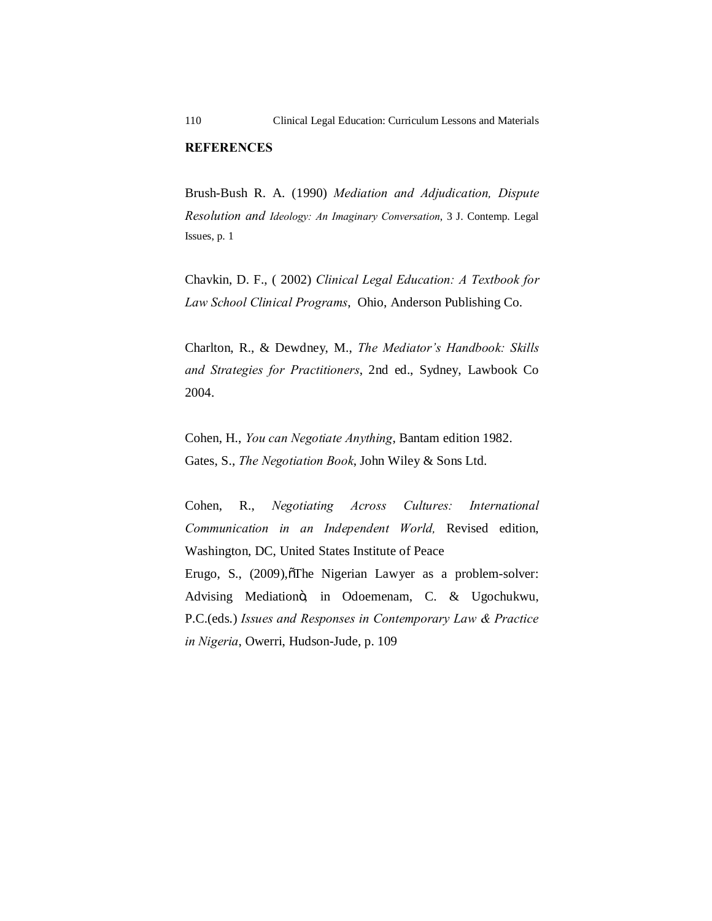## REFERENCES

Brush-Bush R. A. (1990) *Mediation and Adjudication, Dispute Resolution and Ideology: An Imaginary Conversation*, 3 J. Contemp. Legal Issues, p. 1

Chavkin, D. F., ( 2002) *Clinical Legal Education: A Textbook for Law School Clinical Programs*, Ohio, Anderson Publishing Co.

Charlton, R., & Dewdney, M., *The Mediator's Handbook: Skills and Strategies for Practitioners*, 2nd ed., Sydney, Lawbook Co 2004.

Cohen, H., *You can Negotiate Anything*, Bantam edition 1982.
Gates, S., *The Negotiation Book*, John Wiley & Sons Ltd.

Cohen, R., *Negotiating Across Cultures: International Communication in an Independent World,* Revised edition, Washington, DC, United States Institute of Peace
Erugo, S., (2009),õThe Nigerian Lawyer as a problem-solver: Advising Mediationö, in Odoemenam, C. & Ugochukwu, P.C.(eds.) *Issues and Responses in Contemporary Law & Practice in Nigeria*, Owerri, Hudson-Jude, p. 109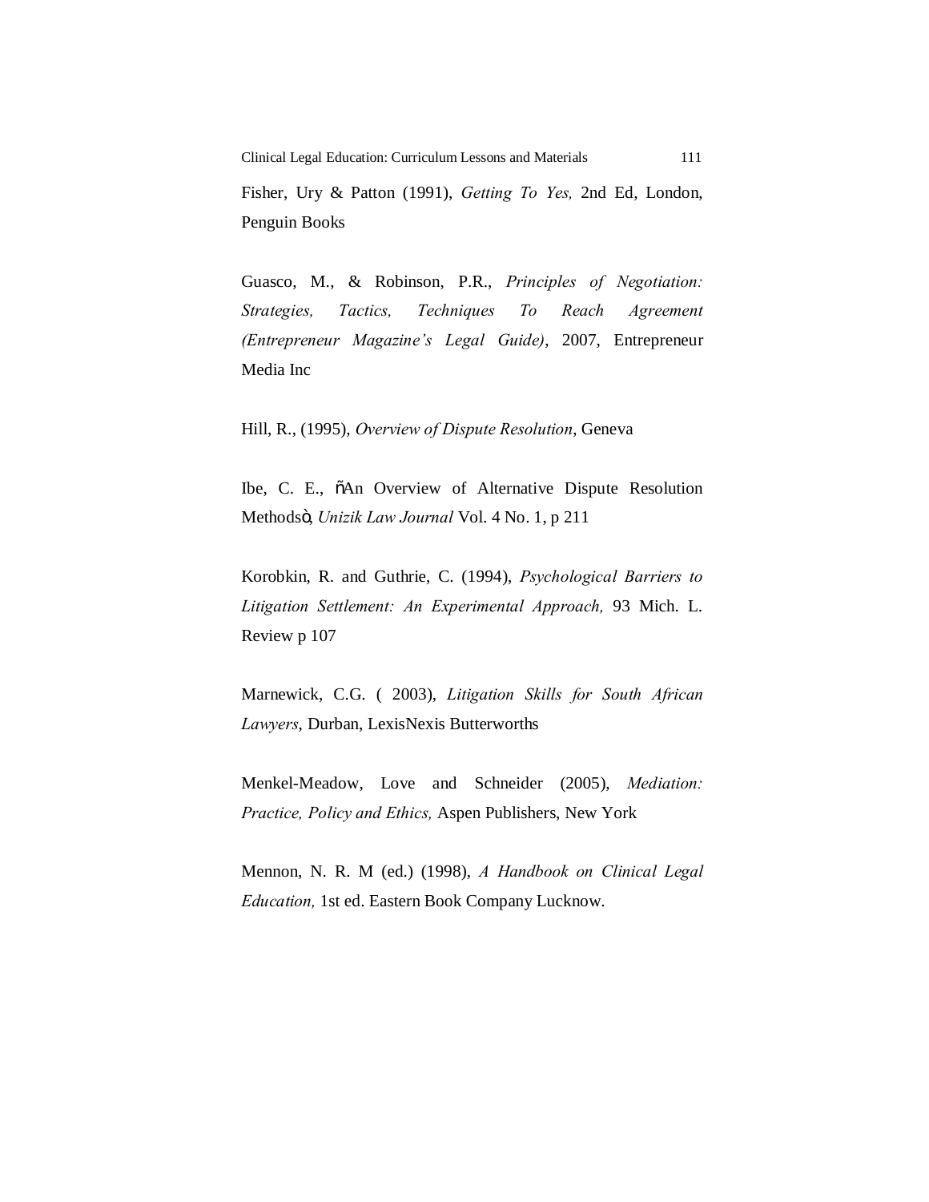Fisher, Ury & Patton (1991), *Getting To Yes,* 2nd Ed, London, Penguin Books

Guasco, M., & Robinson, P.R., *Principles of Negotiation: Strategies, Tactics, Techniques To Reach Agreement (Entrepreneur Magazine's Legal Guide)*, 2007, Entrepreneur Media Inc

Hill, R., (1995), *Overview of Dispute Resolution*, Geneva

Ibe, C. E., õAn Overview of Alternative Dispute Resolution Methodsö, *Unizik Law Journal* Vol. 4 No. 1, p 211

Korobkin, R. and Guthrie, C. (1994), *Psychological Barriers to Litigation Settlement: An Experimental Approach,* 93 Mich. L. Review p 107

Marnewick, C.G. ( 2003), *Litigation Skills for South African Lawyers*, Durban, LexisNexis Butterworths

Menkel-Meadow, Love and Schneider (2005), *Mediation: Practice, Policy and Ethics,* Aspen Publishers, New York

Mennon, N. R. M (ed.) (1998), *A Handbook on Clinical Legal Education,* 1st ed. Eastern Book Company Lucknow.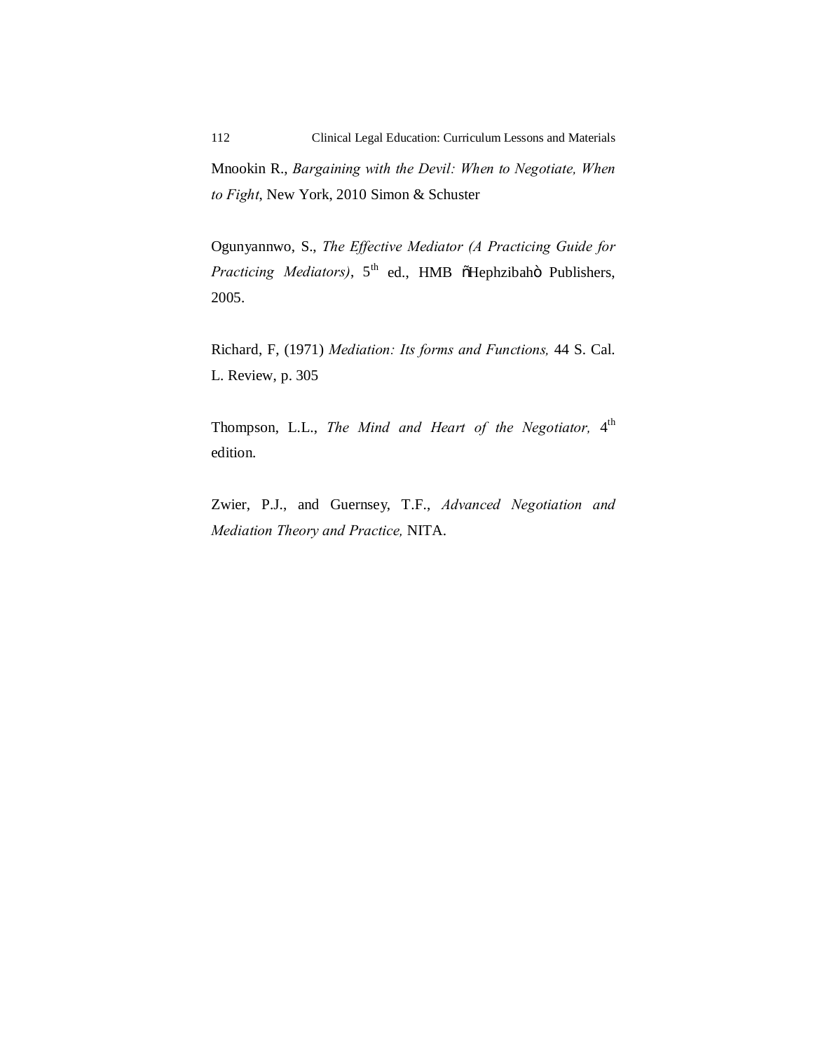Mnookin R., *Bargaining with the Devil: When to Negotiate, When to Fight*, New York, 2010 Simon & Schuster

Ogunyannwo, S., *The Effective Mediator (A Practicing Guide for Practicing Mediators)*, 5th ed., HMB õHephzibahö Publishers, 2005.

Richard, F, (1971) *Mediation: Its forms and Functions,* 44 S. Cal. L. Review, p. 305

Thompson, L.L., *The Mind and Heart of the Negotiator,* 4th edition.

Zwier, P.J., and Guernsey, T.F., *Advanced Negotiation and Mediation Theory and Practice,* NITA.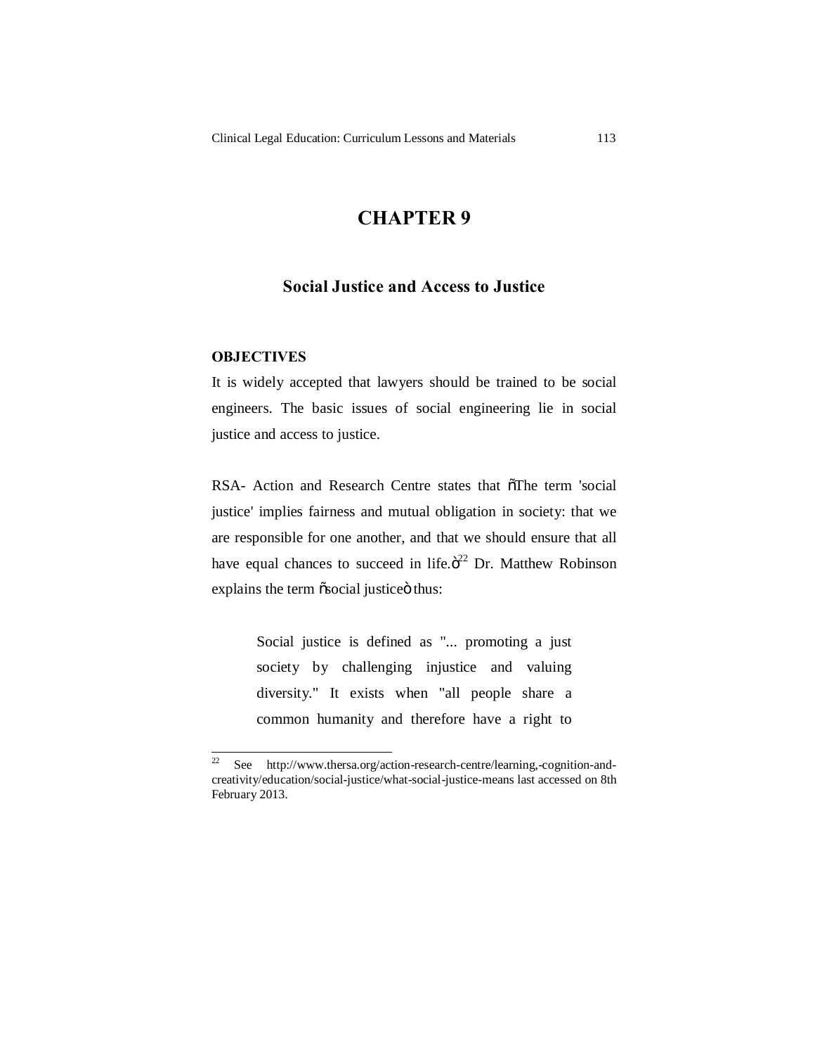# CHAPTER 9

## Social Justice and Access to Justice

### OBJECTIVES

It is widely accepted that lawyers should be trained to be social engineers. The basic issues of social engineering lie in social justice and access to justice.

RSA- Action and Research Centre states that õThe term 'social justice' implies fairness and mutual obligation in society: that we are responsible for one another, and that we should ensure that all have equal chances to succeed in life.ö[22] Dr. Matthew Robinson explains the term õsocial justiceö thus:

> Social justice is defined as "... promoting a just society by challenging injustice and valuing diversity." It exists when "all people share a common humanity and therefore have a right to

---

[22] See http://www.thersa.org/action-research-centre/learning,-cognition-and-creativity/education/social-justice/what-social-justice-means last accessed on 8th February 2013.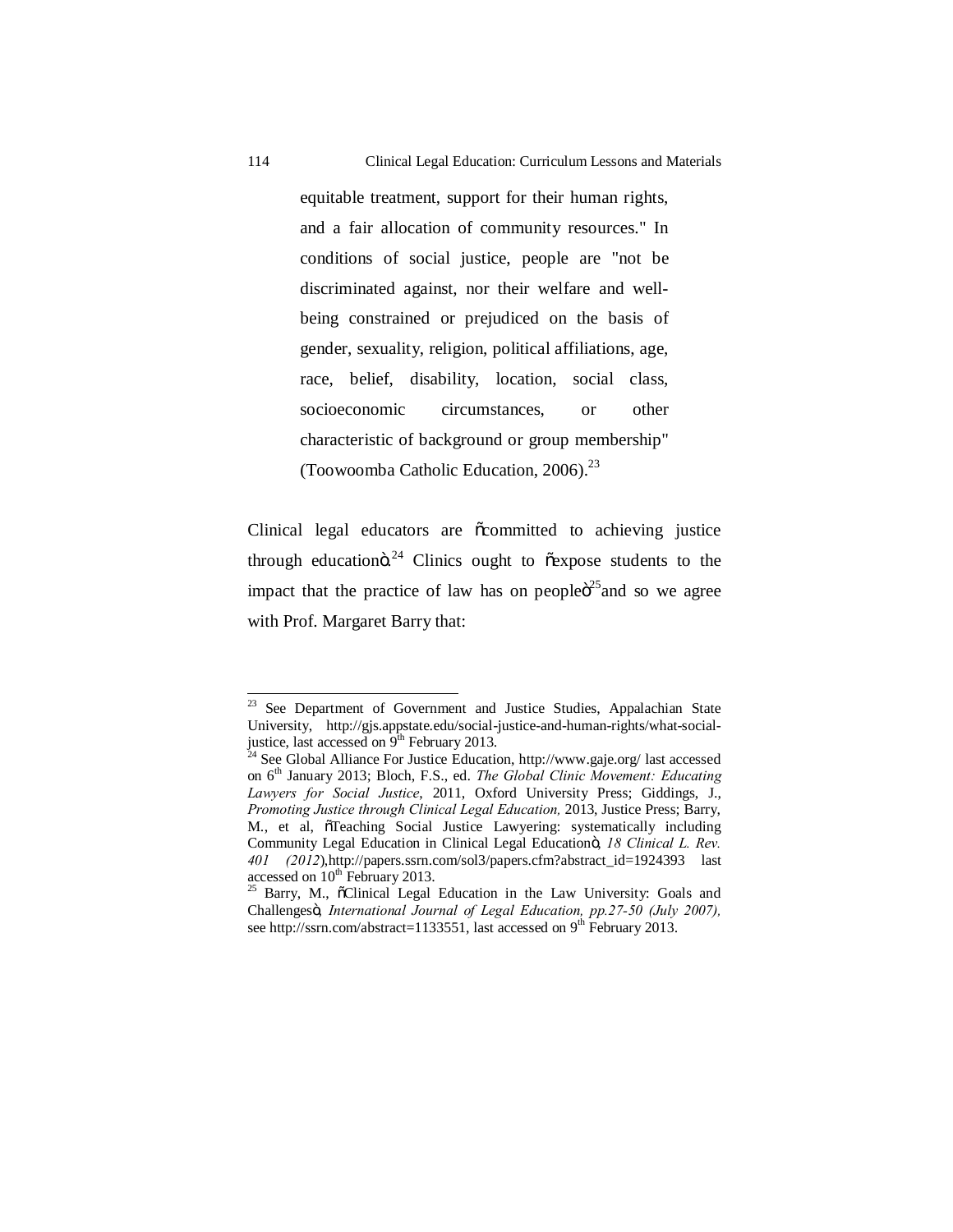> equitable treatment, support for their human rights, and a fair allocation of community resources." In conditions of social justice, people are "not be discriminated against, nor their welfare and well-being constrained or prejudiced on the basis of gender, sexuality, religion, political affiliations, age, race, belief, disability, location, social class, socioeconomic circumstances, or other characteristic of background or group membership" (Toowoomba Catholic Education, 2006).[23]

Clinical legal educators are "committed to achieving justice through education".[24] Clinics ought to "expose students to the impact that the practice of law has on people"[25] and so we agree with Prof. Margaret Barry that:

---

[23] See Department of Government and Justice Studies, Appalachian State University, http://gjs.appstate.edu/social-justice-and-human-rights/what-social-justice, last accessed on 9th February 2013.

[24] See Global Alliance For Justice Education, http://www.gaje.org/ last accessed on 6th January 2013; Bloch, F.S., ed. *The Global Clinic Movement: Educating Lawyers for Social Justice*, 2011, Oxford University Press; Giddings, J., *Promoting Justice through Clinical Legal Education,* 2013, Justice Press; Barry, M., et al, "Teaching Social Justice Lawyering: systematically including Community Legal Education in Clinical Legal Education", *18 Clinical L. Rev. 401 (2012*),http://papers.ssrn.com/sol3/papers.cfm?abstract_id=1924393 last accessed on 10th February 2013.

[25] Barry, M., "Clinical Legal Education in the Law University: Goals and Challenges", *International Journal of Legal Education, pp.27-50 (July 2007),* see http://ssrn.com/abstract=1133551, last accessed on 9th February 2013.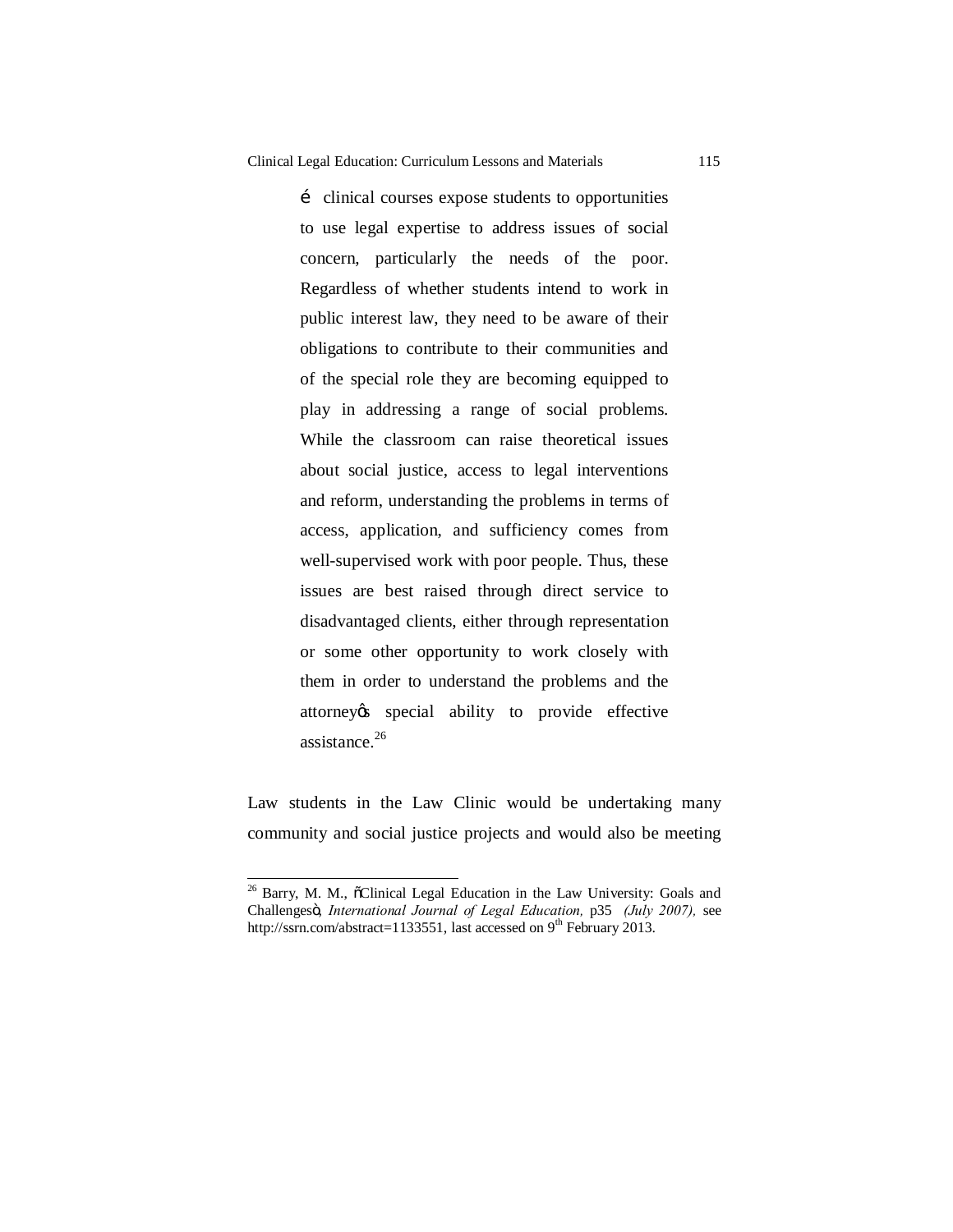> … clinical courses expose students to opportunities to use legal expertise to address issues of social concern, particularly the needs of the poor. Regardless of whether students intend to work in public interest law, they need to be aware of their obligations to contribute to their communities and of the special role they are becoming equipped to play in addressing a range of social problems. While the classroom can raise theoretical issues about social justice, access to legal interventions and reform, understanding the problems in terms of access, application, and sufficiency comes from well-supervised work with poor people. Thus, these issues are best raised through direct service to disadvantaged clients, either through representation or some other opportunity to work closely with them in order to understand the problems and the attorney's special ability to provide effective assistance.[26]

Law students in the Law Clinic would be undertaking many community and social justice projects and would also be meeting

---

[26] Barry, M. M., "Clinical Legal Education in the Law University: Goals and Challenges", *International Journal of Legal Education,* p35 *(July 2007),* see http://ssrn.com/abstract=1133551, last accessed on 9th February 2013.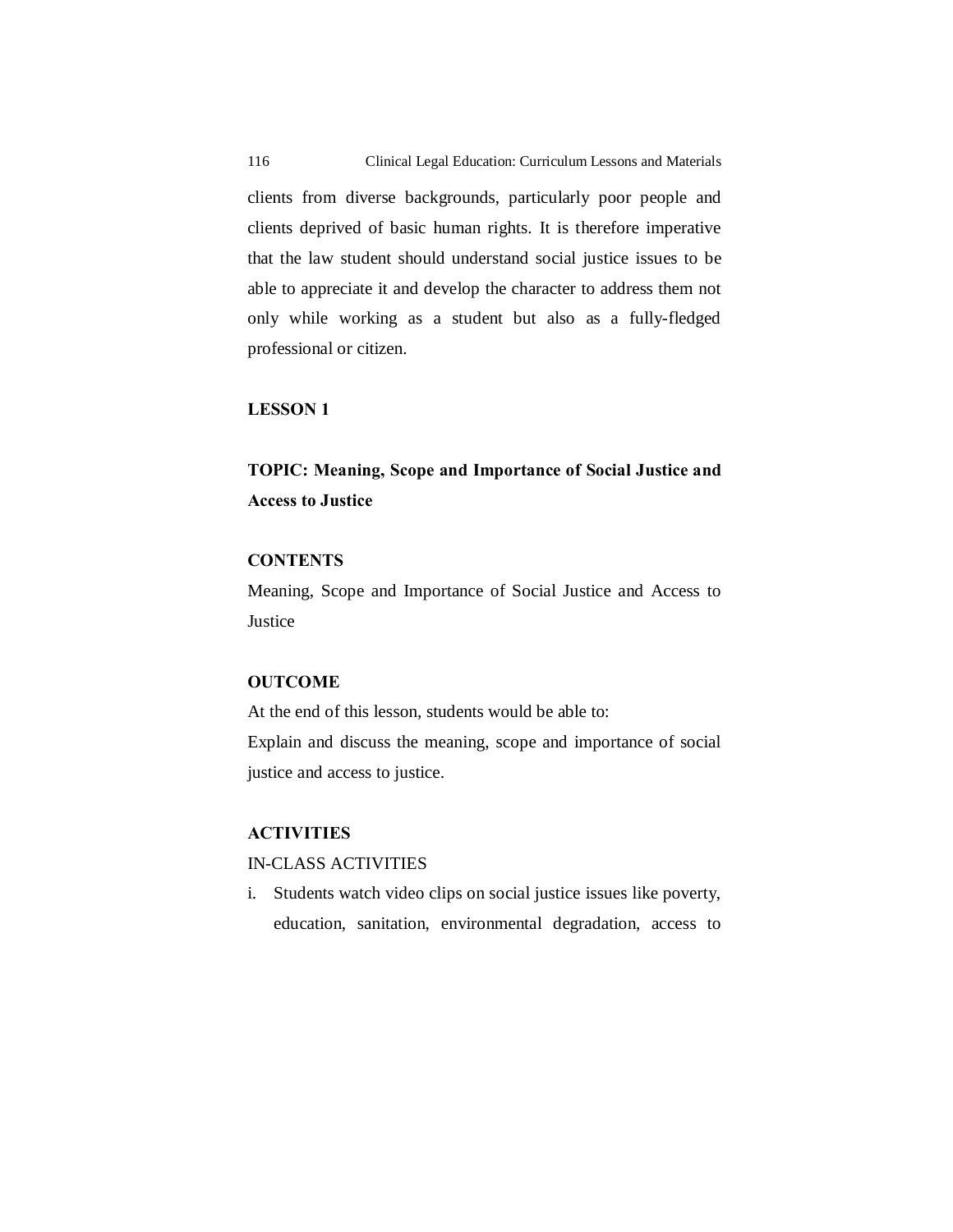clients from diverse backgrounds, particularly poor people and clients deprived of basic human rights. It is therefore imperative that the law student should understand social justice issues to be able to appreciate it and develop the character to address them not only while working as a student but also as a fully-fledged professional or citizen.

**LESSON 1**

**TOPIC: Meaning, Scope and Importance of Social Justice and Access to Justice**

**CONTENTS**

Meaning, Scope and Importance of Social Justice and Access to Justice

**OUTCOME**

At the end of this lesson, students would be able to:

Explain and discuss the meaning, scope and importance of social justice and access to justice.

**ACTIVITIES**

IN-CLASS ACTIVITIES

i. Students watch video clips on social justice issues like poverty, education, sanitation, environmental degradation, access to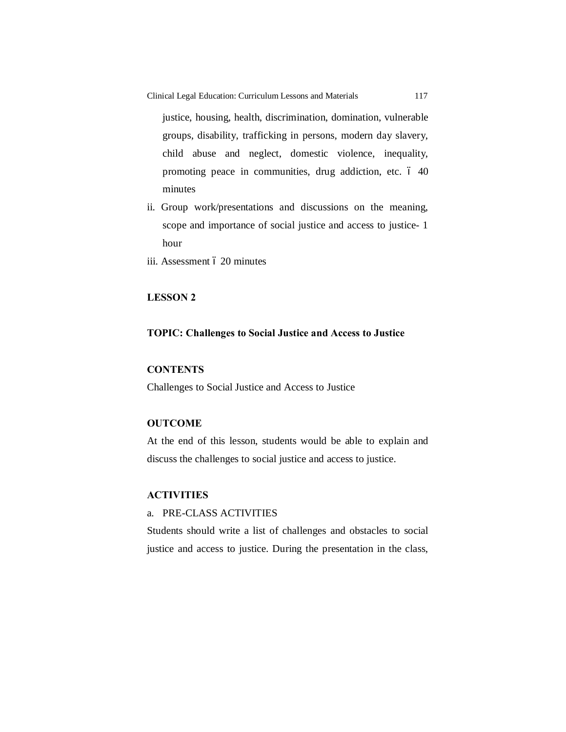justice, housing, health, discrimination, domination, vulnerable groups, disability, trafficking in persons, modern day slavery, child abuse and neglect, domestic violence, inequality, promoting peace in communities, drug addiction, etc. ó 40 minutes

ii. Group work/presentations and discussions on the meaning, scope and importance of social justice and access to justice- 1 hour

iii. Assessment ó 20 minutes

**LESSON 2**

**TOPIC: Challenges to Social Justice and Access to Justice**

**CONTENTS**

Challenges to Social Justice and Access to Justice

**OUTCOME**

At the end of this lesson, students would be able to explain and discuss the challenges to social justice and access to justice.

**ACTIVITIES**

a. PRE-CLASS ACTIVITIES

Students should write a list of challenges and obstacles to social justice and access to justice. During the presentation in the class,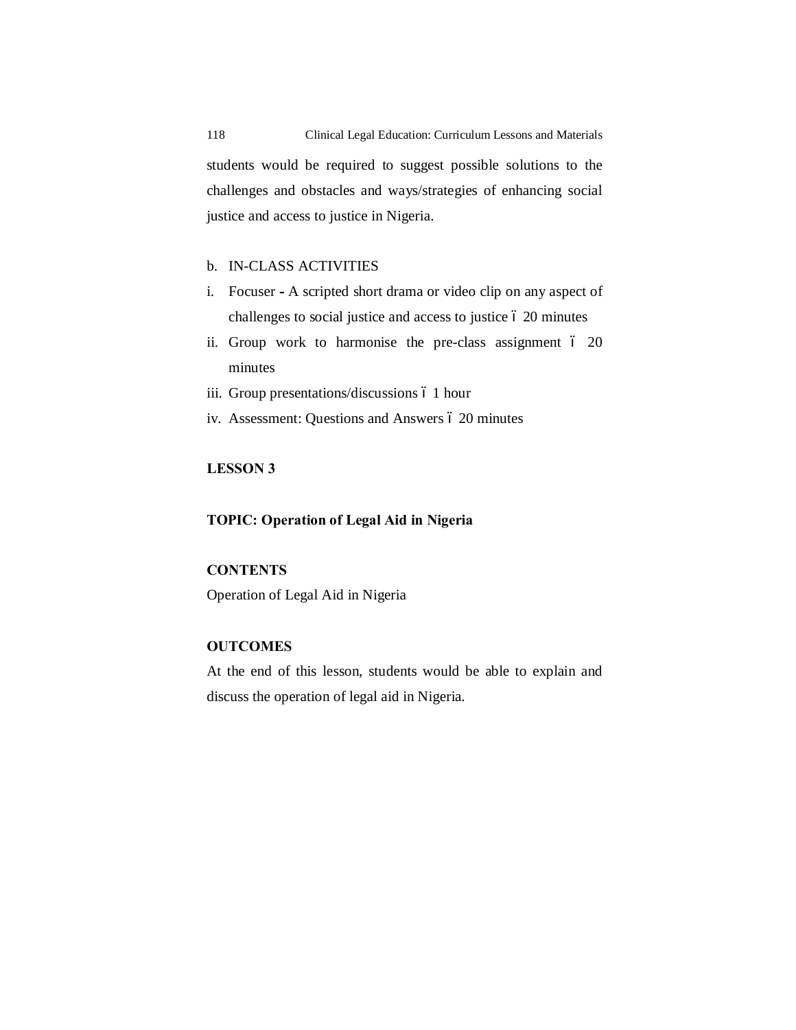students would be required to suggest possible solutions to the challenges and obstacles and ways/strategies of enhancing social justice and access to justice in Nigeria.

b. IN-CLASS ACTIVITIES

i. Focuser **-** A scripted short drama or video clip on any aspect of challenges to social justice and access to justice – 20 minutes
ii. Group work to harmonise the pre-class assignment – 20 minutes
iii. Group presentations/discussions – 1 hour
iv. Assessment: Questions and Answers – 20 minutes

**LESSON 3**

**TOPIC: Operation of Legal Aid in Nigeria**

**CONTENTS**

Operation of Legal Aid in Nigeria

**OUTCOMES**

At the end of this lesson, students would be able to explain and discuss the operation of legal aid in Nigeria.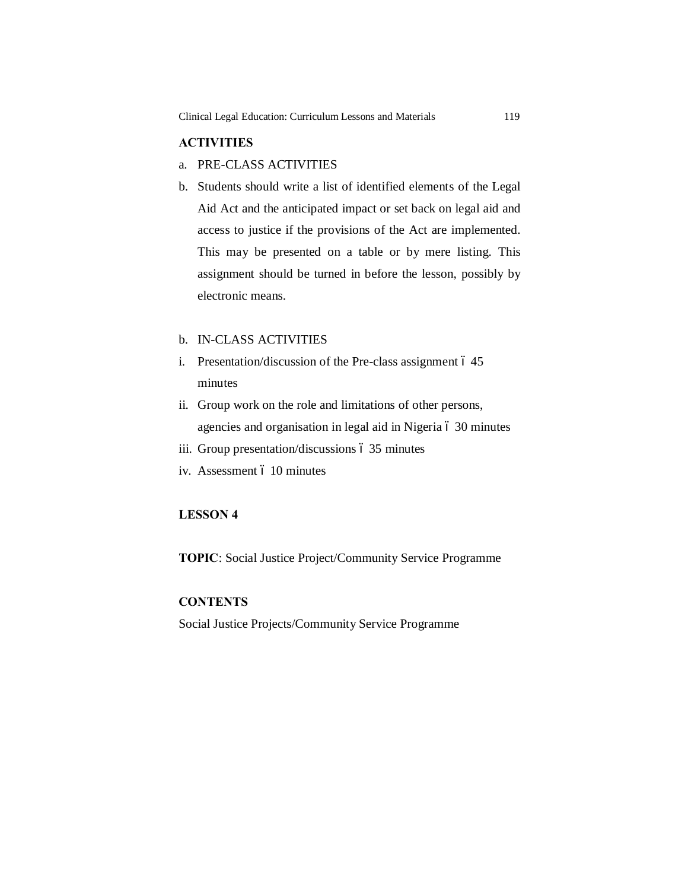**ACTIVITIES**

a. PRE-CLASS ACTIVITIES

b. Students should write a list of identified elements of the Legal Aid Act and the anticipated impact or set back on legal aid and access to justice if the provisions of the Act are implemented. This may be presented on a table or by mere listing. This assignment should be turned in before the lesson, possibly by electronic means.

b. IN-CLASS ACTIVITIES

i. Presentation/discussion of the Pre-class assignment – 45 minutes

ii. Group work on the role and limitations of other persons, agencies and organisation in legal aid in Nigeria – 30 minutes

iii. Group presentation/discussions – 35 minutes

iv. Assessment – 10 minutes

**LESSON 4**

**TOPIC**: Social Justice Project/Community Service Programme

**CONTENTS**

Social Justice Projects/Community Service Programme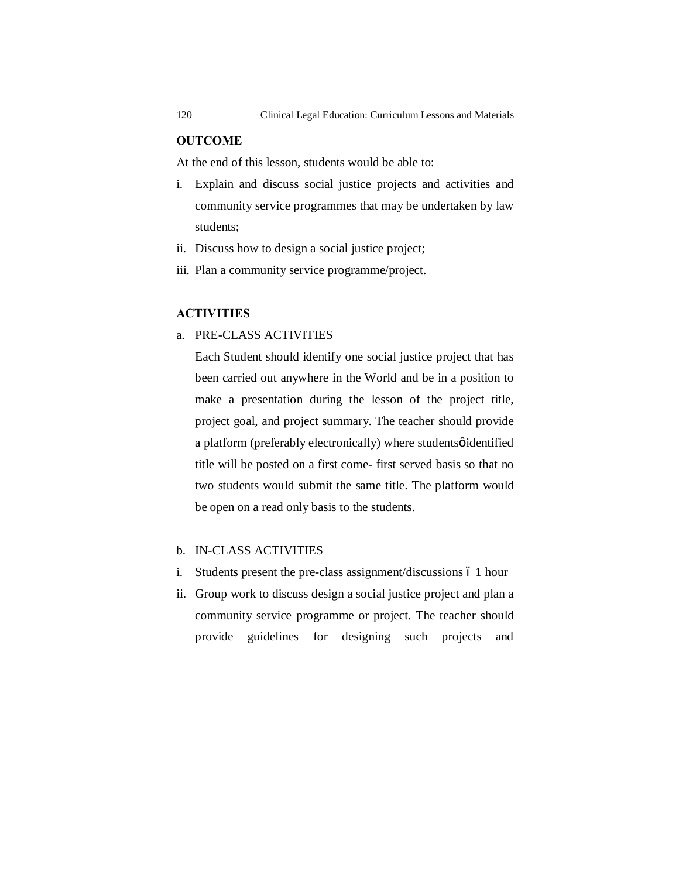**OUTCOME**

At the end of this lesson, students would be able to:

i. Explain and discuss social justice projects and activities and community service programmes that may be undertaken by law students;
ii. Discuss how to design a social justice project;
iii. Plan a community service programme/project.

**ACTIVITIES**

a. PRE-CLASS ACTIVITIES

   Each Student should identify one social justice project that has been carried out anywhere in the World and be in a position to make a presentation during the lesson of the project title, project goal, and project summary. The teacher should provide a platform (preferably electronically) where studentsô identified title will be posted on a first come- first served basis so that no two students would submit the same title. The platform would be open on a read only basis to the students.

b. IN-CLASS ACTIVITIES

i. Students present the pre-class assignment/discussions ó 1 hour
ii. Group work to discuss design a social justice project and plan a community service programme or project. The teacher should provide guidelines for designing such projects and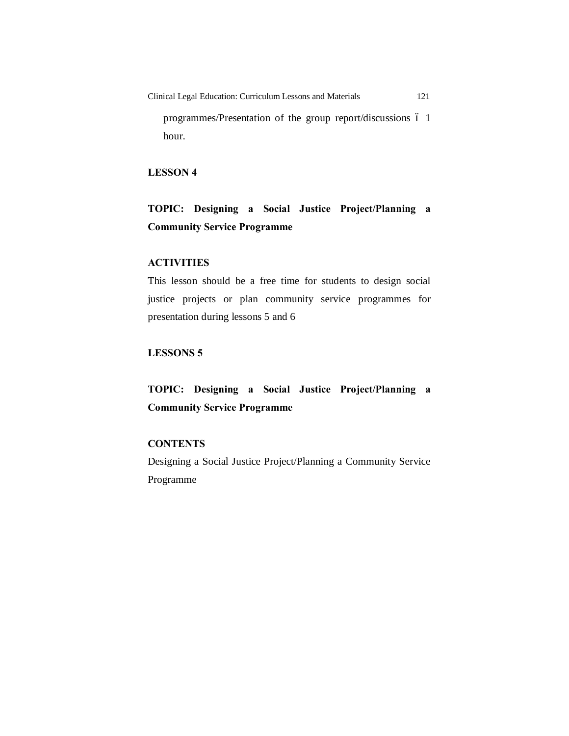programmes/Presentation of the group report/discussions – 1 hour.

**LESSON 4**

**TOPIC: Designing a Social Justice Project/Planning a Community Service Programme**

**ACTIVITIES**

This lesson should be a free time for students to design social justice projects or plan community service programmes for presentation during lessons 5 and 6

**LESSONS 5**

**TOPIC: Designing a Social Justice Project/Planning a Community Service Programme**

**CONTENTS**

Designing a Social Justice Project/Planning a Community Service Programme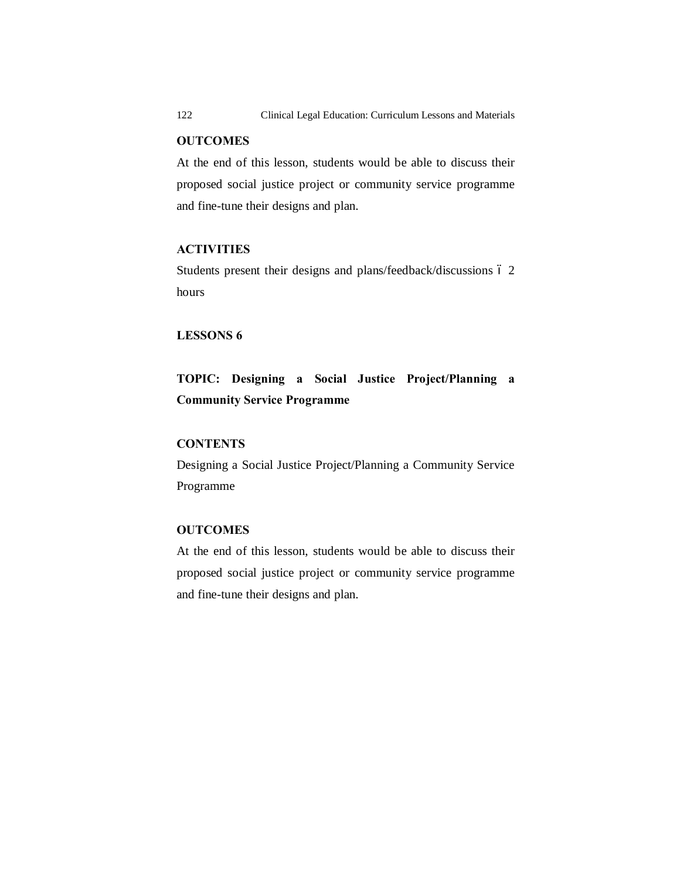**OUTCOMES**

At the end of this lesson, students would be able to discuss their proposed social justice project or community service programme and fine-tune their designs and plan.

**ACTIVITIES**

Students present their designs and plans/feedback/discussions – 2 hours

**LESSONS 6**

**TOPIC: Designing a Social Justice Project/Planning a Community Service Programme**

**CONTENTS**

Designing a Social Justice Project/Planning a Community Service Programme

**OUTCOMES**

At the end of this lesson, students would be able to discuss their proposed social justice project or community service programme and fine-tune their designs and plan.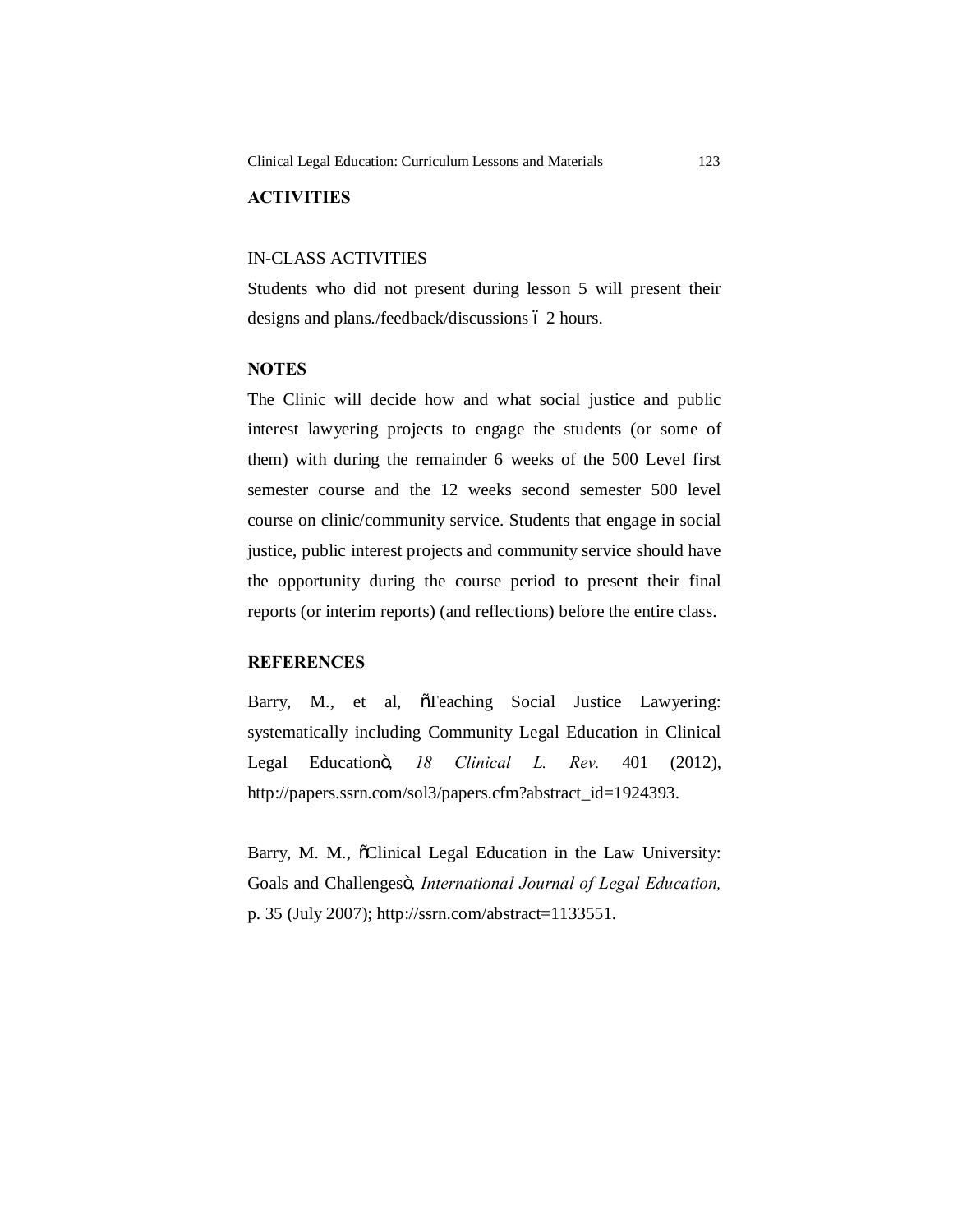## ACTIVITIES

IN-CLASS ACTIVITIES

Students who did not present during lesson 5 will present their designs and plans./feedback/discussions – 2 hours.

## NOTES

The Clinic will decide how and what social justice and public interest lawyering projects to engage the students (or some of them) with during the remainder 6 weeks of the 500 Level first semester course and the 12 weeks second semester 500 level course on clinic/community service. Students that engage in social justice, public interest projects and community service should have the opportunity during the course period to present their final reports (or interim reports) (and reflections) before the entire class.

## REFERENCES

Barry, M., et al, "Teaching Social Justice Lawyering: systematically including Community Legal Education in Clinical Legal Education", *18 Clinical L. Rev.* 401 (2012), http://papers.ssrn.com/sol3/papers.cfm?abstract_id=1924393.

Barry, M. M., "Clinical Legal Education in the Law University: Goals and Challenges", *International Journal of Legal Education,* p. 35 (July 2007); http://ssrn.com/abstract=1133551.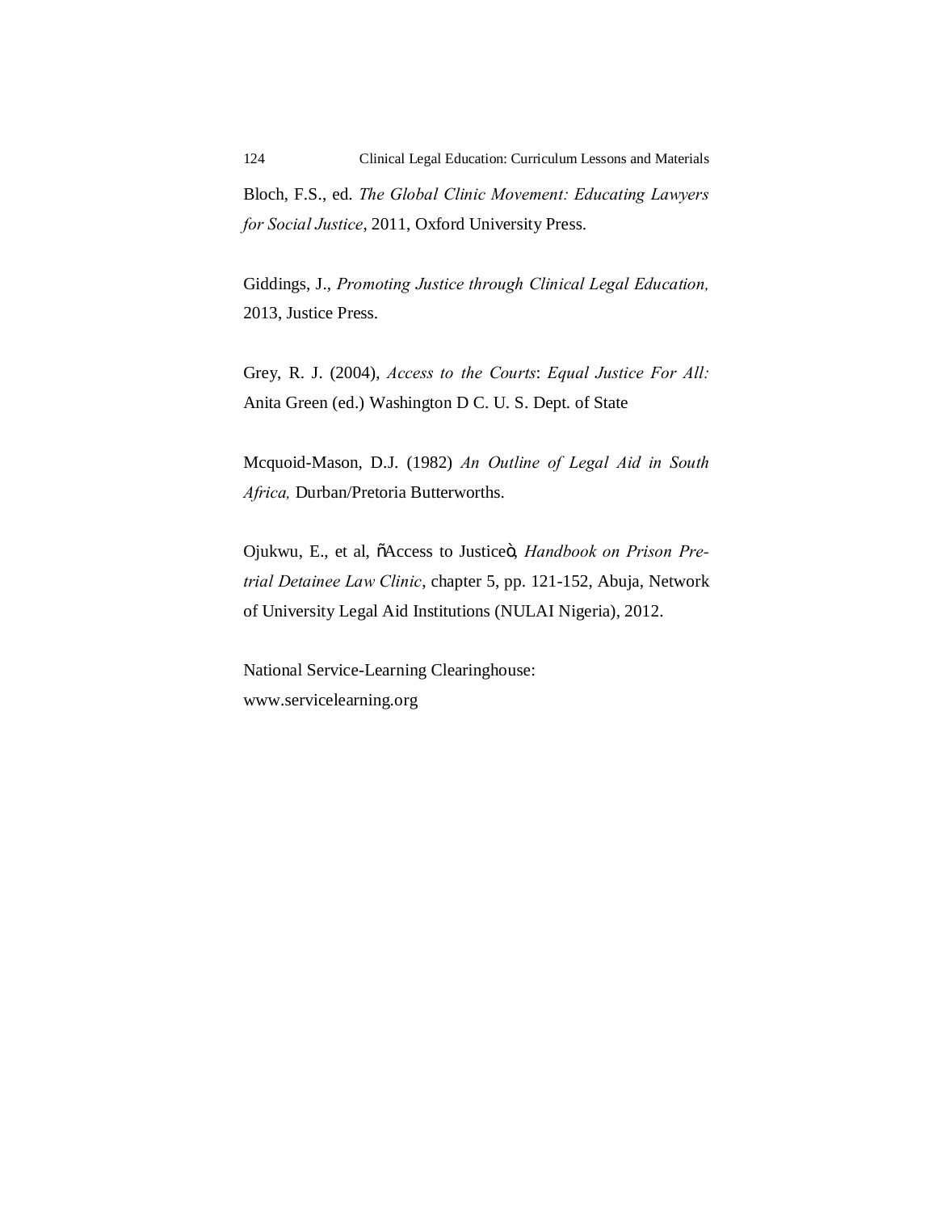Bloch, F.S., ed. *The Global Clinic Movement: Educating Lawyers for Social Justice*, 2011, Oxford University Press.

Giddings, J., *Promoting Justice through Clinical Legal Education,* 2013, Justice Press.

Grey, R. J. (2004), *Access to the Courts*: *Equal Justice For All:* Anita Green (ed.) Washington D C. U. S. Dept. of State

Mcquoid-Mason, D.J. (1982) *An Outline of Legal Aid in South Africa,* Durban/Pretoria Butterworths.

Ojukwu, E., et al, õAccess to Justiceö, *Handbook on Prison Pre-trial Detainee Law Clinic*, chapter 5, pp. 121-152, Abuja, Network of University Legal Aid Institutions (NULAI Nigeria), 2012.

National Service-Learning Clearinghouse:
www.servicelearning.org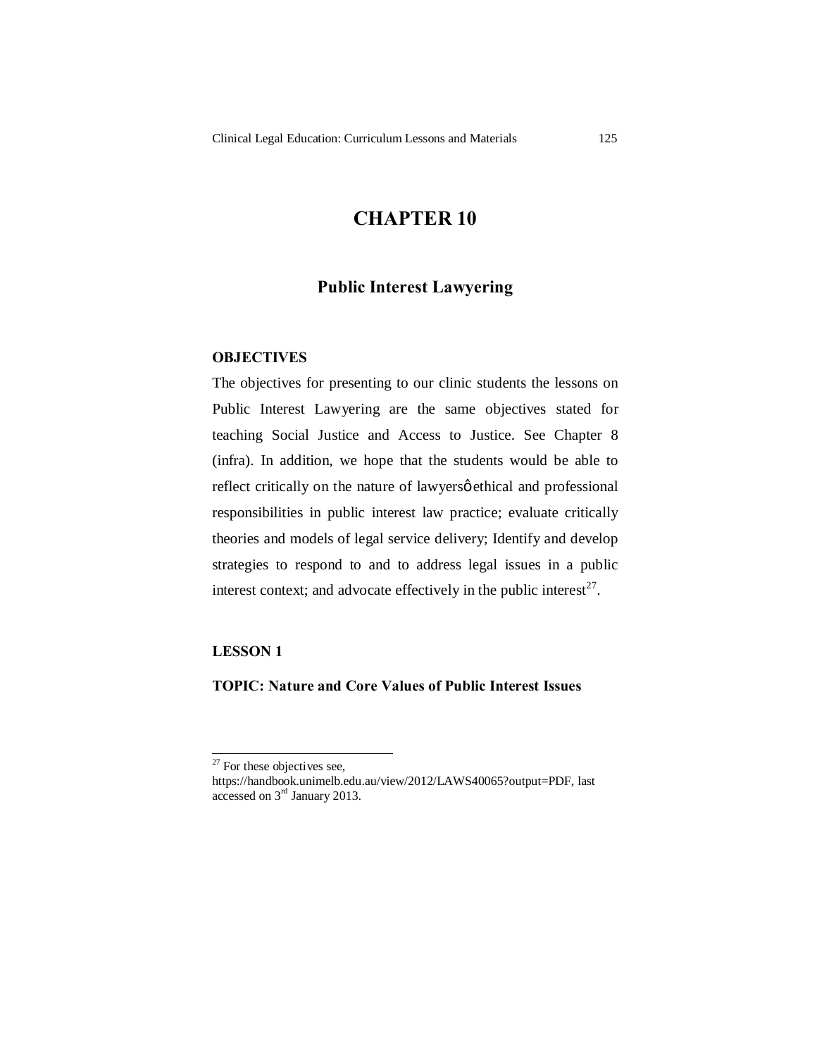# CHAPTER 10

## Public Interest Lawyering

### OBJECTIVES

The objectives for presenting to our clinic students the lessons on Public Interest Lawyering are the same objectives stated for teaching Social Justice and Access to Justice. See Chapter 8 (infra). In addition, we hope that the students would be able to reflect critically on the nature of lawyersö ethical and professional responsibilities in public interest law practice; evaluate critically theories and models of legal service delivery; Identify and develop strategies to respond to and to address legal issues in a public interest context; and advocate effectively in the public interest[27].

### LESSON 1

### TOPIC: Nature and Core Values of Public Interest Issues

---

[27] For these objectives see, https://handbook.unimelb.edu.au/view/2012/LAWS40065?output=PDF, last accessed on 3rd January 2013.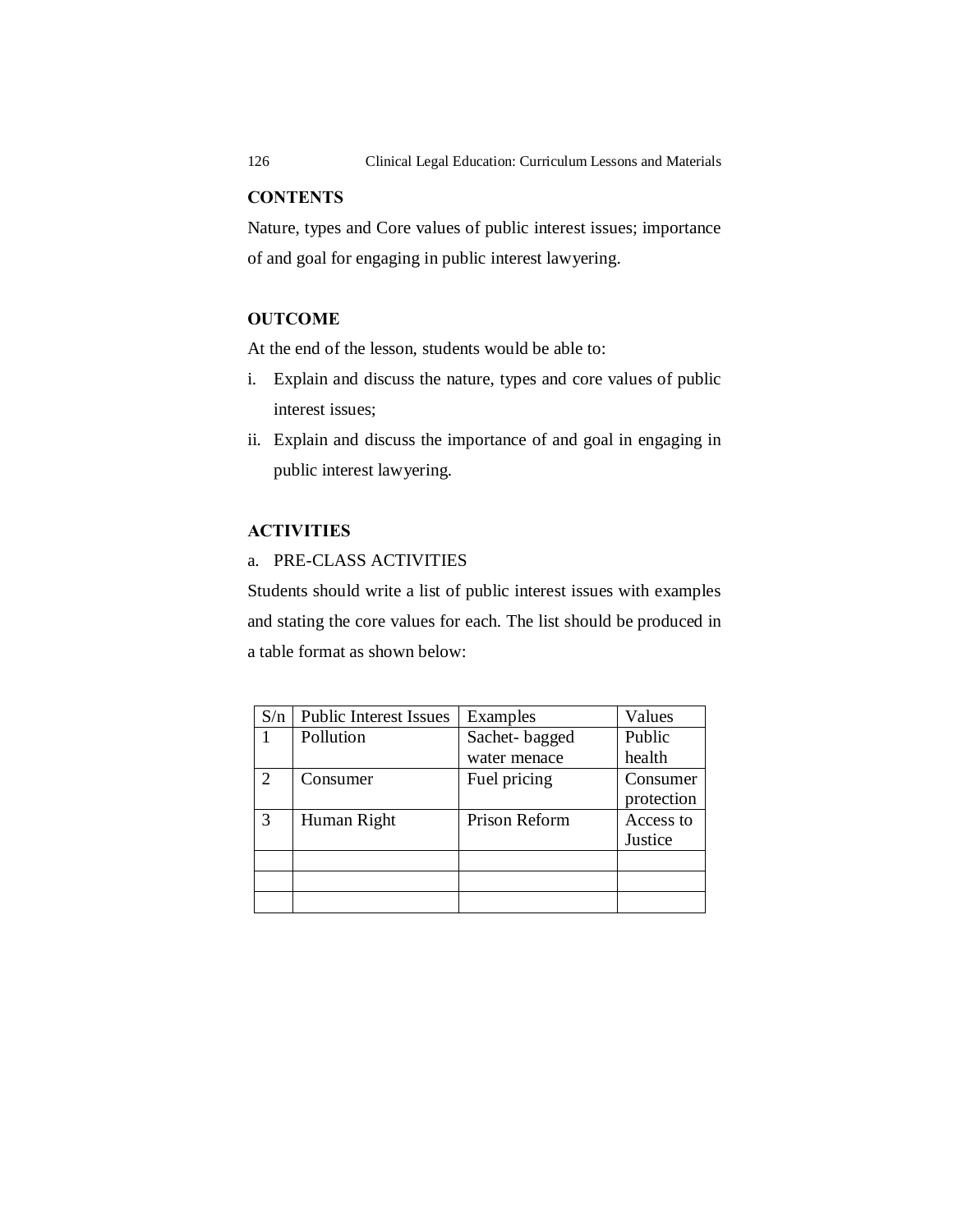**CONTENTS**

Nature, types and Core values of public interest issues; importance of and goal for engaging in public interest lawyering.

**OUTCOME**

At the end of the lesson, students would be able to:

i. Explain and discuss the nature, types and core values of public interest issues;
ii. Explain and discuss the importance of and goal in engaging in public interest lawyering.

**ACTIVITIES**

a. PRE-CLASS ACTIVITIES

Students should write a list of public interest issues with examples and stating the core values for each. The list should be produced in a table format as shown below:

| S/n | Public Interest Issues | Examples | Values |
|---|---|---|---|
| 1 | Pollution | Sachet- bagged water menace | Public health |
| 2 | Consumer | Fuel pricing | Consumer protection |
| 3 | Human Right | Prison Reform | Access to Justice |
| | | | |
| | | | |
| | | | |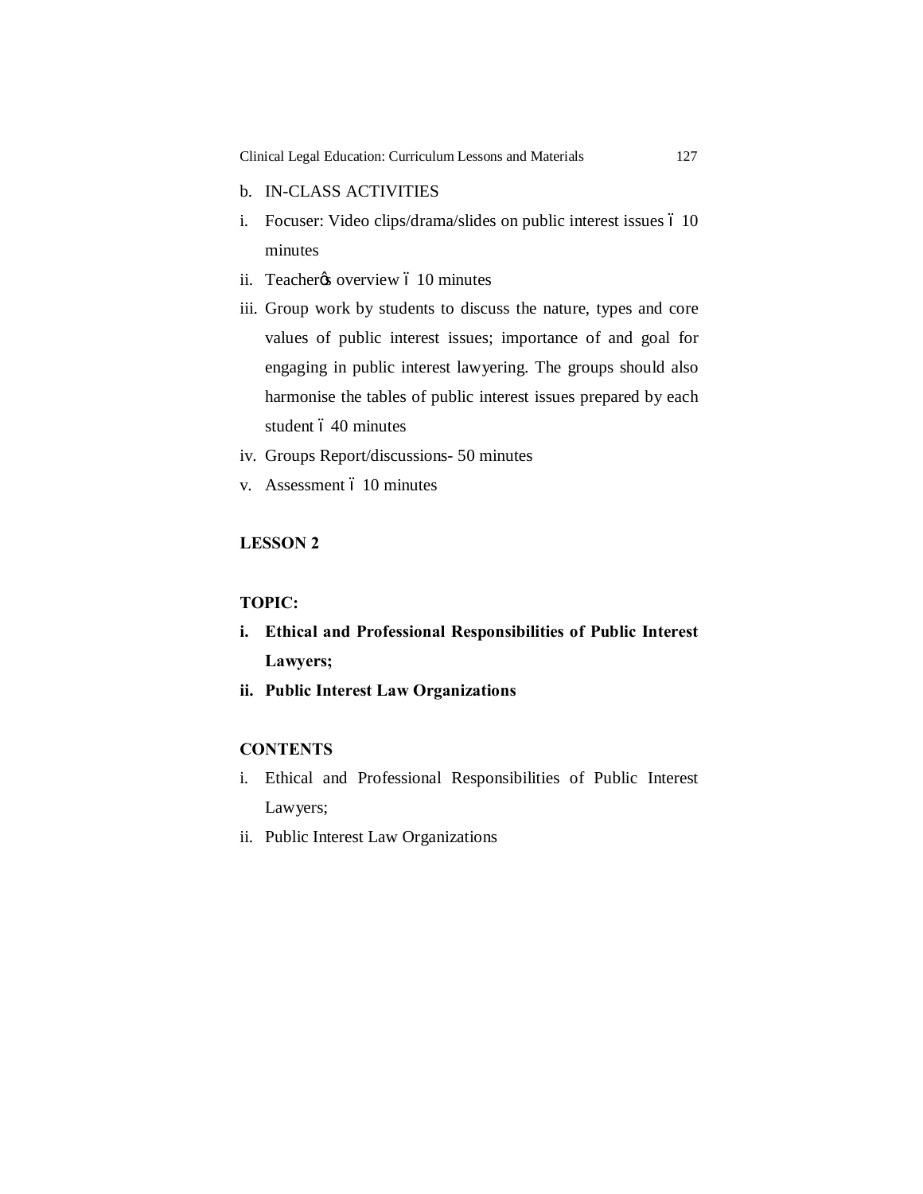b. IN-CLASS ACTIVITIES

i. Focuser: Video clips/drama/slides on public interest issues – 10 minutes

ii. Teacher's overview – 10 minutes

iii. Group work by students to discuss the nature, types and core values of public interest issues; importance of and goal for engaging in public interest lawyering. The groups should also harmonise the tables of public interest issues prepared by each student – 40 minutes

iv. Groups Report/discussions- 50 minutes

v. Assessment – 10 minutes

**LESSON 2**

**TOPIC:**

**i. Ethical and Professional Responsibilities of Public Interest Lawyers;**

**ii. Public Interest Law Organizations**

**CONTENTS**

i. Ethical and Professional Responsibilities of Public Interest Lawyers;

ii. Public Interest Law Organizations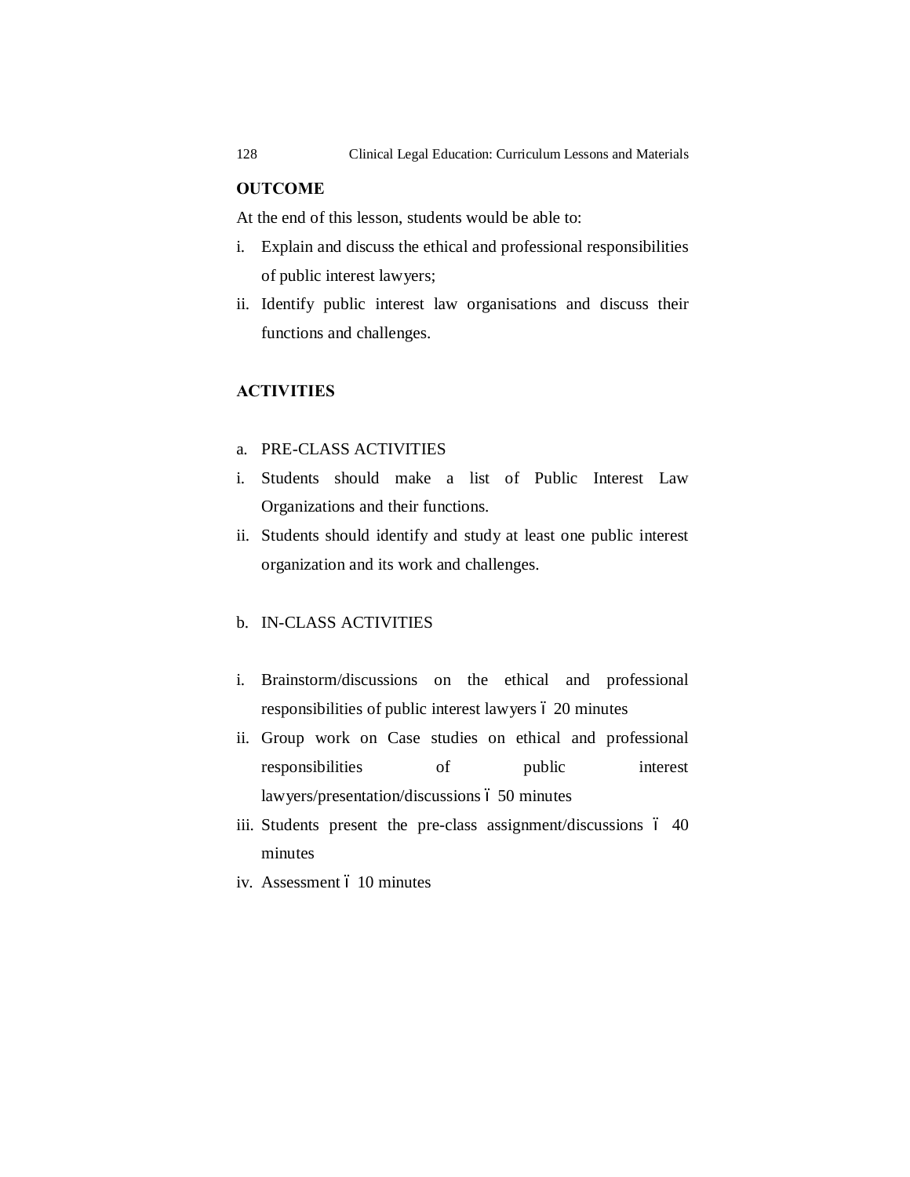**OUTCOME**

At the end of this lesson, students would be able to:

i. Explain and discuss the ethical and professional responsibilities of public interest lawyers;
ii. Identify public interest law organisations and discuss their functions and challenges.

**ACTIVITIES**

a. PRE-CLASS ACTIVITIES

i. Students should make a list of Public Interest Law Organizations and their functions.
ii. Students should identify and study at least one public interest organization and its work and challenges.

b. IN-CLASS ACTIVITIES

i. Brainstorm/discussions on the ethical and professional responsibilities of public interest lawyers ó 20 minutes
ii. Group work on Case studies on ethical and professional responsibilities of public interest lawyers/presentation/discussions ó 50 minutes
iii. Students present the pre-class assignment/discussions ó 40 minutes
iv. Assessment ó 10 minutes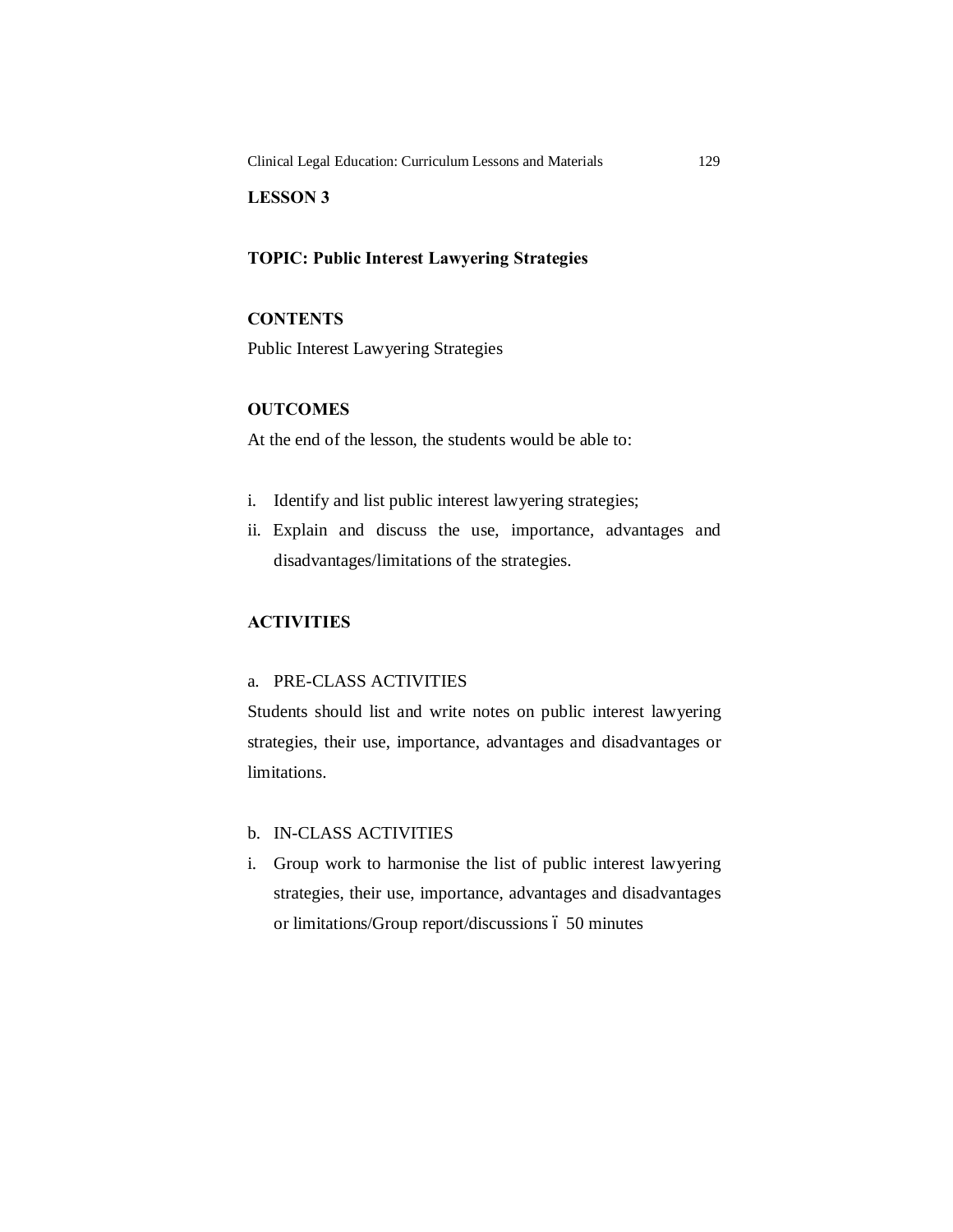## LESSON 3

### TOPIC: Public Interest Lawyering Strategies

### CONTENTS

Public Interest Lawyering Strategies

### OUTCOMES

At the end of the lesson, the students would be able to:

i. Identify and list public interest lawyering strategies;
ii. Explain and discuss the use, importance, advantages and disadvantages/limitations of the strategies.

### ACTIVITIES

a. PRE-CLASS ACTIVITIES

Students should list and write notes on public interest lawyering strategies, their use, importance, advantages and disadvantages or limitations.

b. IN-CLASS ACTIVITIES

i. Group work to harmonise the list of public interest lawyering strategies, their use, importance, advantages and disadvantages or limitations/Group report/discussions – 50 minutes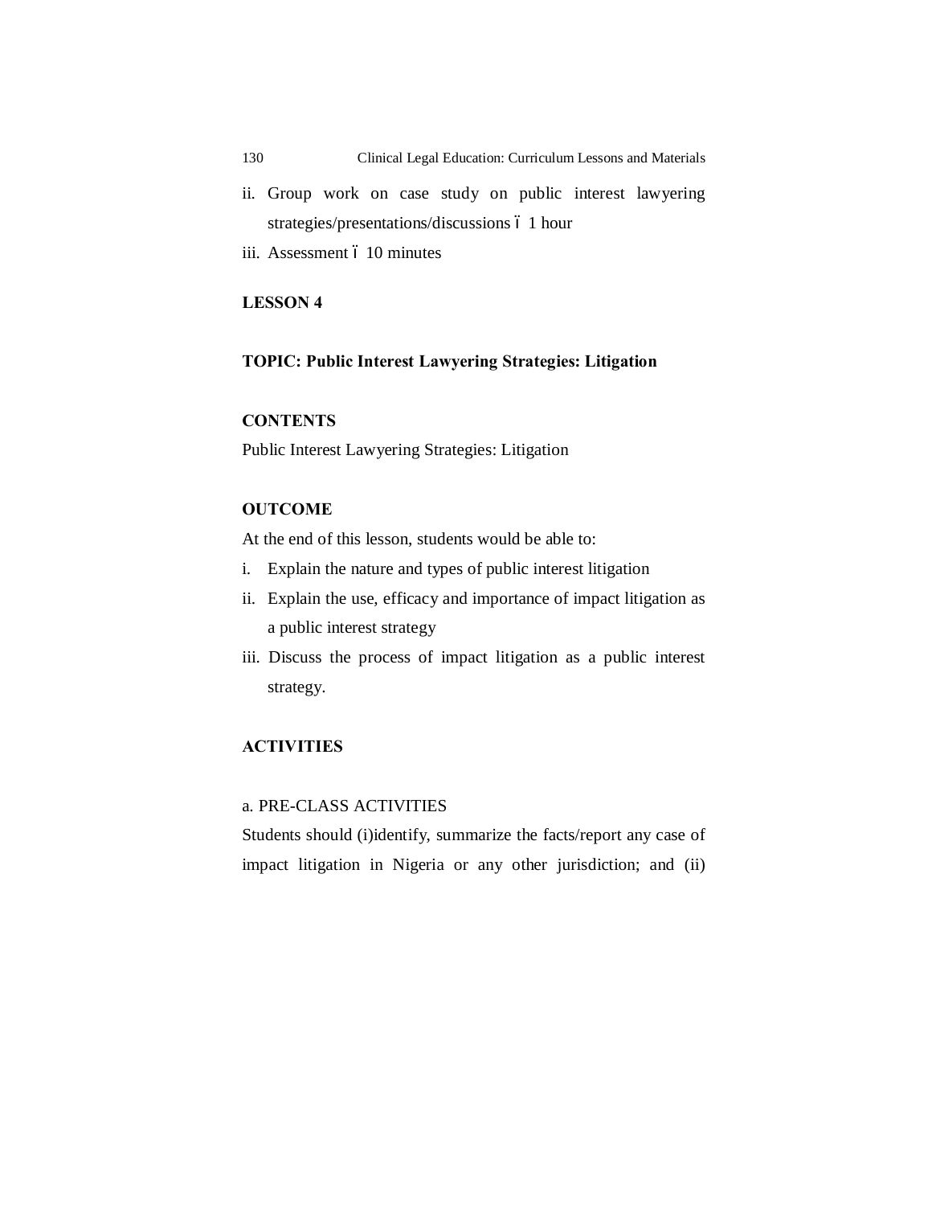ii. Group work on case study on public interest lawyering strategies/presentations/discussions ó 1 hour

iii. Assessment ó 10 minutes

**LESSON 4**

**TOPIC: Public Interest Lawyering Strategies: Litigation**

**CONTENTS**

Public Interest Lawyering Strategies: Litigation

**OUTCOME**

At the end of this lesson, students would be able to:

i. Explain the nature and types of public interest litigation

ii. Explain the use, efficacy and importance of impact litigation as a public interest strategy

iii. Discuss the process of impact litigation as a public interest strategy.

**ACTIVITIES**

a. PRE-CLASS ACTIVITIES

Students should (i)identify, summarize the facts/report any case of impact litigation in Nigeria or any other jurisdiction; and (ii)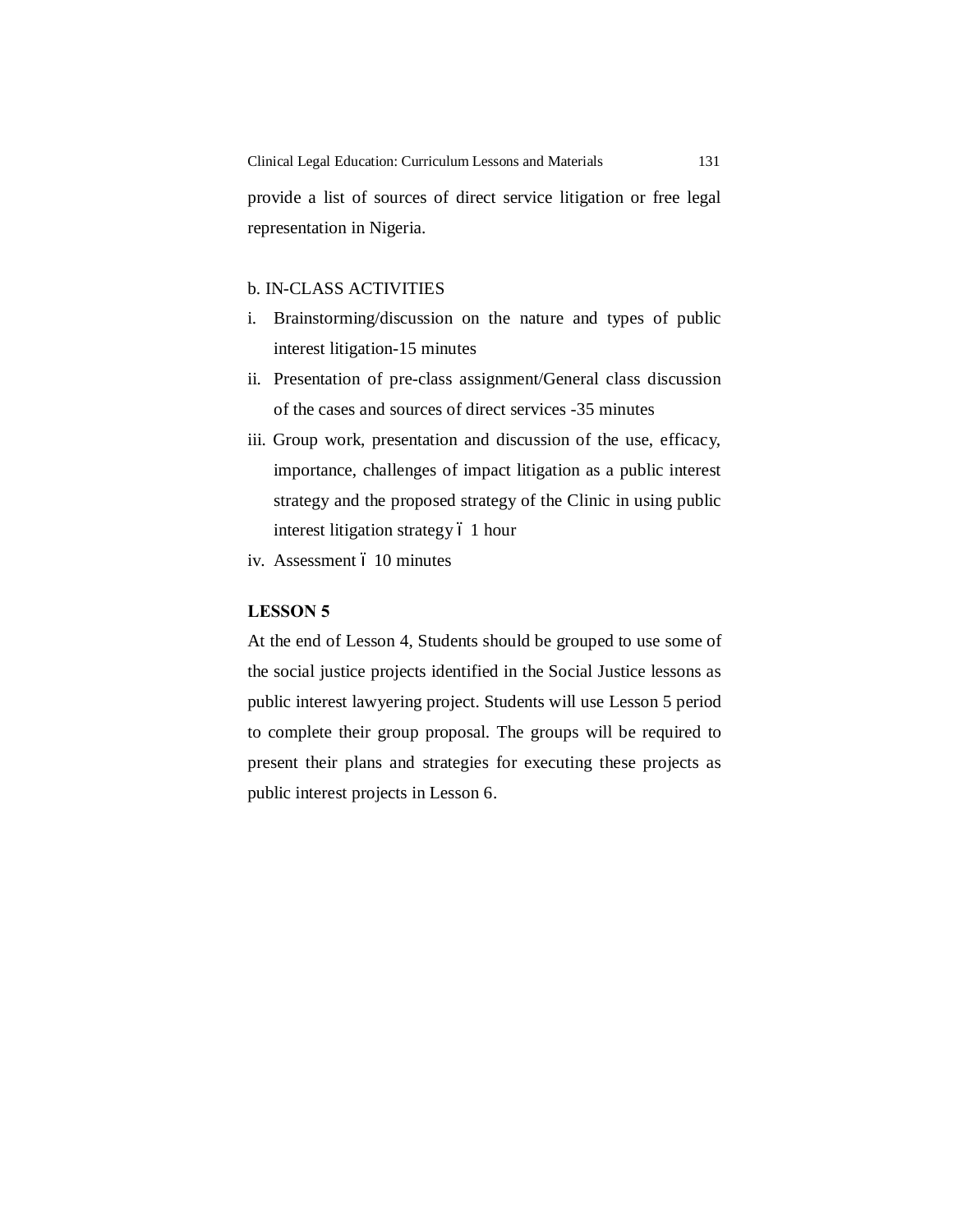provide a list of sources of direct service litigation or free legal representation in Nigeria.

b. IN-CLASS ACTIVITIES

i. Brainstorming/discussion on the nature and types of public interest litigation-15 minutes
ii. Presentation of pre-class assignment/General class discussion of the cases and sources of direct services -35 minutes
iii. Group work, presentation and discussion of the use, efficacy, importance, challenges of impact litigation as a public interest strategy and the proposed strategy of the Clinic in using public interest litigation strategy ó 1 hour
iv. Assessment ó 10 minutes

**LESSON 5**

At the end of Lesson 4, Students should be grouped to use some of the social justice projects identified in the Social Justice lessons as public interest lawyering project. Students will use Lesson 5 period to complete their group proposal. The groups will be required to present their plans and strategies for executing these projects as public interest projects in Lesson 6.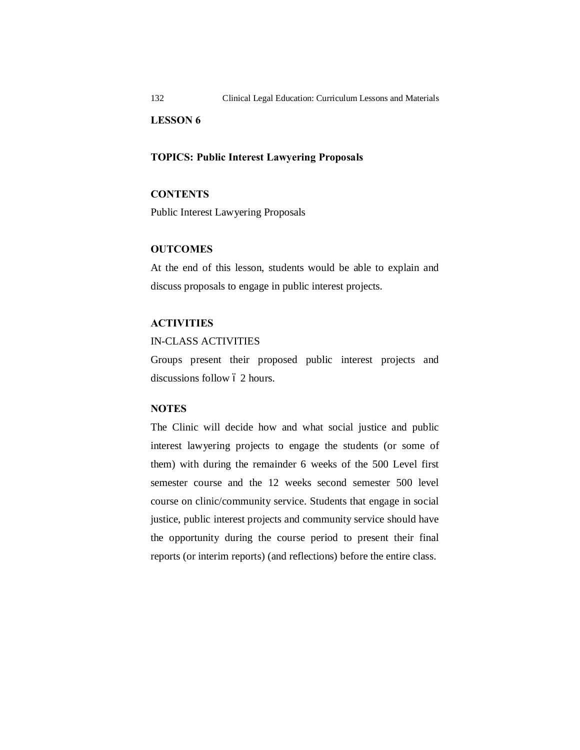## LESSON 6

### TOPICS: Public Interest Lawyering Proposals

### CONTENTS

Public Interest Lawyering Proposals

### OUTCOMES

At the end of this lesson, students would be able to explain and discuss proposals to engage in public interest projects.

### ACTIVITIES

IN-CLASS ACTIVITIES

Groups present their proposed public interest projects and discussions follow – 2 hours.

### NOTES

The Clinic will decide how and what social justice and public interest lawyering projects to engage the students (or some of them) with during the remainder 6 weeks of the 500 Level first semester course and the 12 weeks second semester 500 level course on clinic/community service. Students that engage in social justice, public interest projects and community service should have the opportunity during the course period to present their final reports (or interim reports) (and reflections) before the entire class.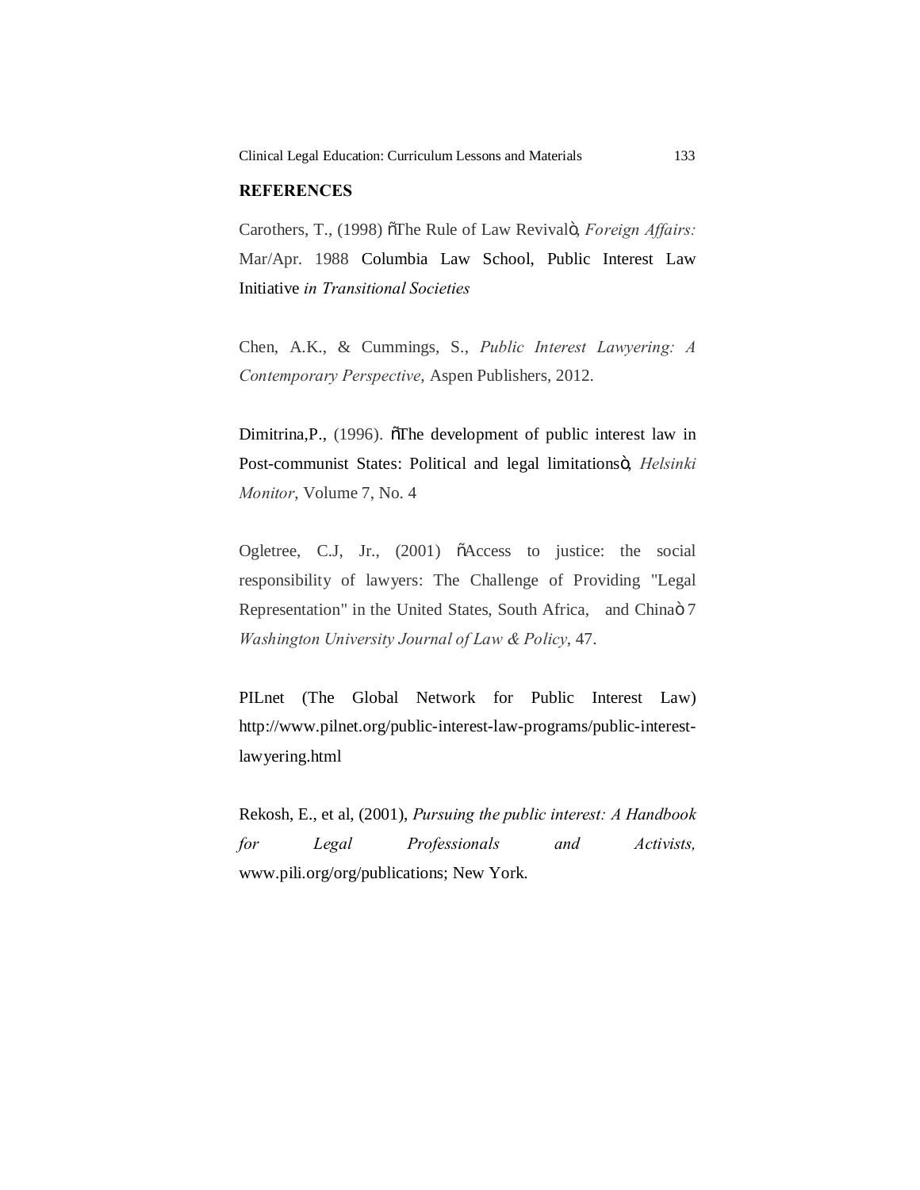## REFERENCES

Carothers, T., (1998) õThe Rule of Law Revivalö, *Foreign Affairs:* Mar/Apr. 1988 Columbia Law School, Public Interest Law Initiative *in Transitional Societies*

Chen, A.K., & Cummings, S., *Public Interest Lawyering: A Contemporary Perspective*, Aspen Publishers, 2012.

Dimitrina,P., (1996). õThe development of public interest law in Post-communist States: Political and legal limitationsö, *Helsinki Monitor*, Volume 7, No. 4

Ogletree, C.J, Jr., (2001) õAccess to justice: the social responsibility of lawyers: The Challenge of Providing "Legal Representation" in the United States, South Africa, and Chinaö 7 *Washington University Journal of Law & Policy*, 47.

PILnet (The Global Network for Public Interest Law) http://www.pilnet.org/public-interest-law-programs/public-interest-lawyering.html

Rekosh, E., et al, (2001), *Pursuing the public interest: A Handbook for Legal Professionals and Activists,* www.pili.org/org/publications; New York.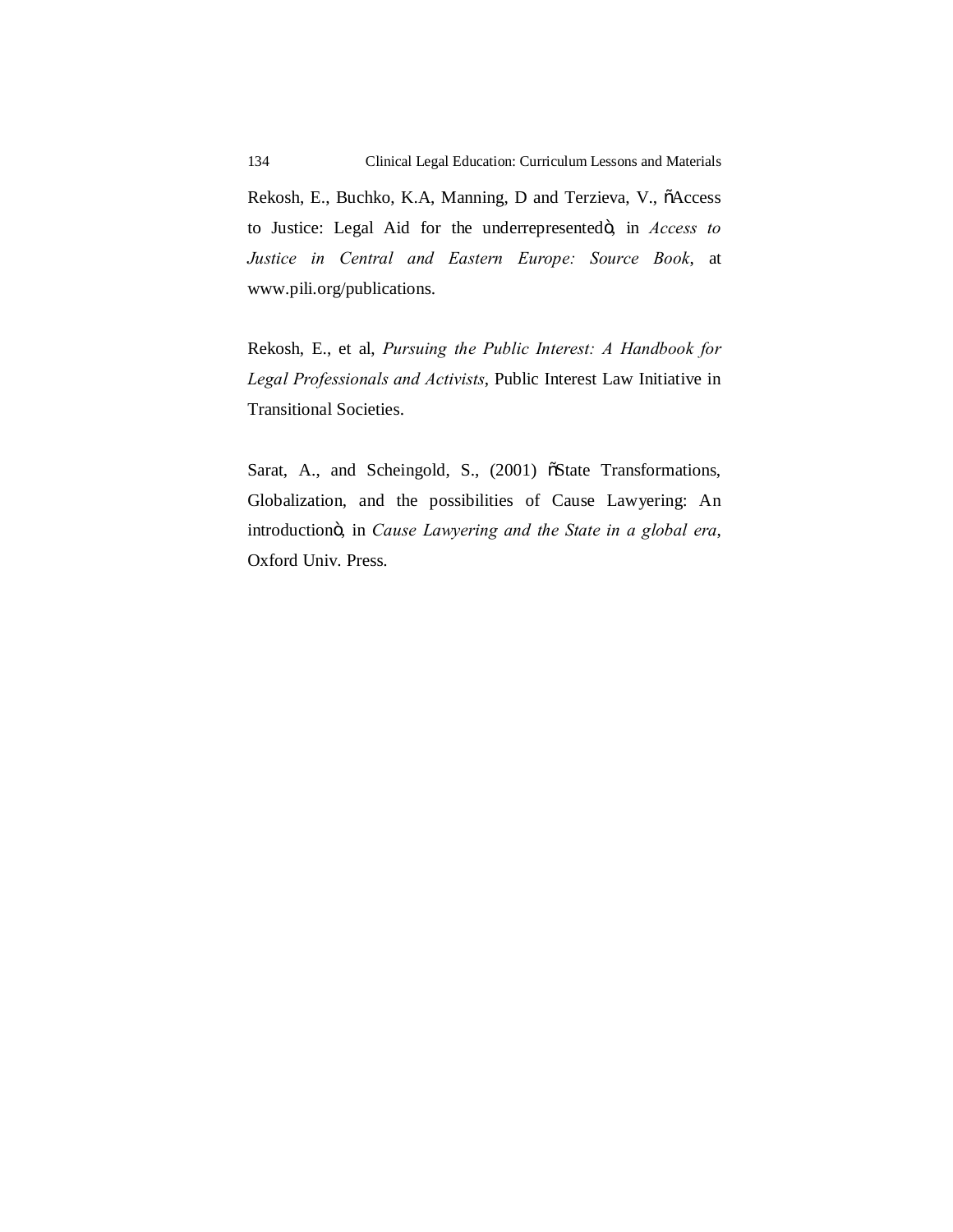Rekosh, E., Buchko, K.A, Manning, D and Terzieva, V., õAccess to Justice: Legal Aid for the underrepresentedö, in *Access to Justice in Central and Eastern Europe: Source Book*, at www.pili.org/publications.

Rekosh, E., et al, *Pursuing the Public Interest: A Handbook for Legal Professionals and Activists*, Public Interest Law Initiative in Transitional Societies.

Sarat, A., and Scheingold, S., (2001) õState Transformations, Globalization, and the possibilities of Cause Lawyering: An introductionö, in *Cause Lawyering and the State in a global era*, Oxford Univ. Press.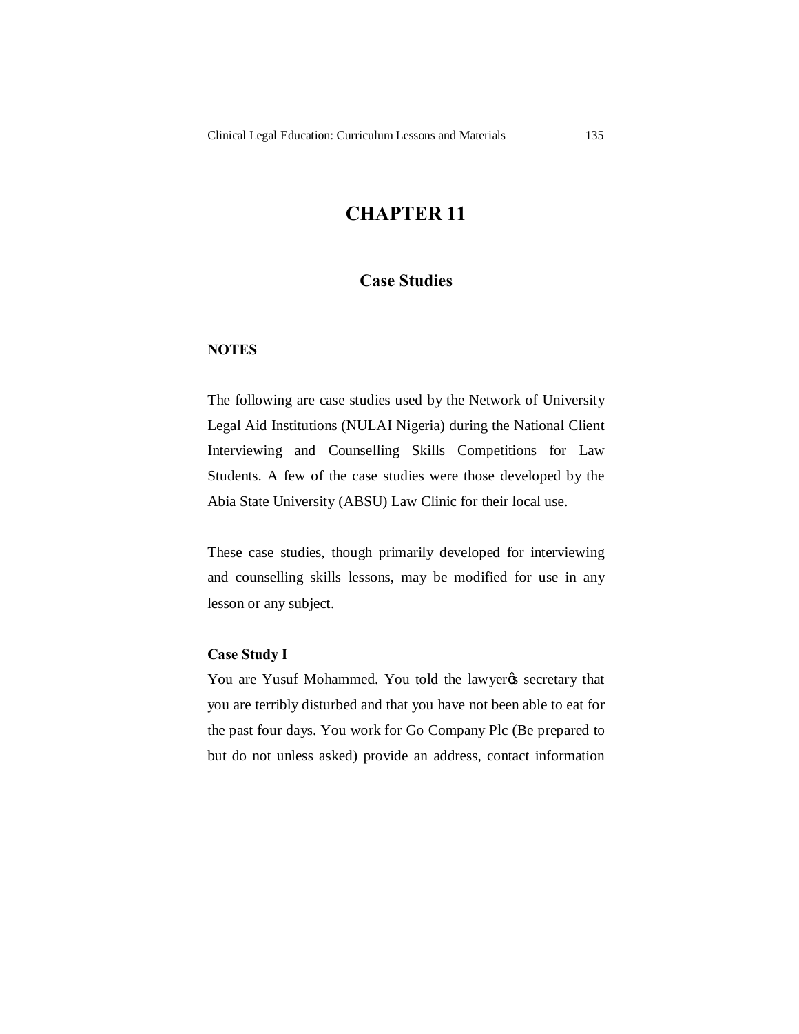# CHAPTER 11

## Case Studies

**NOTES**

The following are case studies used by the Network of University Legal Aid Institutions (NULAI Nigeria) during the National Client Interviewing and Counselling Skills Competitions for Law Students. A few of the case studies were those developed by the Abia State University (ABSU) Law Clinic for their local use.

These case studies, though primarily developed for interviewing and counselling skills lessons, may be modified for use in any lesson or any subject.

**Case Study I**

You are Yusuf Mohammed. You told the lawyer's secretary that you are terribly disturbed and that you have not been able to eat for the past four days. You work for Go Company Plc (Be prepared to but do not unless asked) provide an address, contact information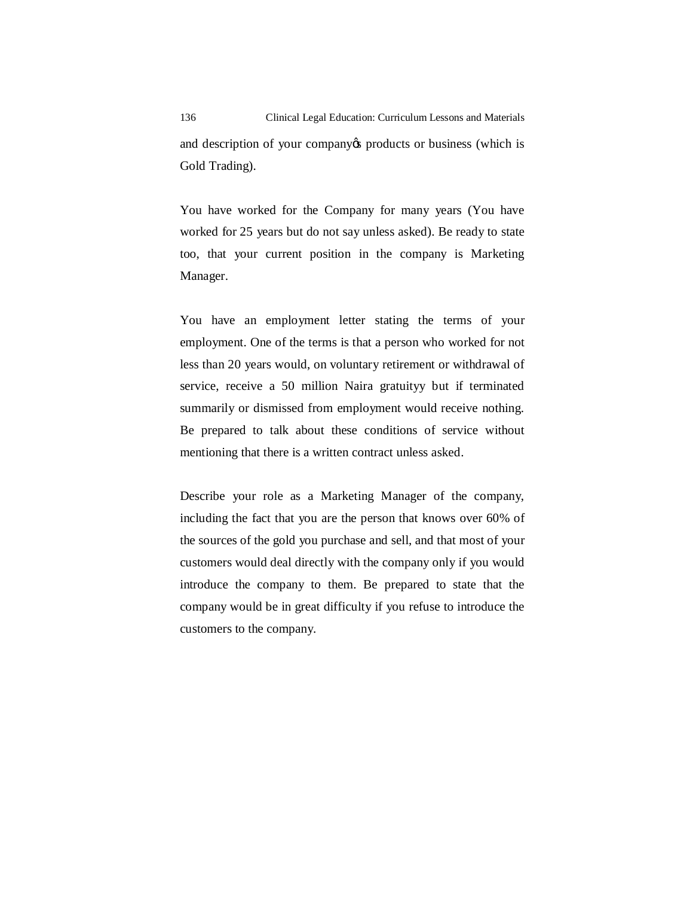and description of your company's products or business (which is Gold Trading).

You have worked for the Company for many years (You have worked for 25 years but do not say unless asked). Be ready to state too, that your current position in the company is Marketing Manager.

You have an employment letter stating the terms of your employment. One of the terms is that a person who worked for not less than 20 years would, on voluntary retirement or withdrawal of service, receive a 50 million Naira gratuityy but if terminated summarily or dismissed from employment would receive nothing. Be prepared to talk about these conditions of service without mentioning that there is a written contract unless asked.

Describe your role as a Marketing Manager of the company, including the fact that you are the person that knows over 60% of the sources of the gold you purchase and sell, and that most of your customers would deal directly with the company only if you would introduce the company to them. Be prepared to state that the company would be in great difficulty if you refuse to introduce the customers to the company.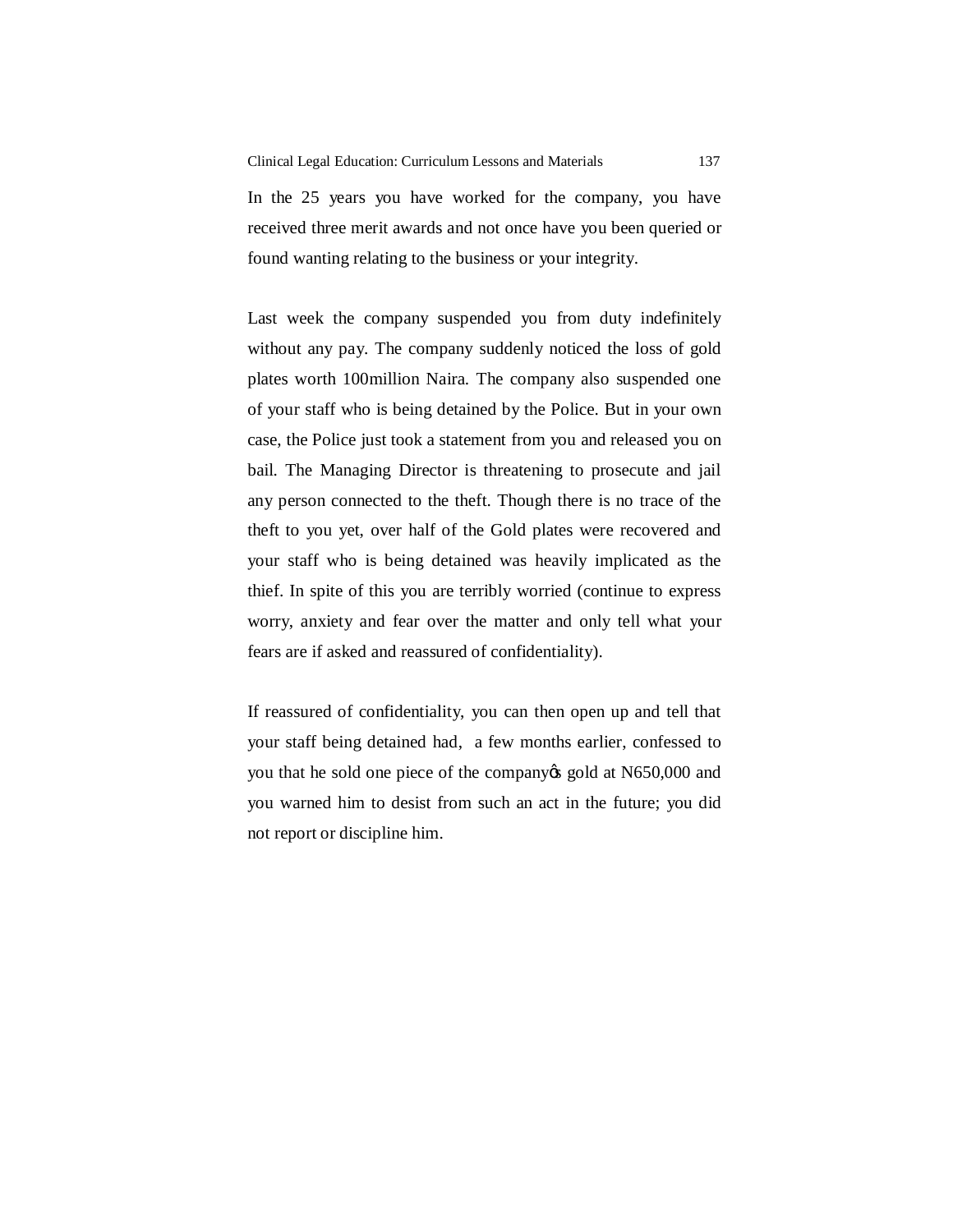In the 25 years you have worked for the company, you have received three merit awards and not once have you been queried or found wanting relating to the business or your integrity.

Last week the company suspended you from duty indefinitely without any pay. The company suddenly noticed the loss of gold plates worth 100million Naira. The company also suspended one of your staff who is being detained by the Police. But in your own case, the Police just took a statement from you and released you on bail. The Managing Director is threatening to prosecute and jail any person connected to the theft. Though there is no trace of the theft to you yet, over half of the Gold plates were recovered and your staff who is being detained was heavily implicated as the thief. In spite of this you are terribly worried (continue to express worry, anxiety and fear over the matter and only tell what your fears are if asked and reassured of confidentiality).

If reassured of confidentiality, you can then open up and tell that your staff being detained had, a few months earlier, confessed to you that he sold one piece of the company's gold at N650,000 and you warned him to desist from such an act in the future; you did not report or discipline him.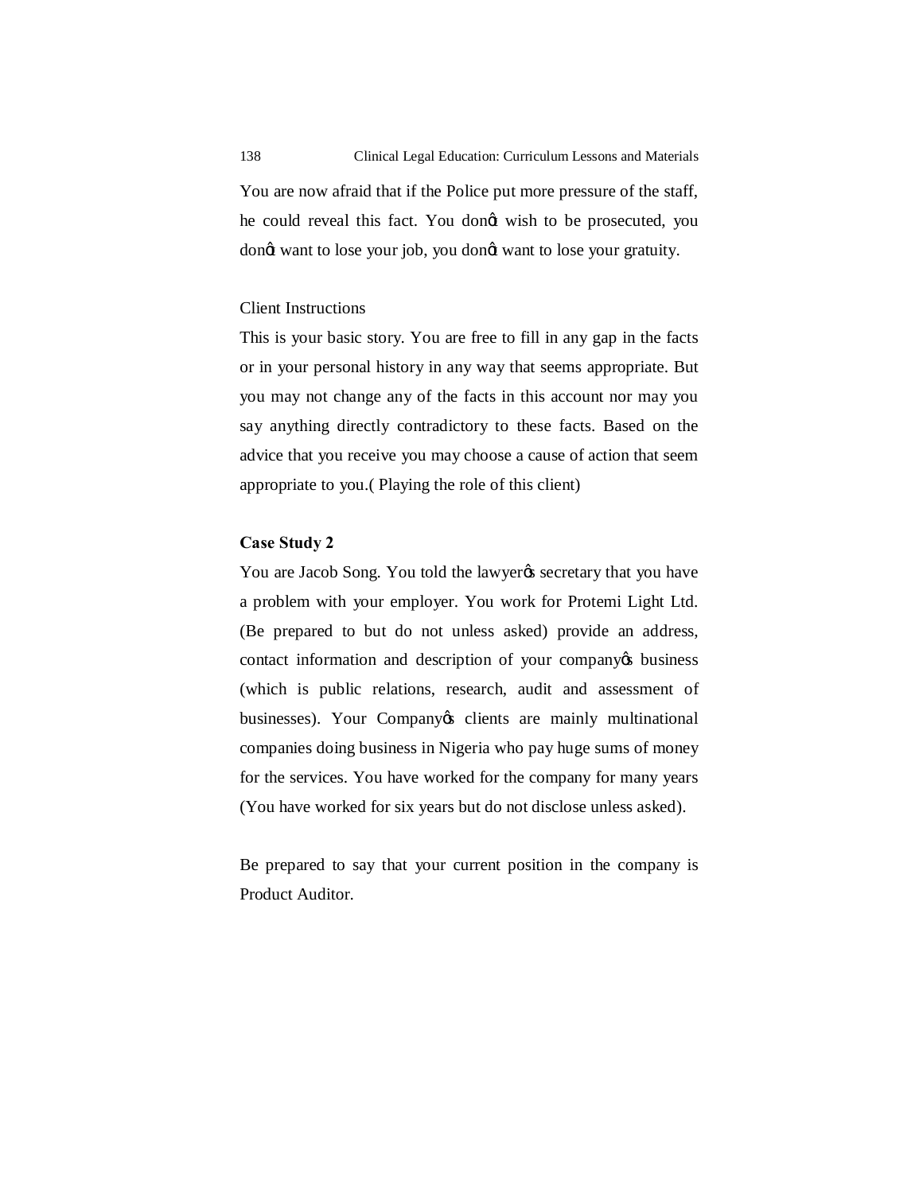You are now afraid that if the Police put more pressure of the staff, he could reveal this fact. You donῴ wish to be prosecuted, you donῴ want to lose your job, you donῴ want to lose your gratuity.

Client Instructions

This is your basic story. You are free to fill in any gap in the facts or in your personal history in any way that seems appropriate. But you may not change any of the facts in this account nor may you say anything directly contradictory to these facts. Based on the advice that you receive you may choose a cause of action that seem appropriate to you.( Playing the role of this client)

**Case Study 2**

You are Jacob Song. You told the lawyerῴs secretary that you have a problem with your employer. You work for Protemi Light Ltd. (Be prepared to but do not unless asked) provide an address, contact information and description of your companyῴs business (which is public relations, research, audit and assessment of businesses). Your Companyῴs clients are mainly multinational companies doing business in Nigeria who pay huge sums of money for the services. You have worked for the company for many years (You have worked for six years but do not disclose unless asked).

Be prepared to say that your current position in the company is Product Auditor.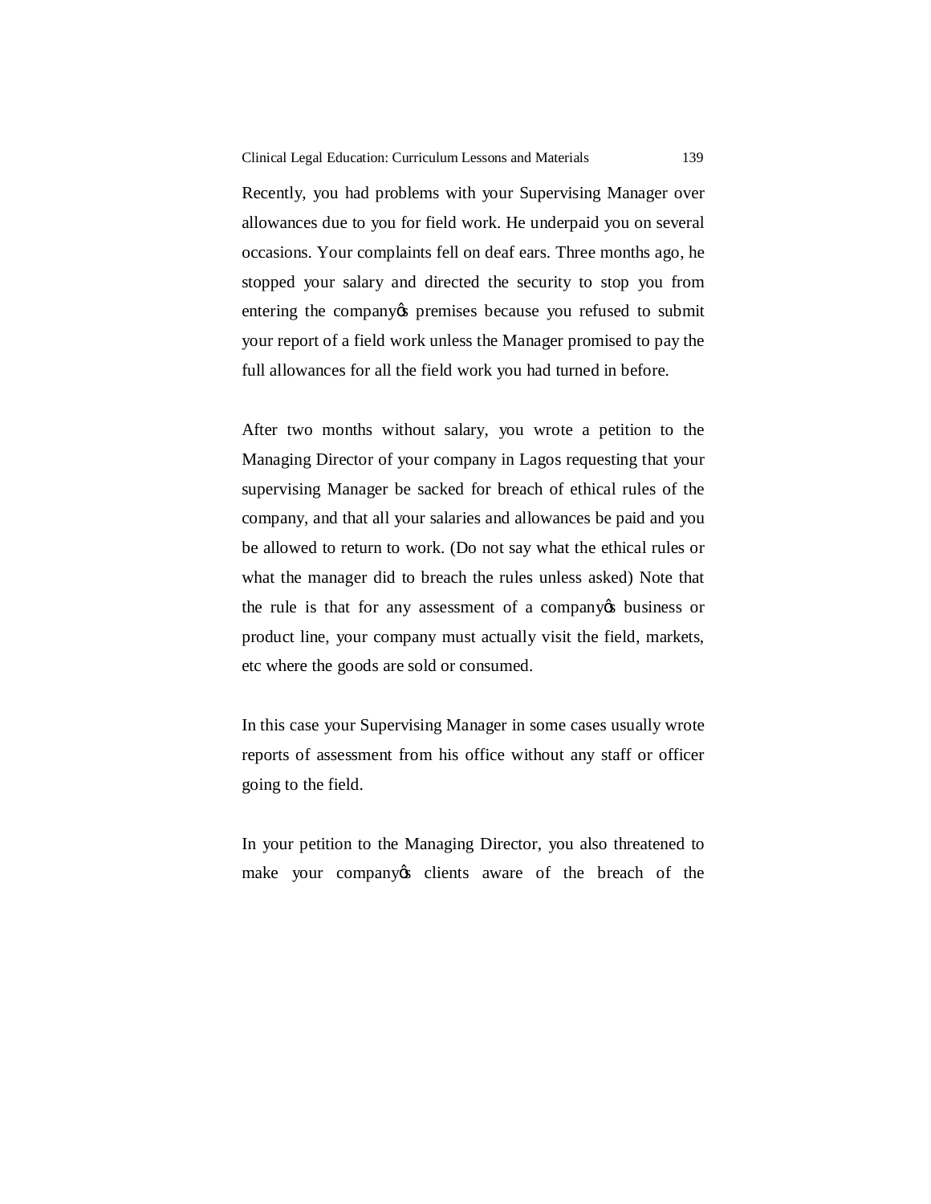Recently, you had problems with your Supervising Manager over allowances due to you for field work. He underpaid you on several occasions. Your complaints fell on deaf ears. Three months ago, he stopped your salary and directed the security to stop you from entering the company's premises because you refused to submit your report of a field work unless the Manager promised to pay the full allowances for all the field work you had turned in before.

After two months without salary, you wrote a petition to the Managing Director of your company in Lagos requesting that your supervising Manager be sacked for breach of ethical rules of the company, and that all your salaries and allowances be paid and you be allowed to return to work. (Do not say what the ethical rules or what the manager did to breach the rules unless asked) Note that the rule is that for any assessment of a company's business or product line, your company must actually visit the field, markets, etc where the goods are sold or consumed.

In this case your Supervising Manager in some cases usually wrote reports of assessment from his office without any staff or officer going to the field.

In your petition to the Managing Director, you also threatened to make your company's clients aware of the breach of the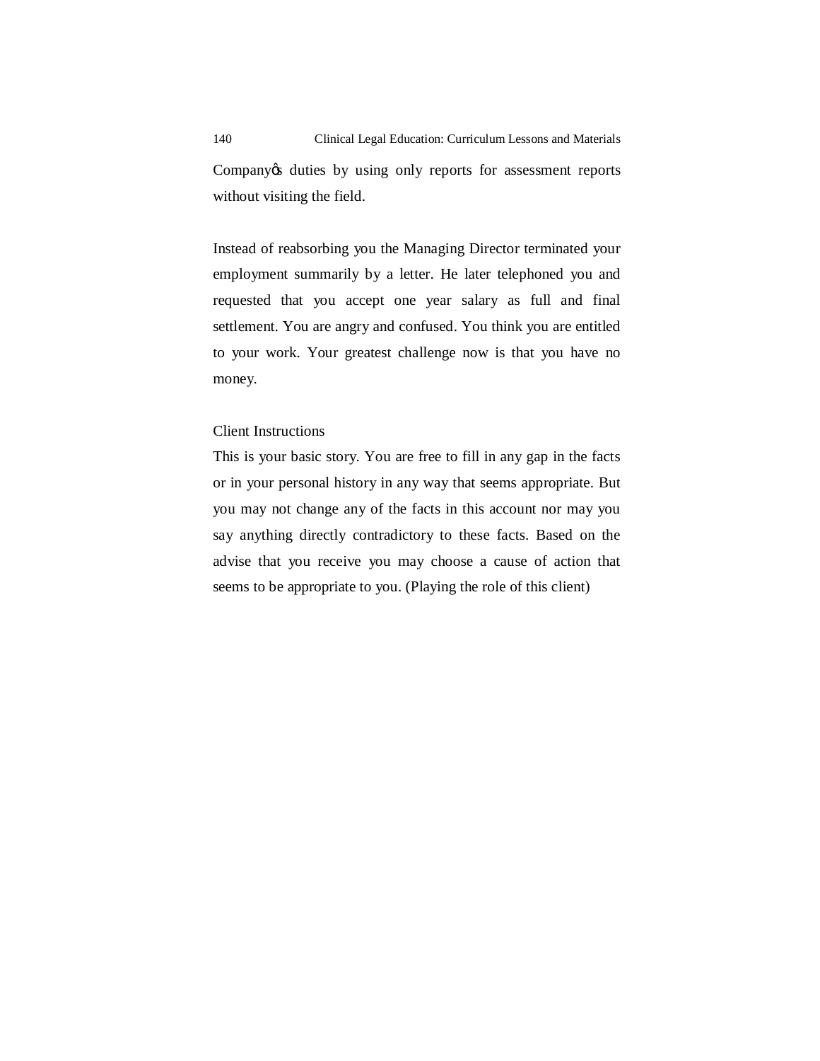Company's duties by using only reports for assessment reports without visiting the field.

Instead of reabsorbing you the Managing Director terminated your employment summarily by a letter. He later telephoned you and requested that you accept one year salary as full and final settlement. You are angry and confused. You think you are entitled to your work. Your greatest challenge now is that you have no money.

Client Instructions

This is your basic story. You are free to fill in any gap in the facts or in your personal history in any way that seems appropriate. But you may not change any of the facts in this account nor may you say anything directly contradictory to these facts. Based on the advise that you receive you may choose a cause of action that seems to be appropriate to you. (Playing the role of this client)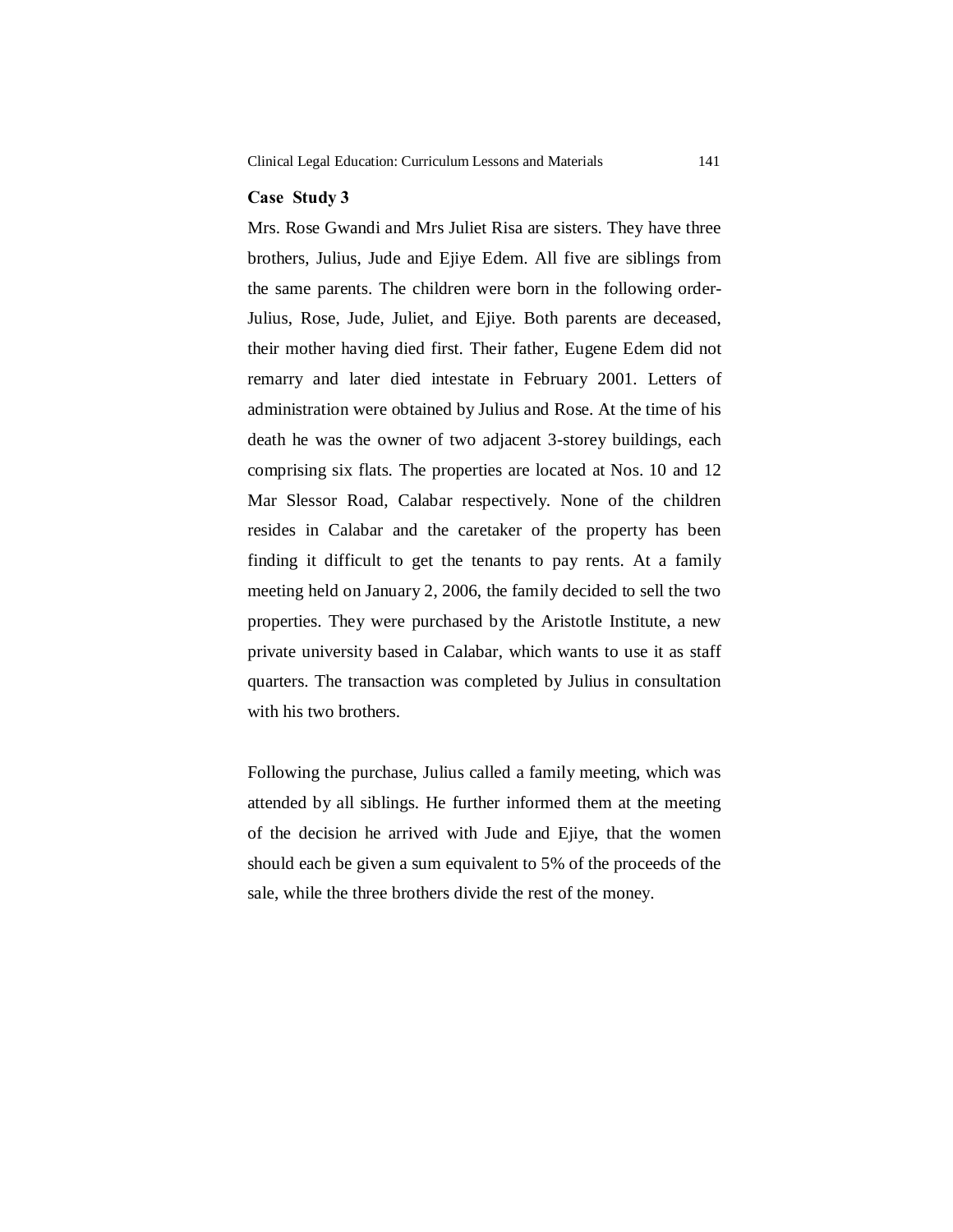### Case Study 3

Mrs. Rose Gwandi and Mrs Juliet Risa are sisters. They have three brothers, Julius, Jude and Ejiye Edem. All five are siblings from the same parents. The children were born in the following order- Julius, Rose, Jude, Juliet, and Ejiye. Both parents are deceased, their mother having died first. Their father, Eugene Edem did not remarry and later died intestate in February 2001. Letters of administration were obtained by Julius and Rose. At the time of his death he was the owner of two adjacent 3-storey buildings, each comprising six flats. The properties are located at Nos. 10 and 12 Mar Slessor Road, Calabar respectively. None of the children resides in Calabar and the caretaker of the property has been finding it difficult to get the tenants to pay rents. At a family meeting held on January 2, 2006, the family decided to sell the two properties. They were purchased by the Aristotle Institute, a new private university based in Calabar, which wants to use it as staff quarters. The transaction was completed by Julius in consultation with his two brothers.

Following the purchase, Julius called a family meeting, which was attended by all siblings. He further informed them at the meeting of the decision he arrived with Jude and Ejiye, that the women should each be given a sum equivalent to 5% of the proceeds of the sale, while the three brothers divide the rest of the money.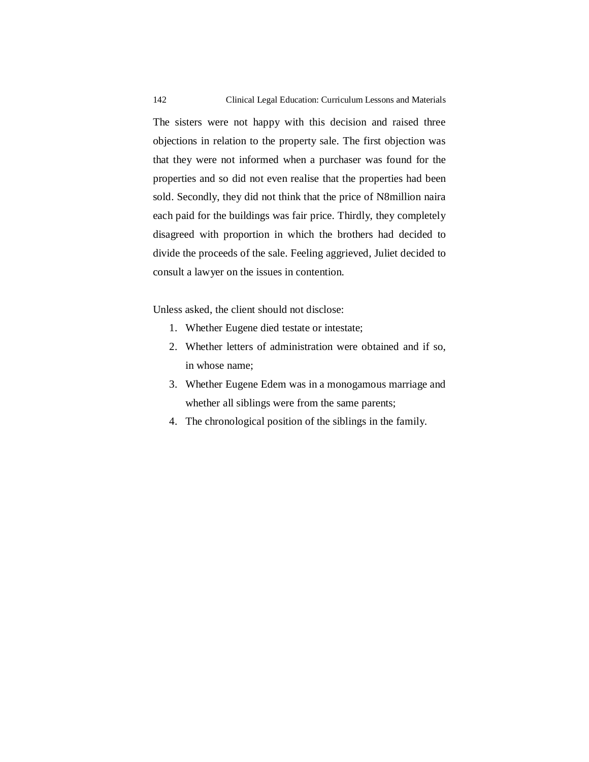The sisters were not happy with this decision and raised three objections in relation to the property sale. The first objection was that they were not informed when a purchaser was found for the properties and so did not even realise that the properties had been sold. Secondly, they did not think that the price of N8million naira each paid for the buildings was fair price. Thirdly, they completely disagreed with proportion in which the brothers had decided to divide the proceeds of the sale. Feeling aggrieved, Juliet decided to consult a lawyer on the issues in contention.

Unless asked, the client should not disclose:

1. Whether Eugene died testate or intestate;
2. Whether letters of administration were obtained and if so, in whose name;
3. Whether Eugene Edem was in a monogamous marriage and whether all siblings were from the same parents;
4. The chronological position of the siblings in the family.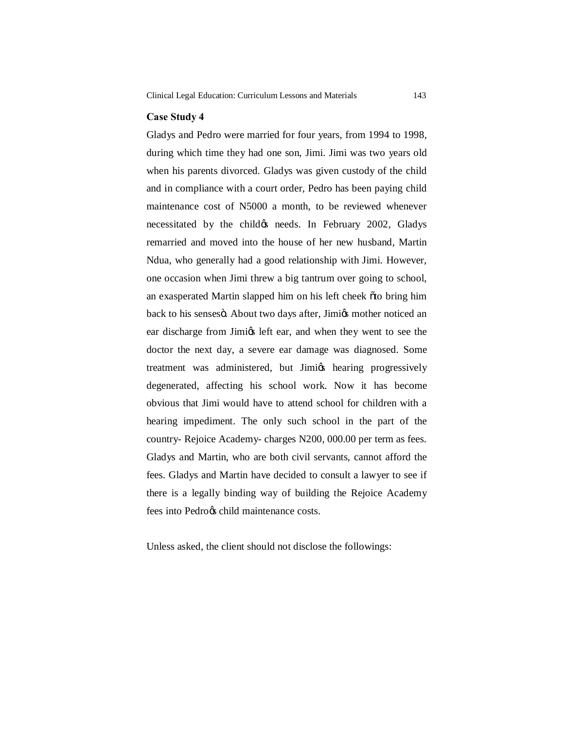## Case Study 4

Gladys and Pedro were married for four years, from 1994 to 1998, during which time they had one son, Jimi. Jimi was two years old when his parents divorced. Gladys was given custody of the child and in compliance with a court order, Pedro has been paying child maintenance cost of N5000 a month, to be reviewed whenever necessitated by the child's needs. In February 2002, Gladys remarried and moved into the house of her new husband, Martin Ndua, who generally had a good relationship with Jimi. However, one occasion when Jimi threw a big tantrum over going to school, an exasperated Martin slapped him on his left cheek "to bring him back to his senses". About two days after, Jimi's mother noticed an ear discharge from Jimi's left ear, and when they went to see the doctor the next day, a severe ear damage was diagnosed. Some treatment was administered, but Jimi's hearing progressively degenerated, affecting his school work. Now it has become obvious that Jimi would have to attend school for children with a hearing impediment. The only such school in the part of the country- Rejoice Academy- charges N200, 000.00 per term as fees. Gladys and Martin, who are both civil servants, cannot afford the fees. Gladys and Martin have decided to consult a lawyer to see if there is a legally binding way of building the Rejoice Academy fees into Pedro's child maintenance costs.

Unless asked, the client should not disclose the followings: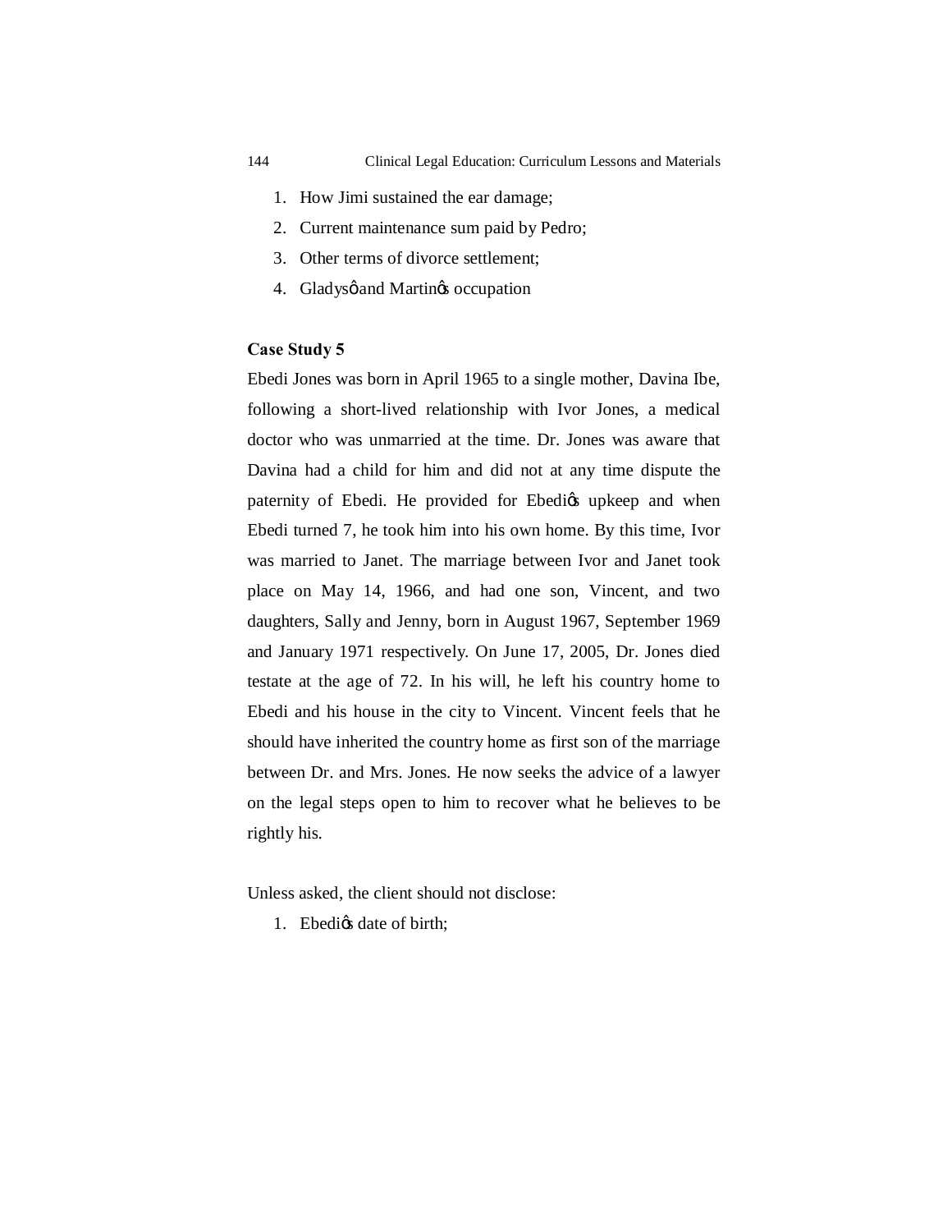1. How Jimi sustained the ear damage;
2. Current maintenance sum paid by Pedro;
3. Other terms of divorce settlement;
4. Gladys' and Martin's occupation

**Case Study 5**

Ebedi Jones was born in April 1965 to a single mother, Davina Ibe, following a short-lived relationship with Ivor Jones, a medical doctor who was unmarried at the time. Dr. Jones was aware that Davina had a child for him and did not at any time dispute the paternity of Ebedi. He provided for Ebedi's upkeep and when Ebedi turned 7, he took him into his own home. By this time, Ivor was married to Janet. The marriage between Ivor and Janet took place on May 14, 1966, and had one son, Vincent, and two daughters, Sally and Jenny, born in August 1967, September 1969 and January 1971 respectively. On June 17, 2005, Dr. Jones died testate at the age of 72. In his will, he left his country home to Ebedi and his house in the city to Vincent. Vincent feels that he should have inherited the country home as first son of the marriage between Dr. and Mrs. Jones. He now seeks the advice of a lawyer on the legal steps open to him to recover what he believes to be rightly his.

Unless asked, the client should not disclose:

1. Ebedi's date of birth;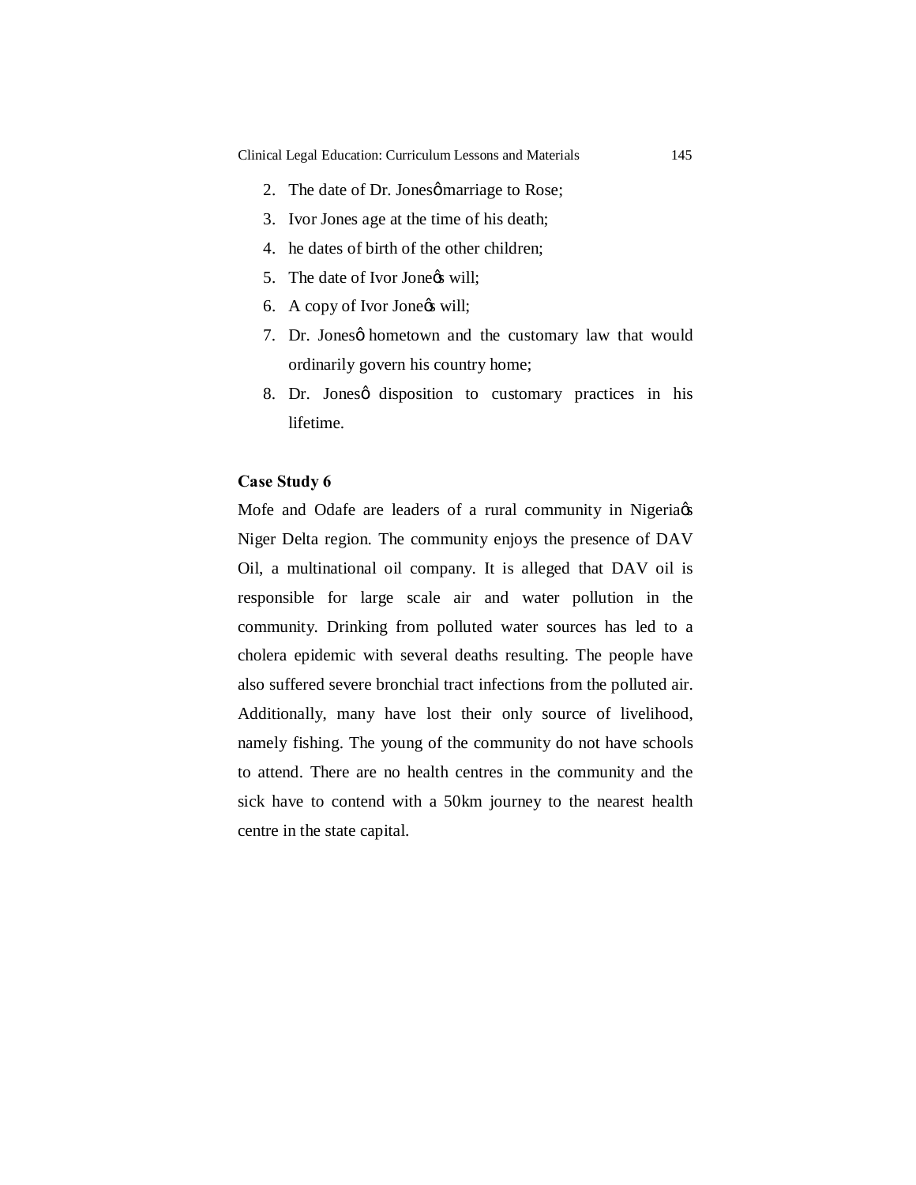2. The date of Dr. Jonesø marriage to Rose;
3. Ivor Jones age at the time of his death;
4. he dates of birth of the other children;
5. The date of Ivor Jonesøs will;
6. A copy of Ivor Jonesøs will;
7. Dr. Jonesø hometown and the customary law that would ordinarily govern his country home;
8. Dr. Jonesø disposition to customary practices in his lifetime.

**Case Study 6**

Mofe and Odafe are leaders of a rural community in Nigeriaøs Niger Delta region. The community enjoys the presence of DAV Oil, a multinational oil company. It is alleged that DAV oil is responsible for large scale air and water pollution in the community. Drinking from polluted water sources has led to a cholera epidemic with several deaths resulting. The people have also suffered severe bronchial tract infections from the polluted air. Additionally, many have lost their only source of livelihood, namely fishing. The young of the community do not have schools to attend. There are no health centres in the community and the sick have to contend with a 50km journey to the nearest health centre in the state capital.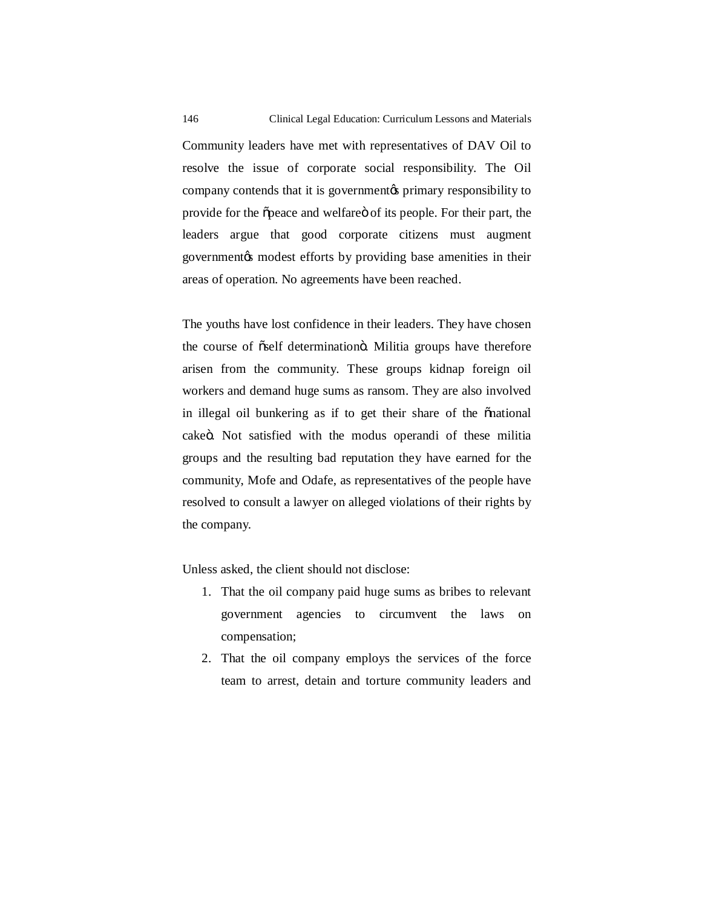Community leaders have met with representatives of DAV Oil to resolve the issue of corporate social responsibility. The Oil company contends that it is government's primary responsibility to provide for the "peace and welfare" of its people. For their part, the leaders argue that good corporate citizens must augment government's modest efforts by providing base amenities in their areas of operation. No agreements have been reached.

The youths have lost confidence in their leaders. They have chosen the course of "self determination". Militia groups have therefore arisen from the community. These groups kidnap foreign oil workers and demand huge sums as ransom. They are also involved in illegal oil bunkering as if to get their share of the "national cake". Not satisfied with the modus operandi of these militia groups and the resulting bad reputation they have earned for the community, Mofe and Odafe, as representatives of the people have resolved to consult a lawyer on alleged violations of their rights by the company.

Unless asked, the client should not disclose:

1. That the oil company paid huge sums as bribes to relevant government agencies to circumvent the laws on compensation;
2. That the oil company employs the services of the force team to arrest, detain and torture community leaders and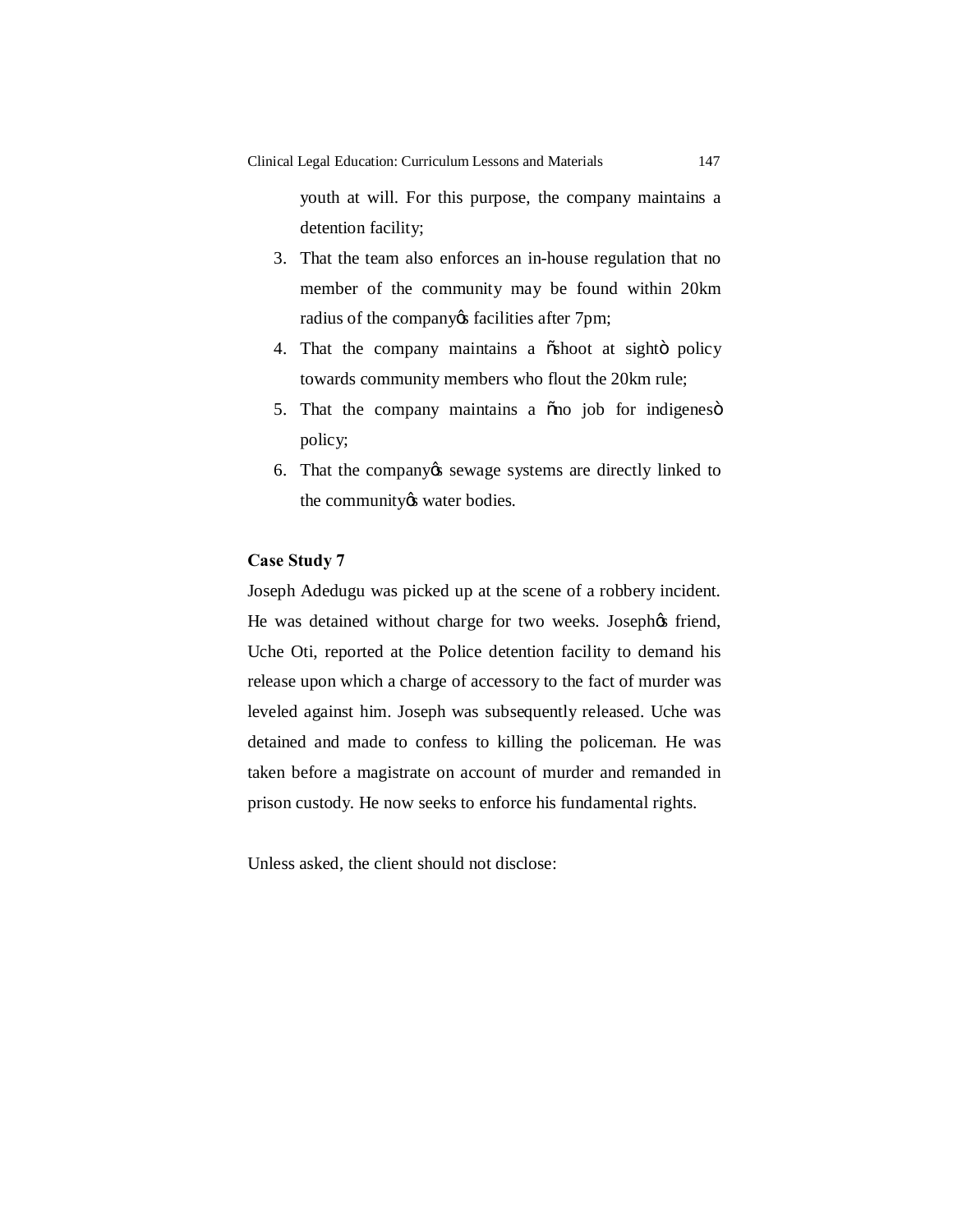youth at will. For this purpose, the company maintains a detention facility;

3. That the team also enforces an in-house regulation that no member of the community may be found within 20km radius of the company's facilities after 7pm;
4. That the company maintains a "shoot at sight" policy towards community members who flout the 20km rule;
5. That the company maintains a "no job for indigenes" policy;
6. That the company's sewage systems are directly linked to the community's water bodies.

**Case Study 7**

Joseph Adedugu was picked up at the scene of a robbery incident. He was detained without charge for two weeks. Joseph's friend, Uche Oti, reported at the Police detention facility to demand his release upon which a charge of accessory to the fact of murder was leveled against him. Joseph was subsequently released. Uche was detained and made to confess to killing the policeman. He was taken before a magistrate on account of murder and remanded in prison custody. He now seeks to enforce his fundamental rights.

Unless asked, the client should not disclose: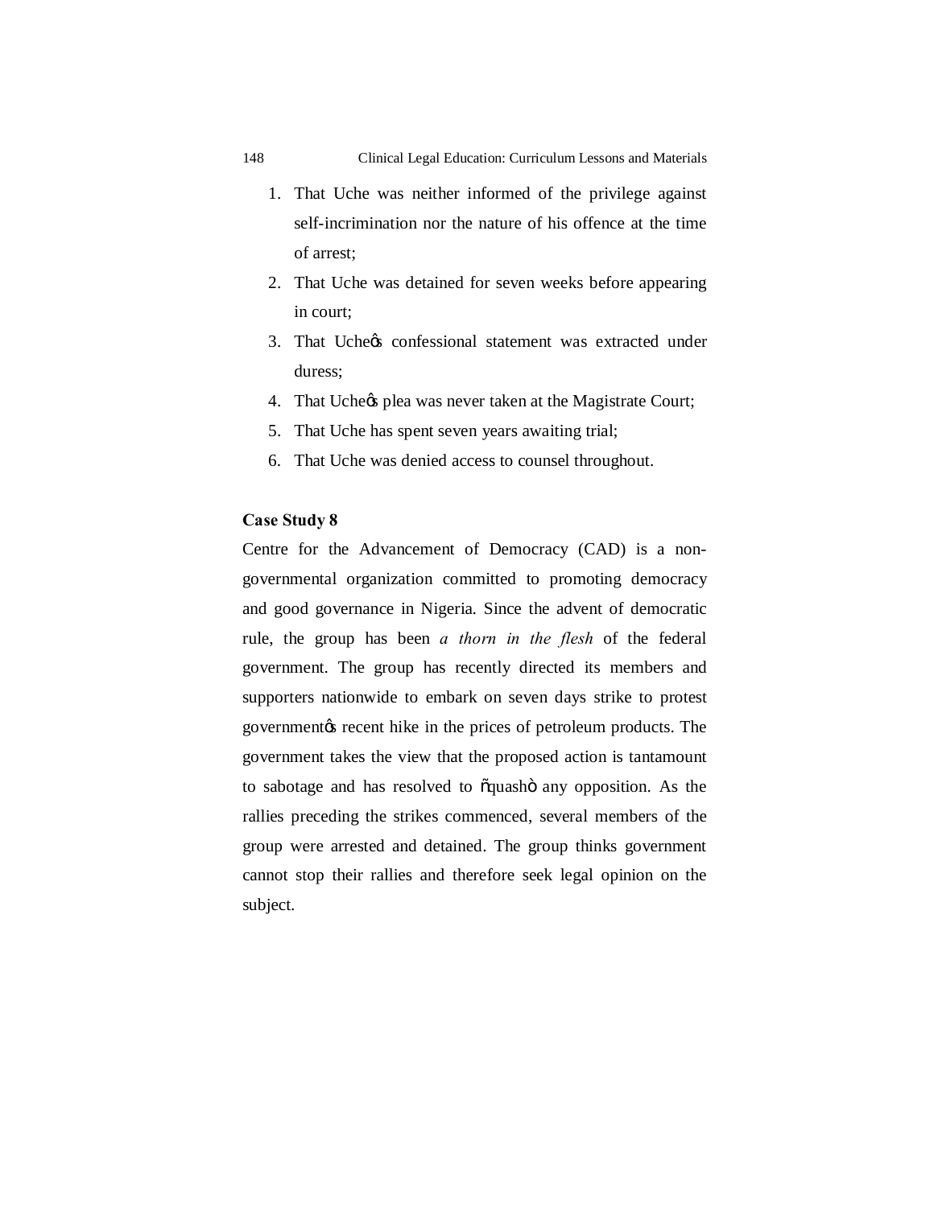1. That Uche was neither informed of the privilege against self-incrimination nor the nature of his offence at the time of arrest;
2. That Uche was detained for seven weeks before appearing in court;
3. That Uche's confessional statement was extracted under duress;
4. That Uche's plea was never taken at the Magistrate Court;
5. That Uche has spent seven years awaiting trial;
6. That Uche was denied access to counsel throughout.

**Case Study 8**

Centre for the Advancement of Democracy (CAD) is a non-governmental organization committed to promoting democracy and good governance in Nigeria. Since the advent of democratic rule, the group has been *a thorn in the flesh* of the federal government. The group has recently directed its members and supporters nationwide to embark on seven days strike to protest government's recent hike in the prices of petroleum products. The government takes the view that the proposed action is tantamount to sabotage and has resolved to "quash" any opposition. As the rallies preceding the strikes commenced, several members of the group were arrested and detained. The group thinks government cannot stop their rallies and therefore seek legal opinion on the subject.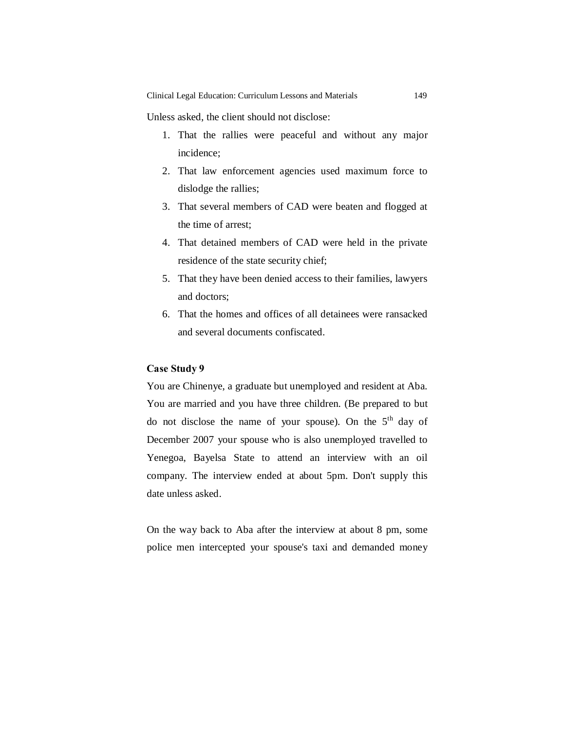Unless asked, the client should not disclose:

1. That the rallies were peaceful and without any major incidence;
2. That law enforcement agencies used maximum force to dislodge the rallies;
3. That several members of CAD were beaten and flogged at the time of arrest;
4. That detained members of CAD were held in the private residence of the state security chief;
5. That they have been denied access to their families, lawyers and doctors;
6. That the homes and offices of all detainees were ransacked and several documents confiscated.

**Case Study 9**

You are Chinenye, a graduate but unemployed and resident at Aba. You are married and you have three children. (Be prepared to but do not disclose the name of your spouse). On the 5th day of December 2007 your spouse who is also unemployed travelled to Yenegoa, Bayelsa State to attend an interview with an oil company. The interview ended at about 5pm. Don't supply this date unless asked.

On the way back to Aba after the interview at about 8 pm, some police men intercepted your spouse's taxi and demanded money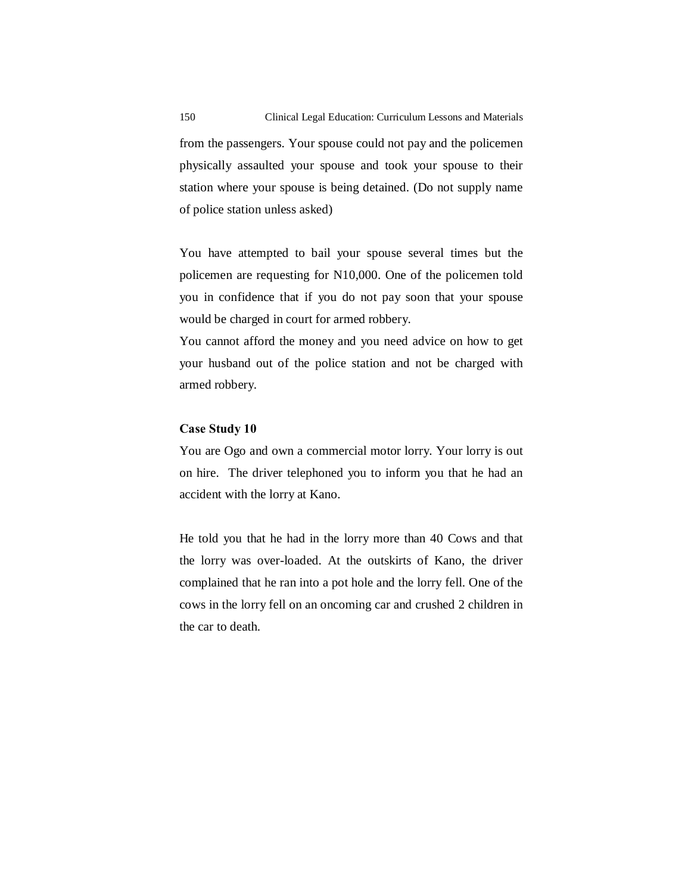from the passengers. Your spouse could not pay and the policemen physically assaulted your spouse and took your spouse to their station where your spouse is being detained. (Do not supply name of police station unless asked)

You have attempted to bail your spouse several times but the policemen are requesting for N10,000. One of the policemen told you in confidence that if you do not pay soon that your spouse would be charged in court for armed robbery.
You cannot afford the money and you need advice on how to get your husband out of the police station and not be charged with armed robbery.

**Case Study 10**
You are Ogo and own a commercial motor lorry. Your lorry is out on hire. The driver telephoned you to inform you that he had an accident with the lorry at Kano.

He told you that he had in the lorry more than 40 Cows and that the lorry was over-loaded. At the outskirts of Kano, the driver complained that he ran into a pot hole and the lorry fell. One of the cows in the lorry fell on an oncoming car and crushed 2 children in the car to death.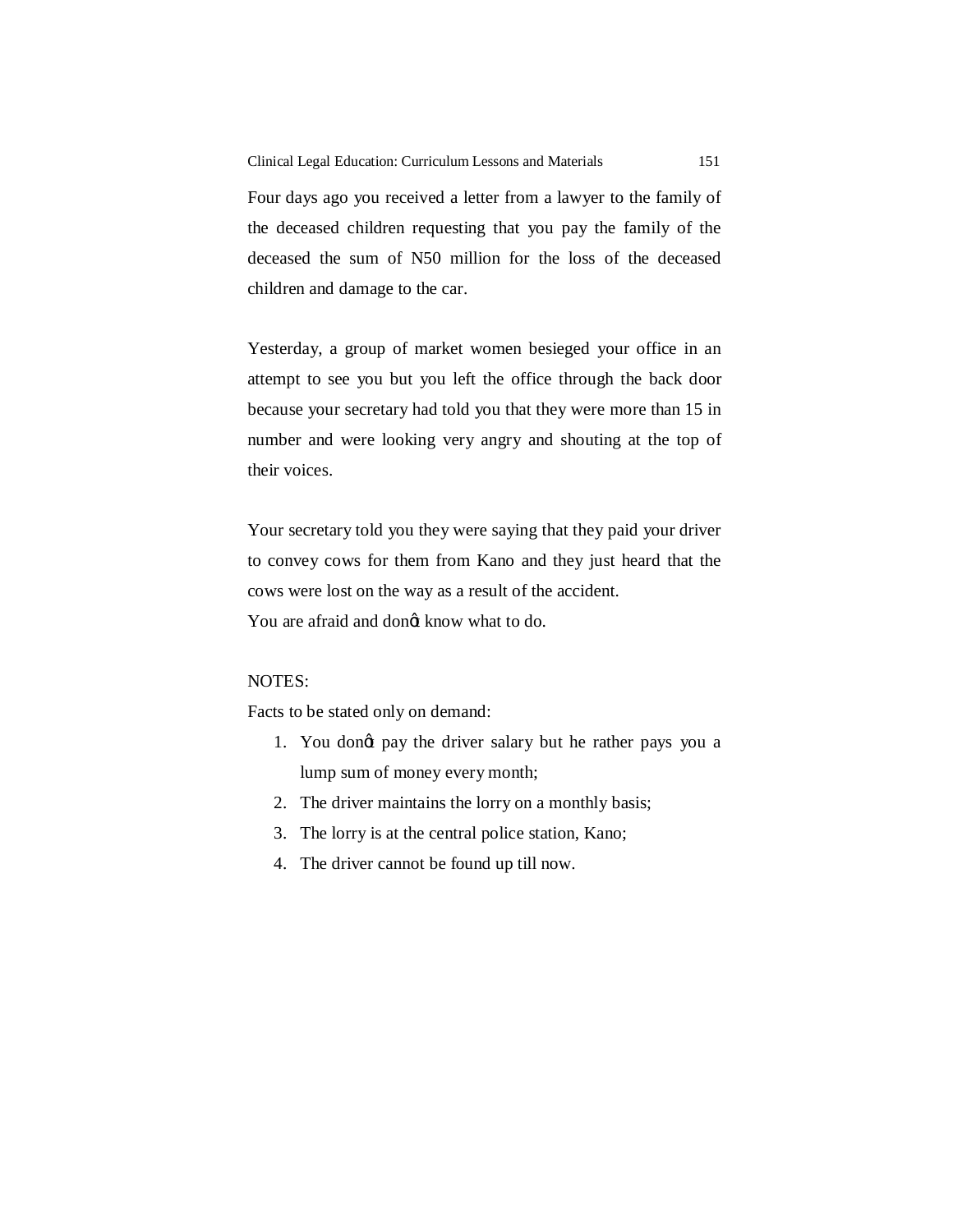Four days ago you received a letter from a lawyer to the family of the deceased children requesting that you pay the family of the deceased the sum of N50 million for the loss of the deceased children and damage to the car.

Yesterday, a group of market women besieged your office in an attempt to see you but you left the office through the back door because your secretary had told you that they were more than 15 in number and were looking very angry and shouting at the top of their voices.

Your secretary told you they were saying that they paid your driver to convey cows for them from Kano and they just heard that the cows were lost on the way as a result of the accident.
You are afraid and don't know what to do.

NOTES:
Facts to be stated only on demand:

1. You don't pay the driver salary but he rather pays you a lump sum of money every month;
2. The driver maintains the lorry on a monthly basis;
3. The lorry is at the central police station, Kano;
4. The driver cannot be found up till now.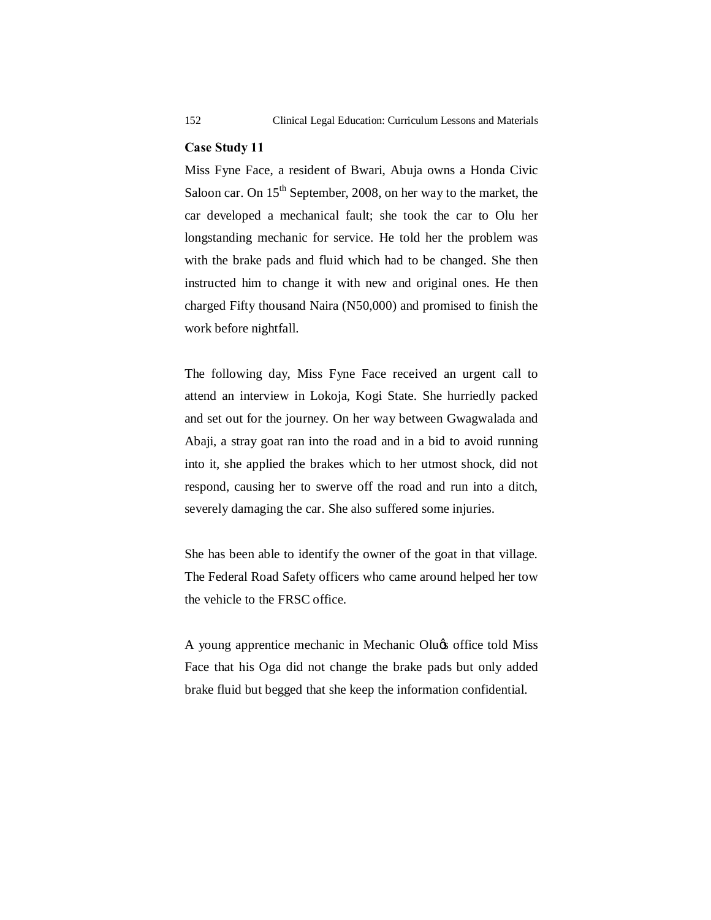**Case Study 11**

Miss Fyne Face, a resident of Bwari, Abuja owns a Honda Civic Saloon car. On 15th September, 2008, on her way to the market, the car developed a mechanical fault; she took the car to Olu her longstanding mechanic for service. He told her the problem was with the brake pads and fluid which had to be changed. She then instructed him to change it with new and original ones. He then charged Fifty thousand Naira (N50,000) and promised to finish the work before nightfall.

The following day, Miss Fyne Face received an urgent call to attend an interview in Lokoja, Kogi State. She hurriedly packed and set out for the journey. On her way between Gwagwalada and Abaji, a stray goat ran into the road and in a bid to avoid running into it, she applied the brakes which to her utmost shock, did not respond, causing her to swerve off the road and run into a ditch, severely damaging the car. She also suffered some injuries.

She has been able to identify the owner of the goat in that village. The Federal Road Safety officers who came around helped her tow the vehicle to the FRSC office.

A young apprentice mechanic in Mechanic Olu's office told Miss Face that his Oga did not change the brake pads but only added brake fluid but begged that she keep the information confidential.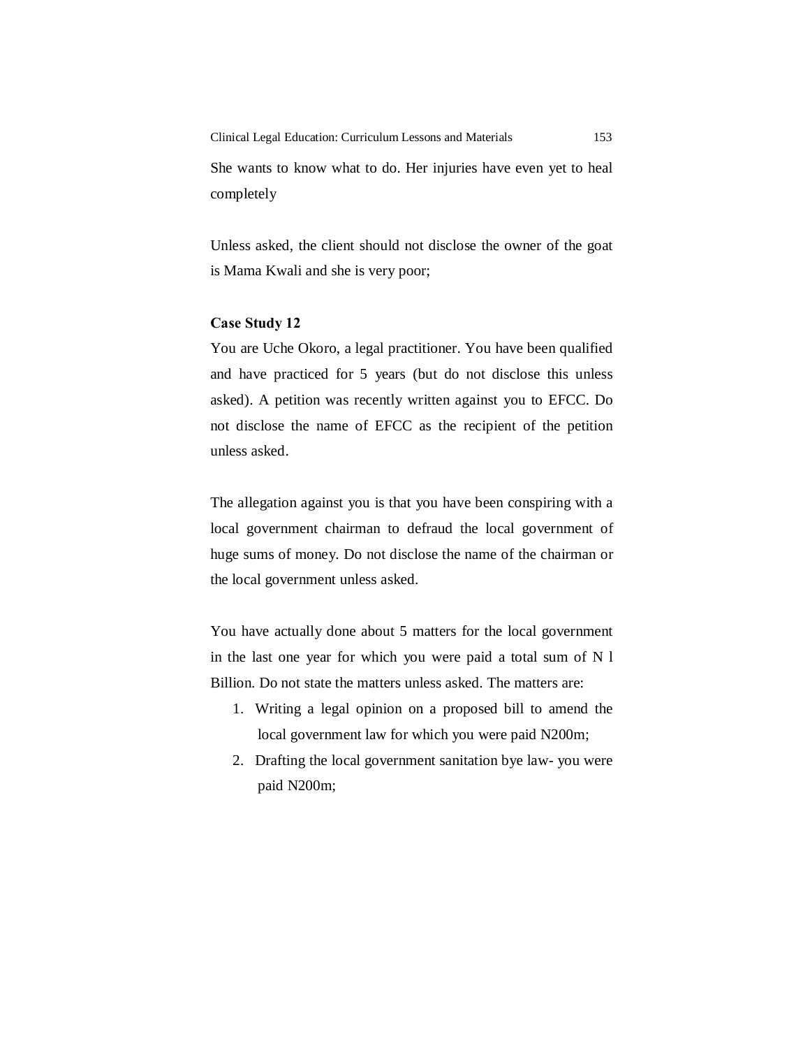She wants to know what to do. Her injuries have even yet to heal completely

Unless asked, the client should not disclose the owner of the goat is Mama Kwali and she is very poor;

**Case Study 12**

You are Uche Okoro, a legal practitioner. You have been qualified and have practiced for 5 years (but do not disclose this unless asked). A petition was recently written against you to EFCC. Do not disclose the name of EFCC as the recipient of the petition unless asked.

The allegation against you is that you have been conspiring with a local government chairman to defraud the local government of huge sums of money. Do not disclose the name of the chairman or the local government unless asked.

You have actually done about 5 matters for the local government in the last one year for which you were paid a total sum of N l Billion. Do not state the matters unless asked. The matters are:

1. Writing a legal opinion on a proposed bill to amend the local government law for which you were paid N200m;
2. Drafting the local government sanitation bye law- you were paid N200m;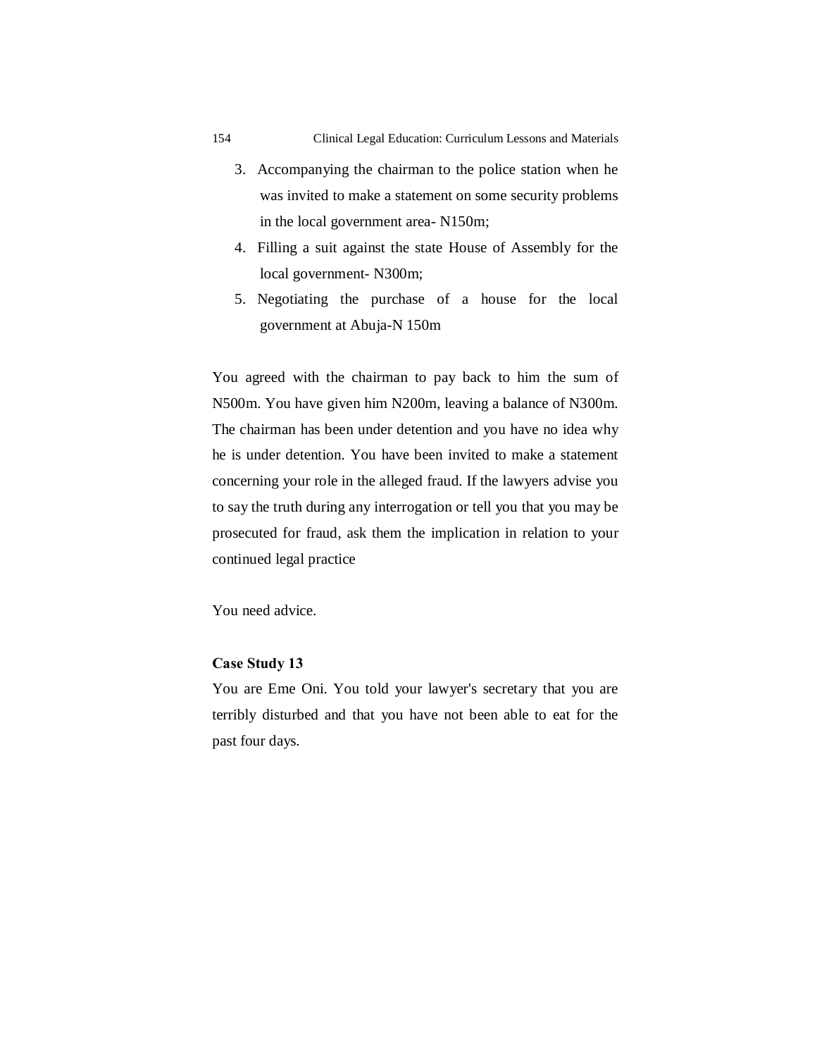3. Accompanying the chairman to the police station when he was invited to make a statement on some security problems in the local government area- N150m;
4. Filling a suit against the state House of Assembly for the local government- N300m;
5. Negotiating the purchase of a house for the local government at Abuja-N 150m

You agreed with the chairman to pay back to him the sum of N500m. You have given him N200m, leaving a balance of N300m. The chairman has been under detention and you have no idea why he is under detention. You have been invited to make a statement concerning your role in the alleged fraud. If the lawyers advise you to say the truth during any interrogation or tell you that you may be prosecuted for fraud, ask them the implication in relation to your continued legal practice

You need advice.

**Case Study 13**

You are Eme Oni. You told your lawyer's secretary that you are terribly disturbed and that you have not been able to eat for the past four days.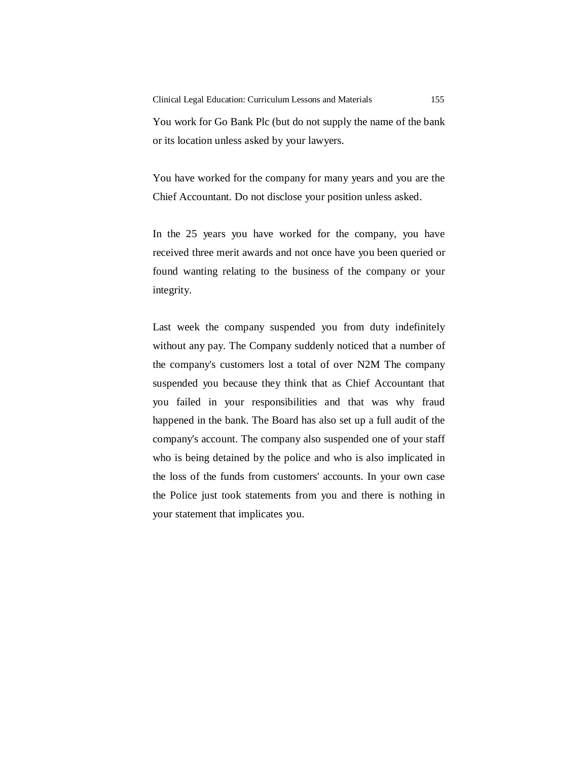You work for Go Bank Plc (but do not supply the name of the bank or its location unless asked by your lawyers.

You have worked for the company for many years and you are the Chief Accountant. Do not disclose your position unless asked.

In the 25 years you have worked for the company, you have received three merit awards and not once have you been queried or found wanting relating to the business of the company or your integrity.

Last week the company suspended you from duty indefinitely without any pay. The Company suddenly noticed that a number of the company's customers lost a total of over N2M The company suspended you because they think that as Chief Accountant that you failed in your responsibilities and that was why fraud happened in the bank. The Board has also set up a full audit of the company's account. The company also suspended one of your staff who is being detained by the police and who is also implicated in the loss of the funds from customers' accounts. In your own case the Police just took statements from you and there is nothing in your statement that implicates you.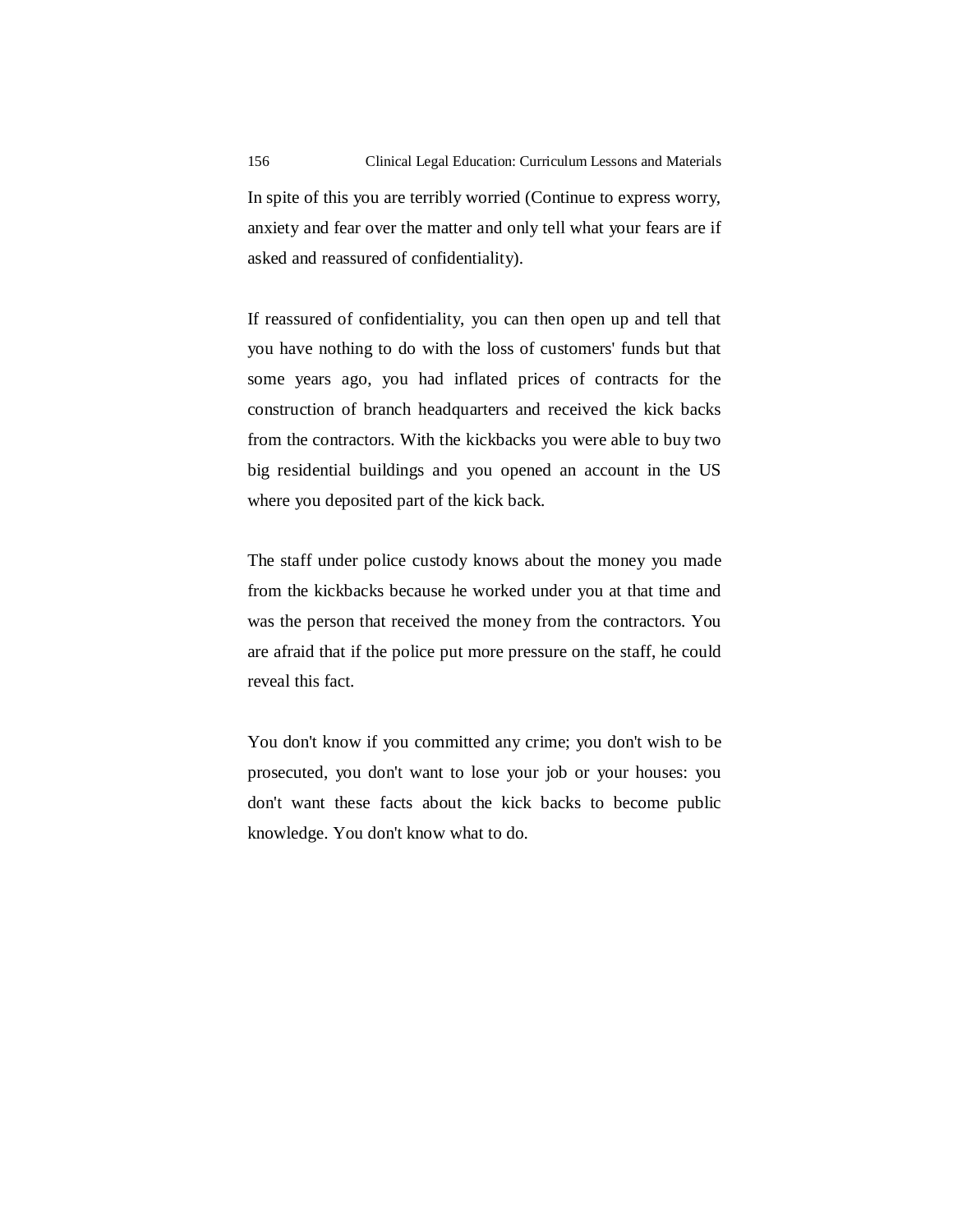In spite of this you are terribly worried (Continue to express worry, anxiety and fear over the matter and only tell what your fears are if asked and reassured of confidentiality).

If reassured of confidentiality, you can then open up and tell that you have nothing to do with the loss of customers' funds but that some years ago, you had inflated prices of contracts for the construction of branch headquarters and received the kick backs from the contractors. With the kickbacks you were able to buy two big residential buildings and you opened an account in the US where you deposited part of the kick back.

The staff under police custody knows about the money you made from the kickbacks because he worked under you at that time and was the person that received the money from the contractors. You are afraid that if the police put more pressure on the staff, he could reveal this fact.

You don't know if you committed any crime; you don't wish to be prosecuted, you don't want to lose your job or your houses: you don't want these facts about the kick backs to become public knowledge. You don't know what to do.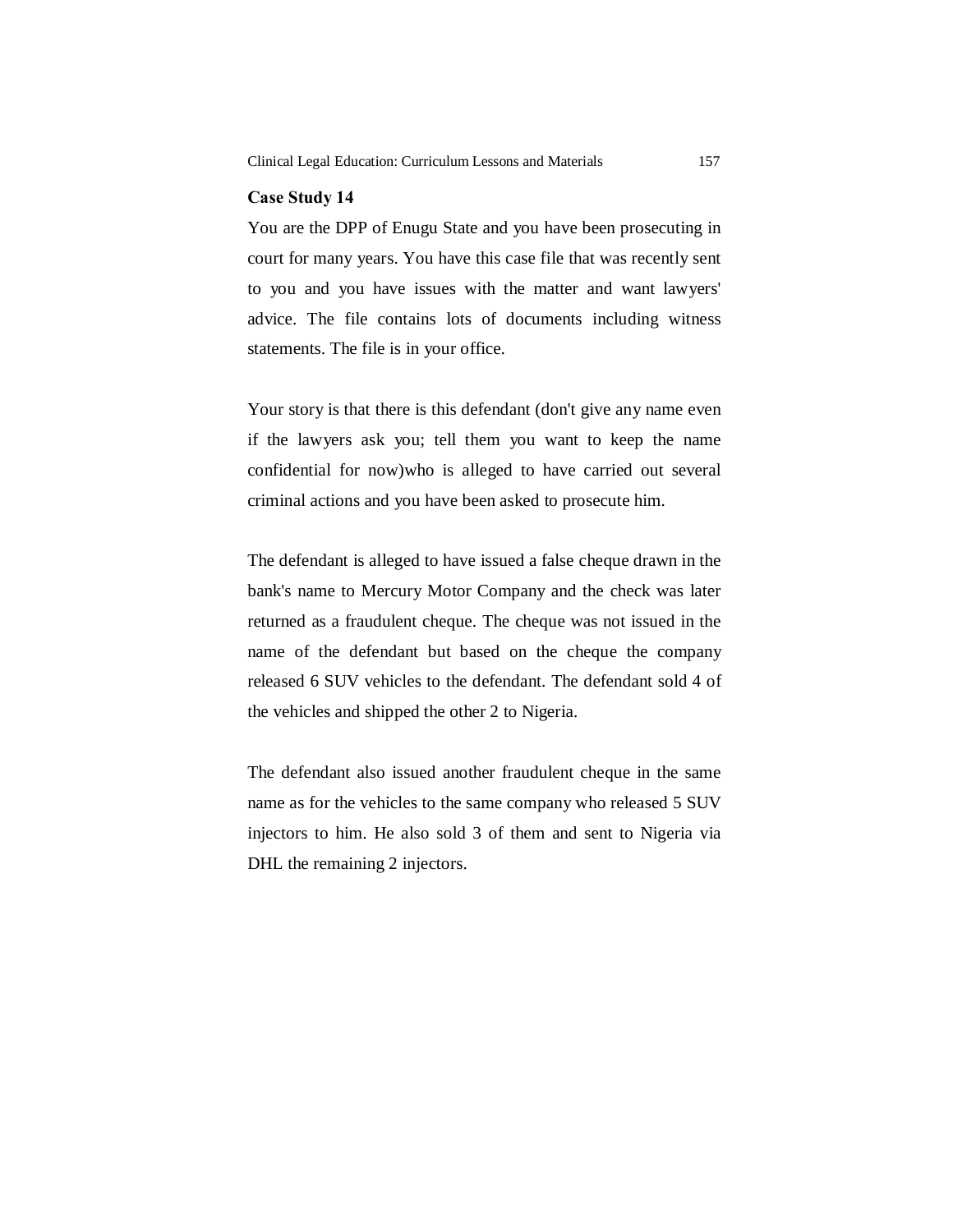### Case Study 14

You are the DPP of Enugu State and you have been prosecuting in court for many years. You have this case file that was recently sent to you and you have issues with the matter and want lawyers' advice. The file contains lots of documents including witness statements. The file is in your office.

Your story is that there is this defendant (don't give any name even if the lawyers ask you; tell them you want to keep the name confidential for now)who is alleged to have carried out several criminal actions and you have been asked to prosecute him.

The defendant is alleged to have issued a false cheque drawn in the bank's name to Mercury Motor Company and the check was later returned as a fraudulent cheque. The cheque was not issued in the name of the defendant but based on the cheque the company released 6 SUV vehicles to the defendant. The defendant sold 4 of the vehicles and shipped the other 2 to Nigeria.

The defendant also issued another fraudulent cheque in the same name as for the vehicles to the same company who released 5 SUV injectors to him. He also sold 3 of them and sent to Nigeria via DHL the remaining 2 injectors.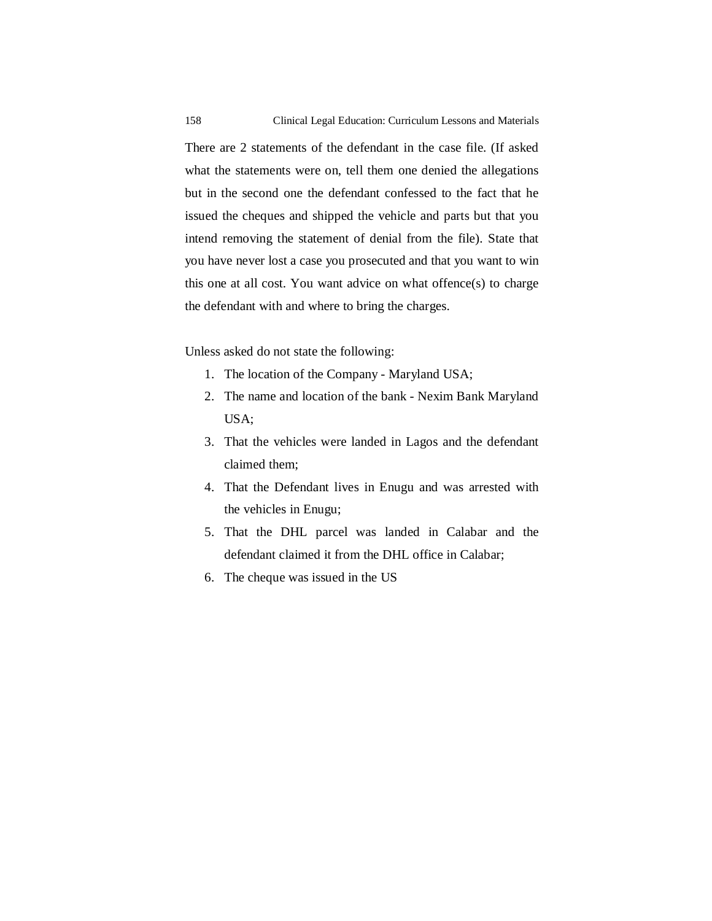There are 2 statements of the defendant in the case file. (If asked what the statements were on, tell them one denied the allegations but in the second one the defendant confessed to the fact that he issued the cheques and shipped the vehicle and parts but that you intend removing the statement of denial from the file). State that you have never lost a case you prosecuted and that you want to win this one at all cost. You want advice on what offence(s) to charge the defendant with and where to bring the charges.

Unless asked do not state the following:

1. The location of the Company - Maryland USA;
2. The name and location of the bank - Nexim Bank Maryland USA;
3. That the vehicles were landed in Lagos and the defendant claimed them;
4. That the Defendant lives in Enugu and was arrested with the vehicles in Enugu;
5. That the DHL parcel was landed in Calabar and the defendant claimed it from the DHL office in Calabar;
6. The cheque was issued in the US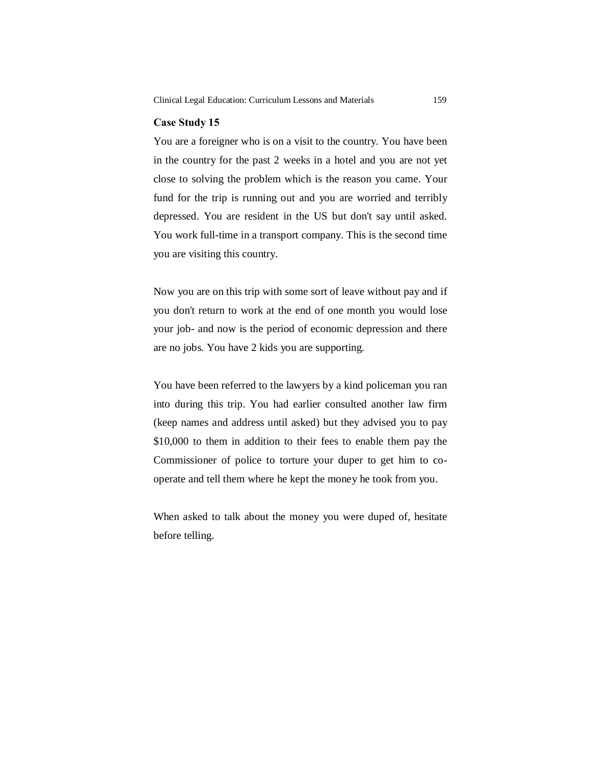**Case Study 15**

You are a foreigner who is on a visit to the country. You have been in the country for the past 2 weeks in a hotel and you are not yet close to solving the problem which is the reason you came. Your fund for the trip is running out and you are worried and terribly depressed. You are resident in the US but don't say until asked. You work full-time in a transport company. This is the second time you are visiting this country.

Now you are on this trip with some sort of leave without pay and if you don't return to work at the end of one month you would lose your job- and now is the period of economic depression and there are no jobs. You have 2 kids you are supporting.

You have been referred to the lawyers by a kind policeman you ran into during this trip. You had earlier consulted another law firm (keep names and address until asked) but they advised you to pay $10,000 to them in addition to their fees to enable them pay the Commissioner of police to torture your duper to get him to co-operate and tell them where he kept the money he took from you.

When asked to talk about the money you were duped of, hesitate before telling.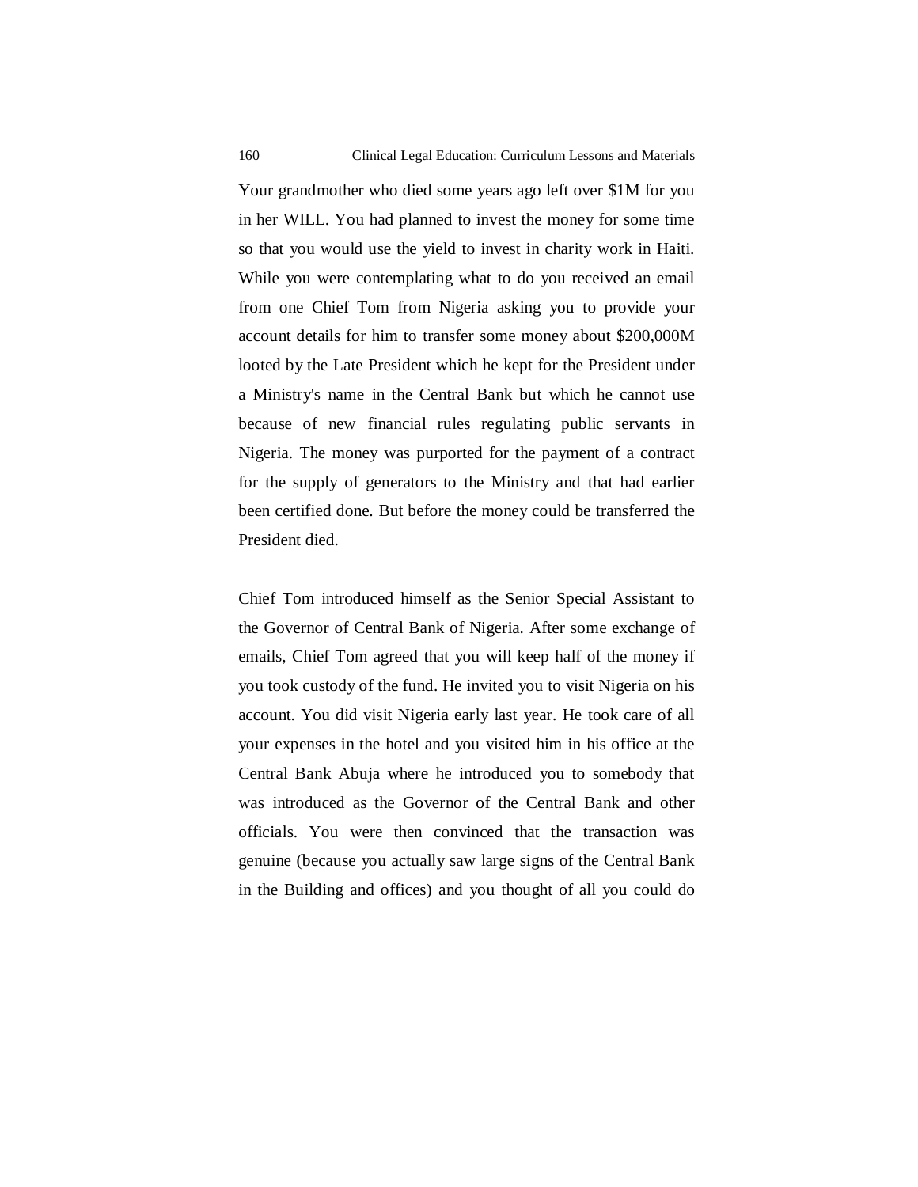Your grandmother who died some years ago left over $1M for you in her WILL. You had planned to invest the money for some time so that you would use the yield to invest in charity work in Haiti. While you were contemplating what to do you received an email from one Chief Tom from Nigeria asking you to provide your account details for him to transfer some money about $200,000M looted by the Late President which he kept for the President under a Ministry's name in the Central Bank but which he cannot use because of new financial rules regulating public servants in Nigeria. The money was purported for the payment of a contract for the supply of generators to the Ministry and that had earlier been certified done. But before the money could be transferred the President died.

Chief Tom introduced himself as the Senior Special Assistant to the Governor of Central Bank of Nigeria. After some exchange of emails, Chief Tom agreed that you will keep half of the money if you took custody of the fund. He invited you to visit Nigeria on his account. You did visit Nigeria early last year. He took care of all your expenses in the hotel and you visited him in his office at the Central Bank Abuja where he introduced you to somebody that was introduced as the Governor of the Central Bank and other officials. You were then convinced that the transaction was genuine (because you actually saw large signs of the Central Bank in the Building and offices) and you thought of all you could do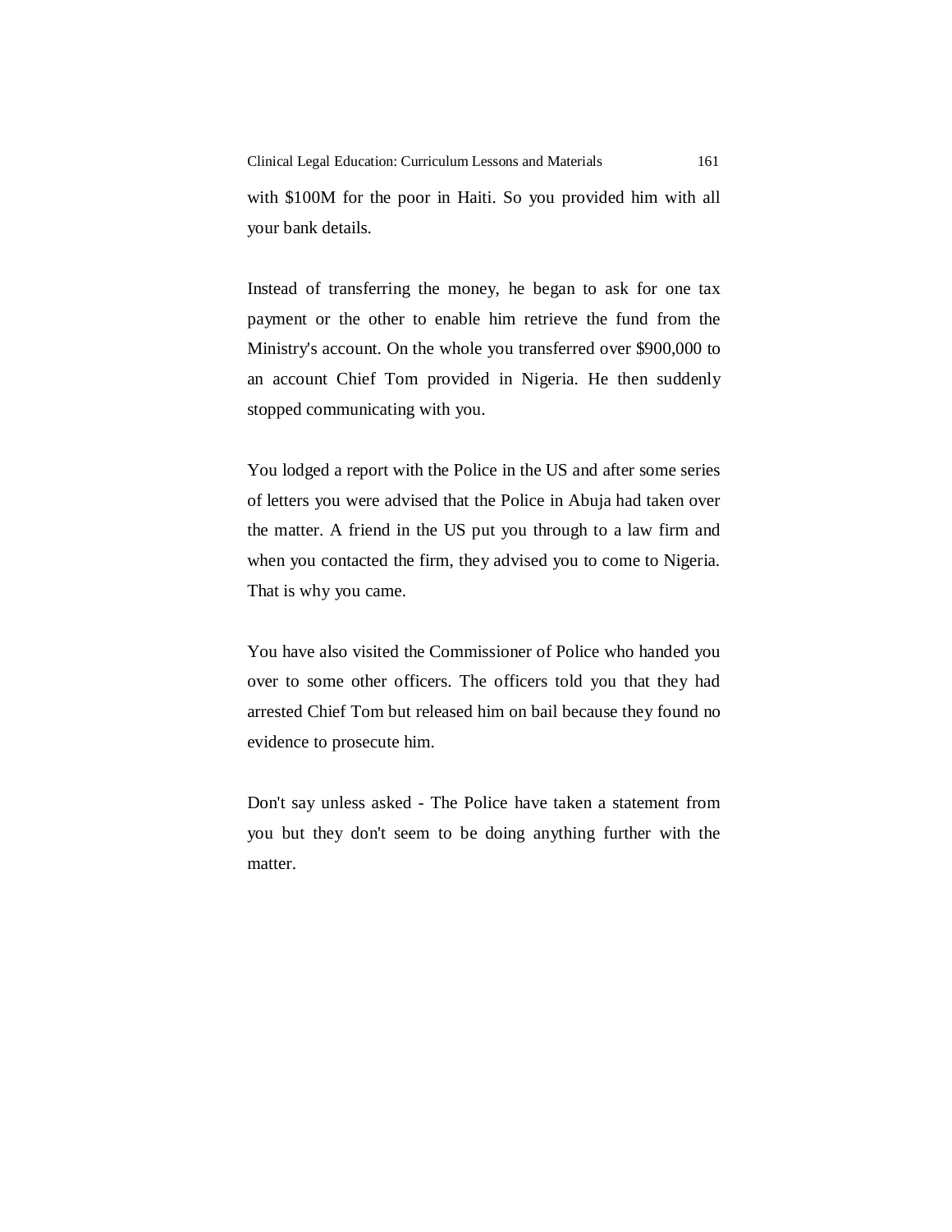with $100M for the poor in Haiti. So you provided him with all your bank details.

Instead of transferring the money, he began to ask for one tax payment or the other to enable him retrieve the fund from the Ministry's account. On the whole you transferred over $900,000 to an account Chief Tom provided in Nigeria. He then suddenly stopped communicating with you.

You lodged a report with the Police in the US and after some series of letters you were advised that the Police in Abuja had taken over the matter. A friend in the US put you through to a law firm and when you contacted the firm, they advised you to come to Nigeria. That is why you came.

You have also visited the Commissioner of Police who handed you over to some other officers. The officers told you that they had arrested Chief Tom but released him on bail because they found no evidence to prosecute him.

Don't say unless asked - The Police have taken a statement from you but they don't seem to be doing anything further with the matter.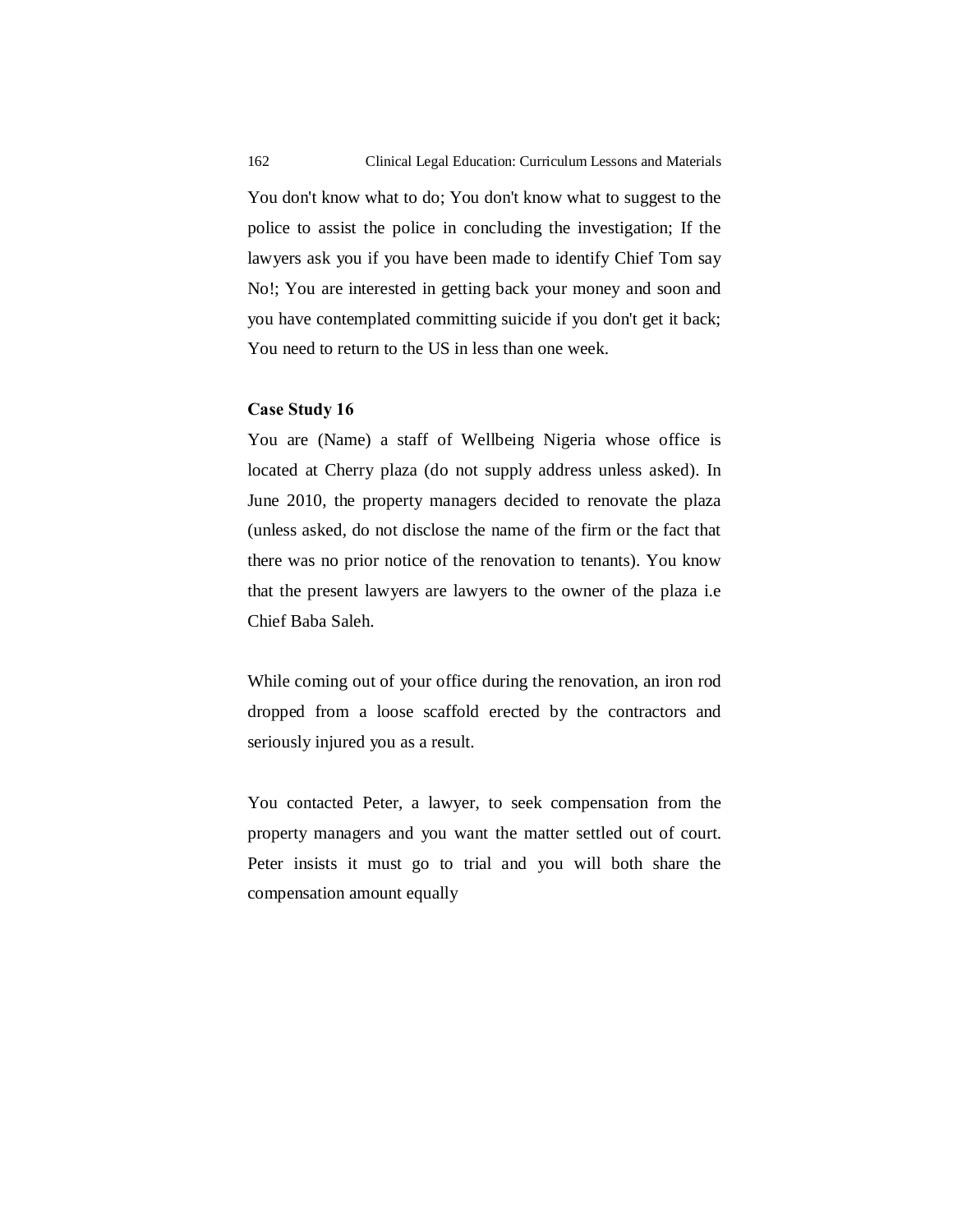You don't know what to do; You don't know what to suggest to the police to assist the police in concluding the investigation; If the lawyers ask you if you have been made to identify Chief Tom say No!; You are interested in getting back your money and soon and you have contemplated committing suicide if you don't get it back; You need to return to the US in less than one week.

**Case Study 16**

You are (Name) a staff of Wellbeing Nigeria whose office is located at Cherry plaza (do not supply address unless asked). In June 2010, the property managers decided to renovate the plaza (unless asked, do not disclose the name of the firm or the fact that there was no prior notice of the renovation to tenants). You know that the present lawyers are lawyers to the owner of the plaza i.e Chief Baba Saleh.

While coming out of your office during the renovation, an iron rod dropped from a loose scaffold erected by the contractors and seriously injured you as a result.

You contacted Peter, a lawyer, to seek compensation from the property managers and you want the matter settled out of court. Peter insists it must go to trial and you will both share the compensation amount equally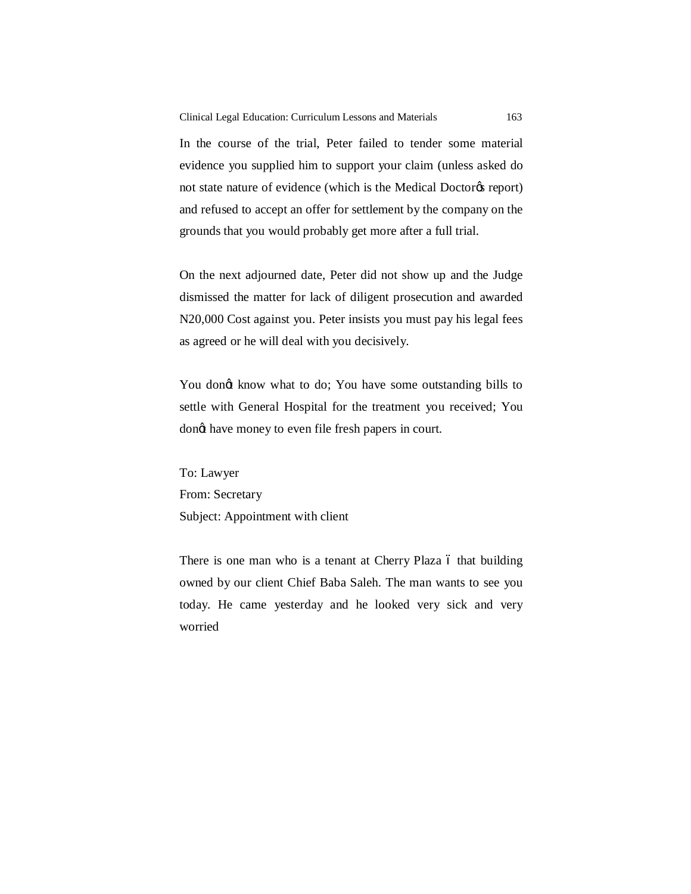In the course of the trial, Peter failed to tender some material evidence you supplied him to support your claim (unless asked do not state nature of evidence (which is the Medical Doctor's report) and refused to accept an offer for settlement by the company on the grounds that you would probably get more after a full trial.

On the next adjourned date, Peter did not show up and the Judge dismissed the matter for lack of diligent prosecution and awarded N20,000 Cost against you. Peter insists you must pay his legal fees as agreed or he will deal with you decisively.

You don't know what to do; You have some outstanding bills to settle with General Hospital for the treatment you received; You don't have money to even file fresh papers in court.

To: Lawyer
From: Secretary
Subject: Appointment with client

There is one man who is a tenant at Cherry Plaza – that building owned by our client Chief Baba Saleh. The man wants to see you today. He came yesterday and he looked very sick and very worried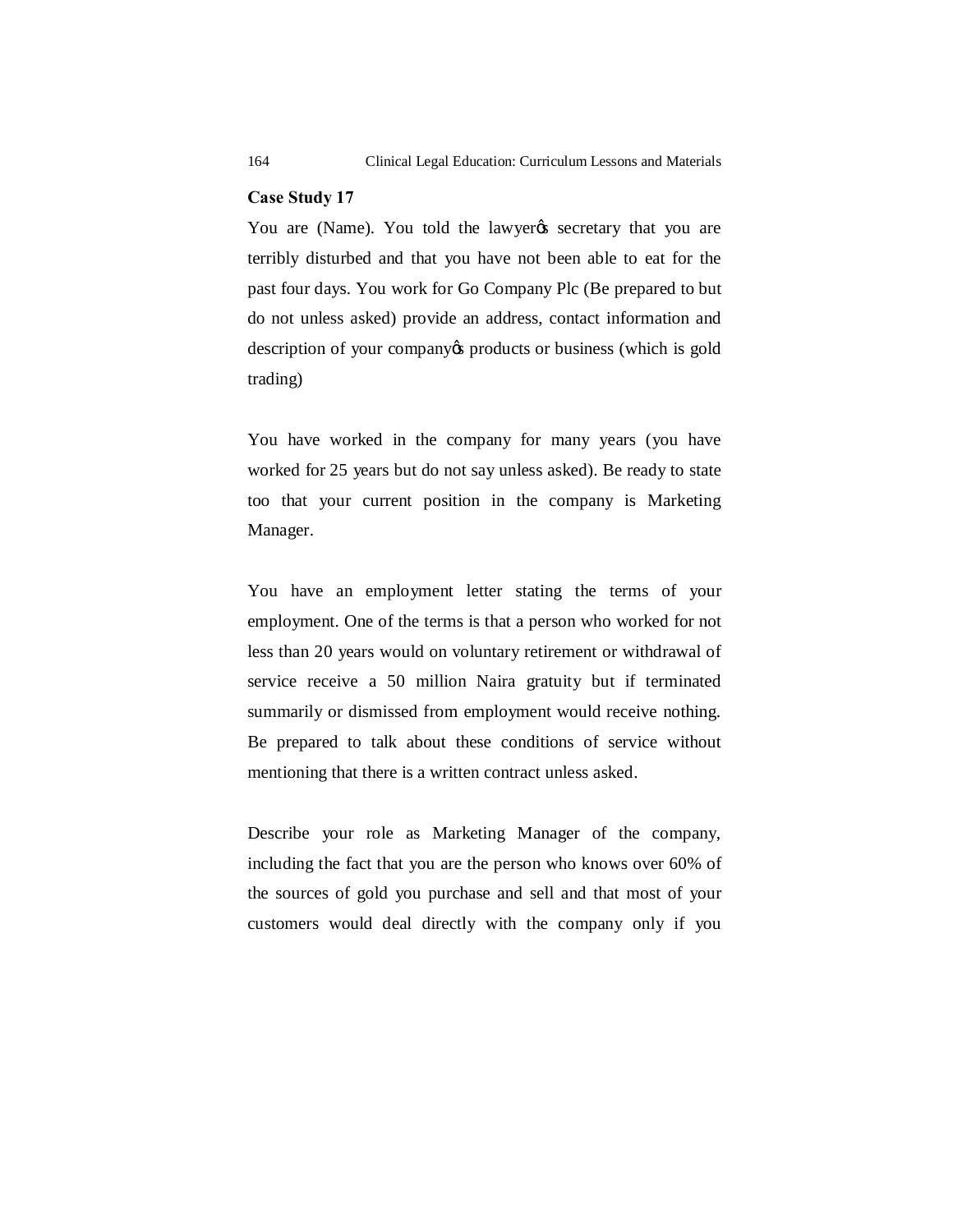## Case Study 17

You are (Name). You told the lawyerǿs secretary that you are terribly disturbed and that you have not been able to eat for the past four days. You work for Go Company Plc (Be prepared to but do not unless asked) provide an address, contact information and description of your companyǿs products or business (which is gold trading)

You have worked in the company for many years (you have worked for 25 years but do not say unless asked). Be ready to state too that your current position in the company is Marketing Manager.

You have an employment letter stating the terms of your employment. One of the terms is that a person who worked for not less than 20 years would on voluntary retirement or withdrawal of service receive a 50 million Naira gratuity but if terminated summarily or dismissed from employment would receive nothing. Be prepared to talk about these conditions of service without mentioning that there is a written contract unless asked.

Describe your role as Marketing Manager of the company, including the fact that you are the person who knows over 60% of the sources of gold you purchase and sell and that most of your customers would deal directly with the company only if you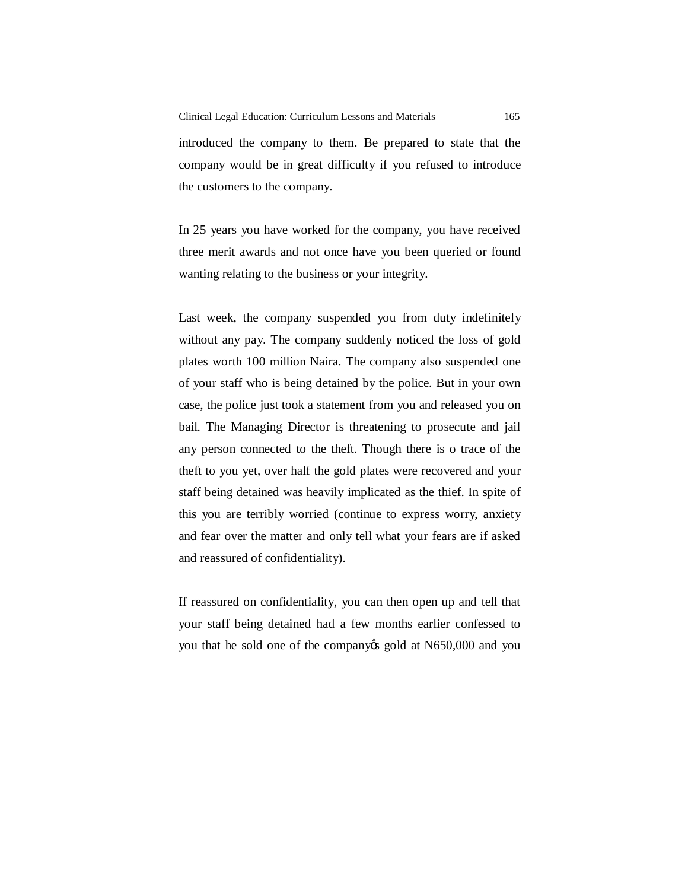introduced the company to them. Be prepared to state that the company would be in great difficulty if you refused to introduce the customers to the company.

In 25 years you have worked for the company, you have received three merit awards and not once have you been queried or found wanting relating to the business or your integrity.

Last week, the company suspended you from duty indefinitely without any pay. The company suddenly noticed the loss of gold plates worth 100 million Naira. The company also suspended one of your staff who is being detained by the police. But in your own case, the police just took a statement from you and released you on bail. The Managing Director is threatening to prosecute and jail any person connected to the theft. Though there is o trace of the theft to you yet, over half the gold plates were recovered and your staff being detained was heavily implicated as the thief. In spite of this you are terribly worried (continue to express worry, anxiety and fear over the matter and only tell what your fears are if asked and reassured of confidentiality).

If reassured on confidentiality, you can then open up and tell that your staff being detained had a few months earlier confessed to you that he sold one of the companyês gold at N650,000 and you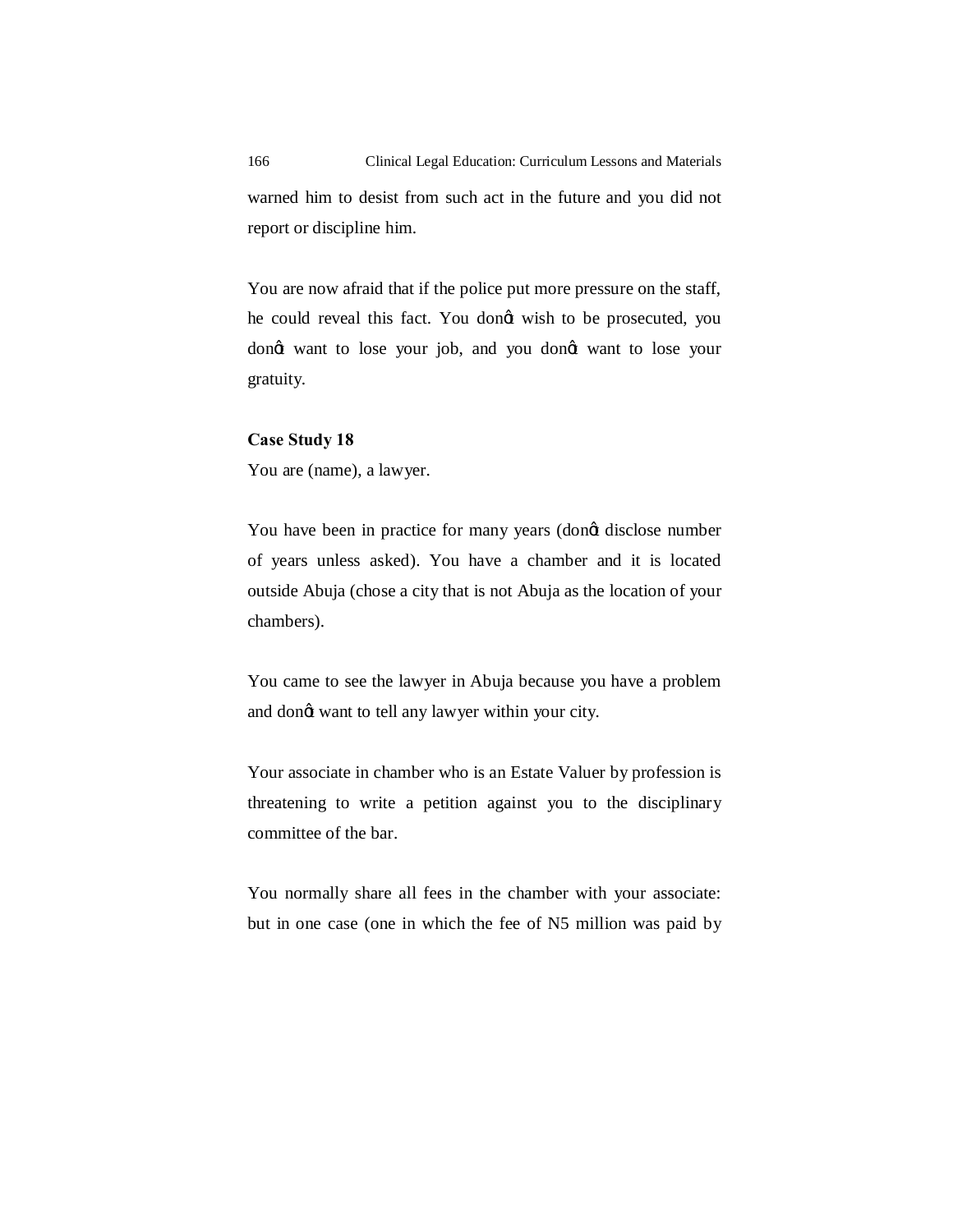warned him to desist from such act in the future and you did not report or discipline him.

You are now afraid that if the police put more pressure on the staff, he could reveal this fact. You donǿt wish to be prosecuted, you donǿt want to lose your job, and you donǿt want to lose your gratuity.

**Case Study 18**

You are (name), a lawyer.

You have been in practice for many years (donǿt disclose number of years unless asked). You have a chamber and it is located outside Abuja (chose a city that is not Abuja as the location of your chambers).

You came to see the lawyer in Abuja because you have a problem and donǿt want to tell any lawyer within your city.

Your associate in chamber who is an Estate Valuer by profession is threatening to write a petition against you to the disciplinary committee of the bar.

You normally share all fees in the chamber with your associate: but in one case (one in which the fee of N5 million was paid by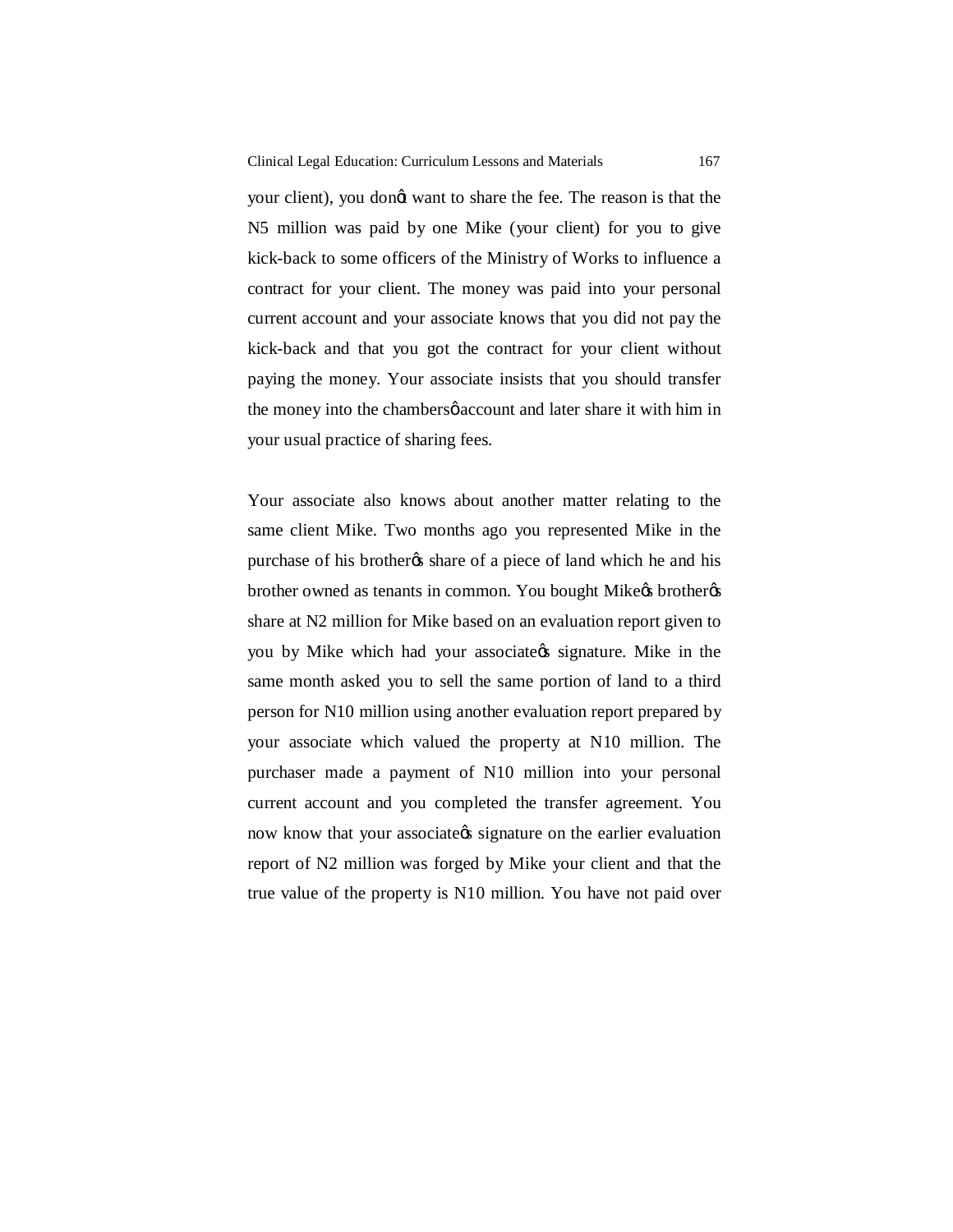your client), you don't want to share the fee. The reason is that the N5 million was paid by one Mike (your client) for you to give kick-back to some officers of the Ministry of Works to influence a contract for your client. The money was paid into your personal current account and your associate knows that you did not pay the kick-back and that you got the contract for your client without paying the money. Your associate insists that you should transfer the money into the chambers' account and later share it with him in your usual practice of sharing fees.

Your associate also knows about another matter relating to the same client Mike. Two months ago you represented Mike in the purchase of his brother's share of a piece of land which he and his brother owned as tenants in common. You bought Mike's brother's share at N2 million for Mike based on an evaluation report given to you by Mike which had your associate's signature. Mike in the same month asked you to sell the same portion of land to a third person for N10 million using another evaluation report prepared by your associate which valued the property at N10 million. The purchaser made a payment of N10 million into your personal current account and you completed the transfer agreement. You now know that your associate's signature on the earlier evaluation report of N2 million was forged by Mike your client and that the true value of the property is N10 million. You have not paid over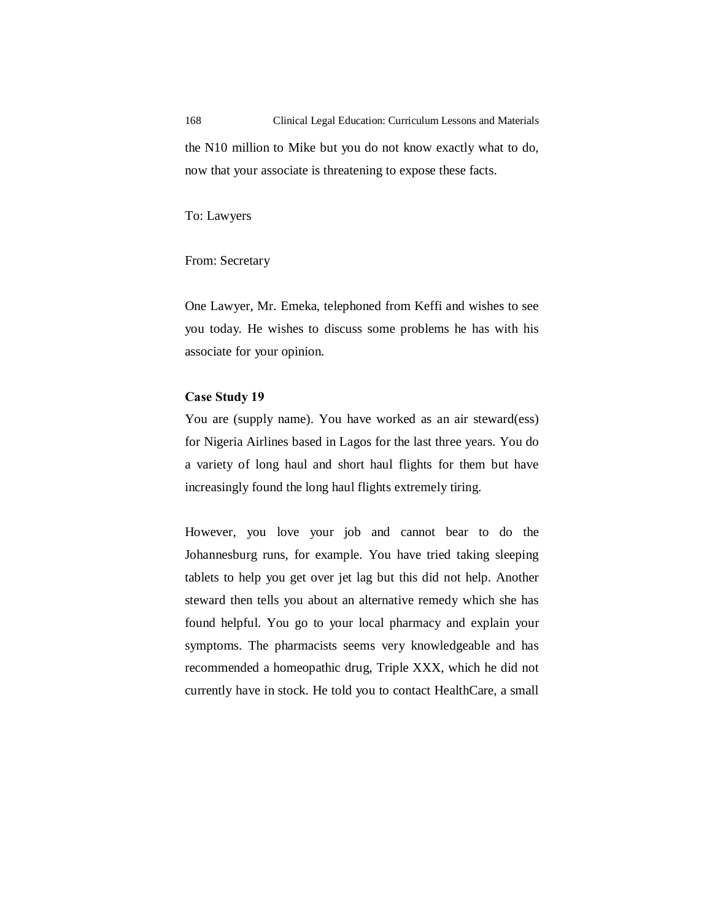the N10 million to Mike but you do not know exactly what to do, now that your associate is threatening to expose these facts.

To: Lawyers

From: Secretary

One Lawyer, Mr. Emeka, telephoned from Keffi and wishes to see you today. He wishes to discuss some problems he has with his associate for your opinion.

**Case Study 19**

You are (supply name). You have worked as an air steward(ess) for Nigeria Airlines based in Lagos for the last three years. You do a variety of long haul and short haul flights for them but have increasingly found the long haul flights extremely tiring.

However, you love your job and cannot bear to do the Johannesburg runs, for example. You have tried taking sleeping tablets to help you get over jet lag but this did not help. Another steward then tells you about an alternative remedy which she has found helpful. You go to your local pharmacy and explain your symptoms. The pharmacists seems very knowledgeable and has recommended a homeopathic drug, Triple XXX, which he did not currently have in stock. He told you to contact HealthCare, a small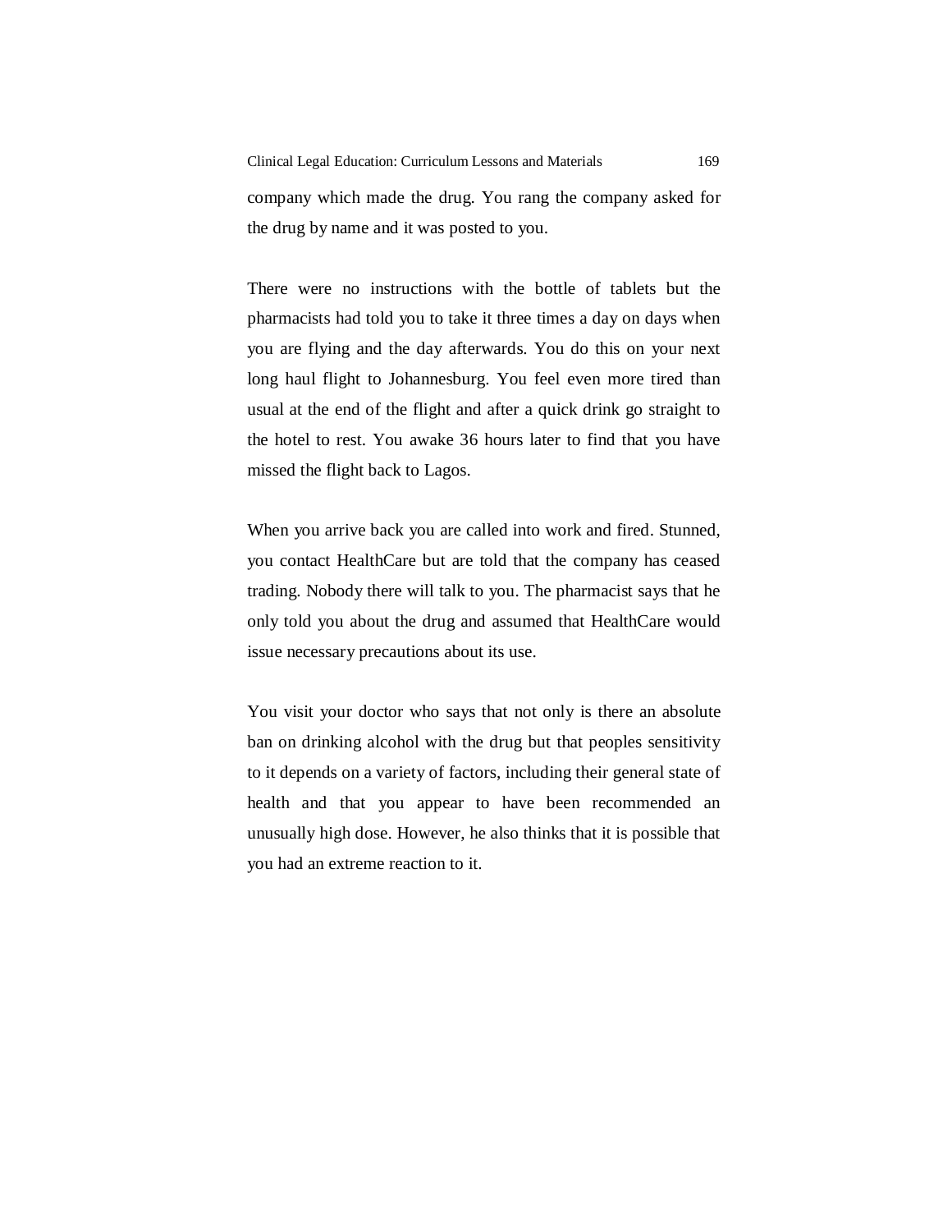company which made the drug. You rang the company asked for the drug by name and it was posted to you.

There were no instructions with the bottle of tablets but the pharmacists had told you to take it three times a day on days when you are flying and the day afterwards. You do this on your next long haul flight to Johannesburg. You feel even more tired than usual at the end of the flight and after a quick drink go straight to the hotel to rest. You awake 36 hours later to find that you have missed the flight back to Lagos.

When you arrive back you are called into work and fired. Stunned, you contact HealthCare but are told that the company has ceased trading. Nobody there will talk to you. The pharmacist says that he only told you about the drug and assumed that HealthCare would issue necessary precautions about its use.

You visit your doctor who says that not only is there an absolute ban on drinking alcohol with the drug but that peoples sensitivity to it depends on a variety of factors, including their general state of health and that you appear to have been recommended an unusually high dose. However, he also thinks that it is possible that you had an extreme reaction to it.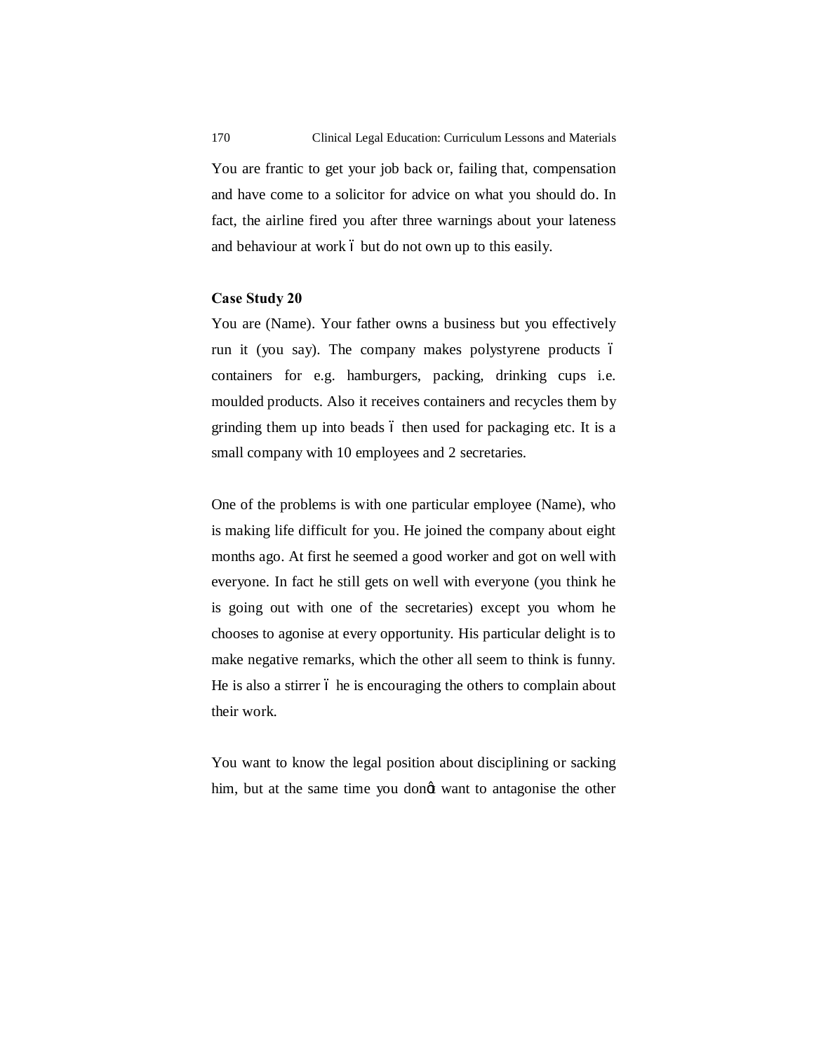You are frantic to get your job back or, failing that, compensation and have come to a solicitor for advice on what you should do. In fact, the airline fired you after three warnings about your lateness and behaviour at work – but do not own up to this easily.

**Case Study 20**

You are (Name). Your father owns a business but you effectively run it (you say). The company makes polystyrene products – containers for e.g. hamburgers, packing, drinking cups i.e. moulded products. Also it receives containers and recycles them by grinding them up into beads – then used for packaging etc. It is a small company with 10 employees and 2 secretaries.

One of the problems is with one particular employee (Name), who is making life difficult for you. He joined the company about eight months ago. At first he seemed a good worker and got on well with everyone. In fact he still gets on well with everyone (you think he is going out with one of the secretaries) except you whom he chooses to agonise at every opportunity. His particular delight is to make negative remarks, which the other all seem to think is funny. He is also a stirrer – he is encouraging the others to complain about their work.

You want to know the legal position about disciplining or sacking him, but at the same time you don't want to antagonise the other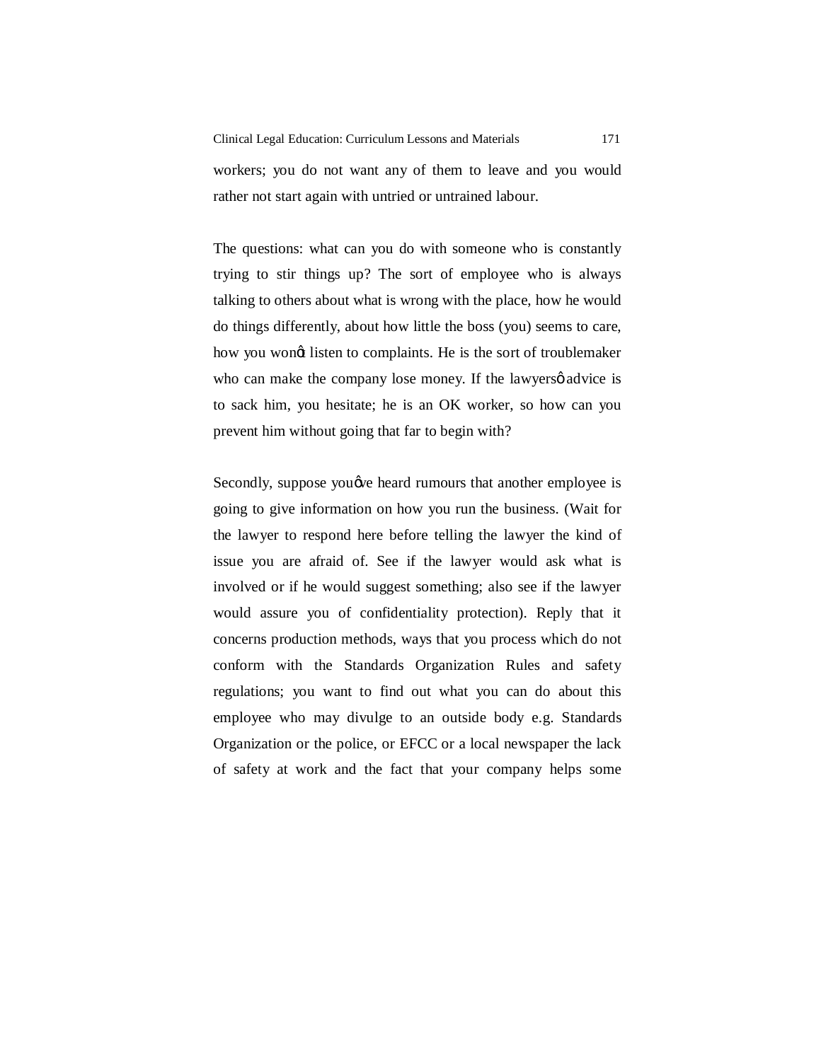workers; you do not want any of them to leave and you would rather not start again with untried or untrained labour.

The questions: what can you do with someone who is constantly trying to stir things up? The sort of employee who is always talking to others about what is wrong with the place, how he would do things differently, about how little the boss (you) seems to care, how you won't listen to complaints. He is the sort of troublemaker who can make the company lose money. If the lawyers' advice is to sack him, you hesitate; he is an OK worker, so how can you prevent him without going that far to begin with?

Secondly, suppose you've heard rumours that another employee is going to give information on how you run the business. (Wait for the lawyer to respond here before telling the lawyer the kind of issue you are afraid of. See if the lawyer would ask what is involved or if he would suggest something; also see if the lawyer would assure you of confidentiality protection). Reply that it concerns production methods, ways that you process which do not conform with the Standards Organization Rules and safety regulations; you want to find out what you can do about this employee who may divulge to an outside body e.g. Standards Organization or the police, or EFCC or a local newspaper the lack of safety at work and the fact that your company helps some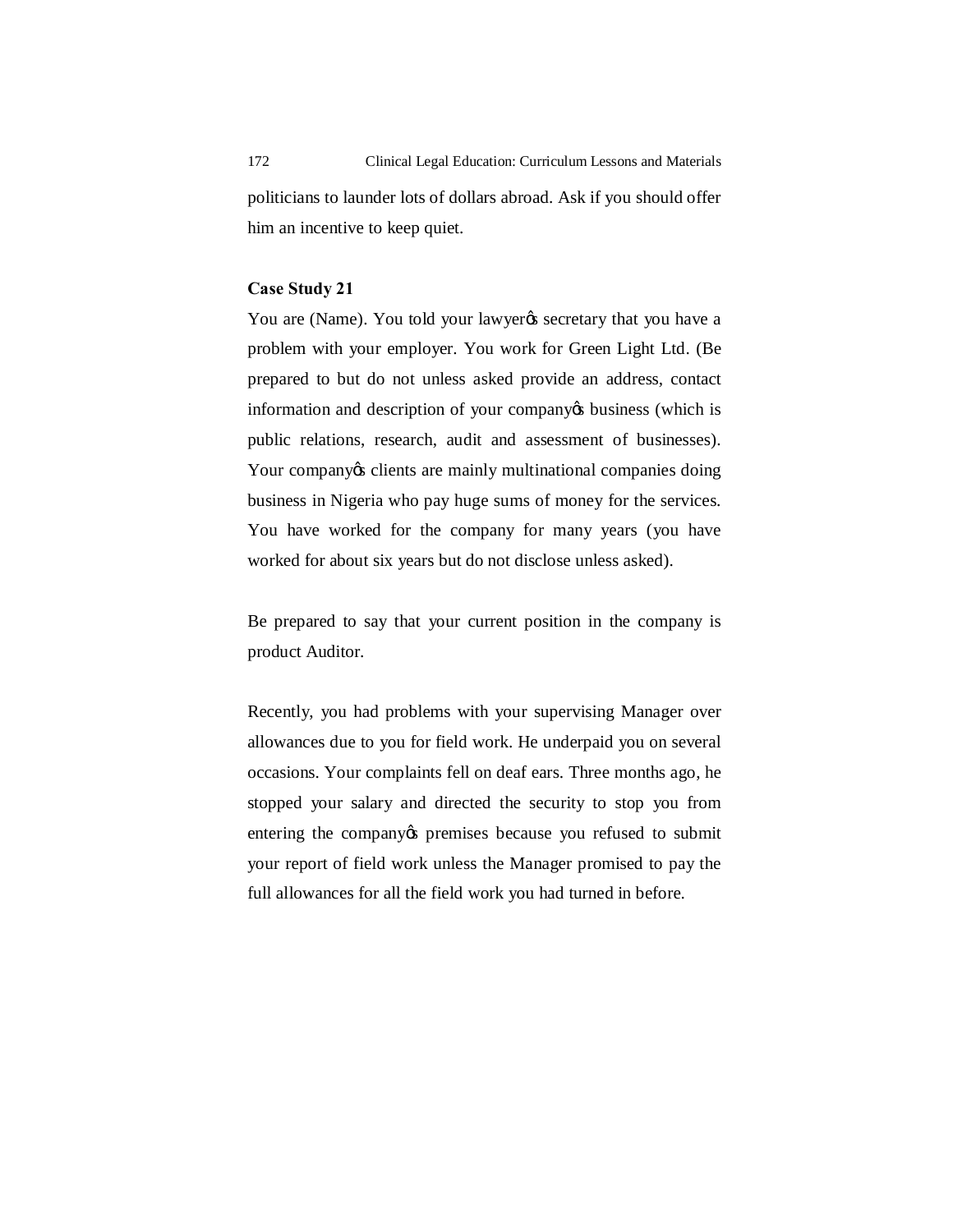politicians to launder lots of dollars abroad. Ask if you should offer him an incentive to keep quiet.

**Case Study 21**

You are (Name). You told your lawyer's secretary that you have a problem with your employer. You work for Green Light Ltd. (Be prepared to but do not unless asked provide an address, contact information and description of your company's business (which is public relations, research, audit and assessment of businesses). Your company's clients are mainly multinational companies doing business in Nigeria who pay huge sums of money for the services. You have worked for the company for many years (you have worked for about six years but do not disclose unless asked).

Be prepared to say that your current position in the company is product Auditor.

Recently, you had problems with your supervising Manager over allowances due to you for field work. He underpaid you on several occasions. Your complaints fell on deaf ears. Three months ago, he stopped your salary and directed the security to stop you from entering the company's premises because you refused to submit your report of field work unless the Manager promised to pay the full allowances for all the field work you had turned in before.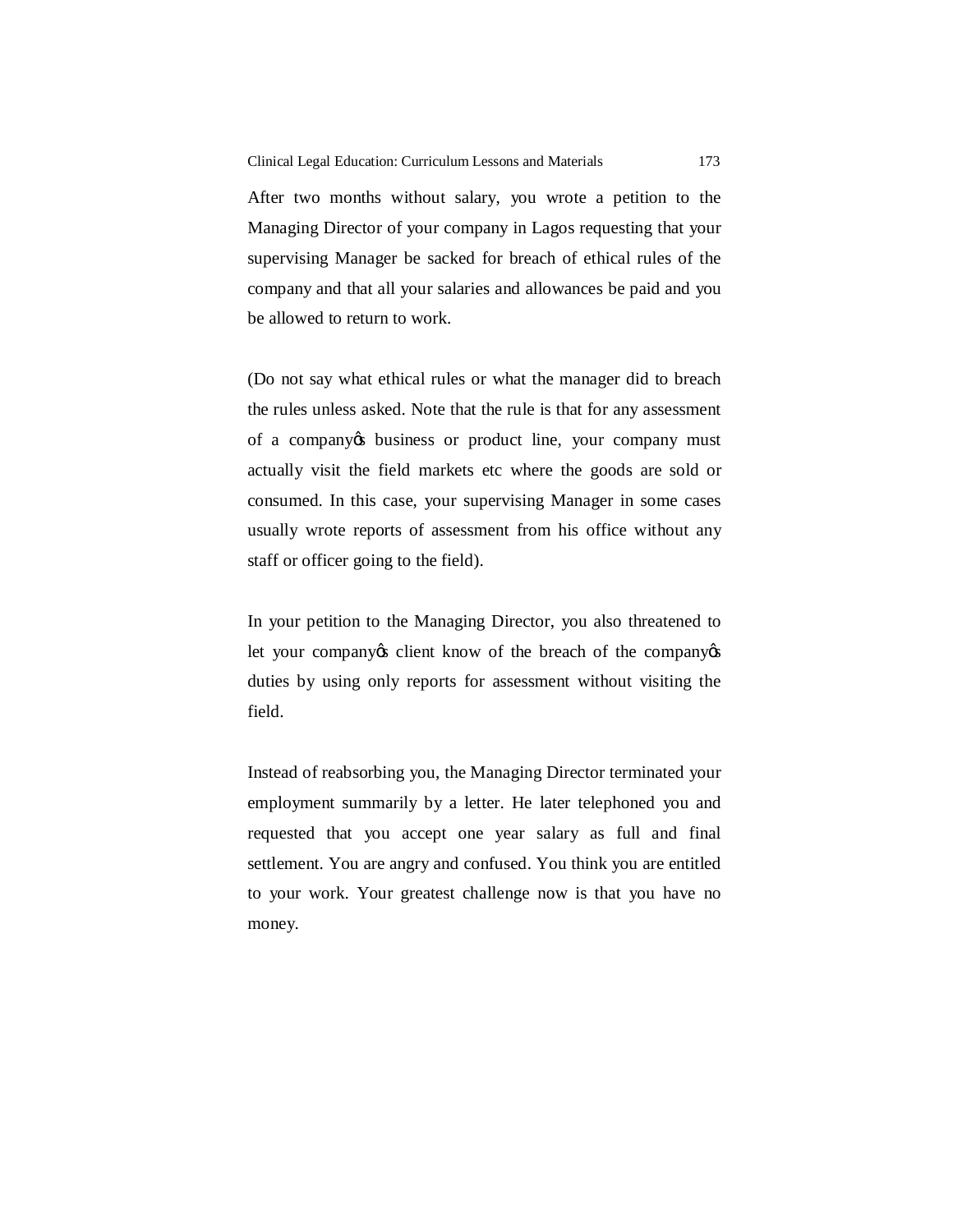After two months without salary, you wrote a petition to the Managing Director of your company in Lagos requesting that your supervising Manager be sacked for breach of ethical rules of the company and that all your salaries and allowances be paid and you be allowed to return to work.

(Do not say what ethical rules or what the manager did to breach the rules unless asked. Note that the rule is that for any assessment of a company's business or product line, your company must actually visit the field markets etc where the goods are sold or consumed. In this case, your supervising Manager in some cases usually wrote reports of assessment from his office without any staff or officer going to the field).

In your petition to the Managing Director, you also threatened to let your company's client know of the breach of the company's duties by using only reports for assessment without visiting the field.

Instead of reabsorbing you, the Managing Director terminated your employment summarily by a letter. He later telephoned you and requested that you accept one year salary as full and final settlement. You are angry and confused. You think you are entitled to your work. Your greatest challenge now is that you have no money.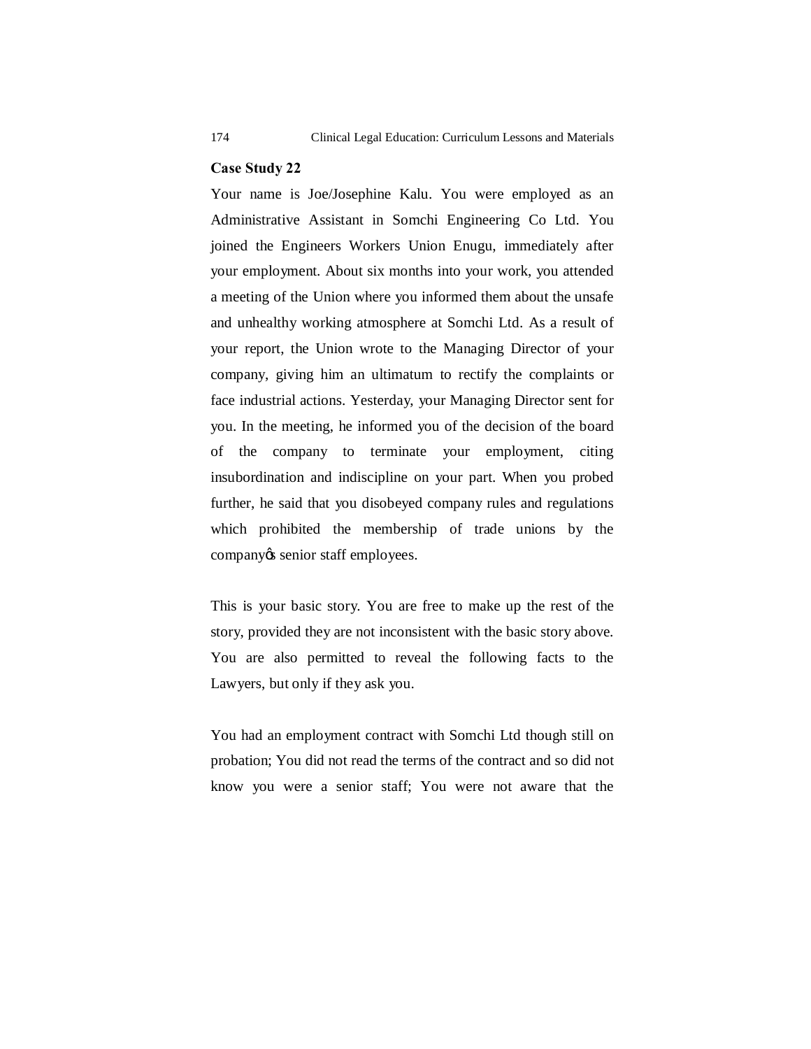### Case Study 22

Your name is Joe/Josephine Kalu. You were employed as an Administrative Assistant in Somchi Engineering Co Ltd. You joined the Engineers Workers Union Enugu, immediately after your employment. About six months into your work, you attended a meeting of the Union where you informed them about the unsafe and unhealthy working atmosphere at Somchi Ltd. As a result of your report, the Union wrote to the Managing Director of your company, giving him an ultimatum to rectify the complaints or face industrial actions. Yesterday, your Managing Director sent for you. In the meeting, he informed you of the decision of the board of the company to terminate your employment, citing insubordination and indiscipline on your part. When you probed further, he said that you disobeyed company rules and regulations which prohibited the membership of trade unions by the company's senior staff employees.

This is your basic story. You are free to make up the rest of the story, provided they are not inconsistent with the basic story above. You are also permitted to reveal the following facts to the Lawyers, but only if they ask you.

You had an employment contract with Somchi Ltd though still on probation; You did not read the terms of the contract and so did not know you were a senior staff; You were not aware that the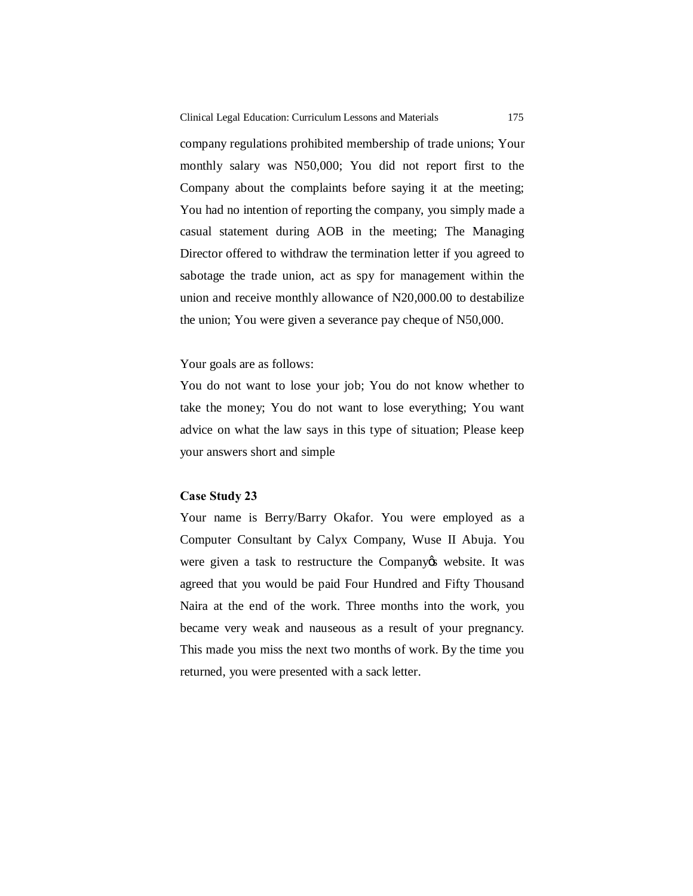company regulations prohibited membership of trade unions; Your monthly salary was N50,000; You did not report first to the Company about the complaints before saying it at the meeting; You had no intention of reporting the company, you simply made a casual statement during AOB in the meeting; The Managing Director offered to withdraw the termination letter if you agreed to sabotage the trade union, act as spy for management within the union and receive monthly allowance of N20,000.00 to destabilize the union; You were given a severance pay cheque of N50,000.

Your goals are as follows:
You do not want to lose your job; You do not know whether to take the money; You do not want to lose everything; You want advice on what the law says in this type of situation; Please keep your answers short and simple

**Case Study 23**

Your name is Berry/Barry Okafor. You were employed as a Computer Consultant by Calyx Company, Wuse II Abuja. You were given a task to restructure the Company's website. It was agreed that you would be paid Four Hundred and Fifty Thousand Naira at the end of the work. Three months into the work, you became very weak and nauseous as a result of your pregnancy. This made you miss the next two months of work. By the time you returned, you were presented with a sack letter.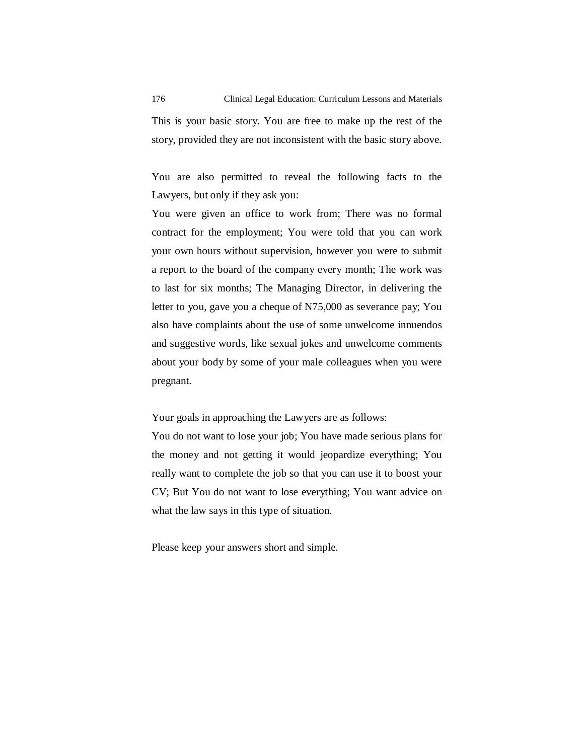This is your basic story. You are free to make up the rest of the story, provided they are not inconsistent with the basic story above.

You are also permitted to reveal the following facts to the Lawyers, but only if they ask you:

You were given an office to work from; There was no formal contract for the employment; You were told that you can work your own hours without supervision, however you were to submit a report to the board of the company every month; The work was to last for six months; The Managing Director, in delivering the letter to you, gave you a cheque of N75,000 as severance pay; You also have complaints about the use of some unwelcome innuendos and suggestive words, like sexual jokes and unwelcome comments about your body by some of your male colleagues when you were pregnant.

Your goals in approaching the Lawyers are as follows:

You do not want to lose your job; You have made serious plans for the money and not getting it would jeopardize everything; You really want to complete the job so that you can use it to boost your CV; But You do not want to lose everything; You want advice on what the law says in this type of situation.

Please keep your answers short and simple.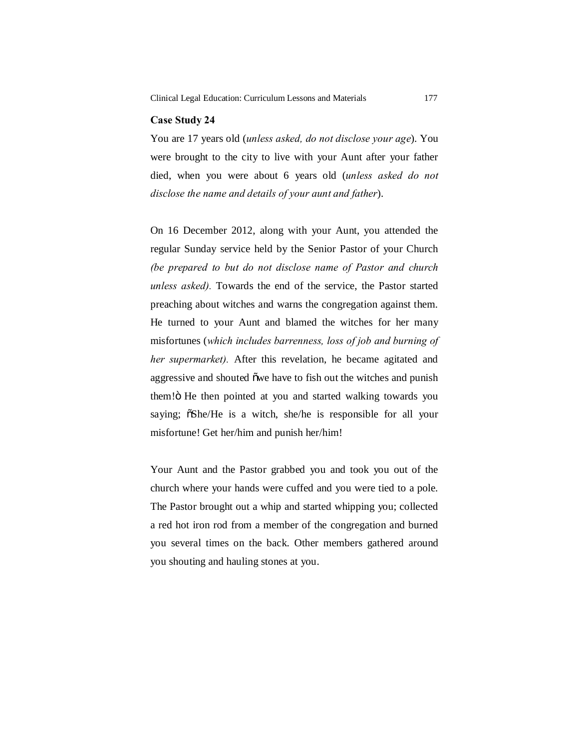**Case Study 24**

You are 17 years old (*unless asked, do not disclose your age*). You were brought to the city to live with your Aunt after your father died, when you were about 6 years old (*unless asked do not disclose the name and details of your aunt and father*).

On 16 December 2012, along with your Aunt, you attended the regular Sunday service held by the Senior Pastor of your Church *(be prepared to but do not disclose name of Pastor and church unless asked).* Towards the end of the service, the Pastor started preaching about witches and warns the congregation against them. He turned to your Aunt and blamed the witches for her many misfortunes (*which includes barrenness, loss of job and burning of her supermarket).* After this revelation, he became agitated and aggressive and shouted "we have to fish out the witches and punish them!" He then pointed at you and started walking towards you saying; "She/He is a witch, she/he is responsible for all your misfortune! Get her/him and punish her/him!

Your Aunt and the Pastor grabbed you and took you out of the church where your hands were cuffed and you were tied to a pole. The Pastor brought out a whip and started whipping you; collected a red hot iron rod from a member of the congregation and burned you several times on the back. Other members gathered around you shouting and hauling stones at you.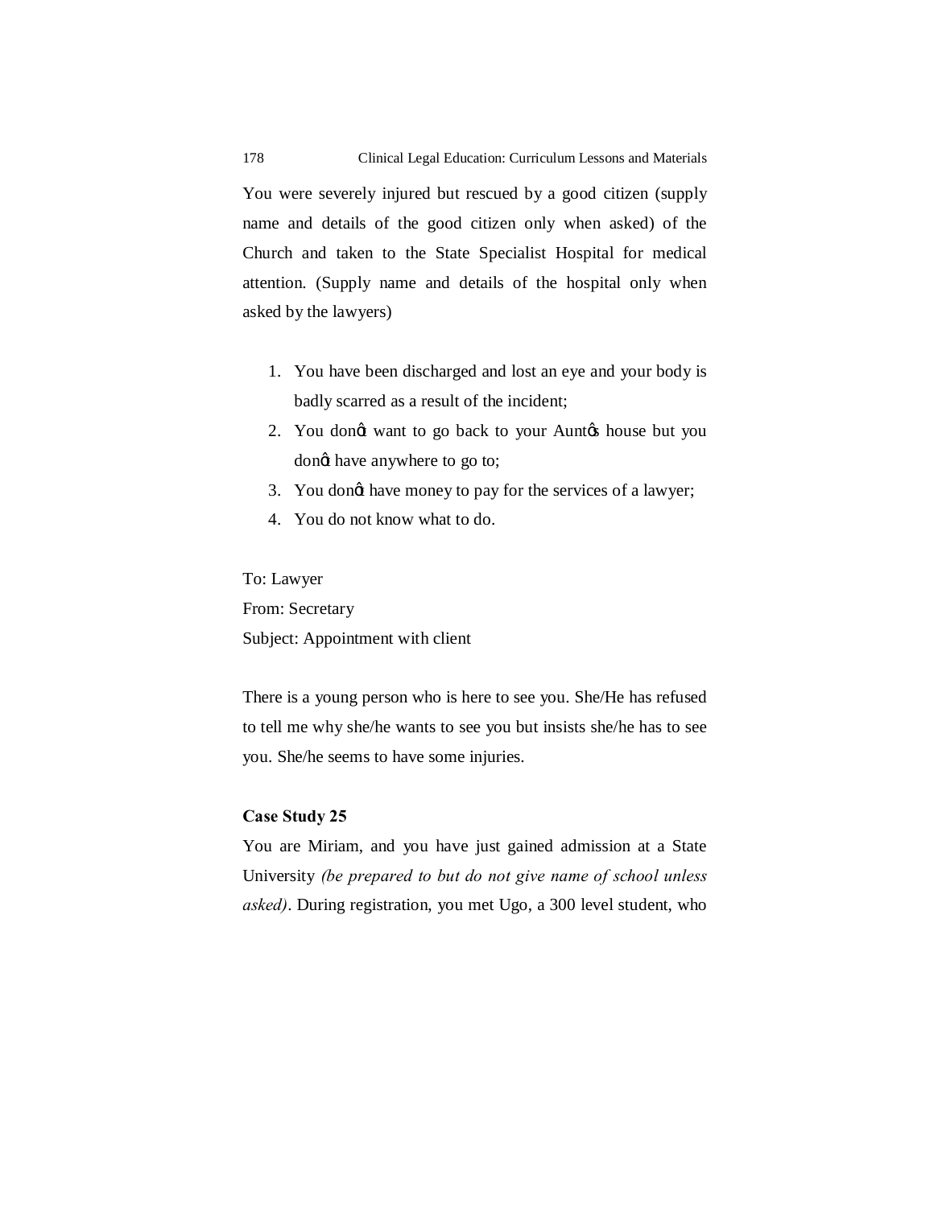You were severely injured but rescued by a good citizen (supply name and details of the good citizen only when asked) of the Church and taken to the State Specialist Hospital for medical attention. (Supply name and details of the hospital only when asked by the lawyers)

1. You have been discharged and lost an eye and your body is badly scarred as a result of the incident;
2. You don't want to go back to your Aunt's house but you don't have anywhere to go to;
3. You don't have money to pay for the services of a lawyer;
4. You do not know what to do.

To: Lawyer
From: Secretary
Subject: Appointment with client

There is a young person who is here to see you. She/He has refused to tell me why she/he wants to see you but insists she/he has to see you. She/he seems to have some injuries.

**Case Study 25**

You are Miriam, and you have just gained admission at a State University *(be prepared to but do not give name of school unless asked)*. During registration, you met Ugo, a 300 level student, who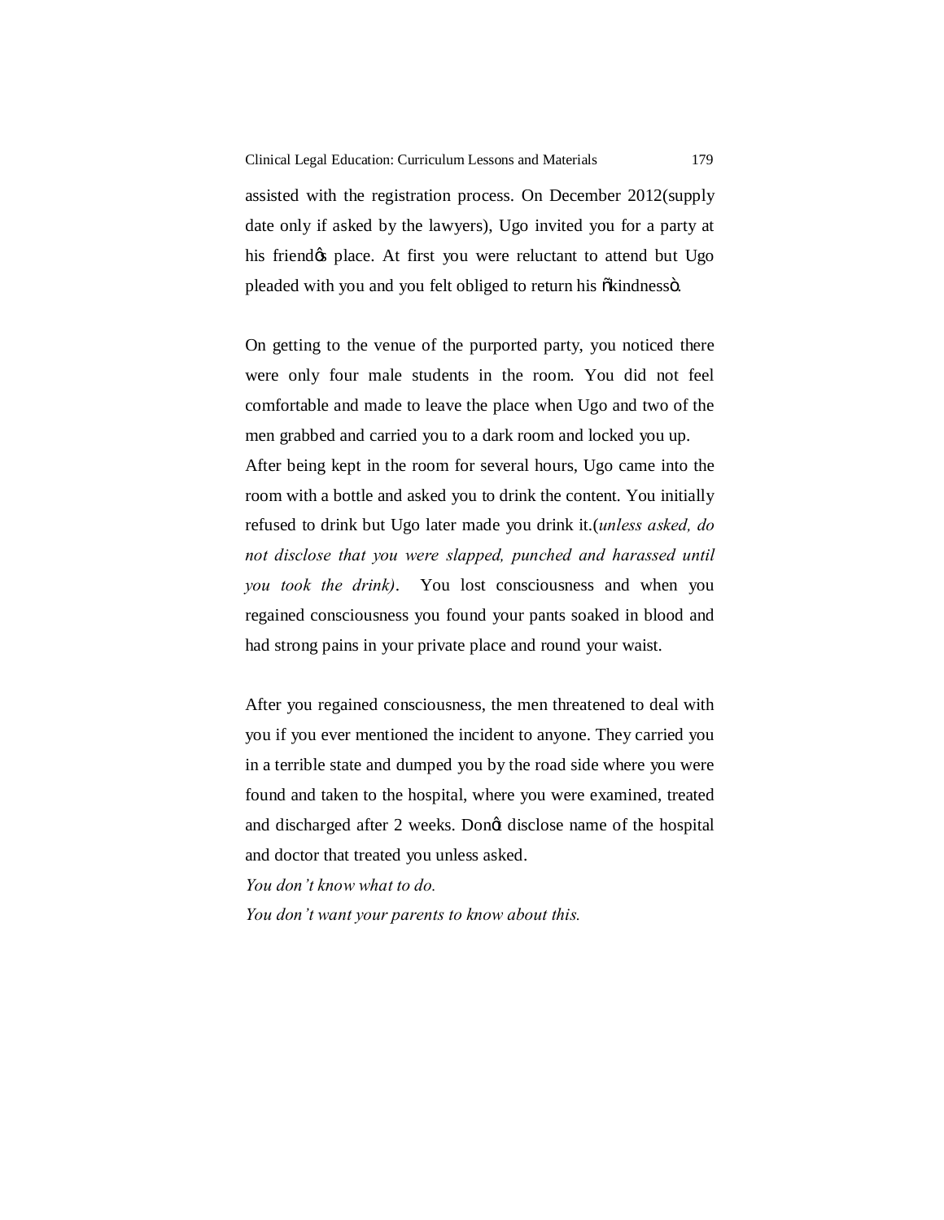assisted with the registration process. On December 2012(supply date only if asked by the lawyers), Ugo invited you for a party at his friend's place. At first you were reluctant to attend but Ugo pleaded with you and you felt obliged to return his "kindness".

On getting to the venue of the purported party, you noticed there were only four male students in the room. You did not feel comfortable and made to leave the place when Ugo and two of the men grabbed and carried you to a dark room and locked you up. After being kept in the room for several hours, Ugo came into the room with a bottle and asked you to drink the content. You initially refused to drink but Ugo later made you drink it.(*unless asked, do not disclose that you were slapped, punched and harassed until you took the drink)*. You lost consciousness and when you regained consciousness you found your pants soaked in blood and had strong pains in your private place and round your waist.

After you regained consciousness, the men threatened to deal with you if you ever mentioned the incident to anyone. They carried you in a terrible state and dumped you by the road side where you were found and taken to the hospital, where you were examined, treated and discharged after 2 weeks. Don't disclose name of the hospital and doctor that treated you unless asked.

*You don't know what to do.*

*You don't want your parents to know about this.*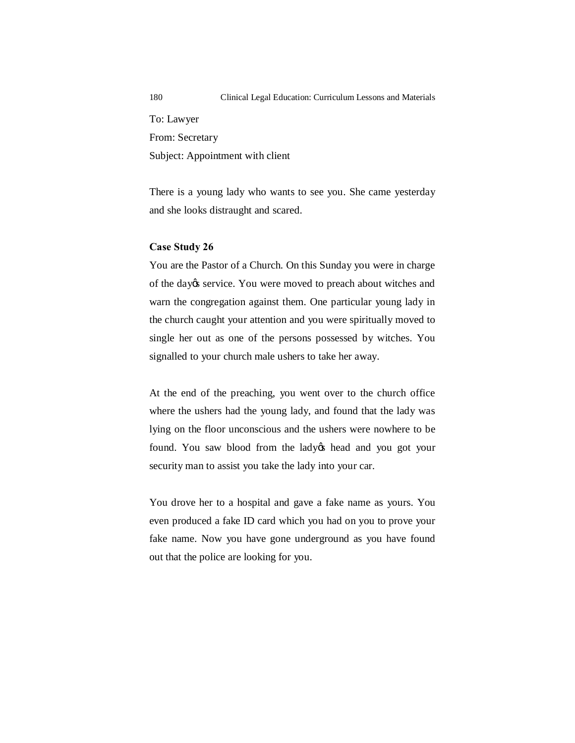To: Lawyer

From: Secretary

Subject: Appointment with client

There is a young lady who wants to see you. She came yesterday and she looks distraught and scared.

**Case Study 26**

You are the Pastor of a Church. On this Sunday you were in charge of the day's service. You were moved to preach about witches and warn the congregation against them. One particular young lady in the church caught your attention and you were spiritually moved to single her out as one of the persons possessed by witches. You signalled to your church male ushers to take her away.

At the end of the preaching, you went over to the church office where the ushers had the young lady, and found that the lady was lying on the floor unconscious and the ushers were nowhere to be found. You saw blood from the lady's head and you got your security man to assist you take the lady into your car.

You drove her to a hospital and gave a fake name as yours. You even produced a fake ID card which you had on you to prove your fake name. Now you have gone underground as you have found out that the police are looking for you.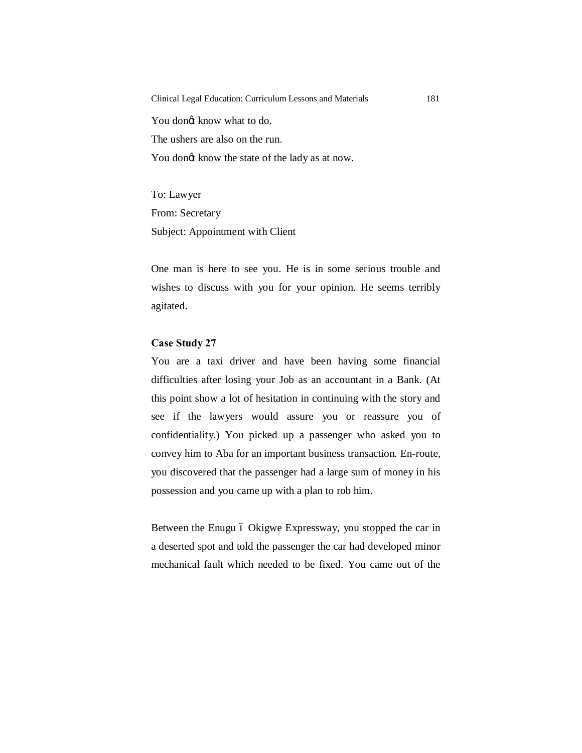You donø know what to do.

The ushers are also on the run.

You donø know the state of the lady as at now.

To: Lawyer

From: Secretary

Subject: Appointment with Client

One man is here to see you. He is in some serious trouble and wishes to discuss with you for your opinion. He seems terribly agitated.

**Case Study 27**

You are a taxi driver and have been having some financial difficulties after losing your Job as an accountant in a Bank. (At this point show a lot of hesitation in continuing with the story and see if the lawyers would assure you or reassure you of confidentiality.) You picked up a passenger who asked you to convey him to Aba for an important business transaction. En-route, you discovered that the passenger had a large sum of money in his possession and you came up with a plan to rob him.

Between the Enugu ó Okigwe Expressway, you stopped the car in a deserted spot and told the passenger the car had developed minor mechanical fault which needed to be fixed. You came out of the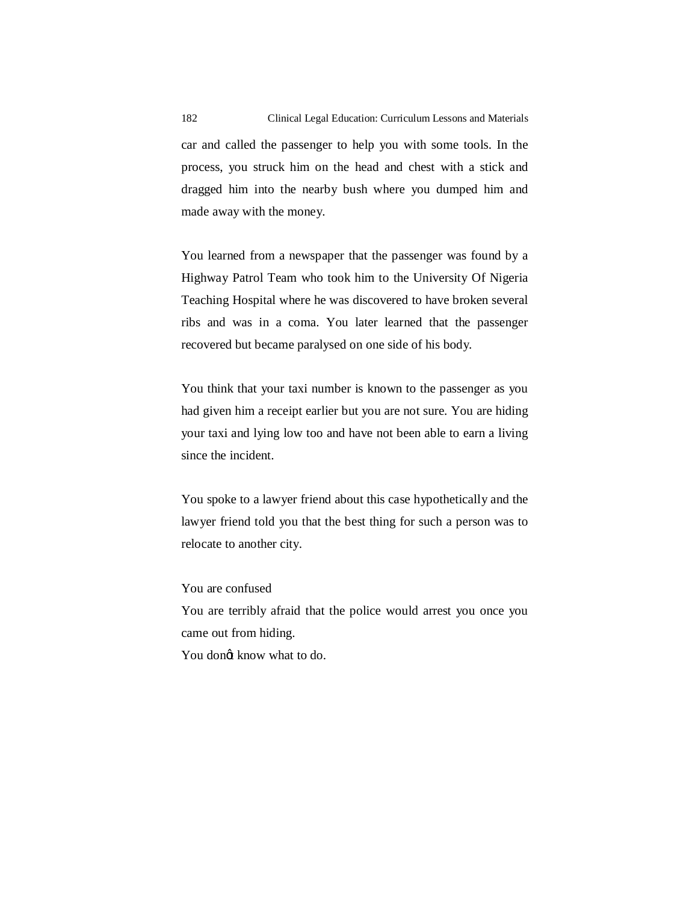car and called the passenger to help you with some tools. In the process, you struck him on the head and chest with a stick and dragged him into the nearby bush where you dumped him and made away with the money.

You learned from a newspaper that the passenger was found by a Highway Patrol Team who took him to the University Of Nigeria Teaching Hospital where he was discovered to have broken several ribs and was in a coma. You later learned that the passenger recovered but became paralysed on one side of his body.

You think that your taxi number is known to the passenger as you had given him a receipt earlier but you are not sure. You are hiding your taxi and lying low too and have not been able to earn a living since the incident.

You spoke to a lawyer friend about this case hypothetically and the lawyer friend told you that the best thing for such a person was to relocate to another city.

You are confused

You are terribly afraid that the police would arrest you once you came out from hiding.

You donõt know what to do.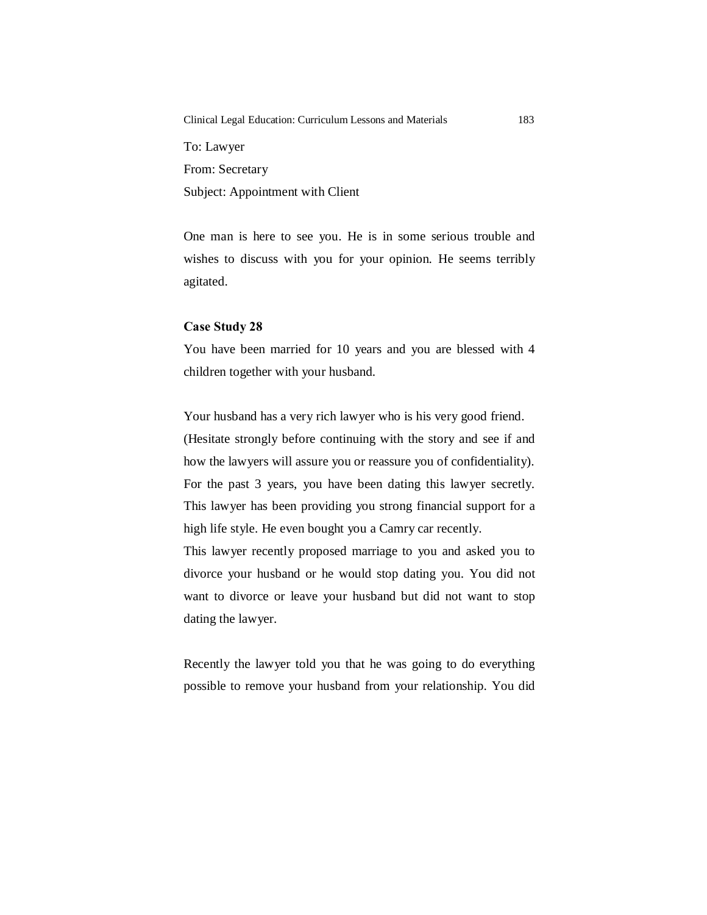To: Lawyer

From: Secretary

Subject: Appointment with Client

One man is here to see you. He is in some serious trouble and wishes to discuss with you for your opinion. He seems terribly agitated.

**Case Study 28**

You have been married for 10 years and you are blessed with 4 children together with your husband.

Your husband has a very rich lawyer who is his very good friend. (Hesitate strongly before continuing with the story and see if and how the lawyers will assure you or reassure you of confidentiality). For the past 3 years, you have been dating this lawyer secretly. This lawyer has been providing you strong financial support for a high life style. He even bought you a Camry car recently. This lawyer recently proposed marriage to you and asked you to divorce your husband or he would stop dating you. You did not want to divorce or leave your husband but did not want to stop dating the lawyer.

Recently the lawyer told you that he was going to do everything possible to remove your husband from your relationship. You did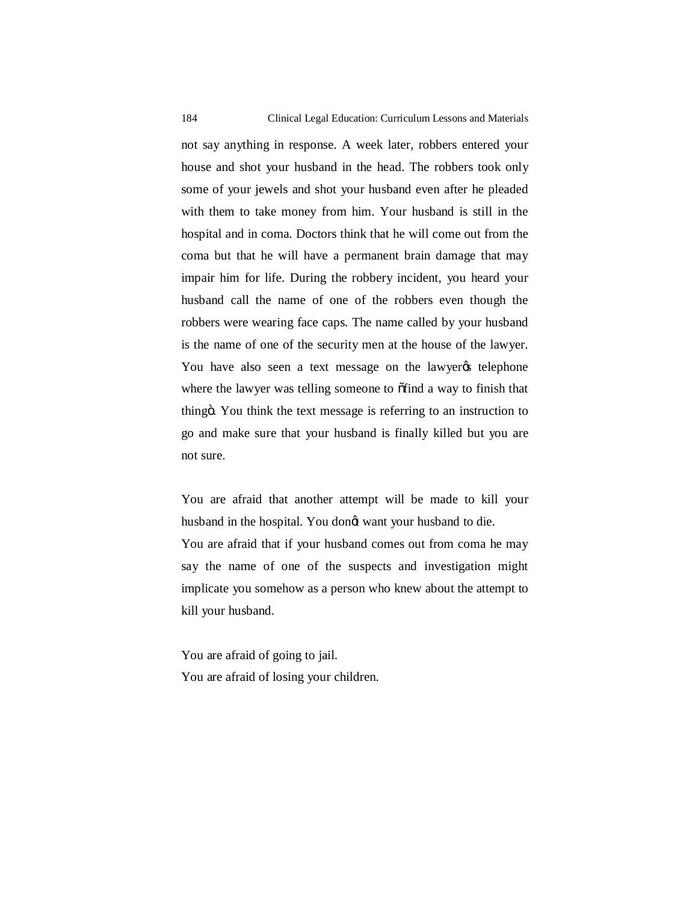not say anything in response. A week later, robbers entered your house and shot your husband in the head. The robbers took only some of your jewels and shot your husband even after he pleaded with them to take money from him. Your husband is still in the hospital and in coma. Doctors think that he will come out from the coma but that he will have a permanent brain damage that may impair him for life. During the robbery incident, you heard your husband call the name of one of the robbers even though the robbers were wearing face caps. The name called by your husband is the name of one of the security men at the house of the lawyer. You have also seen a text message on the lawyer's telephone where the lawyer was telling someone to "find a way to finish that thing". You think the text message is referring to an instruction to go and make sure that your husband is finally killed but you are not sure.

You are afraid that another attempt will be made to kill your husband in the hospital. You don't want your husband to die.
You are afraid that if your husband comes out from coma he may say the name of one of the suspects and investigation might implicate you somehow as a person who knew about the attempt to kill your husband.

You are afraid of going to jail.
You are afraid of losing your children.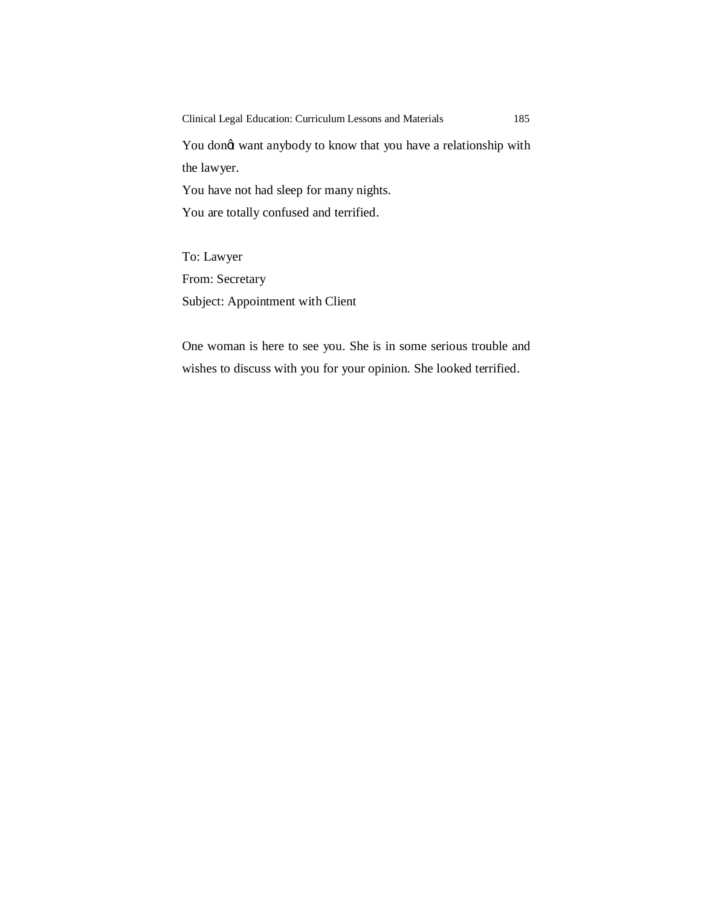You donót want anybody to know that you have a relationship with the lawyer.

You have not had sleep for many nights.

You are totally confused and terrified.

To: Lawyer

From: Secretary

Subject: Appointment with Client

One woman is here to see you. She is in some serious trouble and wishes to discuss with you for your opinion. She looked terrified.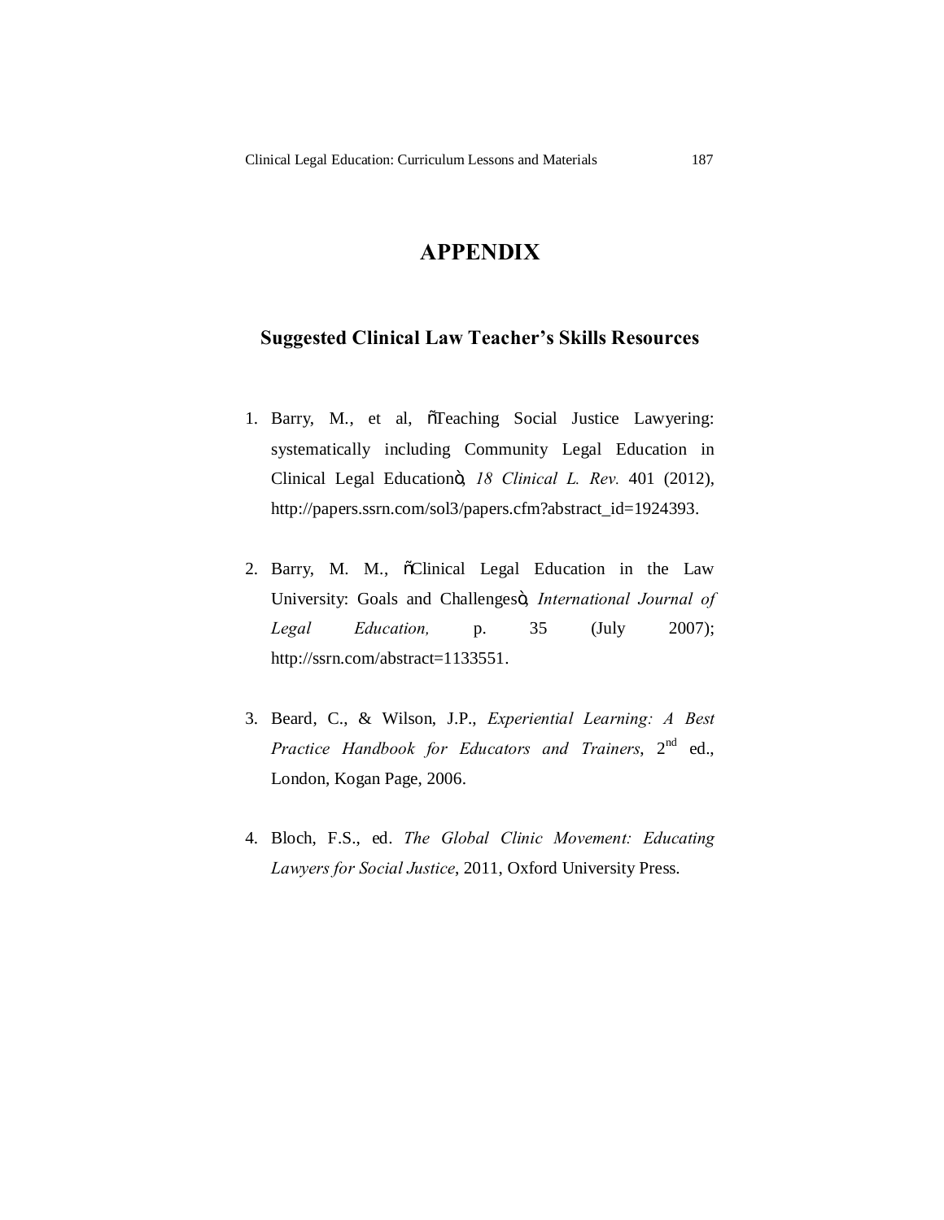# APPENDIX

## Suggested Clinical Law Teacher's Skills Resources

1. Barry, M., et al, "Teaching Social Justice Lawyering: systematically including Community Legal Education in Clinical Legal Education", *18 Clinical L. Rev.* 401 (2012), http://papers.ssrn.com/sol3/papers.cfm?abstract_id=1924393.

2. Barry, M. M., "Clinical Legal Education in the Law University: Goals and Challenges", *International Journal of Legal Education,* p. 35 (July 2007); http://ssrn.com/abstract=1133551.

3. Beard, C., & Wilson, J.P., *Experiential Learning: A Best Practice Handbook for Educators and Trainers*, 2nd ed., London, Kogan Page, 2006.

4. Bloch, F.S., ed. *The Global Clinic Movement: Educating Lawyers for Social Justice*, 2011, Oxford University Press.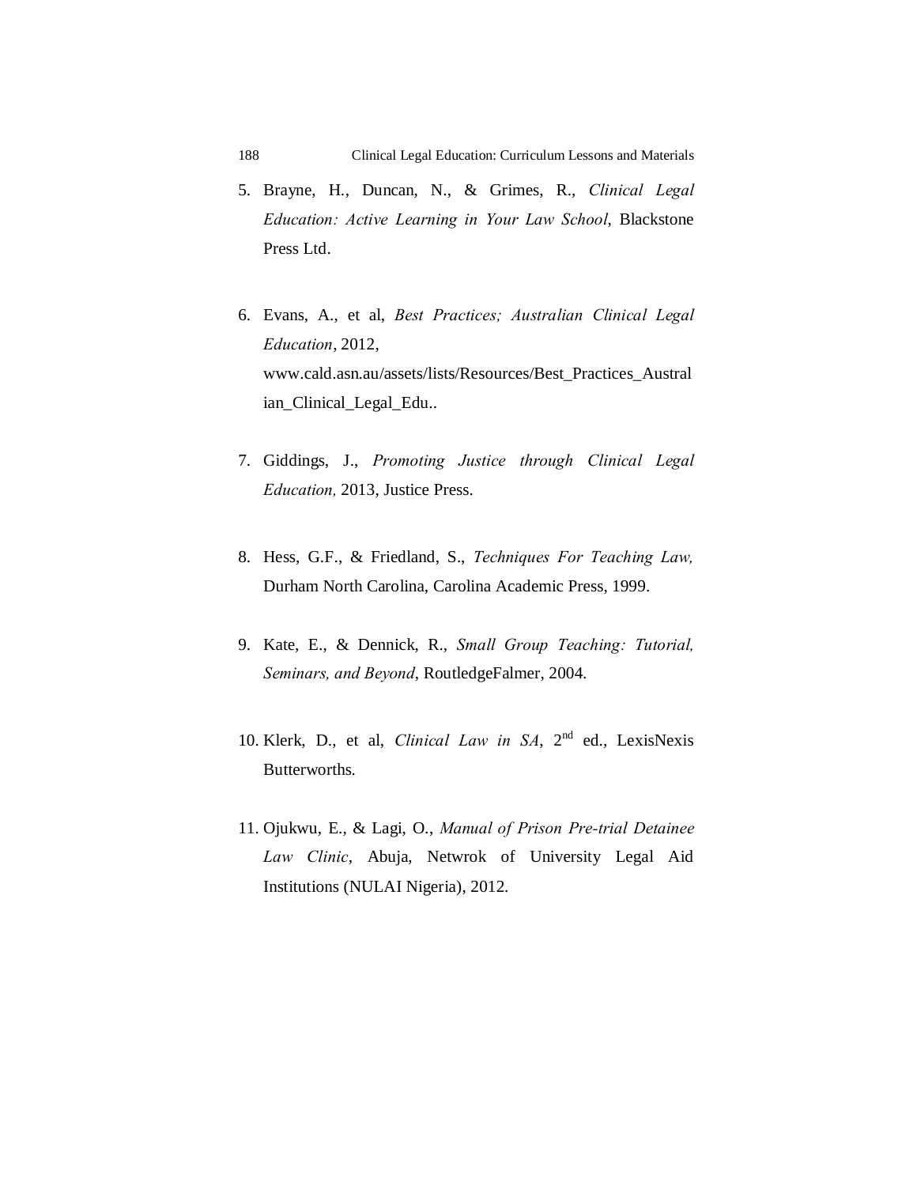5. Brayne, H., Duncan, N., & Grimes, R., *Clinical Legal Education: Active Learning in Your Law School*, Blackstone Press Ltd.

6. Evans, A., et al, *Best Practices; Australian Clinical Legal Education*, 2012, www.cald.asn.au/assets/lists/Resources/Best_Practices_Australian_Clinical_Legal_Edu..

7. Giddings, J., *Promoting Justice through Clinical Legal Education,* 2013, Justice Press.

8. Hess, G.F., & Friedland, S., *Techniques For Teaching Law,* Durham North Carolina, Carolina Academic Press, 1999.

9. Kate, E., & Dennick, R., *Small Group Teaching: Tutorial, Seminars, and Beyond*, RoutledgeFalmer, 2004.

10. Klerk, D., et al, *Clinical Law in SA*, 2nd ed., LexisNexis Butterworths.

11. Ojukwu, E., & Lagi, O., *Manual of Prison Pre-trial Detainee Law Clinic*, Abuja, Netwrok of University Legal Aid Institutions (NULAI Nigeria), 2012.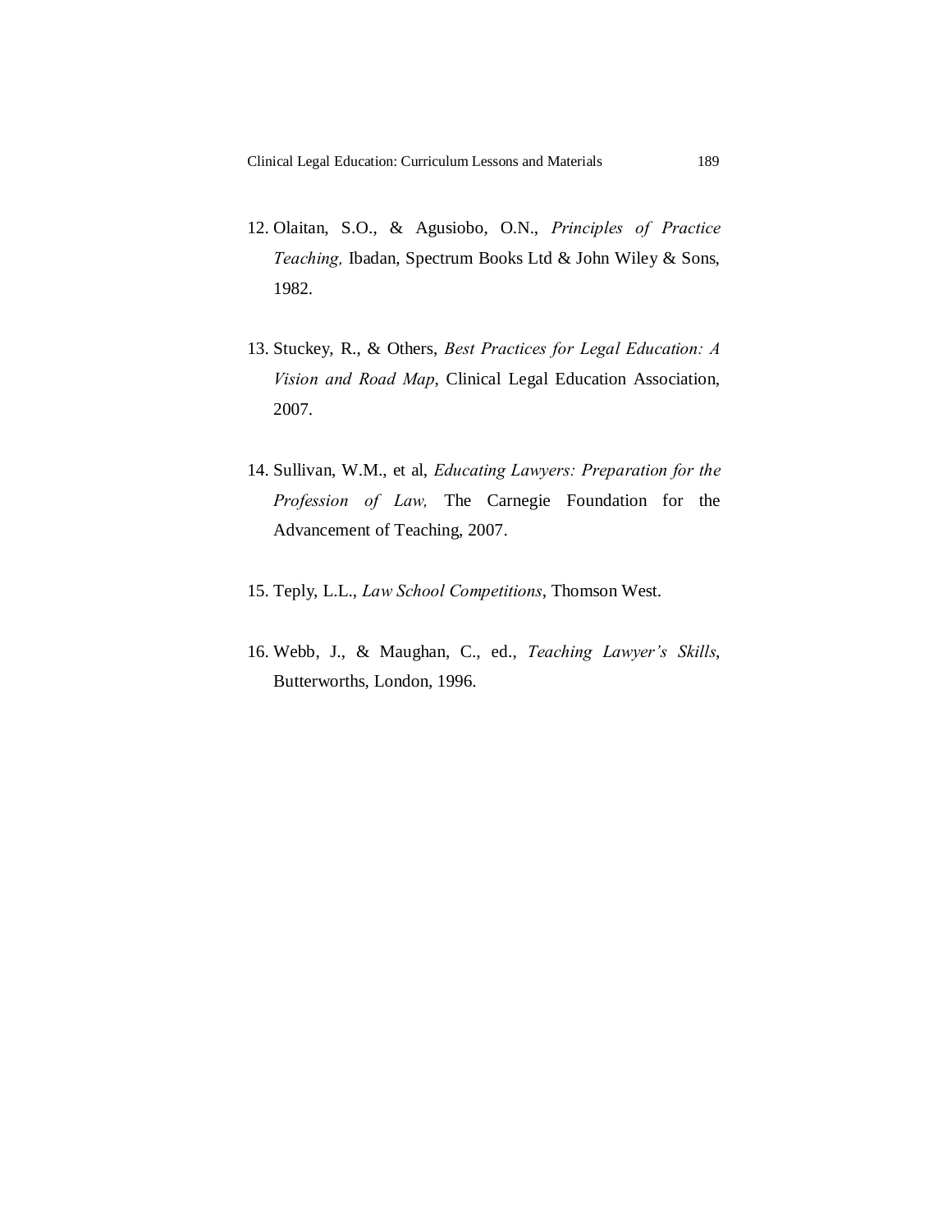12. Olaitan, S.O., & Agusiobo, O.N., *Principles of Practice Teaching,* Ibadan, Spectrum Books Ltd & John Wiley & Sons, 1982.

13. Stuckey, R., & Others, *Best Practices for Legal Education: A Vision and Road Map*, Clinical Legal Education Association, 2007.

14. Sullivan, W.M., et al, *Educating Lawyers: Preparation for the Profession of Law,* The Carnegie Foundation for the Advancement of Teaching, 2007.

15. Teply, L.L., *Law School Competitions*, Thomson West.

16. Webb, J., & Maughan, C., ed., *Teaching Lawyer's Skills*, Butterworths, London, 1996.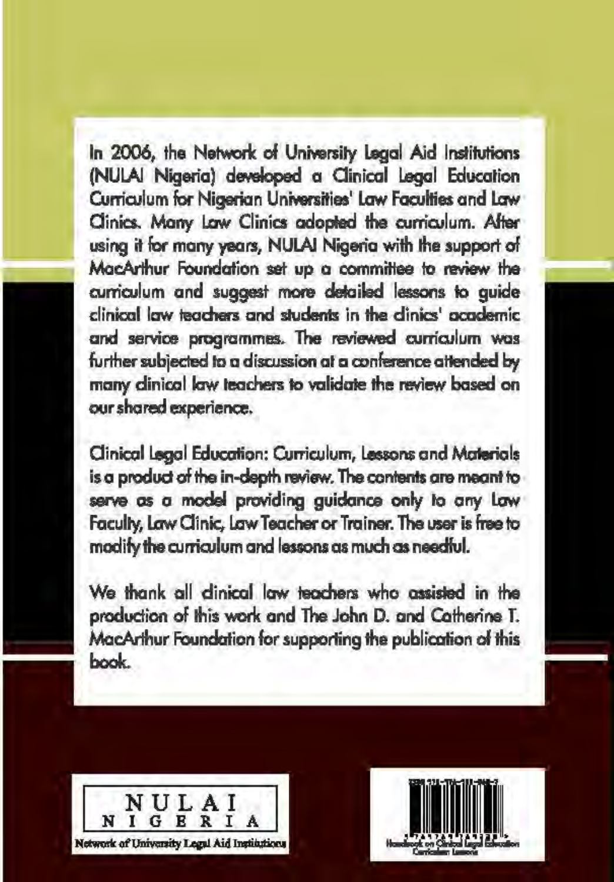In 2006, the Network of University Legal Aid Institutions (NULAI Nigeria) developed a Clinical Legal Education Curriculum for Nigerian Universities' Law Faculties and Law Clinics. Many Law Clinics adopted the curriculum. After using it for many years, NULAI Nigeria with the support of MacArthur Foundation set up a committee to review the curriculum and suggest more detailed lessons to guide clinical law teachers and students in the clinics' academic and service programmes. The reviewed curriculum was further subjected to a discussion at a conference attended by many clinical law teachers to validate the review based on our shared experience.

Clinical Legal Education: Curriculum, Lessons and Materials is a product of the in-depth review. The contents are meant to serve as a model providing guidance only to any Law Faculty, Law Clinic, Law Teacher or Trainer. The user is free to modify the curriculum and lessons as much as needful.

We thank all clinical law teachers who assisted in the production of this work and The John D. and Catherine T. MacArthur Foundation for supporting the publication of this book.

NULAI NIGERIA

Network of University Legal Aid Institutions

Handbook on Clinical Legal Education Curriculum Lessons